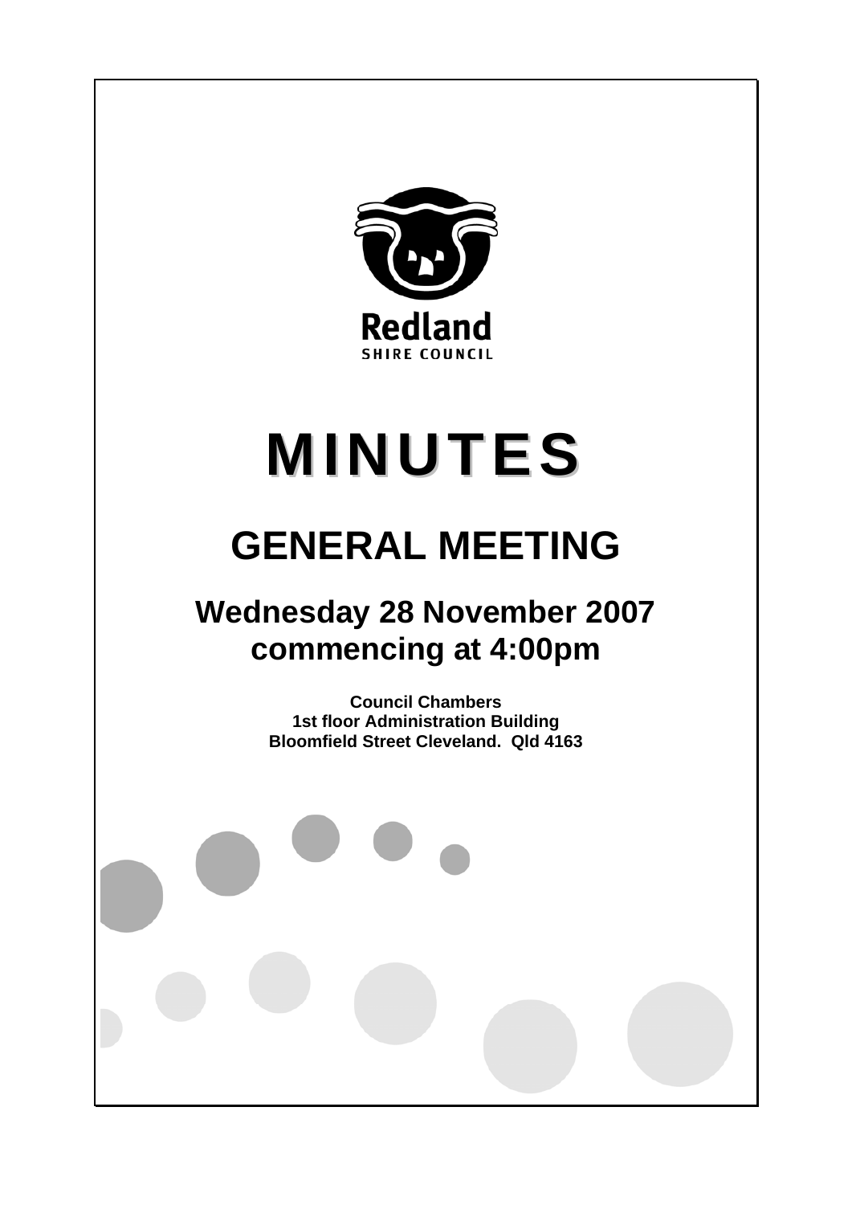Redland

SHIRE COUNCIL

# MINUTES

# GENERAL MEETING

## Wednesday 28 November 2007 commencing at 4:00pm

**Council Chambers**
**1st floor Administration Building**
**Bloomfield Street Cleveland. Qld 4163**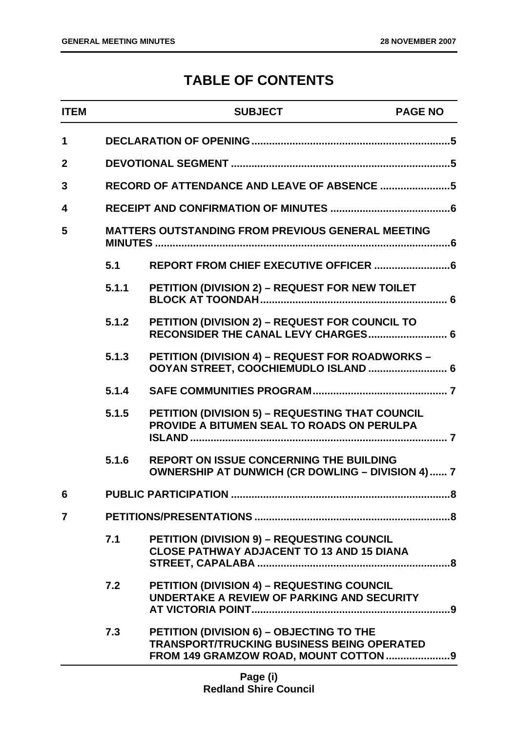# TABLE OF CONTENTS

| ITEM | | SUBJECT | PAGE NO |
|---|---|---|---|
| 1 | | DECLARATION OF OPENING | 5 |
| 2 | | DEVOTIONAL SEGMENT | 5 |
| 3 | | RECORD OF ATTENDANCE AND LEAVE OF ABSENCE | 5 |
| 4 | | RECEIPT AND CONFIRMATION OF MINUTES | 6 |
| 5 | | MATTERS OUTSTANDING FROM PREVIOUS GENERAL MEETING MINUTES | 6 |
| | 5.1 | REPORT FROM CHIEF EXECUTIVE OFFICER | 6 |
| | 5.1.1 | PETITION (DIVISION 2) – REQUEST FOR NEW TOILET BLOCK AT TOONDAH | 6 |
| | 5.1.2 | PETITION (DIVISION 2) – REQUEST FOR COUNCIL TO RECONSIDER THE CANAL LEVY CHARGES | 6 |
| | 5.1.3 | PETITION (DIVISION 4) – REQUEST FOR ROADWORKS – OOYAN STREET, COOCHIEMUDLO ISLAND | 6 |
| | 5.1.4 | SAFE COMMUNITIES PROGRAM | 7 |
| | 5.1.5 | PETITION (DIVISION 5) – REQUESTING THAT COUNCIL PROVIDE A BITUMEN SEAL TO ROADS ON PERULPA ISLAND | 7 |
| | 5.1.6 | REPORT ON ISSUE CONCERNING THE BUILDING OWNERSHIP AT DUNWICH (CR DOWLING – DIVISION 4) | 7 |
| 6 | | PUBLIC PARTICIPATION | 8 |
| 7 | | PETITIONS/PRESENTATIONS | 8 |
| | 7.1 | PETITION (DIVISION 9) – REQUESTING COUNCIL CLOSE PATHWAY ADJACENT TO 13 AND 15 DIANA STREET, CAPALABA | 8 |
| | 7.2 | PETITION (DIVISION 4) – REQUESTING COUNCIL UNDERTAKE A REVIEW OF PARKING AND SECURITY AT VICTORIA POINT | 9 |
| | 7.3 | PETITION (DIVISION 6) – OBJECTING TO THE TRANSPORT/TRUCKING BUSINESS BEING OPERATED FROM 149 GRAMZOW ROAD, MOUNT COTTON | 9 |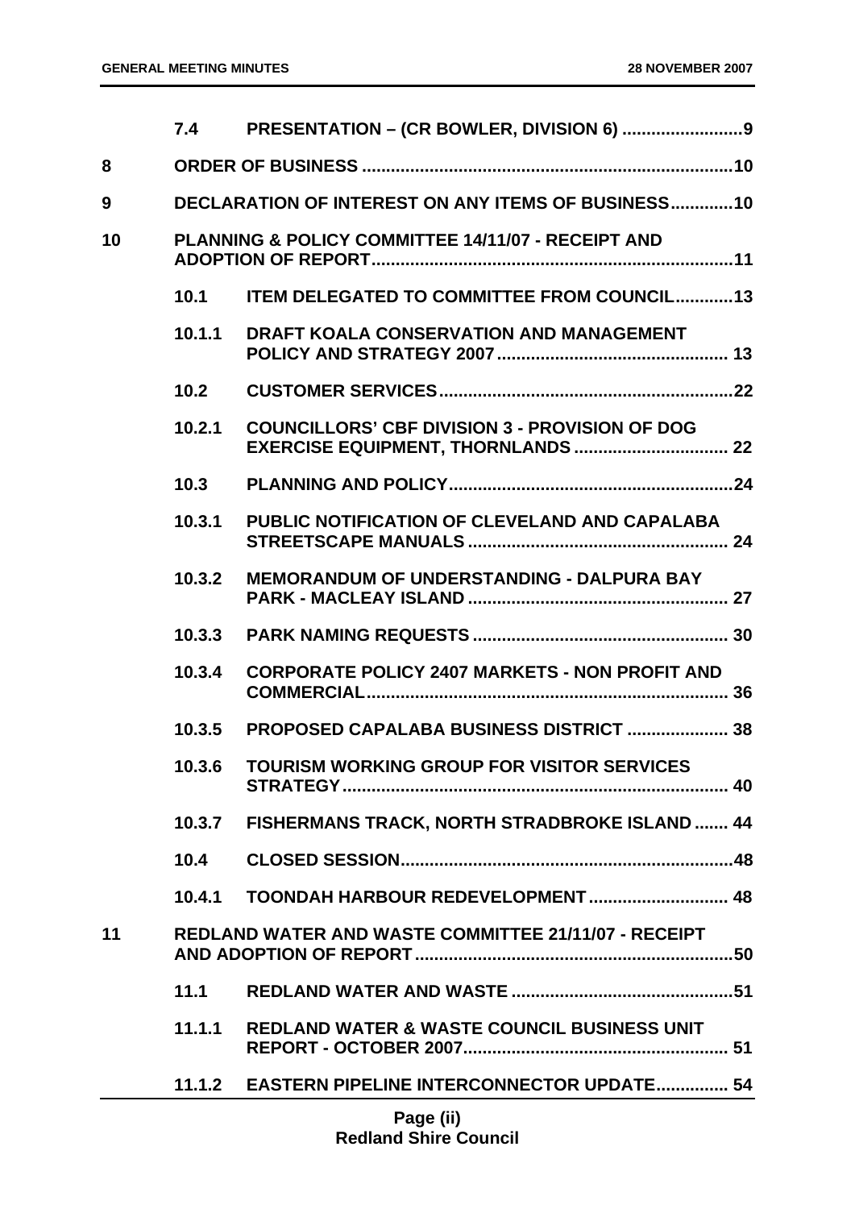| | | | |
|---|---|---|---|
| | 7.4 | PRESENTATION – (CR BOWLER, DIVISION 6) | 9 |
| 8 | | ORDER OF BUSINESS | 10 |
| 9 | | DECLARATION OF INTEREST ON ANY ITEMS OF BUSINESS | 10 |
| 10 | | PLANNING & POLICY COMMITTEE 14/11/07 - RECEIPT AND ADOPTION OF REPORT | 11 |
| | 10.1 | ITEM DELEGATED TO COMMITTEE FROM COUNCIL | 13 |
| | 10.1.1 | DRAFT KOALA CONSERVATION AND MANAGEMENT POLICY AND STRATEGY 2007 | 13 |
| | 10.2 | CUSTOMER SERVICES | 22 |
| | 10.2.1 | COUNCILLORS' CBF DIVISION 3 - PROVISION OF DOG EXERCISE EQUIPMENT, THORNLANDS | 22 |
| | 10.3 | PLANNING AND POLICY | 24 |
| | 10.3.1 | PUBLIC NOTIFICATION OF CLEVELAND AND CAPALABA STREETSCAPE MANUALS | 24 |
| | 10.3.2 | MEMORANDUM OF UNDERSTANDING - DALPURA BAY PARK - MACLEAY ISLAND | 27 |
| | 10.3.3 | PARK NAMING REQUESTS | 30 |
| | 10.3.4 | CORPORATE POLICY 2407 MARKETS - NON PROFIT AND COMMERCIAL | 36 |
| | 10.3.5 | PROPOSED CAPALABA BUSINESS DISTRICT | 38 |
| | 10.3.6 | TOURISM WORKING GROUP FOR VISITOR SERVICES STRATEGY | 40 |
| | 10.3.7 | FISHERMANS TRACK, NORTH STRADBROKE ISLAND | 44 |
| | 10.4 | CLOSED SESSION | 48 |
| | 10.4.1 | TOONDAH HARBOUR REDEVELOPMENT | 48 |
| 11 | | REDLAND WATER AND WASTE COMMITTEE 21/11/07 - RECEIPT AND ADOPTION OF REPORT | 50 |
| | 11.1 | REDLAND WATER AND WASTE | 51 |
| | 11.1.1 | REDLAND WATER & WASTE COUNCIL BUSINESS UNIT REPORT - OCTOBER 2007 | 51 |
| | 11.1.2 | EASTERN PIPELINE INTERCONNECTOR UPDATE | 54 |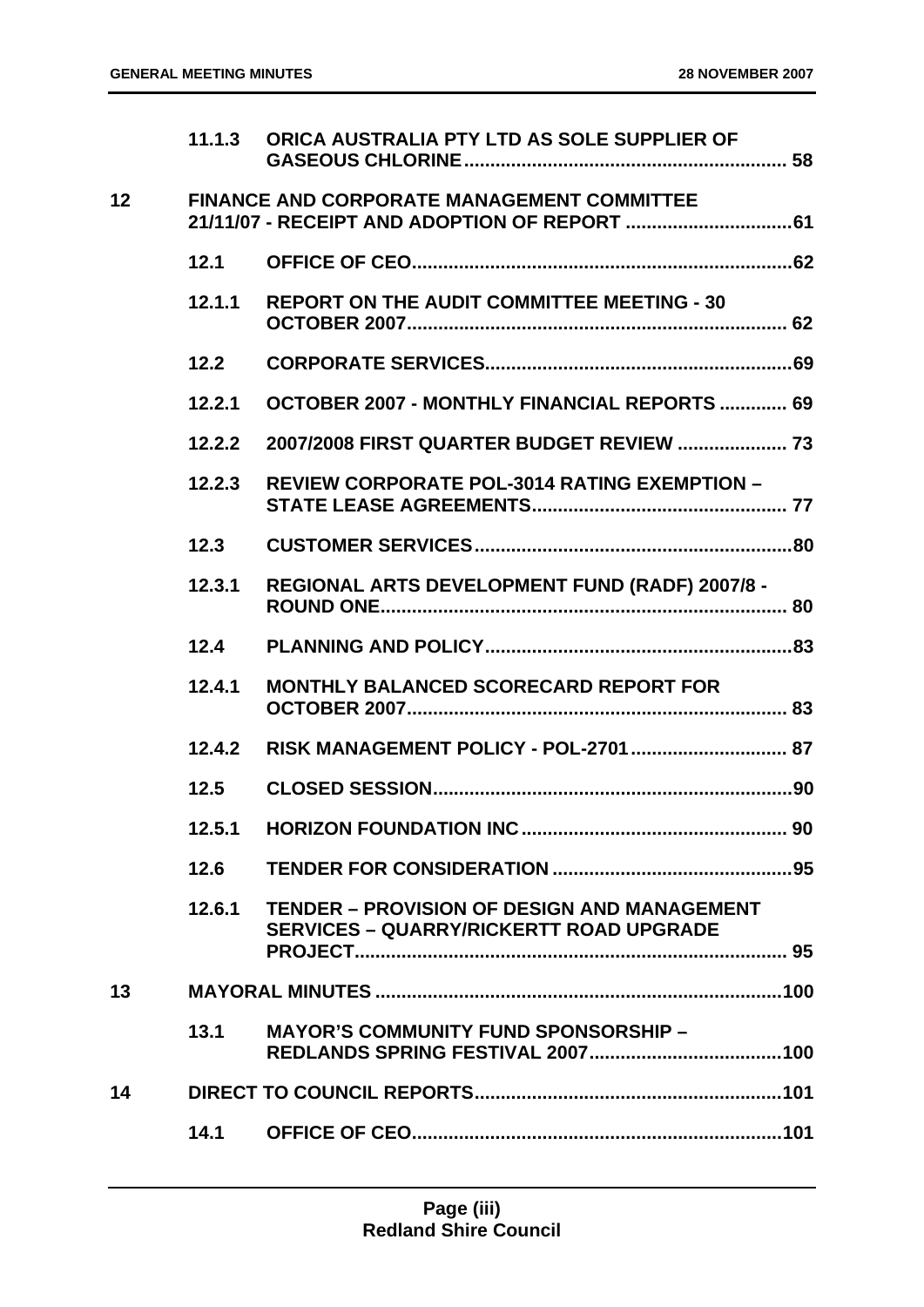| | | | |
|---|---|---|---|
| | 11.1.3 | ORICA AUSTRALIA PTY LTD AS SOLE SUPPLIER OF GASEOUS CHLORINE | 58 |
| 12 | | FINANCE AND CORPORATE MANAGEMENT COMMITTEE 21/11/07 - RECEIPT AND ADOPTION OF REPORT | 61 |
| | 12.1 | OFFICE OF CEO | 62 |
| | 12.1.1 | REPORT ON THE AUDIT COMMITTEE MEETING - 30 OCTOBER 2007 | 62 |
| | 12.2 | CORPORATE SERVICES | 69 |
| | 12.2.1 | OCTOBER 2007 - MONTHLY FINANCIAL REPORTS | 69 |
| | 12.2.2 | 2007/2008 FIRST QUARTER BUDGET REVIEW | 73 |
| | 12.2.3 | REVIEW CORPORATE POL-3014 RATING EXEMPTION – STATE LEASE AGREEMENTS | 77 |
| | 12.3 | CUSTOMER SERVICES | 80 |
| | 12.3.1 | REGIONAL ARTS DEVELOPMENT FUND (RADF) 2007/8 - ROUND ONE | 80 |
| | 12.4 | PLANNING AND POLICY | 83 |
| | 12.4.1 | MONTHLY BALANCED SCORECARD REPORT FOR OCTOBER 2007 | 83 |
| | 12.4.2 | RISK MANAGEMENT POLICY - POL-2701 | 87 |
| | 12.5 | CLOSED SESSION | 90 |
| | 12.5.1 | HORIZON FOUNDATION INC | 90 |
| | 12.6 | TENDER FOR CONSIDERATION | 95 |
| | 12.6.1 | TENDER – PROVISION OF DESIGN AND MANAGEMENT SERVICES – QUARRY/RICKERTT ROAD UPGRADE PROJECT | 95 |
| 13 | | MAYORAL MINUTES | 100 |
| | 13.1 | MAYOR'S COMMUNITY FUND SPONSORSHIP – REDLANDS SPRING FESTIVAL 2007 | 100 |
| 14 | | DIRECT TO COUNCIL REPORTS | 101 |
| | 14.1 | OFFICE OF CEO | 101 |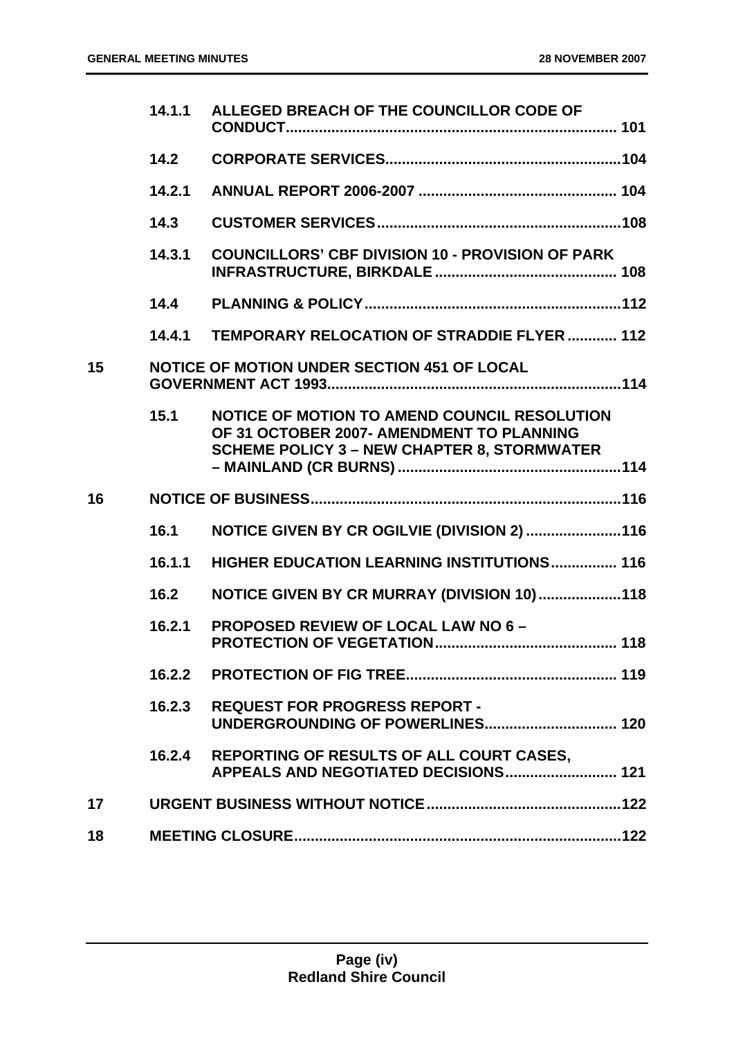| | | | |
|---|---|---|---|
| | 14.1.1 | ALLEGED BREACH OF THE COUNCILLOR CODE OF CONDUCT | 101 |
| | 14.2 | CORPORATE SERVICES | 104 |
| | 14.2.1 | ANNUAL REPORT 2006-2007 | 104 |
| | 14.3 | CUSTOMER SERVICES | 108 |
| | 14.3.1 | COUNCILLORS' CBF DIVISION 10 - PROVISION OF PARK INFRASTRUCTURE, BIRKDALE | 108 |
| | 14.4 | PLANNING & POLICY | 112 |
| | 14.4.1 | TEMPORARY RELOCATION OF STRADDIE FLYER | 112 |
| 15 | | NOTICE OF MOTION UNDER SECTION 451 OF LOCAL GOVERNMENT ACT 1993 | 114 |
| | 15.1 | NOTICE OF MOTION TO AMEND COUNCIL RESOLUTION OF 31 OCTOBER 2007- AMENDMENT TO PLANNING SCHEME POLICY 3 – NEW CHAPTER 8, STORMWATER – MAINLAND (CR BURNS) | 114 |
| 16 | | NOTICE OF BUSINESS | 116 |
| | 16.1 | NOTICE GIVEN BY CR OGILVIE (DIVISION 2) | 116 |
| | 16.1.1 | HIGHER EDUCATION LEARNING INSTITUTIONS | 116 |
| | 16.2 | NOTICE GIVEN BY CR MURRAY (DIVISION 10) | 118 |
| | 16.2.1 | PROPOSED REVIEW OF LOCAL LAW NO 6 – PROTECTION OF VEGETATION | 118 |
| | 16.2.2 | PROTECTION OF FIG TREE | 119 |
| | 16.2.3 | REQUEST FOR PROGRESS REPORT - UNDERGROUNDING OF POWERLINES | 120 |
| | 16.2.4 | REPORTING OF RESULTS OF ALL COURT CASES, APPEALS AND NEGOTIATED DECISIONS | 121 |
| 17 | | URGENT BUSINESS WITHOUT NOTICE | 122 |
| 18 | | MEETING CLOSURE | 122 |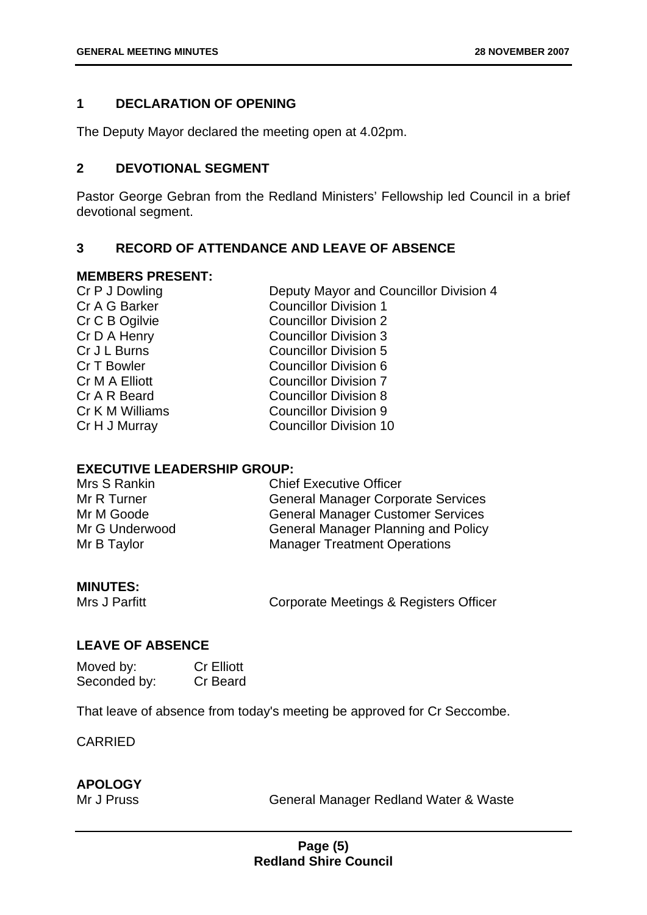## 1 DECLARATION OF OPENING

The Deputy Mayor declared the meeting open at 4.02pm.

## 2 DEVOTIONAL SEGMENT

Pastor George Gebran from the Redland Ministers' Fellowship led Council in a brief devotional segment.

## 3 RECORD OF ATTENDANCE AND LEAVE OF ABSENCE

### MEMBERS PRESENT:

| | |
|---|---|
| Cr P J Dowling | Deputy Mayor and Councillor Division 4 |
| Cr A G Barker | Councillor Division 1 |
| Cr C B Ogilvie | Councillor Division 2 |
| Cr D A Henry | Councillor Division 3 |
| Cr J L Burns | Councillor Division 5 |
| Cr T Bowler | Councillor Division 6 |
| Cr M A Elliott | Councillor Division 7 |
| Cr A R Beard | Councillor Division 8 |
| Cr K M Williams | Councillor Division 9 |
| Cr H J Murray | Councillor Division 10 |

### EXECUTIVE LEADERSHIP GROUP:

| | |
|---|---|
| Mrs S Rankin | Chief Executive Officer |
| Mr R Turner | General Manager Corporate Services |
| Mr M Goode | General Manager Customer Services |
| Mr G Underwood | General Manager Planning and Policy |
| Mr B Taylor | Manager Treatment Operations |

### MINUTES:

| | |
|---|---|
| Mrs J Parfitt | Corporate Meetings & Registers Officer |

### LEAVE OF ABSENCE

| | |
|---|---|
| Moved by: | Cr Elliott |
| Seconded by: | Cr Beard |

That leave of absence from today's meeting be approved for Cr Seccombe.

CARRIED

### APOLOGY

| | |
|---|---|
| Mr J Pruss | General Manager Redland Water & Waste |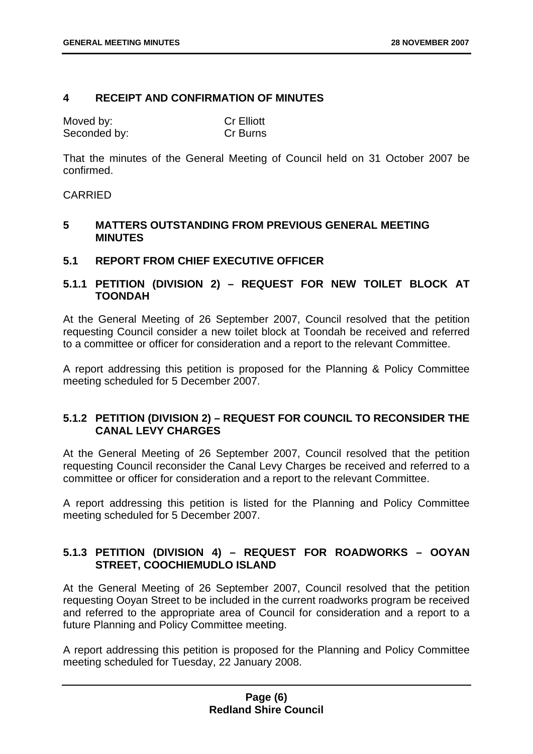## 4 RECEIPT AND CONFIRMATION OF MINUTES

| | |
|---|---|
| Moved by: | Cr Elliott |
| Seconded by: | Cr Burns |

That the minutes of the General Meeting of Council held on 31 October 2007 be confirmed.

CARRIED

## 5 MATTERS OUTSTANDING FROM PREVIOUS GENERAL MEETING MINUTES

### 5.1 REPORT FROM CHIEF EXECUTIVE OFFICER

#### 5.1.1 PETITION (DIVISION 2) – REQUEST FOR NEW TOILET BLOCK AT TOONDAH

At the General Meeting of 26 September 2007, Council resolved that the petition requesting Council consider a new toilet block at Toondah be received and referred to a committee or officer for consideration and a report to the relevant Committee.

A report addressing this petition is proposed for the Planning & Policy Committee meeting scheduled for 5 December 2007.

#### 5.1.2 PETITION (DIVISION 2) – REQUEST FOR COUNCIL TO RECONSIDER THE CANAL LEVY CHARGES

At the General Meeting of 26 September 2007, Council resolved that the petition requesting Council reconsider the Canal Levy Charges be received and referred to a committee or officer for consideration and a report to the relevant Committee.

A report addressing this petition is listed for the Planning and Policy Committee meeting scheduled for 5 December 2007.

#### 5.1.3 PETITION (DIVISION 4) – REQUEST FOR ROADWORKS – OOYAN STREET, COOCHIEMUDLO ISLAND

At the General Meeting of 26 September 2007, Council resolved that the petition requesting Ooyan Street to be included in the current roadworks program be received and referred to the appropriate area of Council for consideration and a report to a future Planning and Policy Committee meeting.

A report addressing this petition is proposed for the Planning and Policy Committee meeting scheduled for Tuesday, 22 January 2008.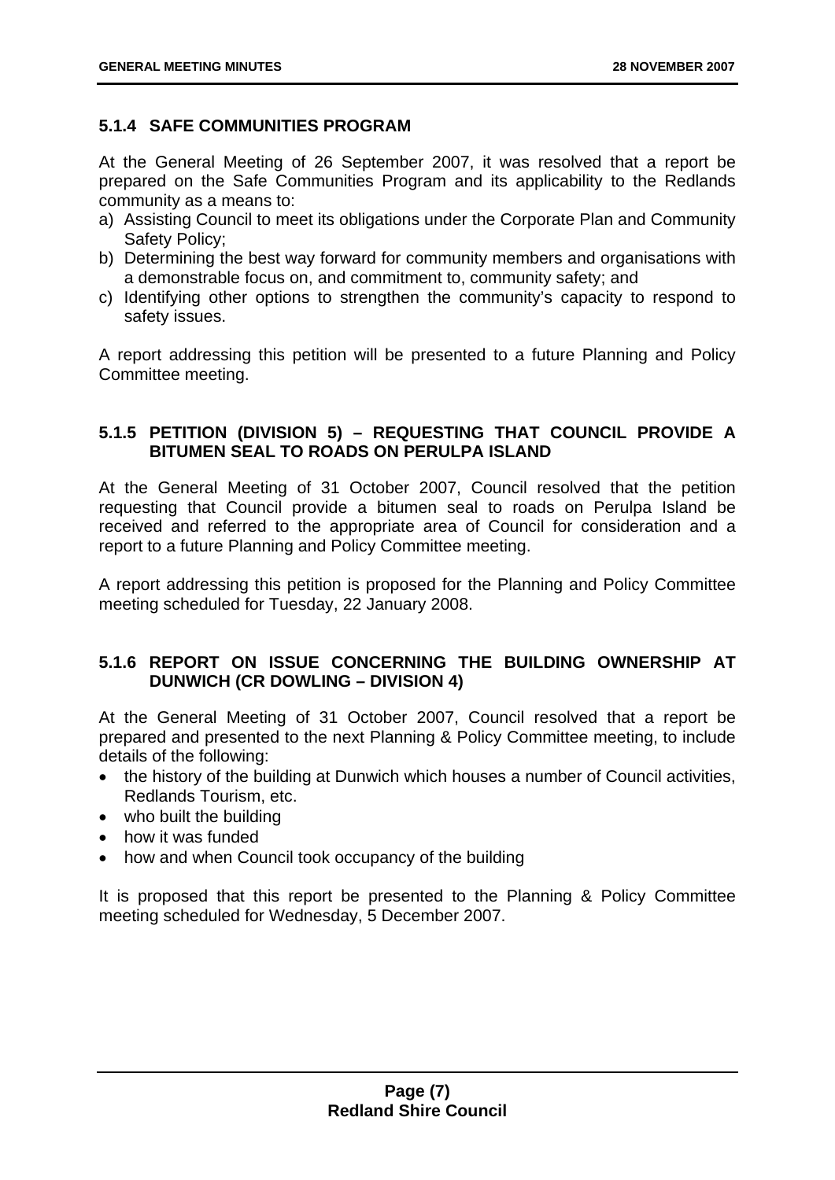### 5.1.4 SAFE COMMUNITIES PROGRAM

At the General Meeting of 26 September 2007, it was resolved that a report be prepared on the Safe Communities Program and its applicability to the Redlands community as a means to:

a) Assisting Council to meet its obligations under the Corporate Plan and Community Safety Policy;
b) Determining the best way forward for community members and organisations with a demonstrable focus on, and commitment to, community safety; and
c) Identifying other options to strengthen the community's capacity to respond to safety issues.

A report addressing this petition will be presented to a future Planning and Policy Committee meeting.

### 5.1.5 PETITION (DIVISION 5) – REQUESTING THAT COUNCIL PROVIDE A BITUMEN SEAL TO ROADS ON PERULPA ISLAND

At the General Meeting of 31 October 2007, Council resolved that the petition requesting that Council provide a bitumen seal to roads on Perulpa Island be received and referred to the appropriate area of Council for consideration and a report to a future Planning and Policy Committee meeting.

A report addressing this petition is proposed for the Planning and Policy Committee meeting scheduled for Tuesday, 22 January 2008.

### 5.1.6 REPORT ON ISSUE CONCERNING THE BUILDING OWNERSHIP AT DUNWICH (CR DOWLING – DIVISION 4)

At the General Meeting of 31 October 2007, Council resolved that a report be prepared and presented to the next Planning & Policy Committee meeting, to include details of the following:

- the history of the building at Dunwich which houses a number of Council activities, Redlands Tourism, etc.
- who built the building
- how it was funded
- how and when Council took occupancy of the building

It is proposed that this report be presented to the Planning & Policy Committee meeting scheduled for Wednesday, 5 December 2007.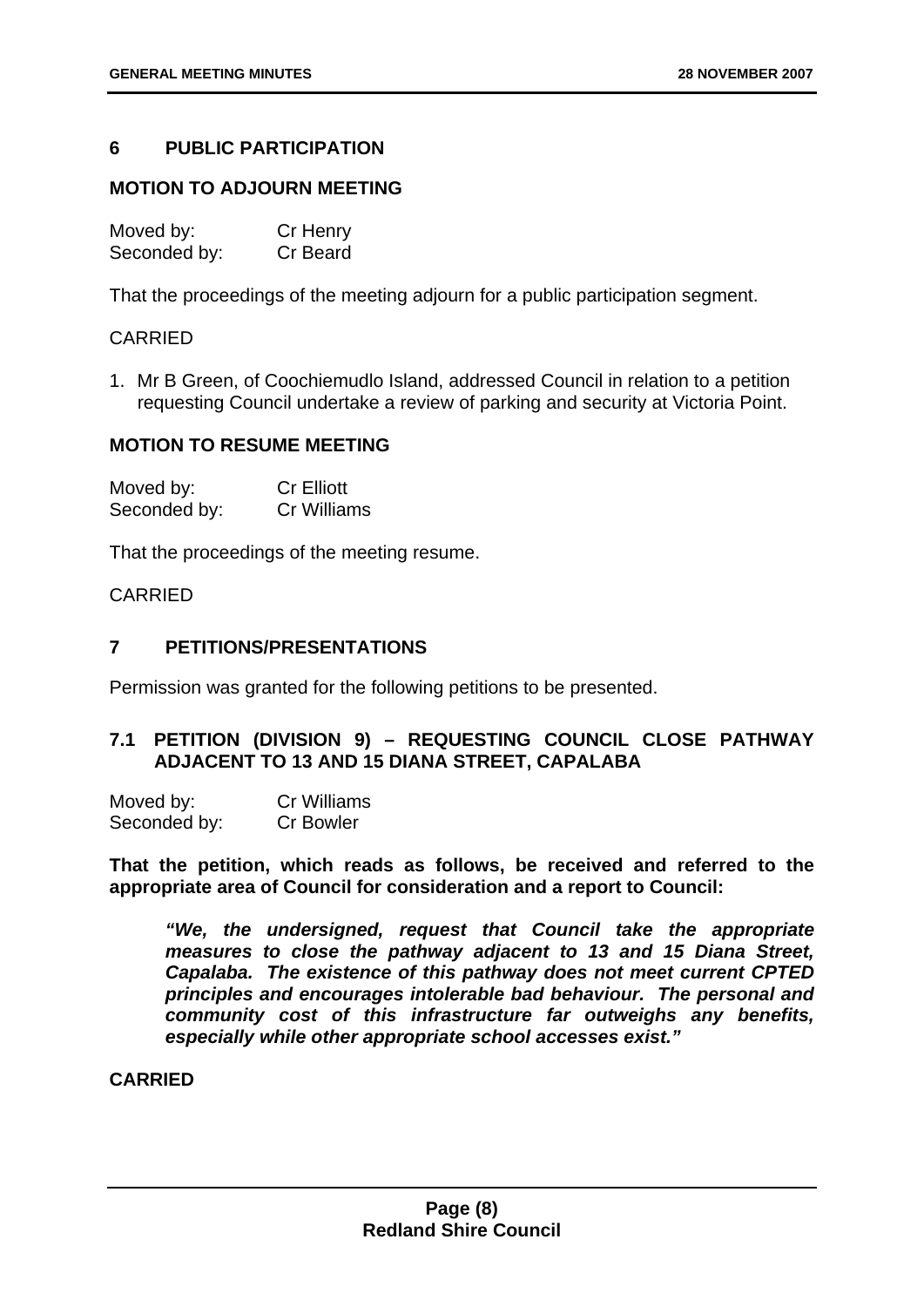## 6 PUBLIC PARTICIPATION

### MOTION TO ADJOURN MEETING

Moved by: Cr Henry
Seconded by: Cr Beard

That the proceedings of the meeting adjourn for a public participation segment.

CARRIED

1. Mr B Green, of Coochiemudlo Island, addressed Council in relation to a petition requesting Council undertake a review of parking and security at Victoria Point.

### MOTION TO RESUME MEETING

Moved by: Cr Elliott
Seconded by: Cr Williams

That the proceedings of the meeting resume.

CARRIED

## 7 PETITIONS/PRESENTATIONS

Permission was granted for the following petitions to be presented.

### 7.1 PETITION (DIVISION 9) – REQUESTING COUNCIL CLOSE PATHWAY ADJACENT TO 13 AND 15 DIANA STREET, CAPALABA

Moved by: Cr Williams
Seconded by: Cr Bowler

**That the petition, which reads as follows, be received and referred to the appropriate area of Council for consideration and a report to Council:**

> ***"We, the undersigned, request that Council take the appropriate measures to close the pathway adjacent to 13 and 15 Diana Street, Capalaba. The existence of this pathway does not meet current CPTED principles and encourages intolerable bad behaviour. The personal and community cost of this infrastructure far outweighs any benefits, especially while other appropriate school accesses exist."***

**CARRIED**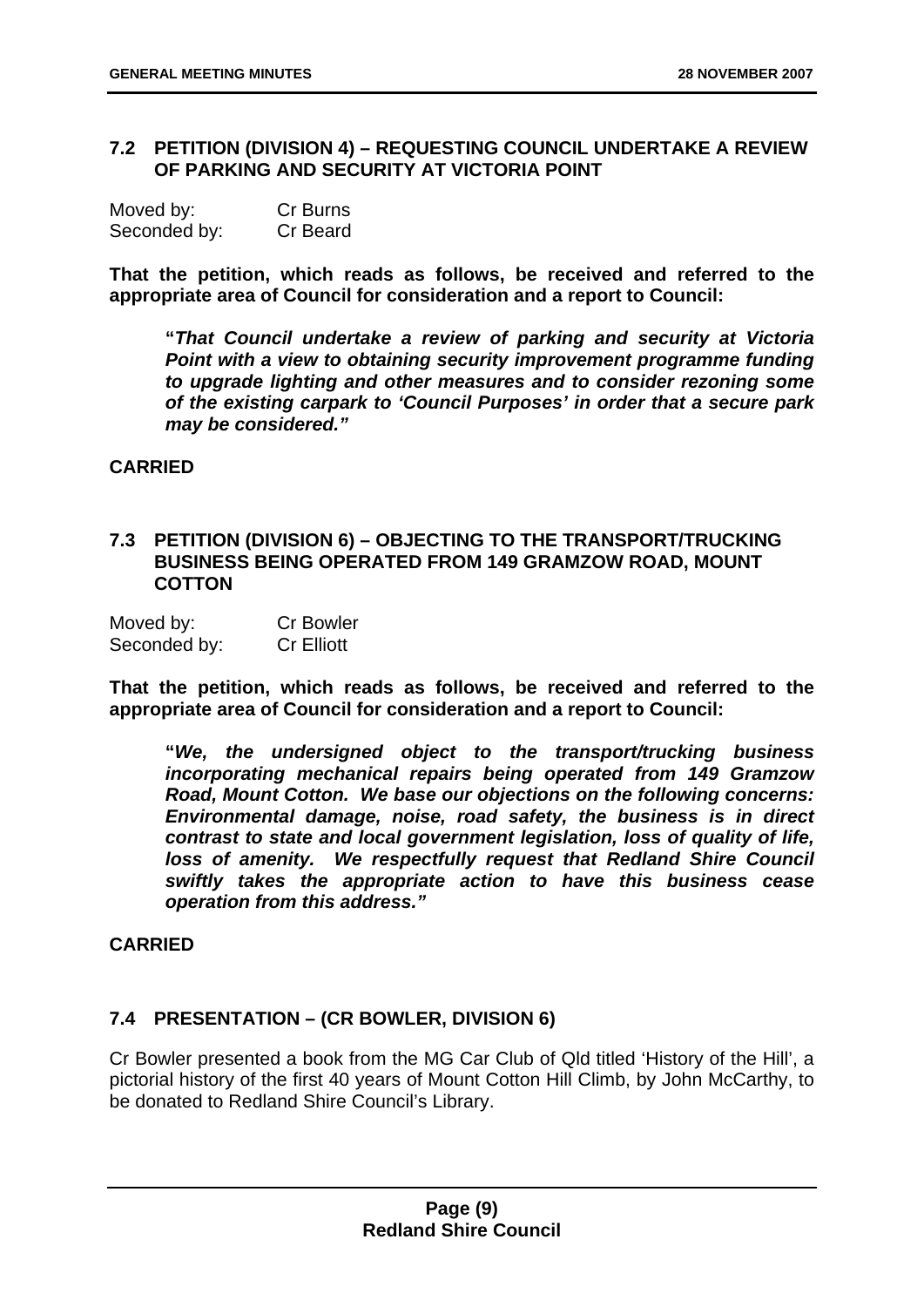### 7.2 PETITION (DIVISION 4) – REQUESTING COUNCIL UNDERTAKE A REVIEW OF PARKING AND SECURITY AT VICTORIA POINT

Moved by: Cr Burns
Seconded by: Cr Beard

**That the petition, which reads as follows, be received and referred to the appropriate area of Council for consideration and a report to Council:**

> **"*That Council undertake a review of parking and security at Victoria Point with a view to obtaining security improvement programme funding to upgrade lighting and other measures and to consider rezoning some of the existing carpark to 'Council Purposes' in order that a secure park may be considered."***

**CARRIED**

### 7.3 PETITION (DIVISION 6) – OBJECTING TO THE TRANSPORT/TRUCKING BUSINESS BEING OPERATED FROM 149 GRAMZOW ROAD, MOUNT COTTON

Moved by: Cr Bowler
Seconded by: Cr Elliott

**That the petition, which reads as follows, be received and referred to the appropriate area of Council for consideration and a report to Council:**

> **"*We, the undersigned object to the transport/trucking business incorporating mechanical repairs being operated from 149 Gramzow Road, Mount Cotton. We base our objections on the following concerns: Environmental damage, noise, road safety, the business is in direct contrast to state and local government legislation, loss of quality of life, loss of amenity. We respectfully request that Redland Shire Council swiftly takes the appropriate action to have this business cease operation from this address."***

**CARRIED**

### 7.4 PRESENTATION – (CR BOWLER, DIVISION 6)

Cr Bowler presented a book from the MG Car Club of Qld titled 'History of the Hill', a pictorial history of the first 40 years of Mount Cotton Hill Climb, by John McCarthy, to be donated to Redland Shire Council's Library.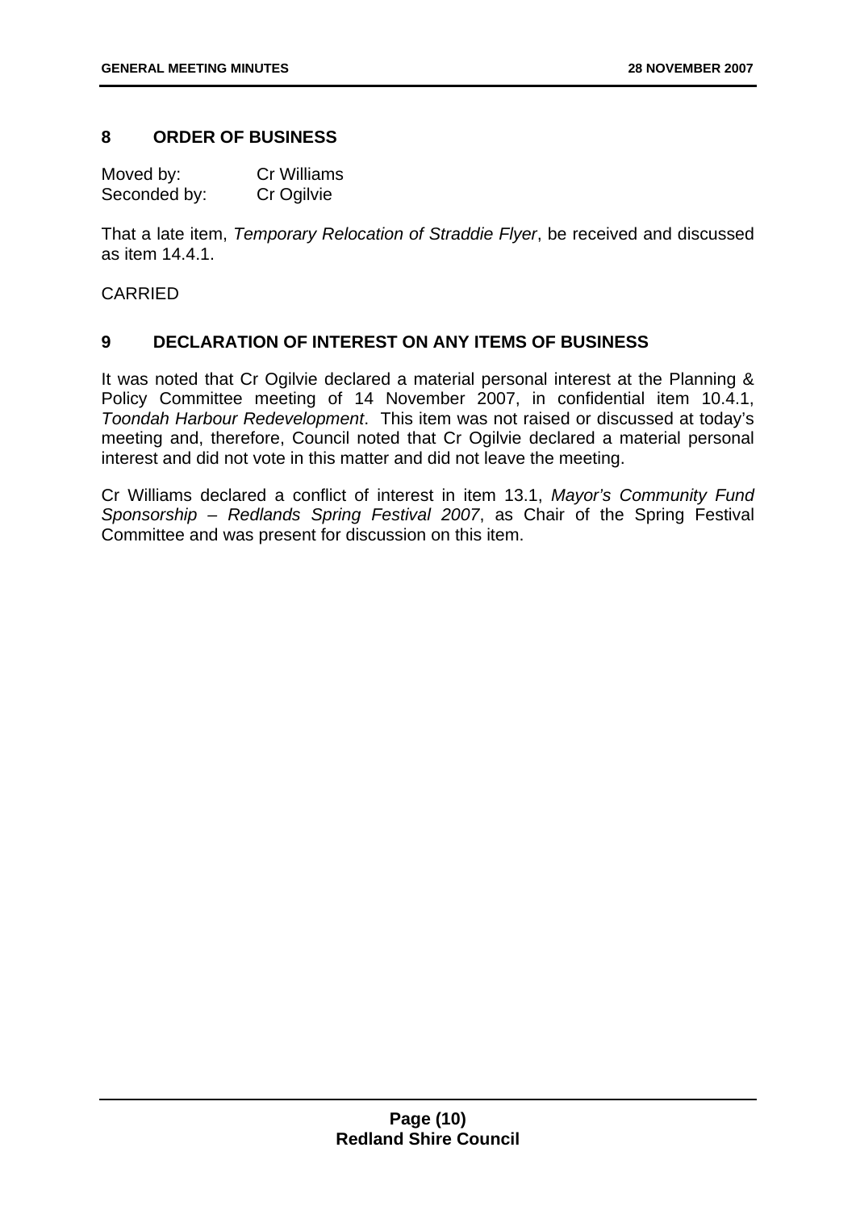## 8 ORDER OF BUSINESS

Moved by: Cr Williams
Seconded by: Cr Ogilvie

That a late item, *Temporary Relocation of Straddie Flyer*, be received and discussed as item 14.4.1.

CARRIED

## 9 DECLARATION OF INTEREST ON ANY ITEMS OF BUSINESS

It was noted that Cr Ogilvie declared a material personal interest at the Planning & Policy Committee meeting of 14 November 2007, in confidential item 10.4.1, *Toondah Harbour Redevelopment*. This item was not raised or discussed at today's meeting and, therefore, Council noted that Cr Ogilvie declared a material personal interest and did not vote in this matter and did not leave the meeting.

Cr Williams declared a conflict of interest in item 13.1, *Mayor's Community Fund Sponsorship – Redlands Spring Festival 2007*, as Chair of the Spring Festival Committee and was present for discussion on this item.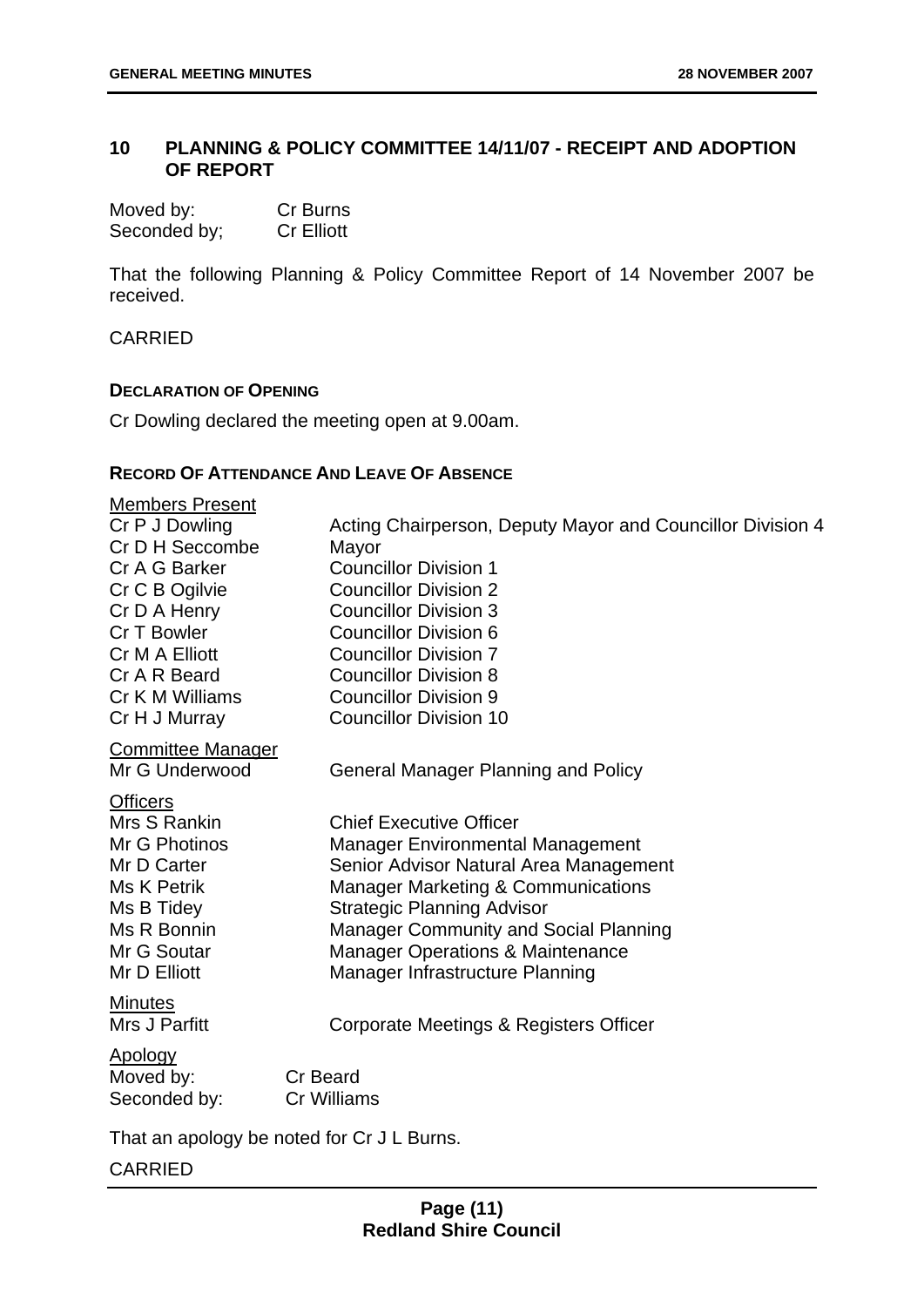## 10 PLANNING & POLICY COMMITTEE 14/11/07 - RECEIPT AND ADOPTION OF REPORT

Moved by: Cr Burns
Seconded by; Cr Elliott

That the following Planning & Policy Committee Report of 14 November 2007 be received.

CARRIED

### DECLARATION OF OPENING

Cr Dowling declared the meeting open at 9.00am.

### RECORD OF ATTENDANCE AND LEAVE OF ABSENCE

**Members Present**

| | |
|---|---|
| Cr P J Dowling | Acting Chairperson, Deputy Mayor and Councillor Division 4 |
| Cr D H Seccombe | Mayor |
| Cr A G Barker | Councillor Division 1 |
| Cr C B Ogilvie | Councillor Division 2 |
| Cr D A Henry | Councillor Division 3 |
| Cr T Bowler | Councillor Division 6 |
| Cr M A Elliott | Councillor Division 7 |
| Cr A R Beard | Councillor Division 8 |
| Cr K M Williams | Councillor Division 9 |
| Cr H J Murray | Councillor Division 10 |

**Committee Manager**

| | |
|---|---|
| Mr G Underwood | General Manager Planning and Policy |

**Officers**

| | |
|---|---|
| Mrs S Rankin | Chief Executive Officer |
| Mr G Photinos | Manager Environmental Management |
| Mr D Carter | Senior Advisor Natural Area Management |
| Ms K Petrik | Manager Marketing & Communications |
| Ms B Tidey | Strategic Planning Advisor |
| Ms R Bonnin | Manager Community and Social Planning |
| Mr G Soutar | Manager Operations & Maintenance |
| Mr D Elliott | Manager Infrastructure Planning |

**Minutes**

| | |
|---|---|
| Mrs J Parfitt | Corporate Meetings & Registers Officer |

**Apology**

Moved by: Cr Beard
Seconded by: Cr Williams

That an apology be noted for Cr J L Burns.

CARRIED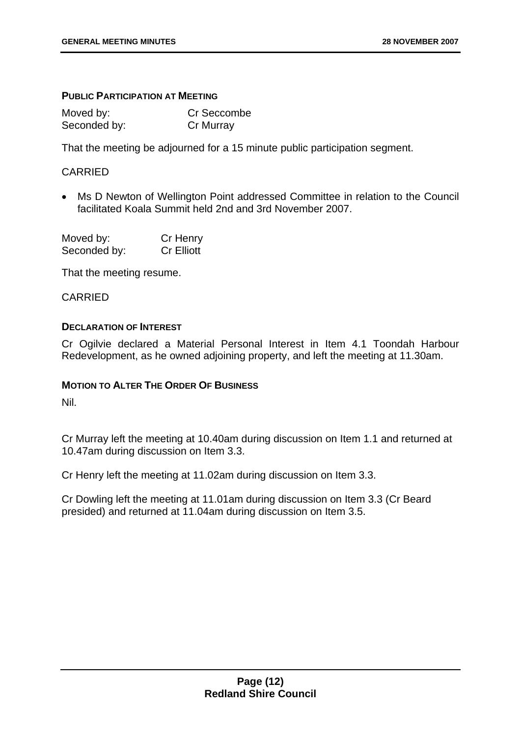### PUBLIC PARTICIPATION AT MEETING

| | |
|---|---|
| Moved by: | Cr Seccombe |
| Seconded by: | Cr Murray |

That the meeting be adjourned for a 15 minute public participation segment.

CARRIED

- Ms D Newton of Wellington Point addressed Committee in relation to the Council facilitated Koala Summit held 2nd and 3rd November 2007.

| | |
|---|---|
| Moved by: | Cr Henry |
| Seconded by: | Cr Elliott |

That the meeting resume.

CARRIED

### DECLARATION OF INTEREST

Cr Ogilvie declared a Material Personal Interest in Item 4.1 Toondah Harbour Redevelopment, as he owned adjoining property, and left the meeting at 11.30am.

### MOTION TO ALTER THE ORDER OF BUSINESS

Nil.

Cr Murray left the meeting at 10.40am during discussion on Item 1.1 and returned at 10.47am during discussion on Item 3.3.

Cr Henry left the meeting at 11.02am during discussion on Item 3.3.

Cr Dowling left the meeting at 11.01am during discussion on Item 3.3 (Cr Beard presided) and returned at 11.04am during discussion on Item 3.5.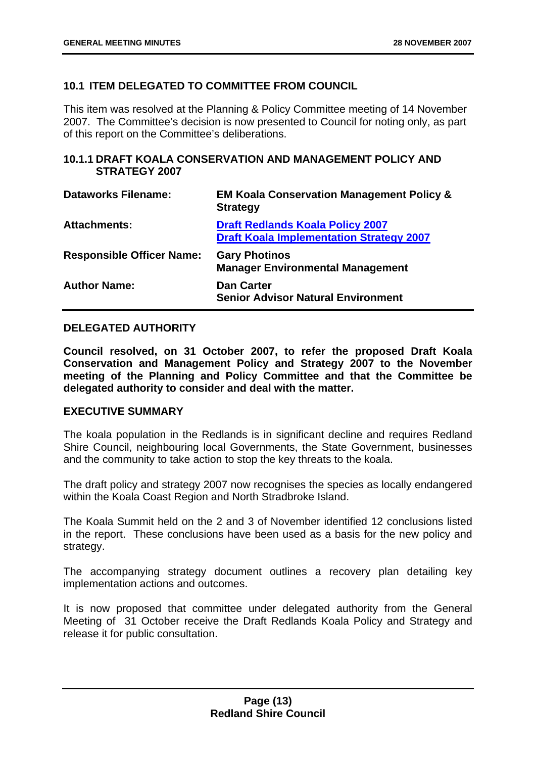## 10.1 ITEM DELEGATED TO COMMITTEE FROM COUNCIL

This item was resolved at the Planning & Policy Committee meeting of 14 November 2007. The Committee's decision is now presented to Council for noting only, as part of this report on the Committee's deliberations.

### 10.1.1 DRAFT KOALA CONSERVATION AND MANAGEMENT POLICY AND STRATEGY 2007

| | |
|---|---|
| **Dataworks Filename:** | **EM Koala Conservation Management Policy & Strategy** |
| **Attachments:** | **Draft Redlands Koala Policy 2007**<br>**Draft Koala Implementation Strategy 2007** |
| **Responsible Officer Name:** | **Gary Photinos**<br>**Manager Environmental Management** |
| **Author Name:** | **Dan Carter**<br>**Senior Advisor Natural Environment** |

**DELEGATED AUTHORITY**

**Council resolved, on 31 October 2007, to refer the proposed Draft Koala Conservation and Management Policy and Strategy 2007 to the November meeting of the Planning and Policy Committee and that the Committee be delegated authority to consider and deal with the matter.**

**EXECUTIVE SUMMARY**

The koala population in the Redlands is in significant decline and requires Redland Shire Council, neighbouring local Governments, the State Government, businesses and the community to take action to stop the key threats to the koala.

The draft policy and strategy 2007 now recognises the species as locally endangered within the Koala Coast Region and North Stradbroke Island.

The Koala Summit held on the 2 and 3 of November identified 12 conclusions listed in the report. These conclusions have been used as a basis for the new policy and strategy.

The accompanying strategy document outlines a recovery plan detailing key implementation actions and outcomes.

It is now proposed that committee under delegated authority from the General Meeting of 31 October receive the Draft Redlands Koala Policy and Strategy and release it for public consultation.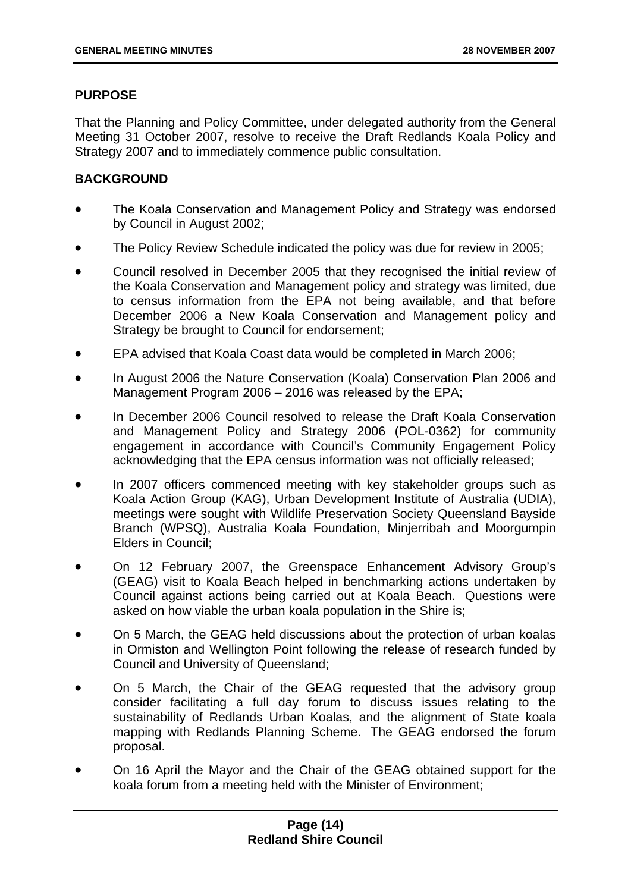## PURPOSE

That the Planning and Policy Committee, under delegated authority from the General Meeting 31 October 2007, resolve to receive the Draft Redlands Koala Policy and Strategy 2007 and to immediately commence public consultation.

## BACKGROUND

- The Koala Conservation and Management Policy and Strategy was endorsed by Council in August 2002;
- The Policy Review Schedule indicated the policy was due for review in 2005;
- Council resolved in December 2005 that they recognised the initial review of the Koala Conservation and Management policy and strategy was limited, due to census information from the EPA not being available, and that before December 2006 a New Koala Conservation and Management policy and Strategy be brought to Council for endorsement;
- EPA advised that Koala Coast data would be completed in March 2006;
- In August 2006 the Nature Conservation (Koala) Conservation Plan 2006 and Management Program 2006 – 2016 was released by the EPA;
- In December 2006 Council resolved to release the Draft Koala Conservation and Management Policy and Strategy 2006 (POL-0362) for community engagement in accordance with Council's Community Engagement Policy acknowledging that the EPA census information was not officially released;
- In 2007 officers commenced meeting with key stakeholder groups such as Koala Action Group (KAG), Urban Development Institute of Australia (UDIA), meetings were sought with Wildlife Preservation Society Queensland Bayside Branch (WPSQ), Australia Koala Foundation, Minjerribah and Moorgumpin Elders in Council;
- On 12 February 2007, the Greenspace Enhancement Advisory Group's (GEAG) visit to Koala Beach helped in benchmarking actions undertaken by Council against actions being carried out at Koala Beach. Questions were asked on how viable the urban koala population in the Shire is;
- On 5 March, the GEAG held discussions about the protection of urban koalas in Ormiston and Wellington Point following the release of research funded by Council and University of Queensland;
- On 5 March, the Chair of the GEAG requested that the advisory group consider facilitating a full day forum to discuss issues relating to the sustainability of Redlands Urban Koalas, and the alignment of State koala mapping with Redlands Planning Scheme. The GEAG endorsed the forum proposal.
- On 16 April the Mayor and the Chair of the GEAG obtained support for the koala forum from a meeting held with the Minister of Environment;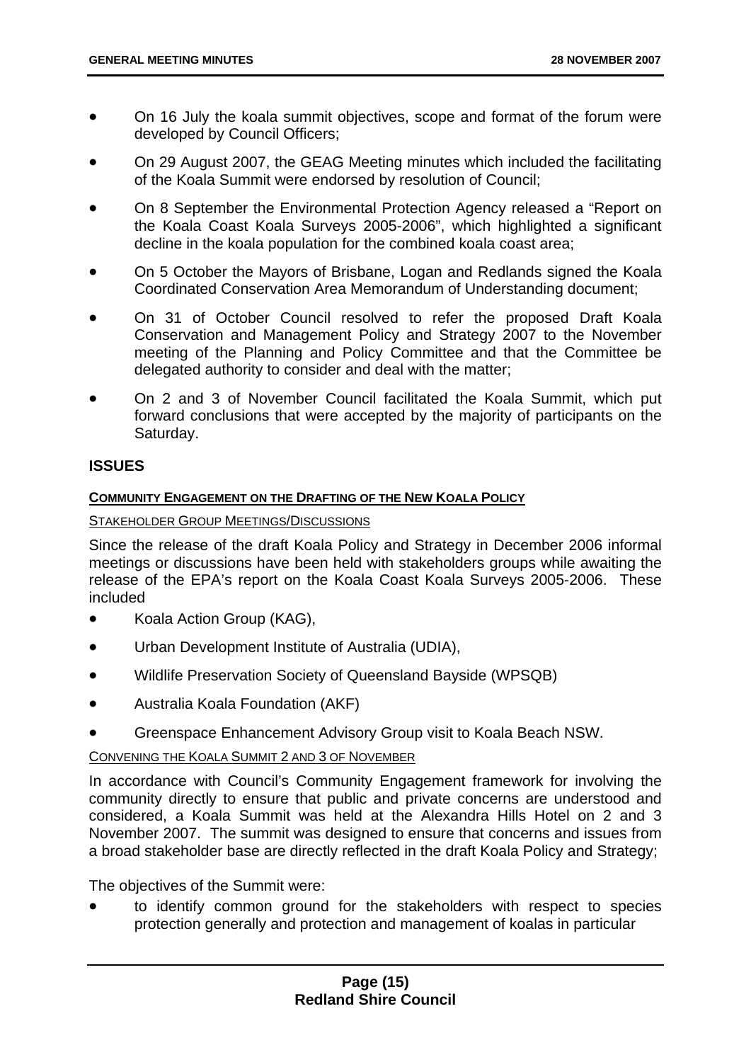- On 16 July the koala summit objectives, scope and format of the forum were developed by Council Officers;
- On 29 August 2007, the GEAG Meeting minutes which included the facilitating of the Koala Summit were endorsed by resolution of Council;
- On 8 September the Environmental Protection Agency released a "Report on the Koala Coast Koala Surveys 2005-2006", which highlighted a significant decline in the koala population for the combined koala coast area;
- On 5 October the Mayors of Brisbane, Logan and Redlands signed the Koala Coordinated Conservation Area Memorandum of Understanding document;
- On 31 of October Council resolved to refer the proposed Draft Koala Conservation and Management Policy and Strategy 2007 to the November meeting of the Planning and Policy Committee and that the Committee be delegated authority to consider and deal with the matter;
- On 2 and 3 of November Council facilitated the Koala Summit, which put forward conclusions that were accepted by the majority of participants on the Saturday.

## ISSUES

### COMMUNITY ENGAGEMENT ON THE DRAFTING OF THE NEW KOALA POLICY

#### STAKEHOLDER GROUP MEETINGS/DISCUSSIONS

Since the release of the draft Koala Policy and Strategy in December 2006 informal meetings or discussions have been held with stakeholders groups while awaiting the release of the EPA's report on the Koala Coast Koala Surveys 2005-2006. These included

- Koala Action Group (KAG),
- Urban Development Institute of Australia (UDIA),
- Wildlife Preservation Society of Queensland Bayside (WPSQB)
- Australia Koala Foundation (AKF)
- Greenspace Enhancement Advisory Group visit to Koala Beach NSW.

#### CONVENING THE KOALA SUMMIT 2 AND 3 OF NOVEMBER

In accordance with Council's Community Engagement framework for involving the community directly to ensure that public and private concerns are understood and considered, a Koala Summit was held at the Alexandra Hills Hotel on 2 and 3 November 2007. The summit was designed to ensure that concerns and issues from a broad stakeholder base are directly reflected in the draft Koala Policy and Strategy;

The objectives of the Summit were:

- to identify common ground for the stakeholders with respect to species protection generally and protection and management of koalas in particular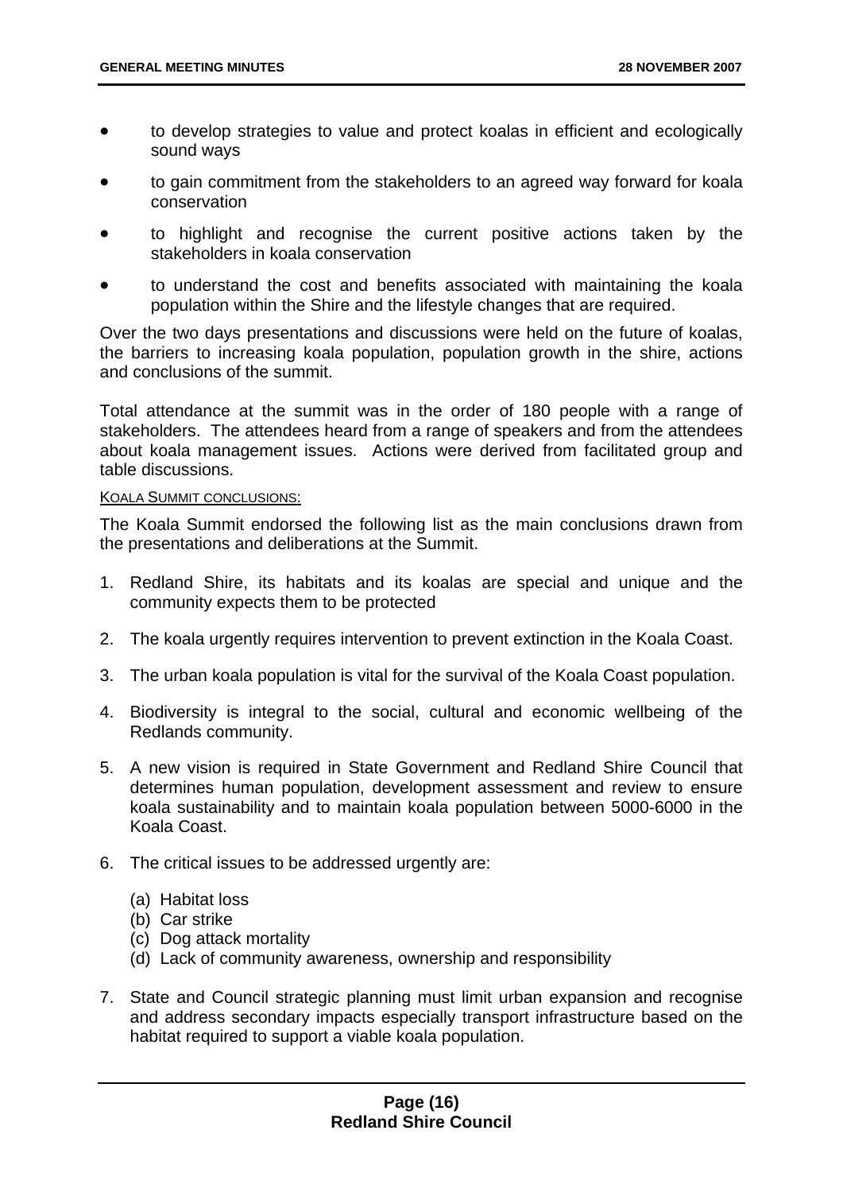- to develop strategies to value and protect koalas in efficient and ecologically sound ways
- to gain commitment from the stakeholders to an agreed way forward for koala conservation
- to highlight and recognise the current positive actions taken by the stakeholders in koala conservation
- to understand the cost and benefits associated with maintaining the koala population within the Shire and the lifestyle changes that are required.

Over the two days presentations and discussions were held on the future of koalas, the barriers to increasing koala population, population growth in the shire, actions and conclusions of the summit.

Total attendance at the summit was in the order of 180 people with a range of stakeholders. The attendees heard from a range of speakers and from the attendees about koala management issues. Actions were derived from facilitated group and table discussions.

KOALA SUMMIT CONCLUSIONS:

The Koala Summit endorsed the following list as the main conclusions drawn from the presentations and deliberations at the Summit.

1. Redland Shire, its habitats and its koalas are special and unique and the community expects them to be protected
2. The koala urgently requires intervention to prevent extinction in the Koala Coast.
3. The urban koala population is vital for the survival of the Koala Coast population.
4. Biodiversity is integral to the social, cultural and economic wellbeing of the Redlands community.
5. A new vision is required in State Government and Redland Shire Council that determines human population, development assessment and review to ensure koala sustainability and to maintain koala population between 5000-6000 in the Koala Coast.
6. The critical issues to be addressed urgently are:

   (a) Habitat loss
   (b) Car strike
   (c) Dog attack mortality
   (d) Lack of community awareness, ownership and responsibility

7. State and Council strategic planning must limit urban expansion and recognise and address secondary impacts especially transport infrastructure based on the habitat required to support a viable koala population.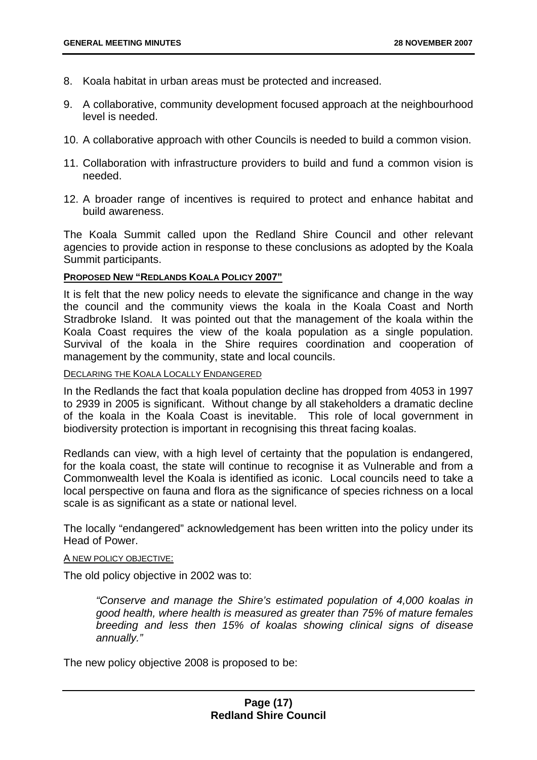8. Koala habitat in urban areas must be protected and increased.
9. A collaborative, community development focused approach at the neighbourhood level is needed.
10. A collaborative approach with other Councils is needed to build a common vision.
11. Collaboration with infrastructure providers to build and fund a common vision is needed.
12. A broader range of incentives is required to protect and enhance habitat and build awareness.

The Koala Summit called upon the Redland Shire Council and other relevant agencies to provide action in response to these conclusions as adopted by the Koala Summit participants.

**PROPOSED NEW "REDLANDS KOALA POLICY 2007"**

It is felt that the new policy needs to elevate the significance and change in the way the council and the community views the koala in the Koala Coast and North Stradbroke Island. It was pointed out that the management of the koala within the Koala Coast requires the view of the koala population as a single population. Survival of the koala in the Shire requires coordination and cooperation of management by the community, state and local councils.

DECLARING THE KOALA LOCALLY ENDANGERED

In the Redlands the fact that koala population decline has dropped from 4053 in 1997 to 2939 in 2005 is significant. Without change by all stakeholders a dramatic decline of the koala in the Koala Coast is inevitable. This role of local government in biodiversity protection is important in recognising this threat facing koalas.

Redlands can view, with a high level of certainty that the population is endangered, for the koala coast, the state will continue to recognise it as Vulnerable and from a Commonwealth level the Koala is identified as iconic. Local councils need to take a local perspective on fauna and flora as the significance of species richness on a local scale is as significant as a state or national level.

The locally "endangered" acknowledgement has been written into the policy under its Head of Power.

A NEW POLICY OBJECTIVE:

The old policy objective in 2002 was to:

> *"Conserve and manage the Shire's estimated population of 4,000 koalas in good health, where health is measured as greater than 75% of mature females breeding and less then 15% of koalas showing clinical signs of disease annually."*

The new policy objective 2008 is proposed to be: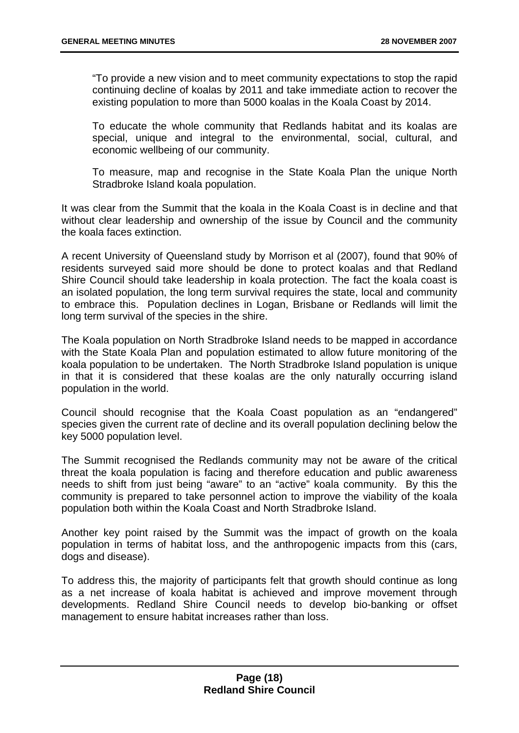> "To provide a new vision and to meet community expectations to stop the rapid continuing decline of koalas by 2011 and take immediate action to recover the existing population to more than 5000 koalas in the Koala Coast by 2014.
>
> To educate the whole community that Redlands habitat and its koalas are special, unique and integral to the environmental, social, cultural, and economic wellbeing of our community.
>
> To measure, map and recognise in the State Koala Plan the unique North Stradbroke Island koala population.

It was clear from the Summit that the koala in the Koala Coast is in decline and that without clear leadership and ownership of the issue by Council and the community the koala faces extinction.

A recent University of Queensland study by Morrison et al (2007), found that 90% of residents surveyed said more should be done to protect koalas and that Redland Shire Council should take leadership in koala protection. The fact the koala coast is an isolated population, the long term survival requires the state, local and community to embrace this. Population declines in Logan, Brisbane or Redlands will limit the long term survival of the species in the shire.

The Koala population on North Stradbroke Island needs to be mapped in accordance with the State Koala Plan and population estimated to allow future monitoring of the koala population to be undertaken. The North Stradbroke Island population is unique in that it is considered that these koalas are the only naturally occurring island population in the world.

Council should recognise that the Koala Coast population as an "endangered" species given the current rate of decline and its overall population declining below the key 5000 population level.

The Summit recognised the Redlands community may not be aware of the critical threat the koala population is facing and therefore education and public awareness needs to shift from just being "aware" to an "active" koala community. By this the community is prepared to take personnel action to improve the viability of the koala population both within the Koala Coast and North Stradbroke Island.

Another key point raised by the Summit was the impact of growth on the koala population in terms of habitat loss, and the anthropogenic impacts from this (cars, dogs and disease).

To address this, the majority of participants felt that growth should continue as long as a net increase of koala habitat is achieved and improve movement through developments. Redland Shire Council needs to develop bio-banking or offset management to ensure habitat increases rather than loss.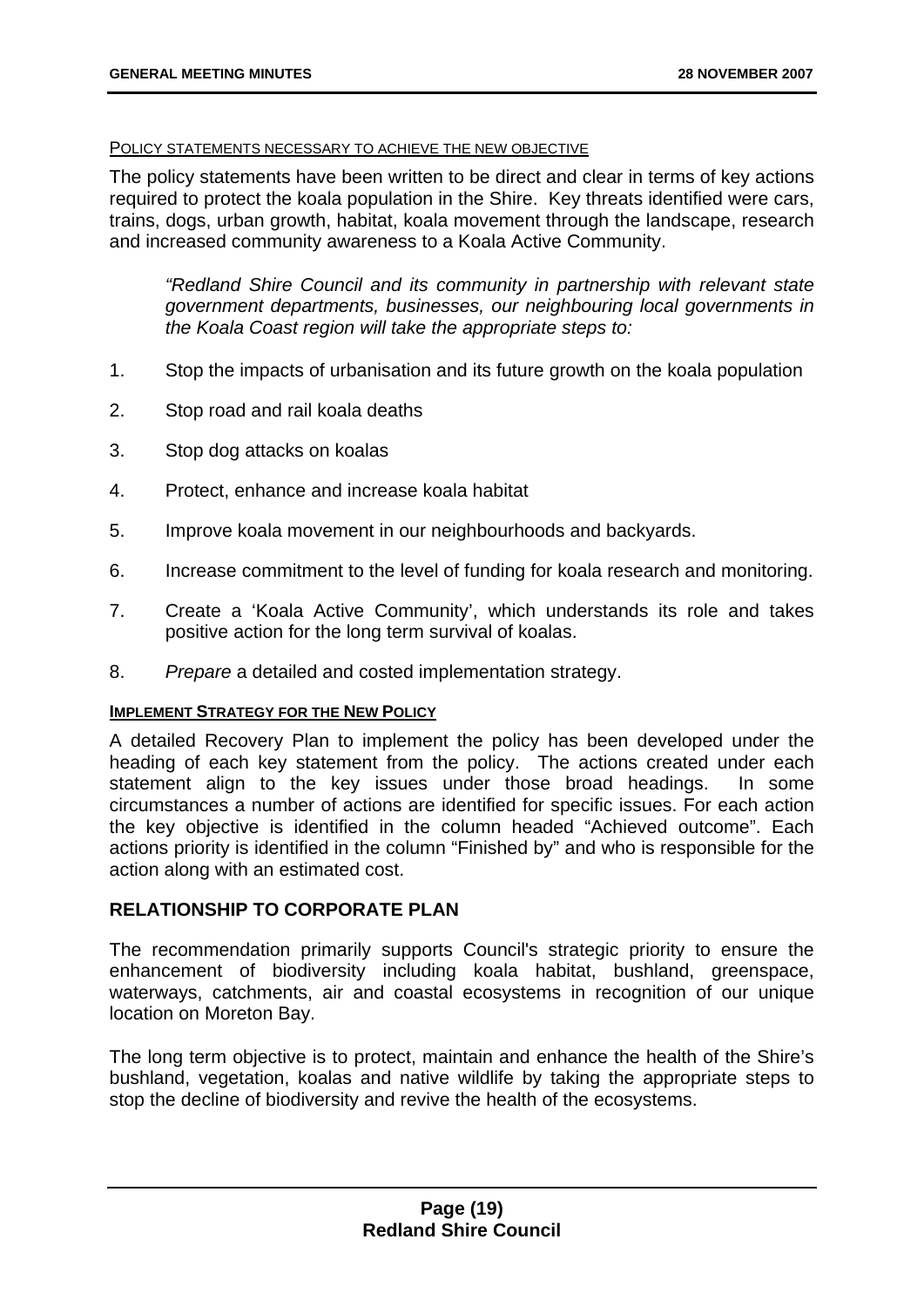POLICY STATEMENTS NECESSARY TO ACHIEVE THE NEW OBJECTIVE

The policy statements have been written to be direct and clear in terms of key actions required to protect the koala population in the Shire. Key threats identified were cars, trains, dogs, urban growth, habitat, koala movement through the landscape, research and increased community awareness to a Koala Active Community.

> *"Redland Shire Council and its community in partnership with relevant state government departments, businesses, our neighbouring local governments in the Koala Coast region will take the appropriate steps to:*

1. Stop the impacts of urbanisation and its future growth on the koala population
2. Stop road and rail koala deaths
3. Stop dog attacks on koalas
4. Protect, enhance and increase koala habitat
5. Improve koala movement in our neighbourhoods and backyards.
6. Increase commitment to the level of funding for koala research and monitoring.
7. Create a 'Koala Active Community', which understands its role and takes positive action for the long term survival of koalas.
8. *Prepare* a detailed and costed implementation strategy.

**IMPLEMENT STRATEGY FOR THE NEW POLICY**

A detailed Recovery Plan to implement the policy has been developed under the heading of each key statement from the policy. The actions created under each statement align to the key issues under those broad headings. In some circumstances a number of actions are identified for specific issues. For each action the key objective is identified in the column headed "Achieved outcome". Each actions priority is identified in the column "Finished by" and who is responsible for the action along with an estimated cost.

## RELATIONSHIP TO CORPORATE PLAN

The recommendation primarily supports Council's strategic priority to ensure the enhancement of biodiversity including koala habitat, bushland, greenspace, waterways, catchments, air and coastal ecosystems in recognition of our unique location on Moreton Bay.

The long term objective is to protect, maintain and enhance the health of the Shire's bushland, vegetation, koalas and native wildlife by taking the appropriate steps to stop the decline of biodiversity and revive the health of the ecosystems.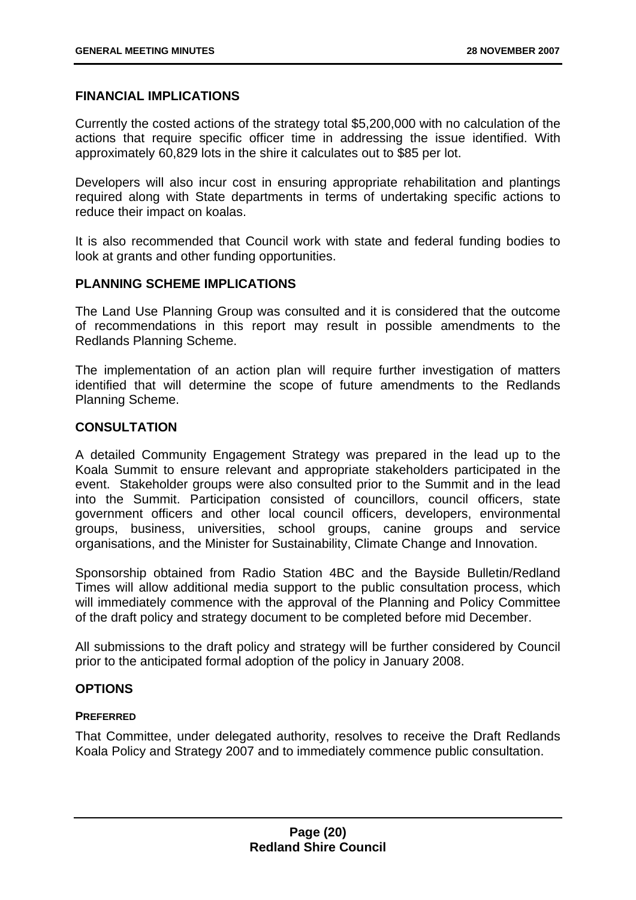## FINANCIAL IMPLICATIONS

Currently the costed actions of the strategy total $5,200,000 with no calculation of the actions that require specific officer time in addressing the issue identified. With approximately 60,829 lots in the shire it calculates out to $85 per lot.

Developers will also incur cost in ensuring appropriate rehabilitation and plantings required along with State departments in terms of undertaking specific actions to reduce their impact on koalas.

It is also recommended that Council work with state and federal funding bodies to look at grants and other funding opportunities.

## PLANNING SCHEME IMPLICATIONS

The Land Use Planning Group was consulted and it is considered that the outcome of recommendations in this report may result in possible amendments to the Redlands Planning Scheme.

The implementation of an action plan will require further investigation of matters identified that will determine the scope of future amendments to the Redlands Planning Scheme.

## CONSULTATION

A detailed Community Engagement Strategy was prepared in the lead up to the Koala Summit to ensure relevant and appropriate stakeholders participated in the event. Stakeholder groups were also consulted prior to the Summit and in the lead into the Summit. Participation consisted of councillors, council officers, state government officers and other local council officers, developers, environmental groups, business, universities, school groups, canine groups and service organisations, and the Minister for Sustainability, Climate Change and Innovation.

Sponsorship obtained from Radio Station 4BC and the Bayside Bulletin/Redland Times will allow additional media support to the public consultation process, which will immediately commence with the approval of the Planning and Policy Committee of the draft policy and strategy document to be completed before mid December.

All submissions to the draft policy and strategy will be further considered by Council prior to the anticipated formal adoption of the policy in January 2008.

## OPTIONS

#### PREFERRED

That Committee, under delegated authority, resolves to receive the Draft Redlands Koala Policy and Strategy 2007 and to immediately commence public consultation.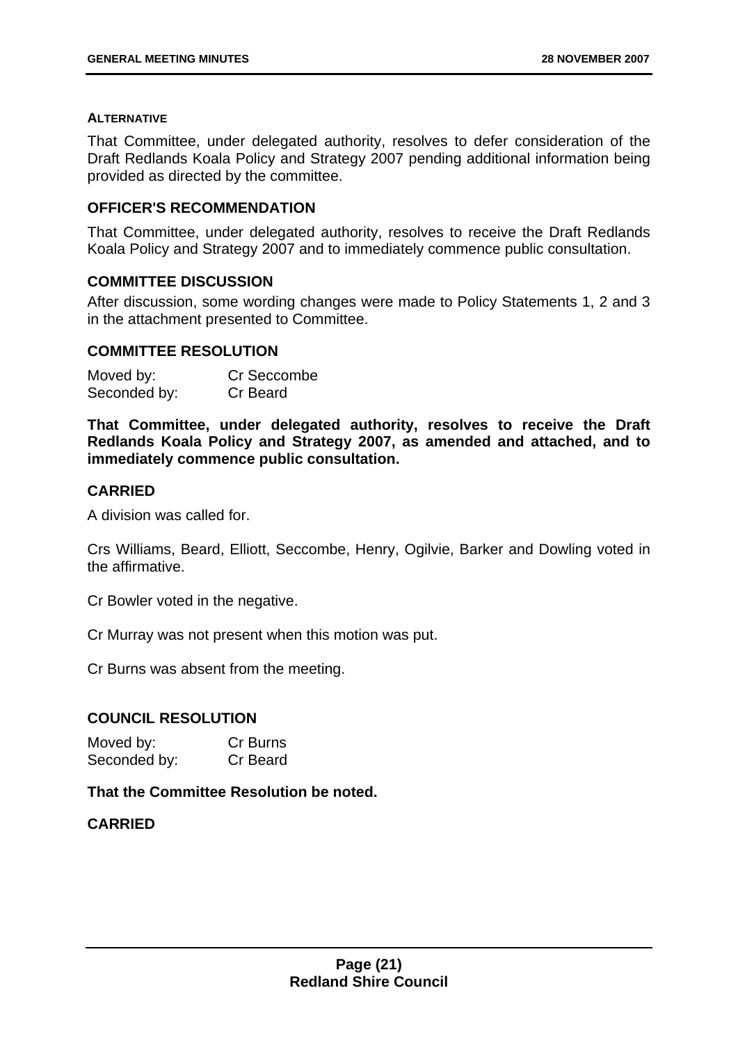#### ALTERNATIVE

That Committee, under delegated authority, resolves to defer consideration of the Draft Redlands Koala Policy and Strategy 2007 pending additional information being provided as directed by the committee.

### OFFICER'S RECOMMENDATION

That Committee, under delegated authority, resolves to receive the Draft Redlands Koala Policy and Strategy 2007 and to immediately commence public consultation.

### COMMITTEE DISCUSSION

After discussion, some wording changes were made to Policy Statements 1, 2 and 3 in the attachment presented to Committee.

### COMMITTEE RESOLUTION

Moved by: Cr Seccombe
Seconded by: Cr Beard

**That Committee, under delegated authority, resolves to receive the Draft Redlands Koala Policy and Strategy 2007, as amended and attached, and to immediately commence public consultation.**

### CARRIED

A division was called for.

Crs Williams, Beard, Elliott, Seccombe, Henry, Ogilvie, Barker and Dowling voted in the affirmative.

Cr Bowler voted in the negative.

Cr Murray was not present when this motion was put.

Cr Burns was absent from the meeting.

### COUNCIL RESOLUTION

Moved by: Cr Burns
Seconded by: Cr Beard

**That the Committee Resolution be noted.**

### CARRIED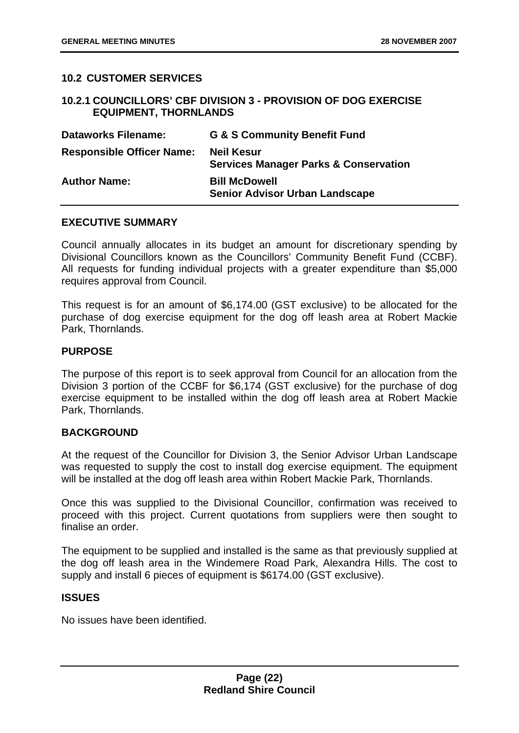## 10.2 CUSTOMER SERVICES

### 10.2.1 COUNCILLORS' CBF DIVISION 3 - PROVISION OF DOG EXERCISE EQUIPMENT, THORNLANDS

| | |
|---|---|
| **Dataworks Filename:** | **G & S Community Benefit Fund** |
| **Responsible Officer Name:** | **Neil Kesur**<br>**Services Manager Parks & Conservation** |
| **Author Name:** | **Bill McDowell**<br>**Senior Advisor Urban Landscape** |

**EXECUTIVE SUMMARY**

Council annually allocates in its budget an amount for discretionary spending by Divisional Councillors known as the Councillors' Community Benefit Fund (CCBF). All requests for funding individual projects with a greater expenditure than $5,000 requires approval from Council.

This request is for an amount of $6,174.00 (GST exclusive) to be allocated for the purchase of dog exercise equipment for the dog off leash area at Robert Mackie Park, Thornlands.

**PURPOSE**

The purpose of this report is to seek approval from Council for an allocation from the Division 3 portion of the CCBF for $6,174 (GST exclusive) for the purchase of dog exercise equipment to be installed within the dog off leash area at Robert Mackie Park, Thornlands.

**BACKGROUND**

At the request of the Councillor for Division 3, the Senior Advisor Urban Landscape was requested to supply the cost to install dog exercise equipment. The equipment will be installed at the dog off leash area within Robert Mackie Park, Thornlands.

Once this was supplied to the Divisional Councillor, confirmation was received to proceed with this project. Current quotations from suppliers were then sought to finalise an order.

The equipment to be supplied and installed is the same as that previously supplied at the dog off leash area in the Windemere Road Park, Alexandra Hills. The cost to supply and install 6 pieces of equipment is $6174.00 (GST exclusive).

**ISSUES**

No issues have been identified.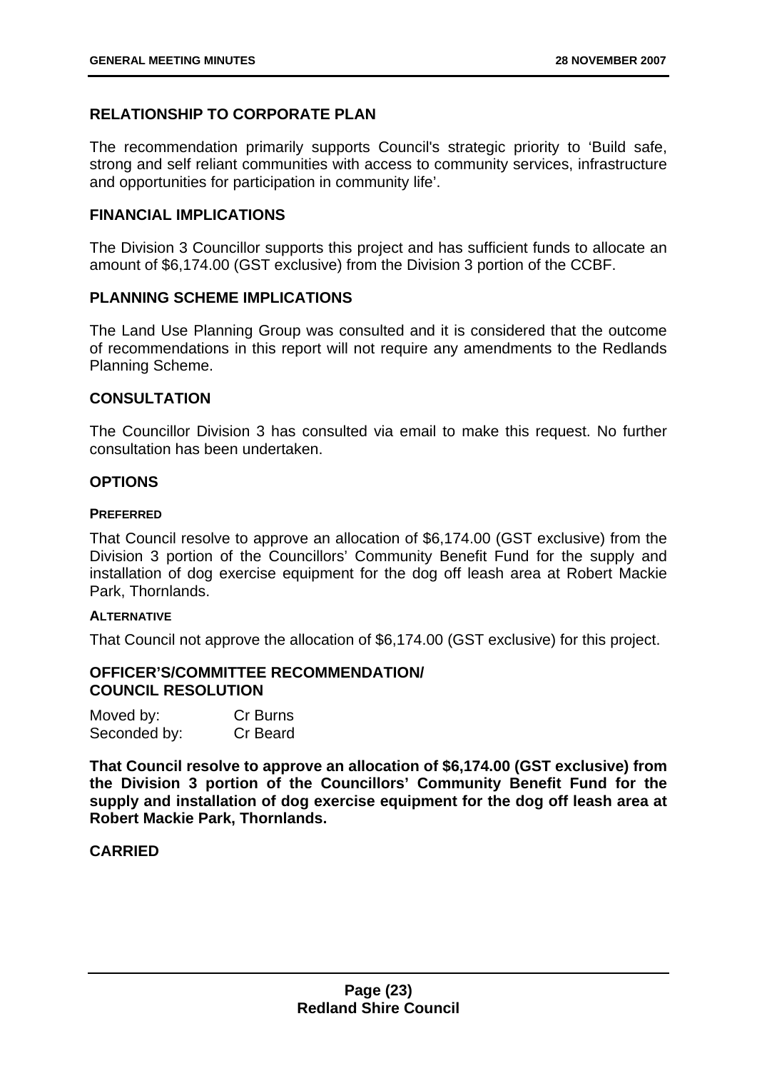## RELATIONSHIP TO CORPORATE PLAN

The recommendation primarily supports Council's strategic priority to 'Build safe, strong and self reliant communities with access to community services, infrastructure and opportunities for participation in community life'.

## FINANCIAL IMPLICATIONS

The Division 3 Councillor supports this project and has sufficient funds to allocate an amount of $6,174.00 (GST exclusive) from the Division 3 portion of the CCBF.

## PLANNING SCHEME IMPLICATIONS

The Land Use Planning Group was consulted and it is considered that the outcome of recommendations in this report will not require any amendments to the Redlands Planning Scheme.

## CONSULTATION

The Councillor Division 3 has consulted via email to make this request. No further consultation has been undertaken.

## OPTIONS

### PREFERRED

That Council resolve to approve an allocation of $6,174.00 (GST exclusive) from the Division 3 portion of the Councillors' Community Benefit Fund for the supply and installation of dog exercise equipment for the dog off leash area at Robert Mackie Park, Thornlands.

### ALTERNATIVE

That Council not approve the allocation of $6,174.00 (GST exclusive) for this project.

## OFFICER'S/COMMITTEE RECOMMENDATION/ COUNCIL RESOLUTION

Moved by: Cr Burns
Seconded by: Cr Beard

**That Council resolve to approve an allocation of $6,174.00 (GST exclusive) from the Division 3 portion of the Councillors' Community Benefit Fund for the supply and installation of dog exercise equipment for the dog off leash area at Robert Mackie Park, Thornlands.**

**CARRIED**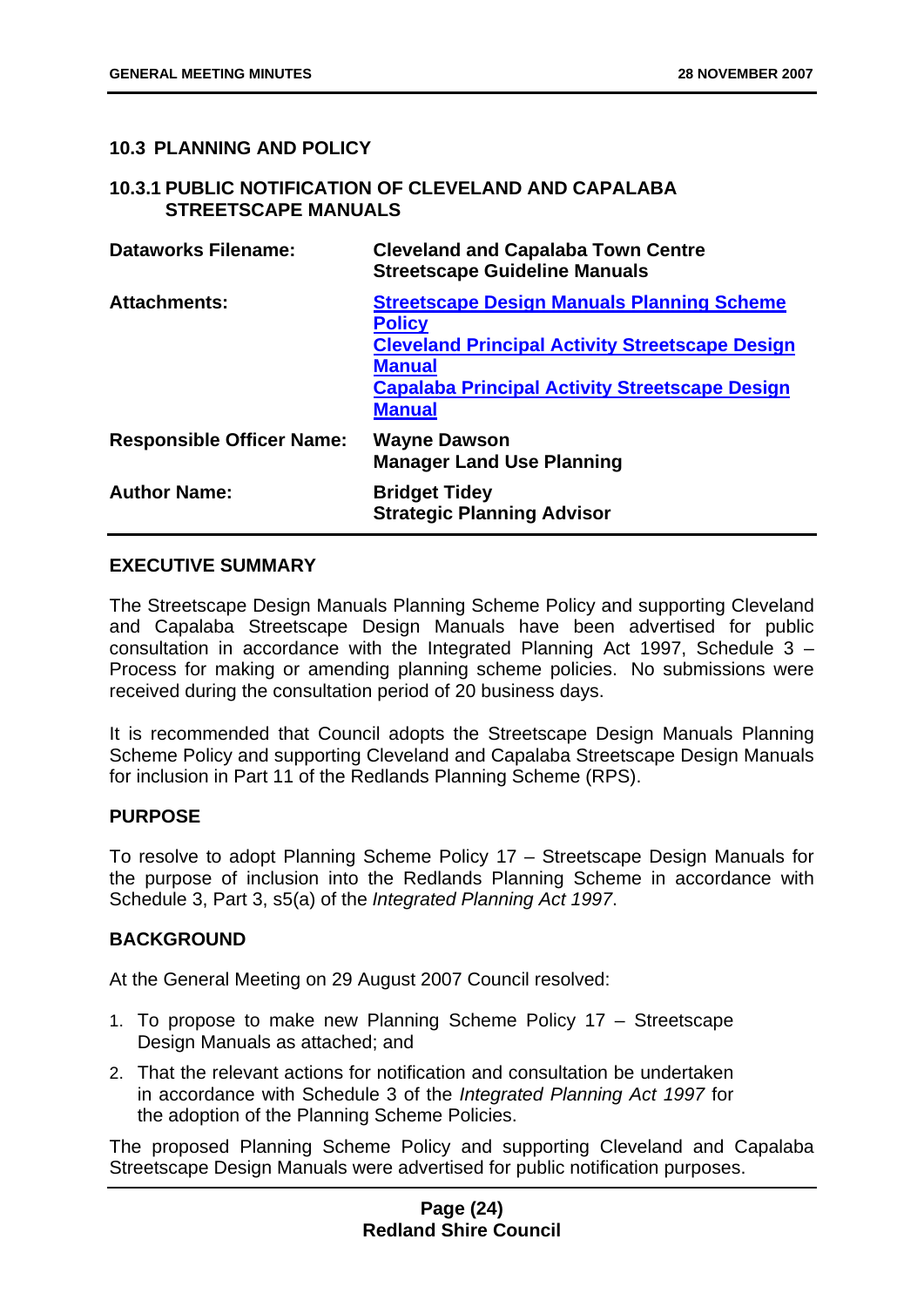## 10.3 PLANNING AND POLICY

### 10.3.1 PUBLIC NOTIFICATION OF CLEVELAND AND CAPALABA STREETSCAPE MANUALS

| | |
|---|---|
| **Dataworks Filename:** | **Cleveland and Capalaba Town Centre Streetscape Guideline Manuals** |
| **Attachments:** | **Streetscape Design Manuals Planning Scheme Policy**<br>**Cleveland Principal Activity Streetscape Design Manual**<br>**Capalaba Principal Activity Streetscape Design Manual** |
| **Responsible Officer Name:** | **Wayne Dawson**<br>**Manager Land Use Planning** |
| **Author Name:** | **Bridget Tidey**<br>**Strategic Planning Advisor** |

**EXECUTIVE SUMMARY**

The Streetscape Design Manuals Planning Scheme Policy and supporting Cleveland and Capalaba Streetscape Design Manuals have been advertised for public consultation in accordance with the Integrated Planning Act 1997, Schedule 3 – Process for making or amending planning scheme policies. No submissions were received during the consultation period of 20 business days.

It is recommended that Council adopts the Streetscape Design Manuals Planning Scheme Policy and supporting Cleveland and Capalaba Streetscape Design Manuals for inclusion in Part 11 of the Redlands Planning Scheme (RPS).

**PURPOSE**

To resolve to adopt Planning Scheme Policy 17 – Streetscape Design Manuals for the purpose of inclusion into the Redlands Planning Scheme in accordance with Schedule 3, Part 3, s5(a) of the *Integrated Planning Act 1997*.

**BACKGROUND**

At the General Meeting on 29 August 2007 Council resolved:

1. To propose to make new Planning Scheme Policy 17 – Streetscape Design Manuals as attached; and
2. That the relevant actions for notification and consultation be undertaken in accordance with Schedule 3 of the *Integrated Planning Act 1997* for the adoption of the Planning Scheme Policies.

The proposed Planning Scheme Policy and supporting Cleveland and Capalaba Streetscape Design Manuals were advertised for public notification purposes.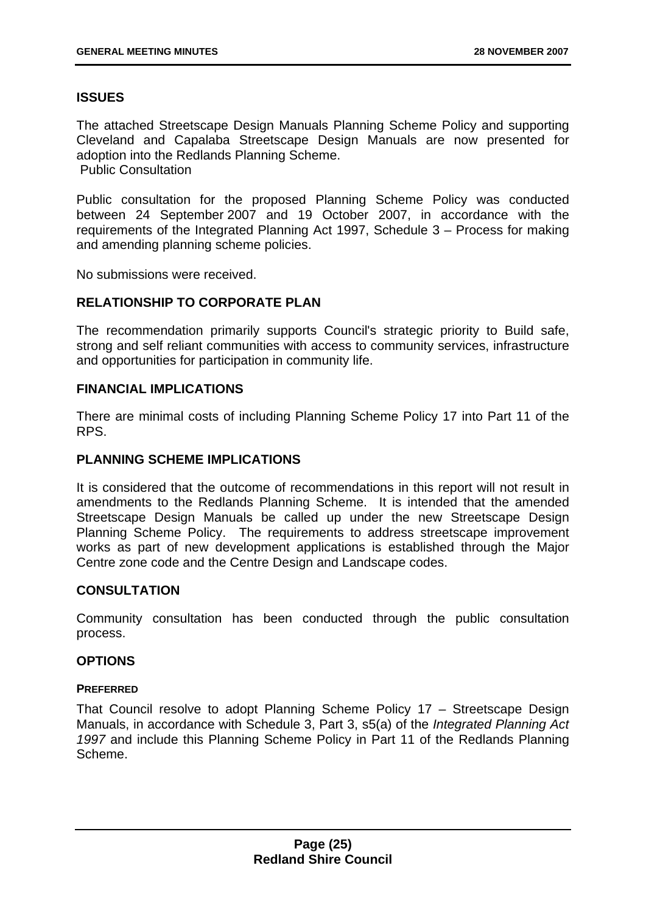## ISSUES

The attached Streetscape Design Manuals Planning Scheme Policy and supporting Cleveland and Capalaba Streetscape Design Manuals are now presented for adoption into the Redlands Planning Scheme.
Public Consultation

Public consultation for the proposed Planning Scheme Policy was conducted between 24 September 2007 and 19 October 2007, in accordance with the requirements of the Integrated Planning Act 1997, Schedule 3 – Process for making and amending planning scheme policies.

No submissions were received.

## RELATIONSHIP TO CORPORATE PLAN

The recommendation primarily supports Council's strategic priority to Build safe, strong and self reliant communities with access to community services, infrastructure and opportunities for participation in community life.

## FINANCIAL IMPLICATIONS

There are minimal costs of including Planning Scheme Policy 17 into Part 11 of the RPS.

## PLANNING SCHEME IMPLICATIONS

It is considered that the outcome of recommendations in this report will not result in amendments to the Redlands Planning Scheme. It is intended that the amended Streetscape Design Manuals be called up under the new Streetscape Design Planning Scheme Policy. The requirements to address streetscape improvement works as part of new development applications is established through the Major Centre zone code and the Centre Design and Landscape codes.

## CONSULTATION

Community consultation has been conducted through the public consultation process.

## OPTIONS

### PREFERRED

That Council resolve to adopt Planning Scheme Policy 17 – Streetscape Design Manuals, in accordance with Schedule 3, Part 3, s5(a) of the *Integrated Planning Act 1997* and include this Planning Scheme Policy in Part 11 of the Redlands Planning Scheme.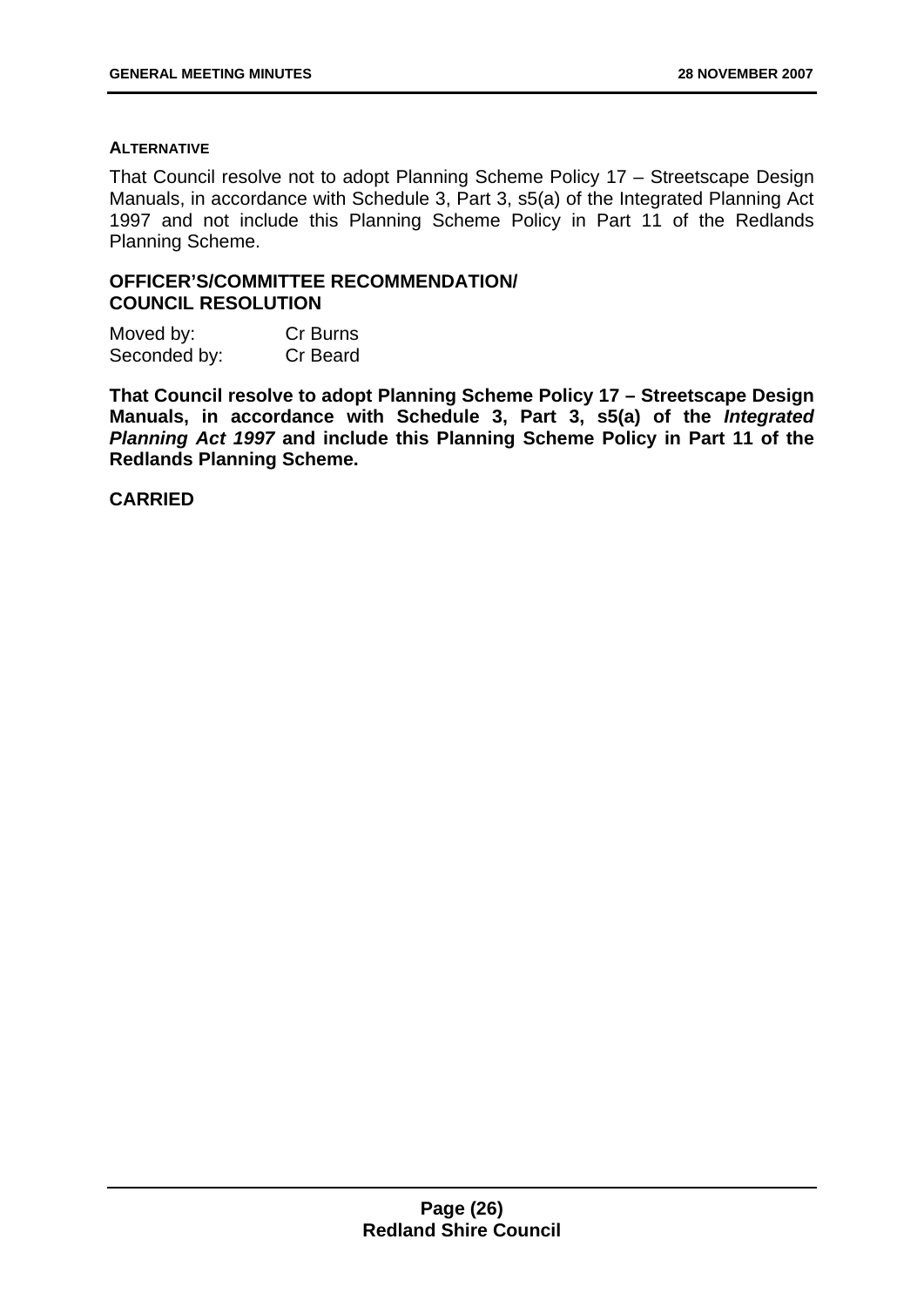**ALTERNATIVE**

That Council resolve not to adopt Planning Scheme Policy 17 – Streetscape Design Manuals, in accordance with Schedule 3, Part 3, s5(a) of the Integrated Planning Act 1997 and not include this Planning Scheme Policy in Part 11 of the Redlands Planning Scheme.

**OFFICER'S/COMMITTEE RECOMMENDATION/ COUNCIL RESOLUTION**

Moved by: Cr Burns
Seconded by: Cr Beard

**That Council resolve to adopt Planning Scheme Policy 17 – Streetscape Design Manuals, in accordance with Schedule 3, Part 3, s5(a) of the *Integrated Planning Act 1997* and include this Planning Scheme Policy in Part 11 of the Redlands Planning Scheme.**

**CARRIED**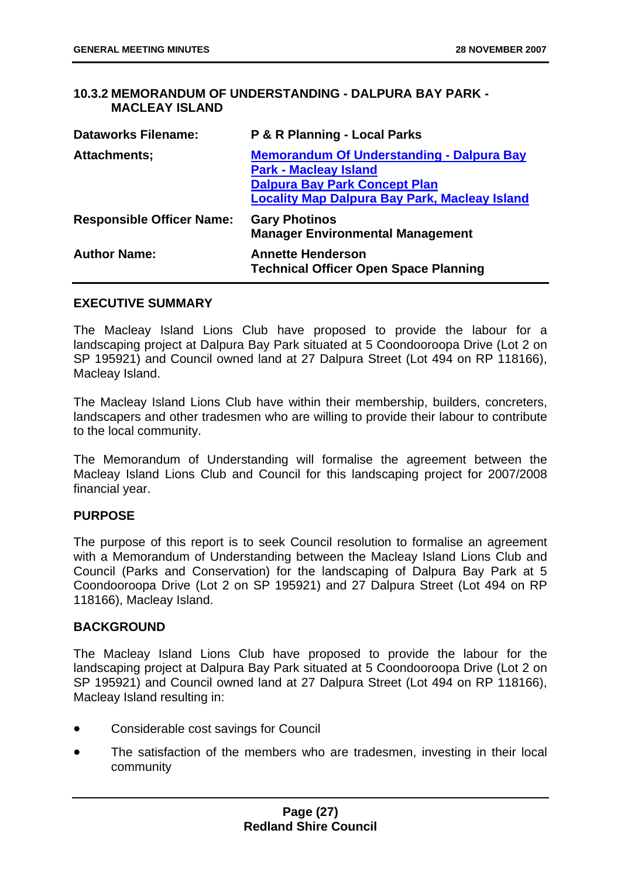### 10.3.2 MEMORANDUM OF UNDERSTANDING - DALPURA BAY PARK - MACLEAY ISLAND

| | |
|---|---|
| **Dataworks Filename:** | **P & R Planning - Local Parks** |
| **Attachments;** | **Memorandum Of Understanding - Dalpura Bay Park - Macleay Island**<br>**Dalpura Bay Park Concept Plan**<br>**Locality Map Dalpura Bay Park, Macleay Island** |
| **Responsible Officer Name:** | **Gary Photinos**<br>**Manager Environmental Management** |
| **Author Name:** | **Annette Henderson**<br>**Technical Officer Open Space Planning** |

#### EXECUTIVE SUMMARY

The Macleay Island Lions Club have proposed to provide the labour for a landscaping project at Dalpura Bay Park situated at 5 Coondooroopa Drive (Lot 2 on SP 195921) and Council owned land at 27 Dalpura Street (Lot 494 on RP 118166), Macleay Island.

The Macleay Island Lions Club have within their membership, builders, concreters, landscapers and other tradesmen who are willing to provide their labour to contribute to the local community.

The Memorandum of Understanding will formalise the agreement between the Macleay Island Lions Club and Council for this landscaping project for 2007/2008 financial year.

#### PURPOSE

The purpose of this report is to seek Council resolution to formalise an agreement with a Memorandum of Understanding between the Macleay Island Lions Club and Council (Parks and Conservation) for the landscaping of Dalpura Bay Park at 5 Coondooroopa Drive (Lot 2 on SP 195921) and 27 Dalpura Street (Lot 494 on RP 118166), Macleay Island.

#### BACKGROUND

The Macleay Island Lions Club have proposed to provide the labour for the landscaping project at Dalpura Bay Park situated at 5 Coondooroopa Drive (Lot 2 on SP 195921) and Council owned land at 27 Dalpura Street (Lot 494 on RP 118166), Macleay Island resulting in:

- Considerable cost savings for Council
- The satisfaction of the members who are tradesmen, investing in their local community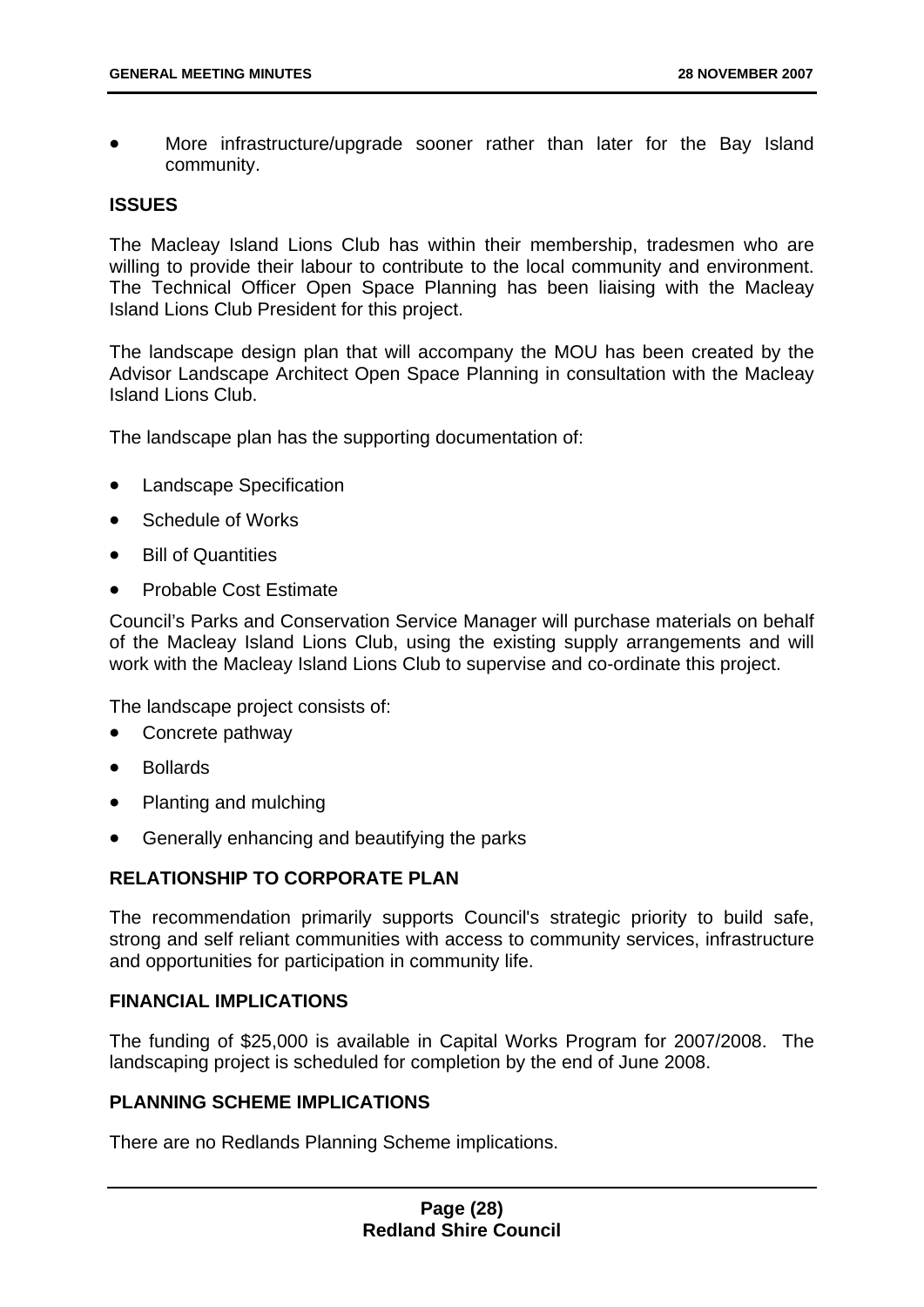- More infrastructure/upgrade sooner rather than later for the Bay Island community.

**ISSUES**

The Macleay Island Lions Club has within their membership, tradesmen who are willing to provide their labour to contribute to the local community and environment. The Technical Officer Open Space Planning has been liaising with the Macleay Island Lions Club President for this project.

The landscape design plan that will accompany the MOU has been created by the Advisor Landscape Architect Open Space Planning in consultation with the Macleay Island Lions Club.

The landscape plan has the supporting documentation of:

- Landscape Specification
- Schedule of Works
- Bill of Quantities
- Probable Cost Estimate

Council's Parks and Conservation Service Manager will purchase materials on behalf of the Macleay Island Lions Club, using the existing supply arrangements and will work with the Macleay Island Lions Club to supervise and co-ordinate this project.

The landscape project consists of:

- Concrete pathway
- Bollards
- Planting and mulching
- Generally enhancing and beautifying the parks

**RELATIONSHIP TO CORPORATE PLAN**

The recommendation primarily supports Council's strategic priority to build safe, strong and self reliant communities with access to community services, infrastructure and opportunities for participation in community life.

**FINANCIAL IMPLICATIONS**

The funding of $25,000 is available in Capital Works Program for 2007/2008. The landscaping project is scheduled for completion by the end of June 2008.

**PLANNING SCHEME IMPLICATIONS**

There are no Redlands Planning Scheme implications.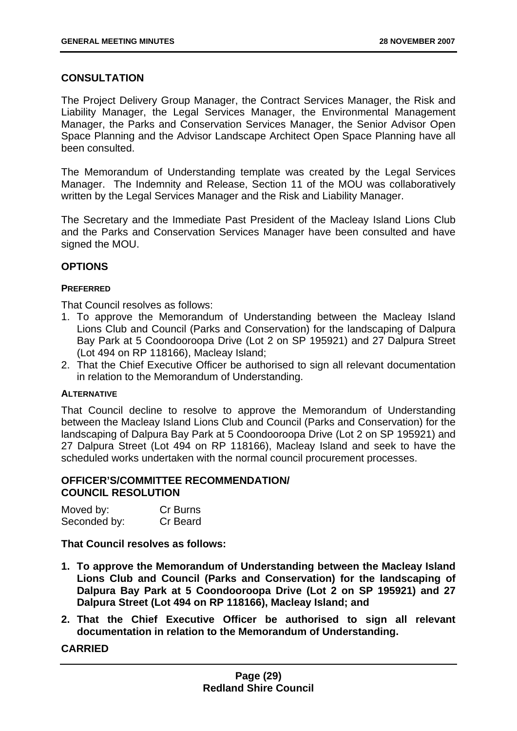## CONSULTATION

The Project Delivery Group Manager, the Contract Services Manager, the Risk and Liability Manager, the Legal Services Manager, the Environmental Management Manager, the Parks and Conservation Services Manager, the Senior Advisor Open Space Planning and the Advisor Landscape Architect Open Space Planning have all been consulted.

The Memorandum of Understanding template was created by the Legal Services Manager. The Indemnity and Release, Section 11 of the MOU was collaboratively written by the Legal Services Manager and the Risk and Liability Manager.

The Secretary and the Immediate Past President of the Macleay Island Lions Club and the Parks and Conservation Services Manager have been consulted and have signed the MOU.

## OPTIONS

### PREFERRED

That Council resolves as follows:

1. To approve the Memorandum of Understanding between the Macleay Island Lions Club and Council (Parks and Conservation) for the landscaping of Dalpura Bay Park at 5 Coondooroopa Drive (Lot 2 on SP 195921) and 27 Dalpura Street (Lot 494 on RP 118166), Macleay Island;
2. That the Chief Executive Officer be authorised to sign all relevant documentation in relation to the Memorandum of Understanding.

### ALTERNATIVE

That Council decline to resolve to approve the Memorandum of Understanding between the Macleay Island Lions Club and Council (Parks and Conservation) for the landscaping of Dalpura Bay Park at 5 Coondooroopa Drive (Lot 2 on SP 195921) and 27 Dalpura Street (Lot 494 on RP 118166), Macleay Island and seek to have the scheduled works undertaken with the normal council procurement processes.

## OFFICER'S/COMMITTEE RECOMMENDATION/ COUNCIL RESOLUTION

| Moved by: | Cr Burns |
| --- | --- |
| Seconded by: | Cr Beard |

**That Council resolves as follows:**

1. **To approve the Memorandum of Understanding between the Macleay Island Lions Club and Council (Parks and Conservation) for the landscaping of Dalpura Bay Park at 5 Coondooroopa Drive (Lot 2 on SP 195921) and 27 Dalpura Street (Lot 494 on RP 118166), Macleay Island; and**
2. **That the Chief Executive Officer be authorised to sign all relevant documentation in relation to the Memorandum of Understanding.**

**CARRIED**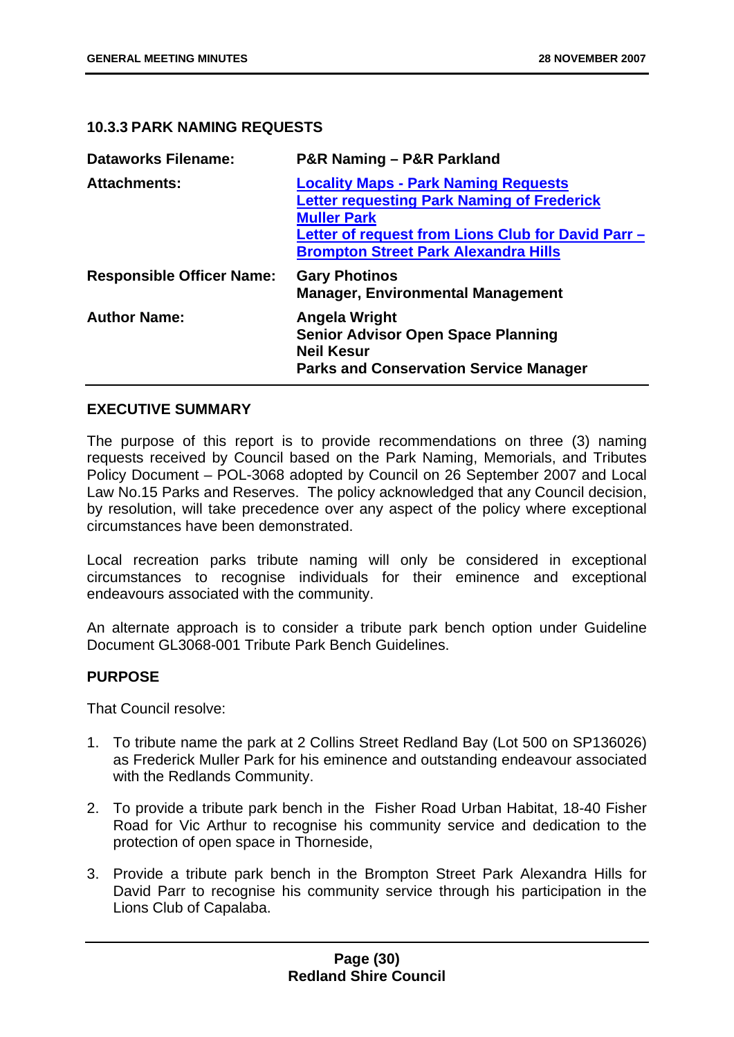### 10.3.3 PARK NAMING REQUESTS

| | |
|---|---|
| **Dataworks Filename:** | **P&R Naming – P&R Parkland** |
| **Attachments:** | **Locality Maps - Park Naming Requests**<br>**Letter requesting Park Naming of Frederick Muller Park**<br>**Letter of request from Lions Club for David Parr – Brompton Street Park Alexandra Hills** |
| **Responsible Officer Name:** | **Gary Photinos**<br>**Manager, Environmental Management** |
| **Author Name:** | **Angela Wright**<br>**Senior Advisor Open Space Planning**<br>**Neil Kesur**<br>**Parks and Conservation Service Manager** |

#### EXECUTIVE SUMMARY

The purpose of this report is to provide recommendations on three (3) naming requests received by Council based on the Park Naming, Memorials, and Tributes Policy Document – POL-3068 adopted by Council on 26 September 2007 and Local Law No.15 Parks and Reserves. The policy acknowledged that any Council decision, by resolution, will take precedence over any aspect of the policy where exceptional circumstances have been demonstrated.

Local recreation parks tribute naming will only be considered in exceptional circumstances to recognise individuals for their eminence and exceptional endeavours associated with the community.

An alternate approach is to consider a tribute park bench option under Guideline Document GL3068-001 Tribute Park Bench Guidelines.

#### PURPOSE

That Council resolve:

1. To tribute name the park at 2 Collins Street Redland Bay (Lot 500 on SP136026) as Frederick Muller Park for his eminence and outstanding endeavour associated with the Redlands Community.
2. To provide a tribute park bench in the Fisher Road Urban Habitat, 18-40 Fisher Road for Vic Arthur to recognise his community service and dedication to the protection of open space in Thorneside,
3. Provide a tribute park bench in the Brompton Street Park Alexandra Hills for David Parr to recognise his community service through his participation in the Lions Club of Capalaba.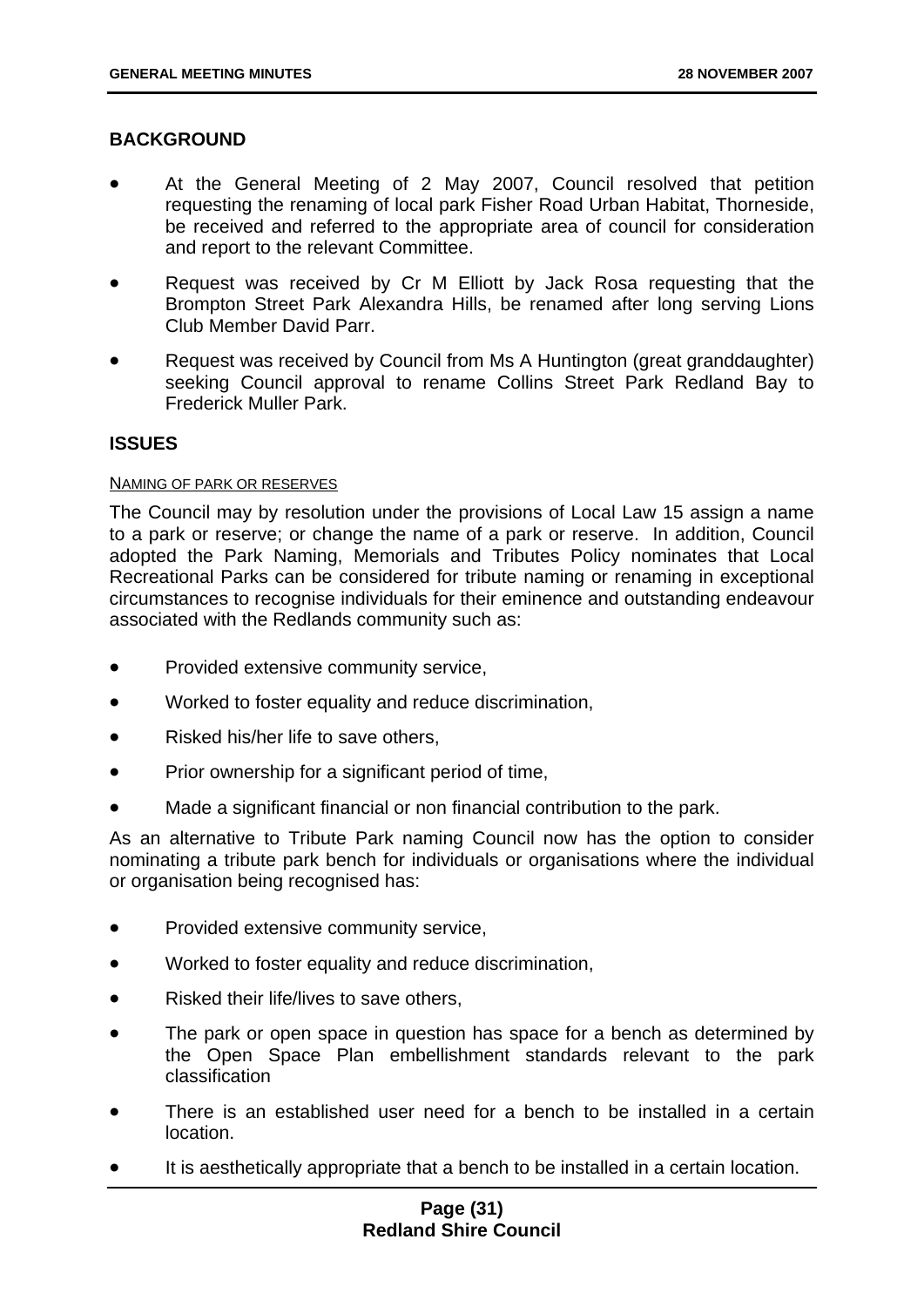## BACKGROUND

- At the General Meeting of 2 May 2007, Council resolved that petition requesting the renaming of local park Fisher Road Urban Habitat, Thorneside, be received and referred to the appropriate area of council for consideration and report to the relevant Committee.
- Request was received by Cr M Elliott by Jack Rosa requesting that the Brompton Street Park Alexandra Hills, be renamed after long serving Lions Club Member David Parr.
- Request was received by Council from Ms A Huntington (great granddaughter) seeking Council approval to rename Collins Street Park Redland Bay to Frederick Muller Park.

## ISSUES

NAMING OF PARK OR RESERVES

The Council may by resolution under the provisions of Local Law 15 assign a name to a park or reserve; or change the name of a park or reserve. In addition, Council adopted the Park Naming, Memorials and Tributes Policy nominates that Local Recreational Parks can be considered for tribute naming or renaming in exceptional circumstances to recognise individuals for their eminence and outstanding endeavour associated with the Redlands community such as:

- Provided extensive community service,
- Worked to foster equality and reduce discrimination,
- Risked his/her life to save others,
- Prior ownership for a significant period of time,
- Made a significant financial or non financial contribution to the park.

As an alternative to Tribute Park naming Council now has the option to consider nominating a tribute park bench for individuals or organisations where the individual or organisation being recognised has:

- Provided extensive community service,
- Worked to foster equality and reduce discrimination,
- Risked their life/lives to save others,
- The park or open space in question has space for a bench as determined by the Open Space Plan embellishment standards relevant to the park classification
- There is an established user need for a bench to be installed in a certain location.
- It is aesthetically appropriate that a bench to be installed in a certain location.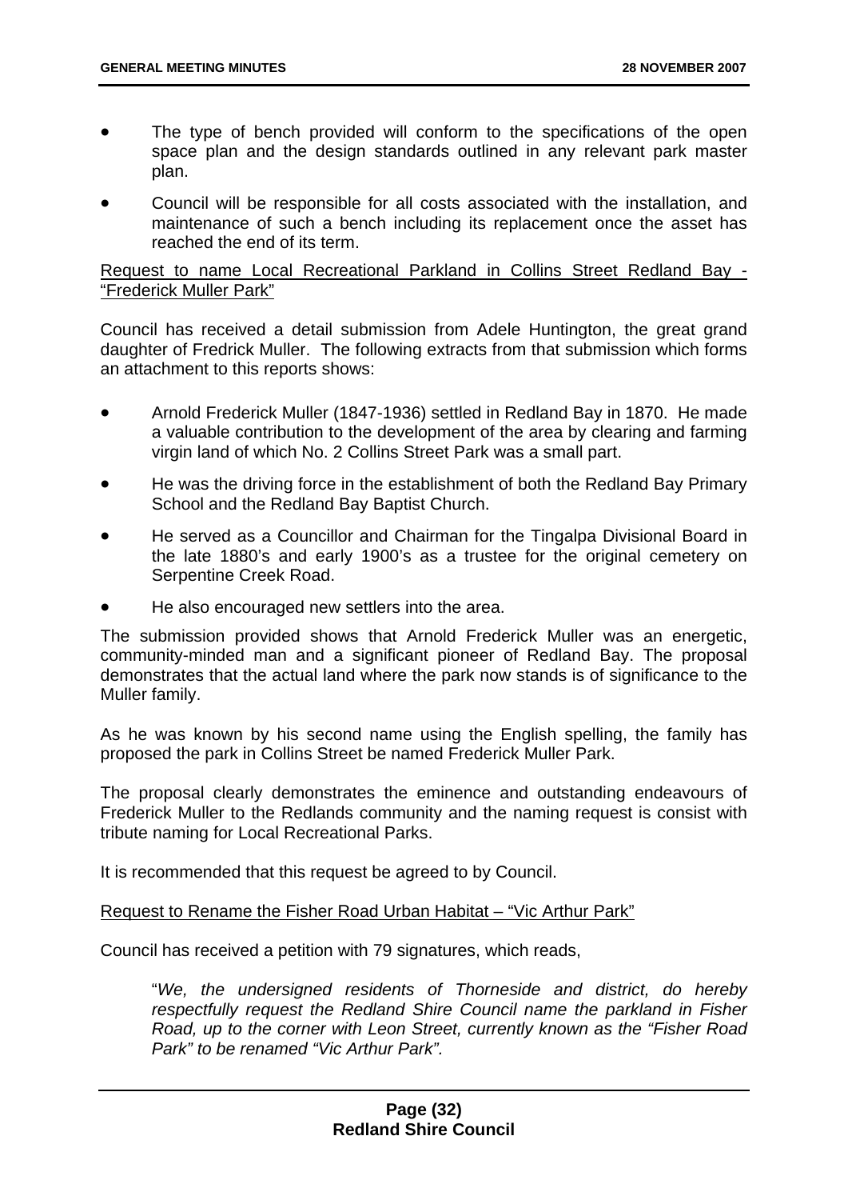- The type of bench provided will conform to the specifications of the open space plan and the design standards outlined in any relevant park master plan.
- Council will be responsible for all costs associated with the installation, and maintenance of such a bench including its replacement once the asset has reached the end of its term.

Request to name Local Recreational Parkland in Collins Street Redland Bay - "Frederick Muller Park"

Council has received a detail submission from Adele Huntington, the great grand daughter of Fredrick Muller. The following extracts from that submission which forms an attachment to this reports shows:

- Arnold Frederick Muller (1847-1936) settled in Redland Bay in 1870. He made a valuable contribution to the development of the area by clearing and farming virgin land of which No. 2 Collins Street Park was a small part.
- He was the driving force in the establishment of both the Redland Bay Primary School and the Redland Bay Baptist Church.
- He served as a Councillor and Chairman for the Tingalpa Divisional Board in the late 1880's and early 1900's as a trustee for the original cemetery on Serpentine Creek Road.
- He also encouraged new settlers into the area.

The submission provided shows that Arnold Frederick Muller was an energetic, community-minded man and a significant pioneer of Redland Bay. The proposal demonstrates that the actual land where the park now stands is of significance to the Muller family.

As he was known by his second name using the English spelling, the family has proposed the park in Collins Street be named Frederick Muller Park.

The proposal clearly demonstrates the eminence and outstanding endeavours of Frederick Muller to the Redlands community and the naming request is consist with tribute naming for Local Recreational Parks.

It is recommended that this request be agreed to by Council.

Request to Rename the Fisher Road Urban Habitat – "Vic Arthur Park"

Council has received a petition with 79 signatures, which reads,

> "*We, the undersigned residents of Thorneside and district, do hereby respectfully request the Redland Shire Council name the parkland in Fisher Road, up to the corner with Leon Street, currently known as the "Fisher Road Park" to be renamed "Vic Arthur Park".*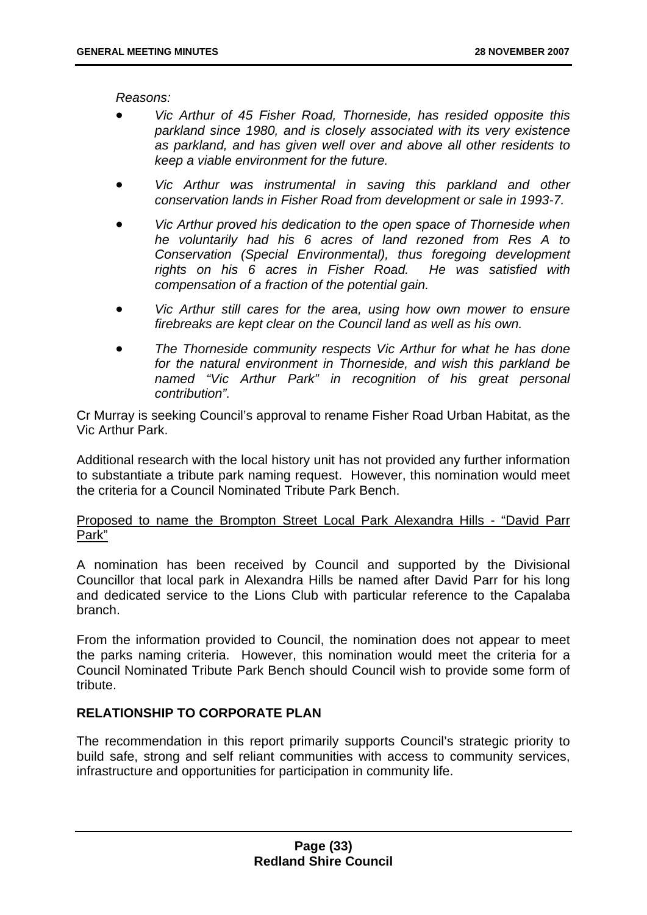*Reasons:*

- *Vic Arthur of 45 Fisher Road, Thorneside, has resided opposite this parkland since 1980, and is closely associated with its very existence as parkland, and has given well over and above all other residents to keep a viable environment for the future.*

- *Vic Arthur was instrumental in saving this parkland and other conservation lands in Fisher Road from development or sale in 1993-7.*

- *Vic Arthur proved his dedication to the open space of Thorneside when he voluntarily had his 6 acres of land rezoned from Res A to Conservation (Special Environmental), thus foregoing development rights on his 6 acres in Fisher Road. He was satisfied with compensation of a fraction of the potential gain.*

- *Vic Arthur still cares for the area, using how own mower to ensure firebreaks are kept clear on the Council land as well as his own.*

- *The Thorneside community respects Vic Arthur for what he has done for the natural environment in Thorneside, and wish this parkland be named "Vic Arthur Park" in recognition of his great personal contribution".*

Cr Murray is seeking Council's approval to rename Fisher Road Urban Habitat, as the Vic Arthur Park.

Additional research with the local history unit has not provided any further information to substantiate a tribute park naming request. However, this nomination would meet the criteria for a Council Nominated Tribute Park Bench.

<u>Proposed to name the Brompton Street Local Park Alexandra Hills - "David Parr Park"</u>

A nomination has been received by Council and supported by the Divisional Councillor that local park in Alexandra Hills be named after David Parr for his long and dedicated service to the Lions Club with particular reference to the Capalaba branch.

From the information provided to Council, the nomination does not appear to meet the parks naming criteria. However, this nomination would meet the criteria for a Council Nominated Tribute Park Bench should Council wish to provide some form of tribute.

**RELATIONSHIP TO CORPORATE PLAN**

The recommendation in this report primarily supports Council's strategic priority to build safe, strong and self reliant communities with access to community services, infrastructure and opportunities for participation in community life.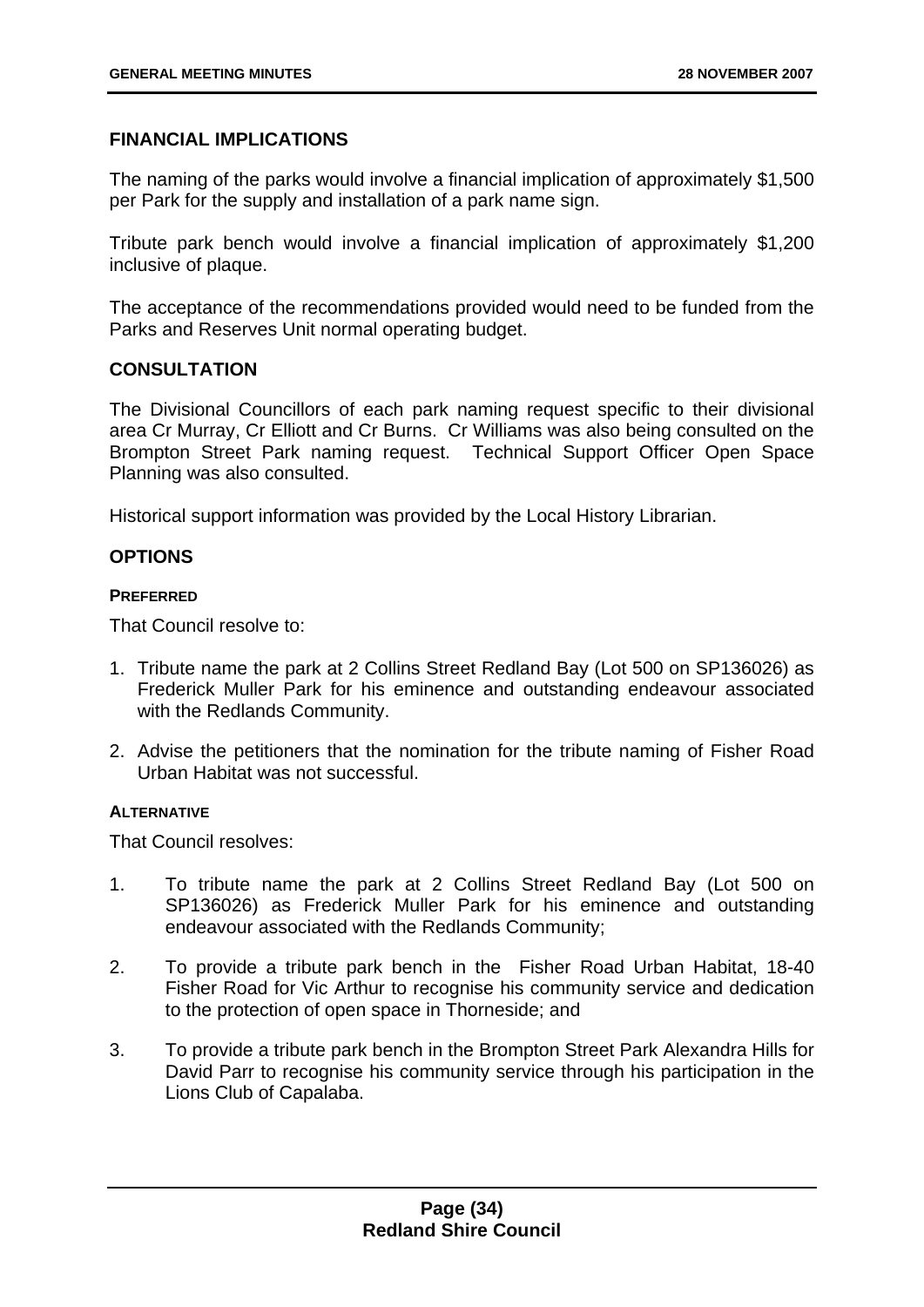## FINANCIAL IMPLICATIONS

The naming of the parks would involve a financial implication of approximately $1,500 per Park for the supply and installation of a park name sign.

Tribute park bench would involve a financial implication of approximately $1,200 inclusive of plaque.

The acceptance of the recommendations provided would need to be funded from the Parks and Reserves Unit normal operating budget.

## CONSULTATION

The Divisional Councillors of each park naming request specific to their divisional area Cr Murray, Cr Elliott and Cr Burns. Cr Williams was also being consulted on the Brompton Street Park naming request. Technical Support Officer Open Space Planning was also consulted.

Historical support information was provided by the Local History Librarian.

## OPTIONS

#### PREFERRED

That Council resolve to:

1. Tribute name the park at 2 Collins Street Redland Bay (Lot 500 on SP136026) as Frederick Muller Park for his eminence and outstanding endeavour associated with the Redlands Community.
2. Advise the petitioners that the nomination for the tribute naming of Fisher Road Urban Habitat was not successful.

#### ALTERNATIVE

That Council resolves:

1. To tribute name the park at 2 Collins Street Redland Bay (Lot 500 on SP136026) as Frederick Muller Park for his eminence and outstanding endeavour associated with the Redlands Community;
2. To provide a tribute park bench in the Fisher Road Urban Habitat, 18-40 Fisher Road for Vic Arthur to recognise his community service and dedication to the protection of open space in Thorneside; and
3. To provide a tribute park bench in the Brompton Street Park Alexandra Hills for David Parr to recognise his community service through his participation in the Lions Club of Capalaba.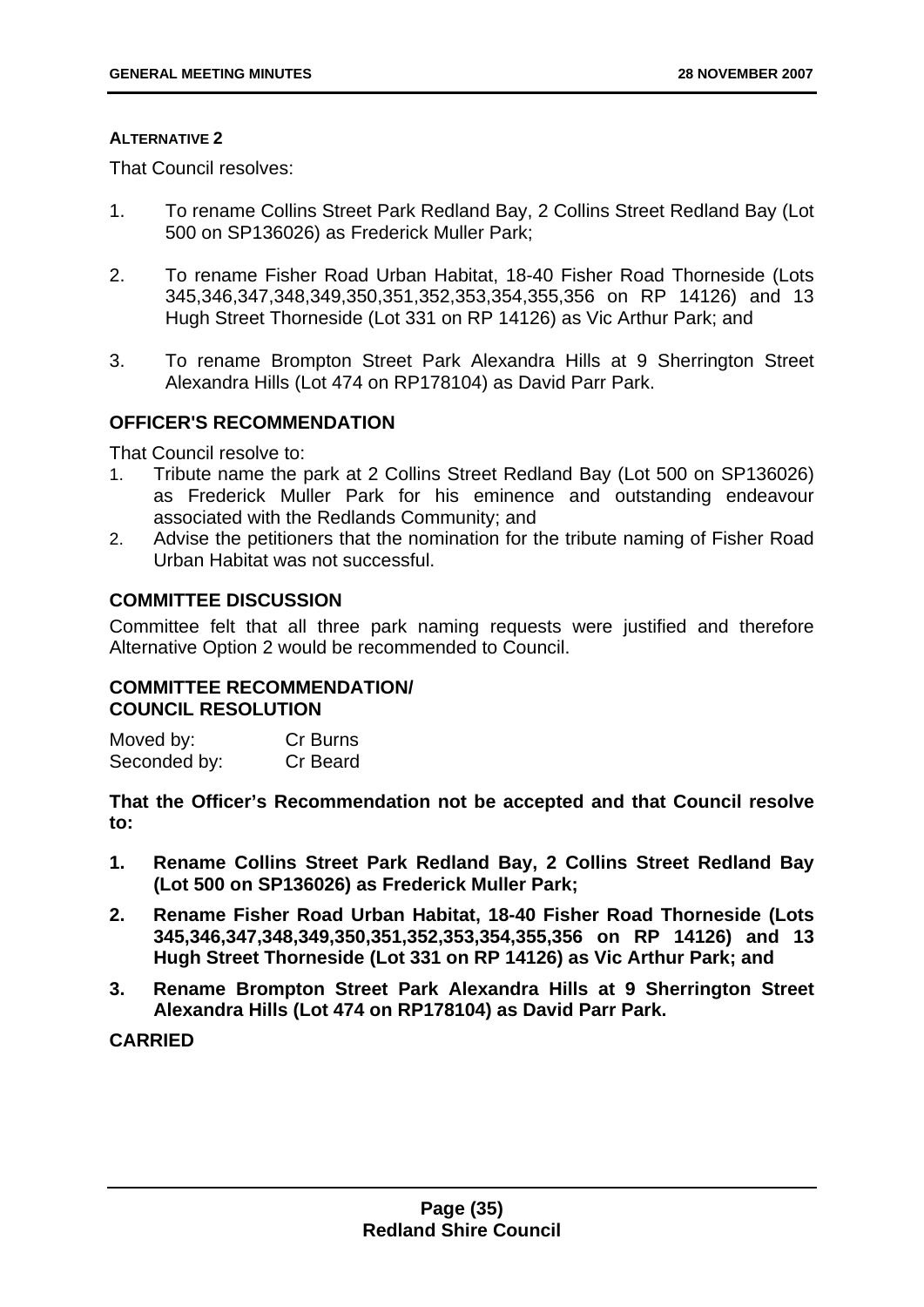**ALTERNATIVE 2**

That Council resolves:

1. To rename Collins Street Park Redland Bay, 2 Collins Street Redland Bay (Lot 500 on SP136026) as Frederick Muller Park;

2. To rename Fisher Road Urban Habitat, 18-40 Fisher Road Thorneside (Lots 345,346,347,348,349,350,351,352,353,354,355,356 on RP 14126) and 13 Hugh Street Thorneside (Lot 331 on RP 14126) as Vic Arthur Park; and

3. To rename Brompton Street Park Alexandra Hills at 9 Sherrington Street Alexandra Hills (Lot 474 on RP178104) as David Parr Park.

## OFFICER'S RECOMMENDATION

That Council resolve to:

1. Tribute name the park at 2 Collins Street Redland Bay (Lot 500 on SP136026) as Frederick Muller Park for his eminence and outstanding endeavour associated with the Redlands Community; and
2. Advise the petitioners that the nomination for the tribute naming of Fisher Road Urban Habitat was not successful.

## COMMITTEE DISCUSSION

Committee felt that all three park naming requests were justified and therefore Alternative Option 2 would be recommended to Council.

## COMMITTEE RECOMMENDATION/ COUNCIL RESOLUTION

| Moved by: | Cr Burns |
|---|---|
| Seconded by: | Cr Beard |

**That the Officer's Recommendation not be accepted and that Council resolve to:**

1. **Rename Collins Street Park Redland Bay, 2 Collins Street Redland Bay (Lot 500 on SP136026) as Frederick Muller Park;**

2. **Rename Fisher Road Urban Habitat, 18-40 Fisher Road Thorneside (Lots 345,346,347,348,349,350,351,352,353,354,355,356 on RP 14126) and 13 Hugh Street Thorneside (Lot 331 on RP 14126) as Vic Arthur Park; and**

3. **Rename Brompton Street Park Alexandra Hills at 9 Sherrington Street Alexandra Hills (Lot 474 on RP178104) as David Parr Park.**

**CARRIED**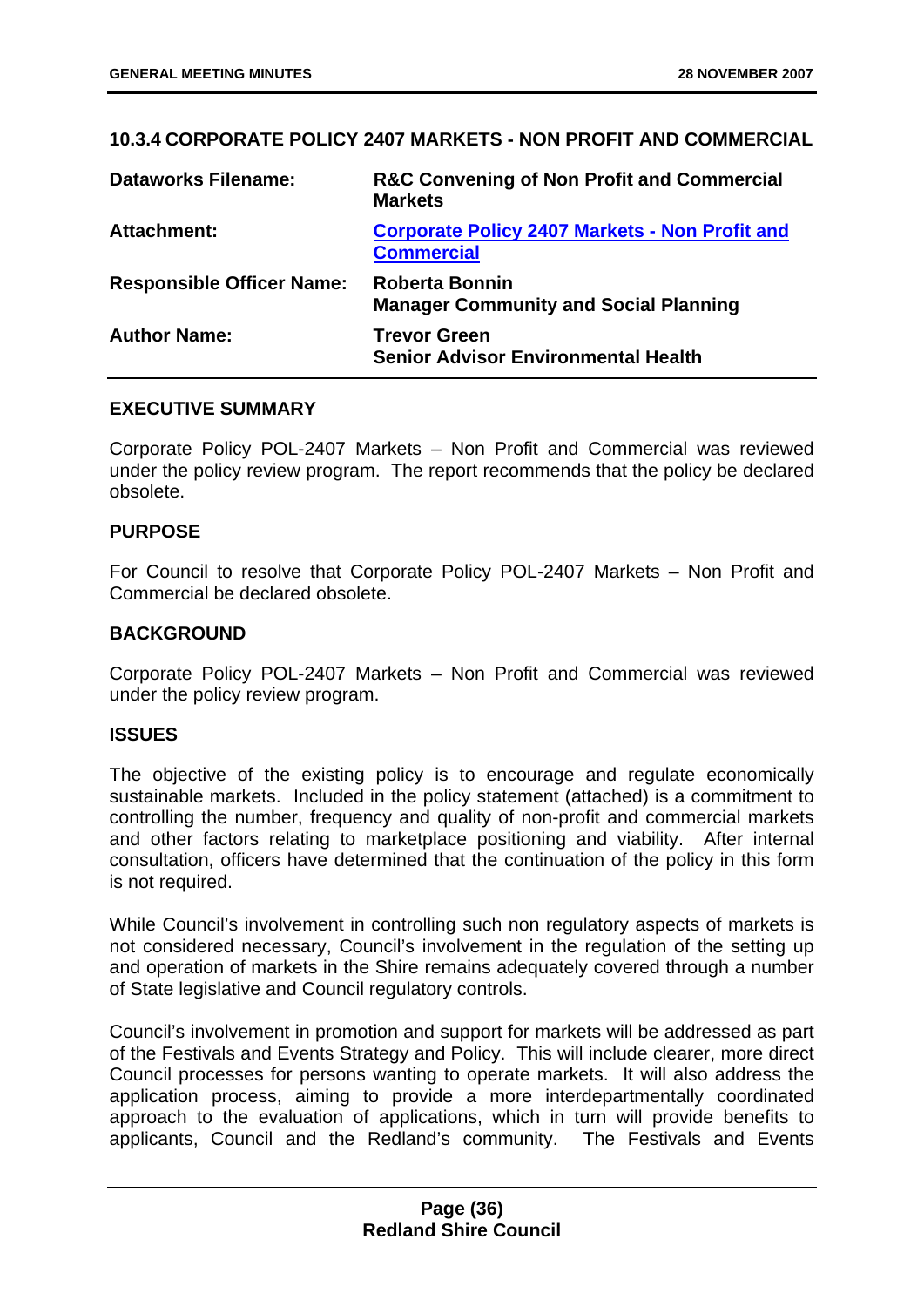## 10.3.4 CORPORATE POLICY 2407 MARKETS - NON PROFIT AND COMMERCIAL

| | |
|---|---|
| **Dataworks Filename:** | **R&C Convening of Non Profit and Commercial Markets** |
| **Attachment:** | **Corporate Policy 2407 Markets - Non Profit and Commercial** |
| **Responsible Officer Name:** | **Roberta Bonnin**<br>**Manager Community and Social Planning** |
| **Author Name:** | **Trevor Green**<br>**Senior Advisor Environmental Health** |

### EXECUTIVE SUMMARY

Corporate Policy POL-2407 Markets – Non Profit and Commercial was reviewed under the policy review program. The report recommends that the policy be declared obsolete.

### PURPOSE

For Council to resolve that Corporate Policy POL-2407 Markets – Non Profit and Commercial be declared obsolete.

### BACKGROUND

Corporate Policy POL-2407 Markets – Non Profit and Commercial was reviewed under the policy review program.

### ISSUES

The objective of the existing policy is to encourage and regulate economically sustainable markets. Included in the policy statement (attached) is a commitment to controlling the number, frequency and quality of non-profit and commercial markets and other factors relating to marketplace positioning and viability. After internal consultation, officers have determined that the continuation of the policy in this form is not required.

While Council's involvement in controlling such non regulatory aspects of markets is not considered necessary, Council's involvement in the regulation of the setting up and operation of markets in the Shire remains adequately covered through a number of State legislative and Council regulatory controls.

Council's involvement in promotion and support for markets will be addressed as part of the Festivals and Events Strategy and Policy. This will include clearer, more direct Council processes for persons wanting to operate markets. It will also address the application process, aiming to provide a more interdepartmentally coordinated approach to the evaluation of applications, which in turn will provide benefits to applicants, Council and the Redland's community. The Festivals and Events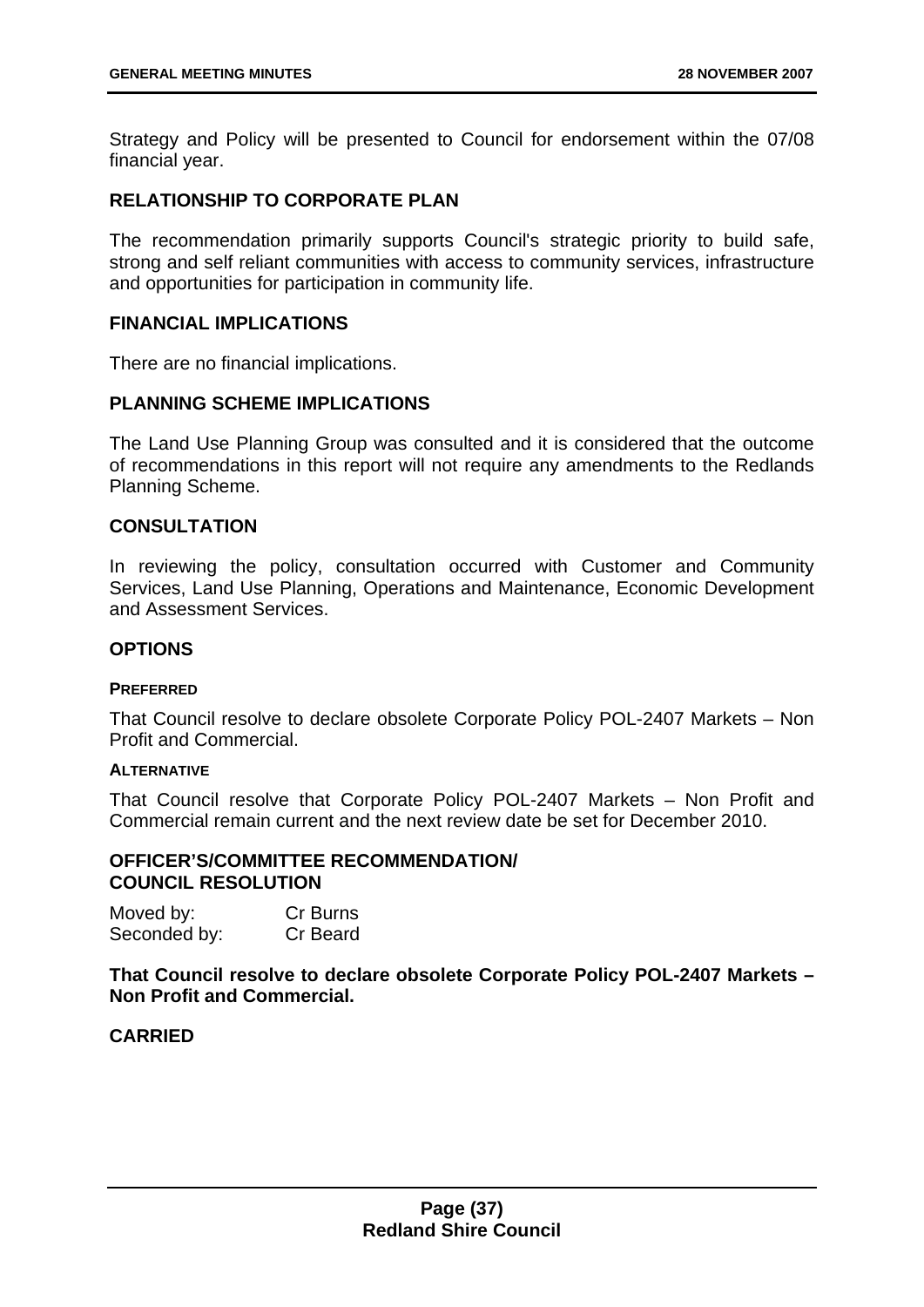Strategy and Policy will be presented to Council for endorsement within the 07/08 financial year.

## RELATIONSHIP TO CORPORATE PLAN

The recommendation primarily supports Council's strategic priority to build safe, strong and self reliant communities with access to community services, infrastructure and opportunities for participation in community life.

## FINANCIAL IMPLICATIONS

There are no financial implications.

## PLANNING SCHEME IMPLICATIONS

The Land Use Planning Group was consulted and it is considered that the outcome of recommendations in this report will not require any amendments to the Redlands Planning Scheme.

## CONSULTATION

In reviewing the policy, consultation occurred with Customer and Community Services, Land Use Planning, Operations and Maintenance, Economic Development and Assessment Services.

## OPTIONS

### PREFERRED

That Council resolve to declare obsolete Corporate Policy POL-2407 Markets – Non Profit and Commercial.

### ALTERNATIVE

That Council resolve that Corporate Policy POL-2407 Markets – Non Profit and Commercial remain current and the next review date be set for December 2010.

## OFFICER'S/COMMITTEE RECOMMENDATION/ COUNCIL RESOLUTION

Moved by: Cr Burns
Seconded by: Cr Beard

**That Council resolve to declare obsolete Corporate Policy POL-2407 Markets – Non Profit and Commercial.**

**CARRIED**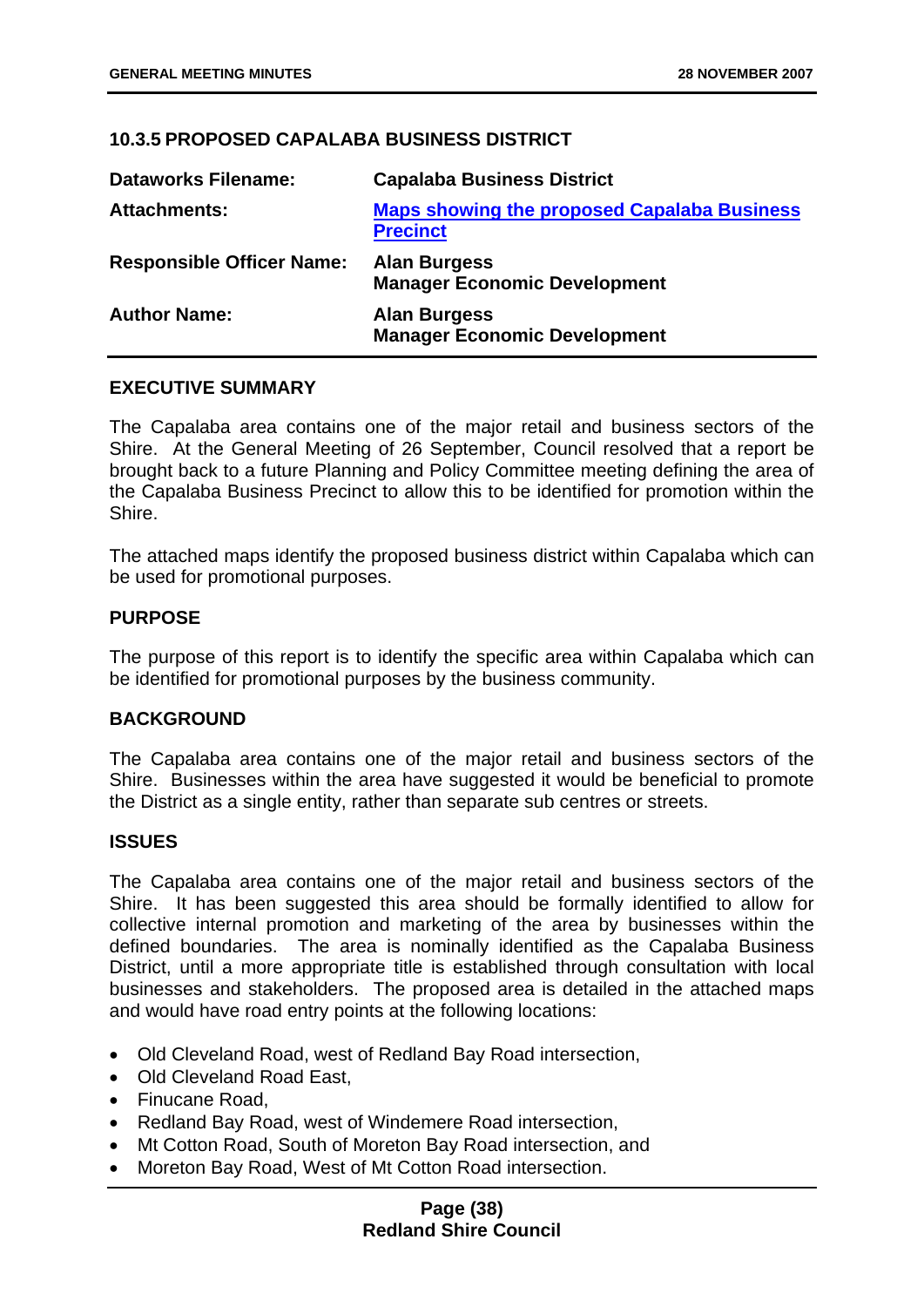### 10.3.5 PROPOSED CAPALABA BUSINESS DISTRICT

| | |
|---|---|
| **Dataworks Filename:** | **Capalaba Business District** |
| **Attachments:** | **Maps showing the proposed Capalaba Business Precinct** |
| **Responsible Officer Name:** | **Alan Burgess**<br>**Manager Economic Development** |
| **Author Name:** | **Alan Burgess**<br>**Manager Economic Development** |

#### EXECUTIVE SUMMARY

The Capalaba area contains one of the major retail and business sectors of the Shire. At the General Meeting of 26 September, Council resolved that a report be brought back to a future Planning and Policy Committee meeting defining the area of the Capalaba Business Precinct to allow this to be identified for promotion within the Shire.

The attached maps identify the proposed business district within Capalaba which can be used for promotional purposes.

#### PURPOSE

The purpose of this report is to identify the specific area within Capalaba which can be identified for promotional purposes by the business community.

#### BACKGROUND

The Capalaba area contains one of the major retail and business sectors of the Shire. Businesses within the area have suggested it would be beneficial to promote the District as a single entity, rather than separate sub centres or streets.

#### ISSUES

The Capalaba area contains one of the major retail and business sectors of the Shire. It has been suggested this area should be formally identified to allow for collective internal promotion and marketing of the area by businesses within the defined boundaries. The area is nominally identified as the Capalaba Business District, until a more appropriate title is established through consultation with local businesses and stakeholders. The proposed area is detailed in the attached maps and would have road entry points at the following locations:

- Old Cleveland Road, west of Redland Bay Road intersection,
- Old Cleveland Road East,
- Finucane Road,
- Redland Bay Road, west of Windemere Road intersection,
- Mt Cotton Road, South of Moreton Bay Road intersection, and
- Moreton Bay Road, West of Mt Cotton Road intersection.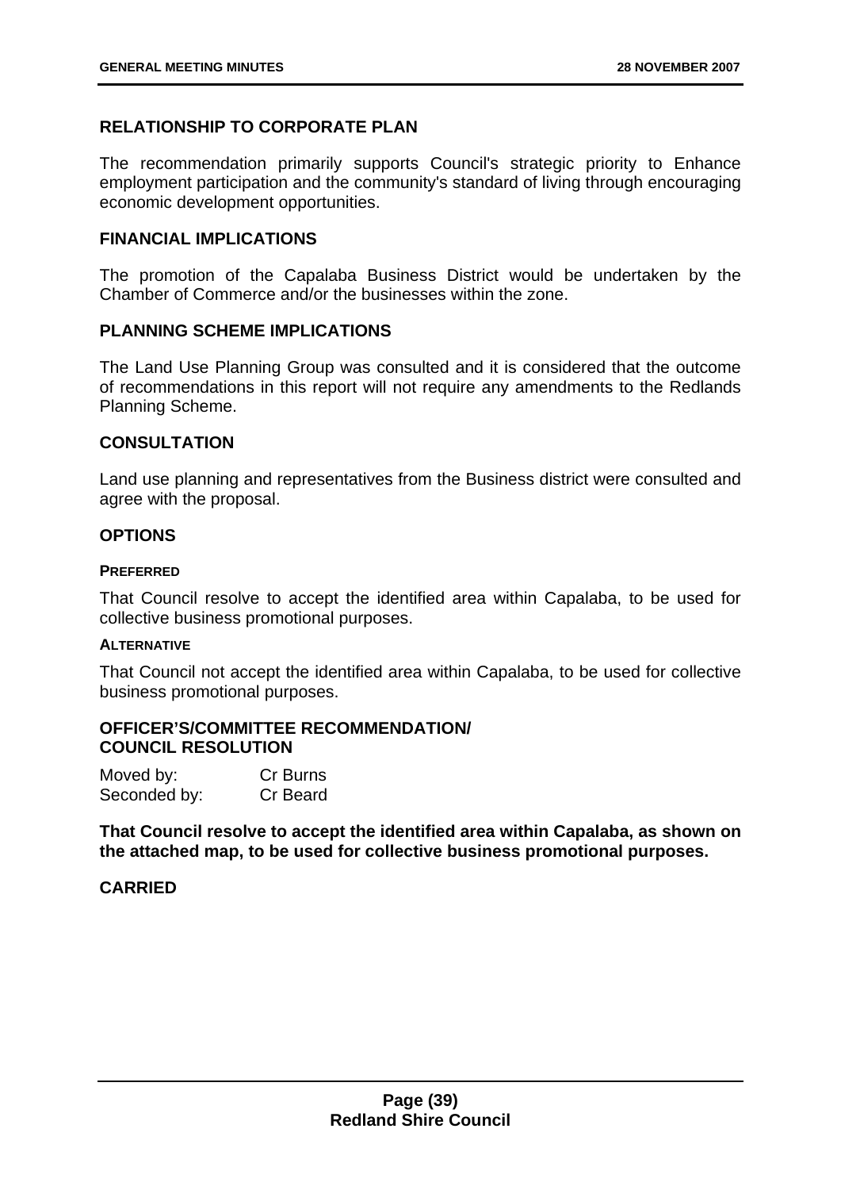## RELATIONSHIP TO CORPORATE PLAN

The recommendation primarily supports Council's strategic priority to Enhance employment participation and the community's standard of living through encouraging economic development opportunities.

## FINANCIAL IMPLICATIONS

The promotion of the Capalaba Business District would be undertaken by the Chamber of Commerce and/or the businesses within the zone.

## PLANNING SCHEME IMPLICATIONS

The Land Use Planning Group was consulted and it is considered that the outcome of recommendations in this report will not require any amendments to the Redlands Planning Scheme.

## CONSULTATION

Land use planning and representatives from the Business district were consulted and agree with the proposal.

## OPTIONS

#### PREFERRED

That Council resolve to accept the identified area within Capalaba, to be used for collective business promotional purposes.

#### ALTERNATIVE

That Council not accept the identified area within Capalaba, to be used for collective business promotional purposes.

## OFFICER'S/COMMITTEE RECOMMENDATION/ COUNCIL RESOLUTION

Moved by: Cr Burns
Seconded by: Cr Beard

**That Council resolve to accept the identified area within Capalaba, as shown on the attached map, to be used for collective business promotional purposes.**

**CARRIED**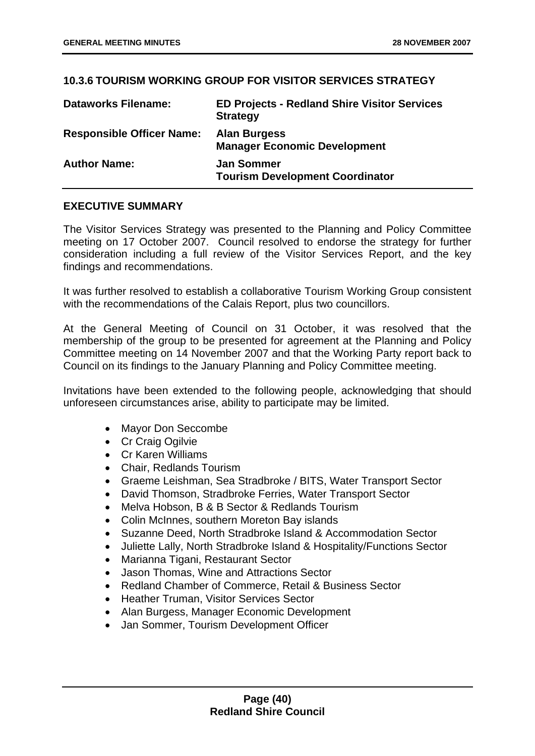### 10.3.6 TOURISM WORKING GROUP FOR VISITOR SERVICES STRATEGY

| | |
|---|---|
| **Dataworks Filename:** | **ED Projects - Redland Shire Visitor Services Strategy** |
| **Responsible Officer Name:** | **Alan Burgess Manager Economic Development** |
| **Author Name:** | **Jan Sommer Tourism Development Coordinator** |

#### EXECUTIVE SUMMARY

The Visitor Services Strategy was presented to the Planning and Policy Committee meeting on 17 October 2007. Council resolved to endorse the strategy for further consideration including a full review of the Visitor Services Report, and the key findings and recommendations.

It was further resolved to establish a collaborative Tourism Working Group consistent with the recommendations of the Calais Report, plus two councillors.

At the General Meeting of Council on 31 October, it was resolved that the membership of the group to be presented for agreement at the Planning and Policy Committee meeting on 14 November 2007 and that the Working Party report back to Council on its findings to the January Planning and Policy Committee meeting.

Invitations have been extended to the following people, acknowledging that should unforeseen circumstances arise, ability to participate may be limited.

- Mayor Don Seccombe
- Cr Craig Ogilvie
- Cr Karen Williams
- Chair, Redlands Tourism
- Graeme Leishman, Sea Stradbroke / BITS, Water Transport Sector
- David Thomson, Stradbroke Ferries, Water Transport Sector
- Melva Hobson, B & B Sector & Redlands Tourism
- Colin McInnes, southern Moreton Bay islands
- Suzanne Deed, North Stradbroke Island & Accommodation Sector
- Juliette Lally, North Stradbroke Island & Hospitality/Functions Sector
- Marianna Tigani, Restaurant Sector
- Jason Thomas, Wine and Attractions Sector
- Redland Chamber of Commerce, Retail & Business Sector
- Heather Truman, Visitor Services Sector
- Alan Burgess, Manager Economic Development
- Jan Sommer, Tourism Development Officer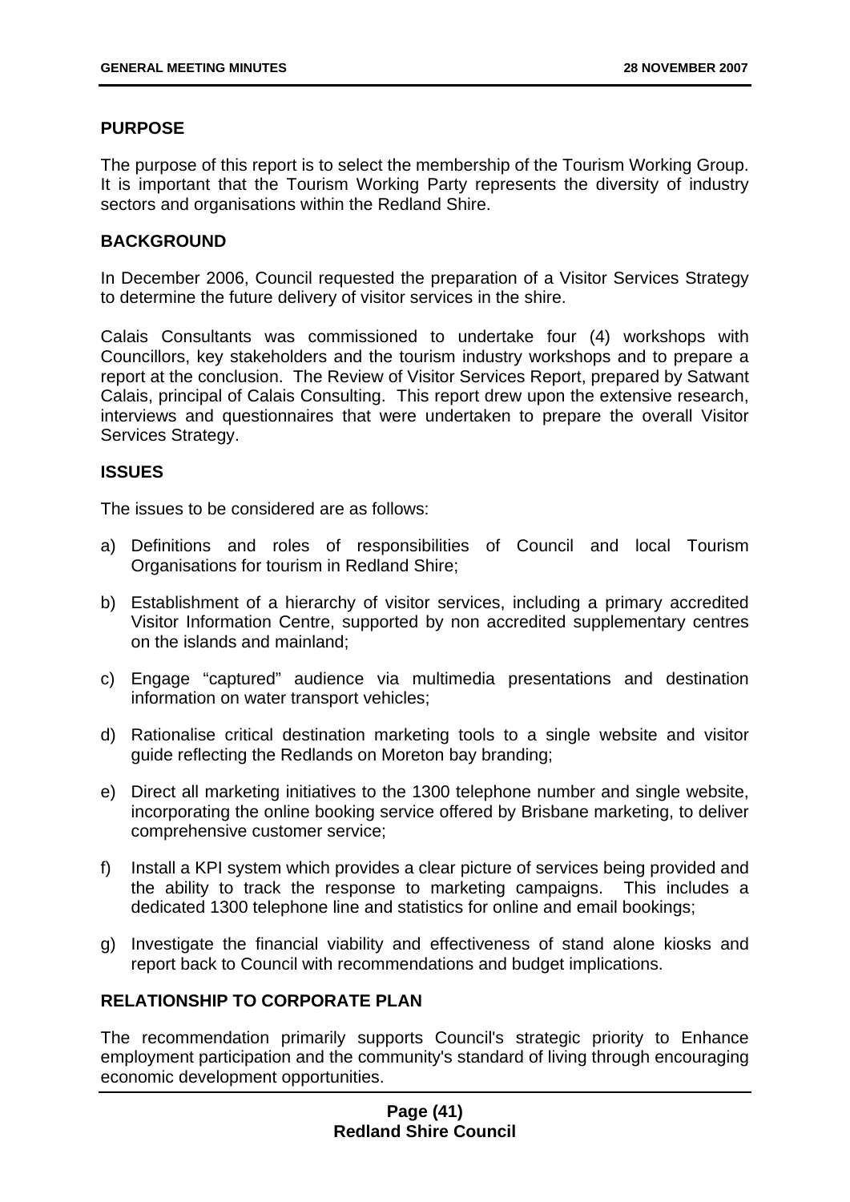## PURPOSE

The purpose of this report is to select the membership of the Tourism Working Group. It is important that the Tourism Working Party represents the diversity of industry sectors and organisations within the Redland Shire.

## BACKGROUND

In December 2006, Council requested the preparation of a Visitor Services Strategy to determine the future delivery of visitor services in the shire.

Calais Consultants was commissioned to undertake four (4) workshops with Councillors, key stakeholders and the tourism industry workshops and to prepare a report at the conclusion. The Review of Visitor Services Report, prepared by Satwant Calais, principal of Calais Consulting. This report drew upon the extensive research, interviews and questionnaires that were undertaken to prepare the overall Visitor Services Strategy.

## ISSUES

The issues to be considered are as follows:

a) Definitions and roles of responsibilities of Council and local Tourism Organisations for tourism in Redland Shire;

b) Establishment of a hierarchy of visitor services, including a primary accredited Visitor Information Centre, supported by non accredited supplementary centres on the islands and mainland;

c) Engage "captured" audience via multimedia presentations and destination information on water transport vehicles;

d) Rationalise critical destination marketing tools to a single website and visitor guide reflecting the Redlands on Moreton bay branding;

e) Direct all marketing initiatives to the 1300 telephone number and single website, incorporating the online booking service offered by Brisbane marketing, to deliver comprehensive customer service;

f) Install a KPI system which provides a clear picture of services being provided and the ability to track the response to marketing campaigns. This includes a dedicated 1300 telephone line and statistics for online and email bookings;

g) Investigate the financial viability and effectiveness of stand alone kiosks and report back to Council with recommendations and budget implications.

## RELATIONSHIP TO CORPORATE PLAN

The recommendation primarily supports Council's strategic priority to Enhance employment participation and the community's standard of living through encouraging economic development opportunities.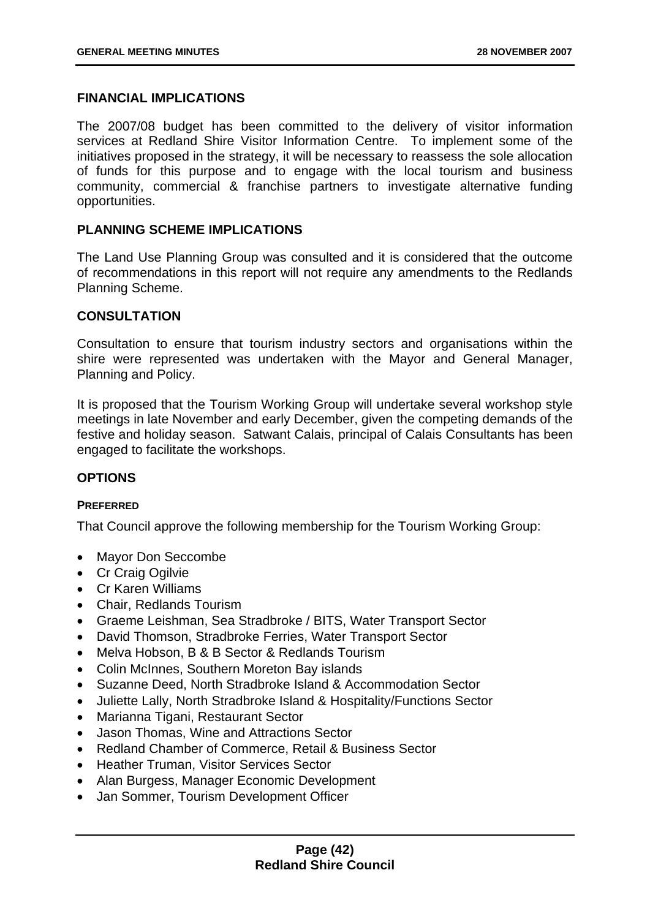## FINANCIAL IMPLICATIONS

The 2007/08 budget has been committed to the delivery of visitor information services at Redland Shire Visitor Information Centre. To implement some of the initiatives proposed in the strategy, it will be necessary to reassess the sole allocation of funds for this purpose and to engage with the local tourism and business community, commercial & franchise partners to investigate alternative funding opportunities.

## PLANNING SCHEME IMPLICATIONS

The Land Use Planning Group was consulted and it is considered that the outcome of recommendations in this report will not require any amendments to the Redlands Planning Scheme.

## CONSULTATION

Consultation to ensure that tourism industry sectors and organisations within the shire were represented was undertaken with the Mayor and General Manager, Planning and Policy.

It is proposed that the Tourism Working Group will undertake several workshop style meetings in late November and early December, given the competing demands of the festive and holiday season. Satwant Calais, principal of Calais Consultants has been engaged to facilitate the workshops.

## OPTIONS

### PREFERRED

That Council approve the following membership for the Tourism Working Group:

- Mayor Don Seccombe
- Cr Craig Ogilvie
- Cr Karen Williams
- Chair, Redlands Tourism
- Graeme Leishman, Sea Stradbroke / BITS, Water Transport Sector
- David Thomson, Stradbroke Ferries, Water Transport Sector
- Melva Hobson, B & B Sector & Redlands Tourism
- Colin McInnes, Southern Moreton Bay islands
- Suzanne Deed, North Stradbroke Island & Accommodation Sector
- Juliette Lally, North Stradbroke Island & Hospitality/Functions Sector
- Marianna Tigani, Restaurant Sector
- Jason Thomas, Wine and Attractions Sector
- Redland Chamber of Commerce, Retail & Business Sector
- Heather Truman, Visitor Services Sector
- Alan Burgess, Manager Economic Development
- Jan Sommer, Tourism Development Officer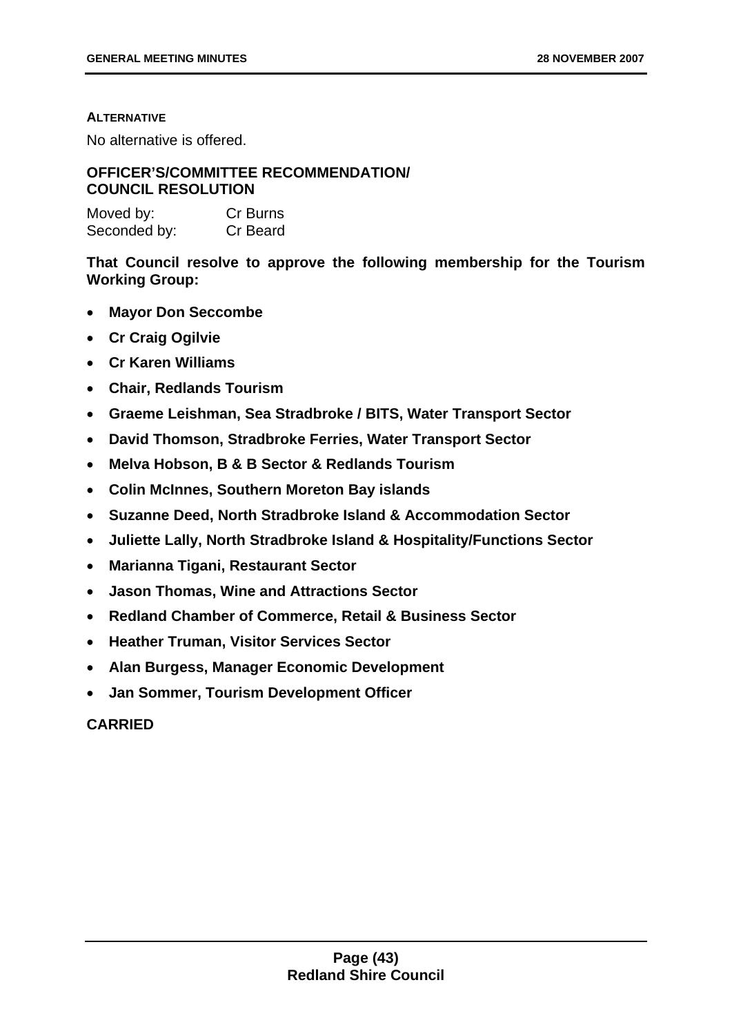**ALTERNATIVE**

No alternative is offered.

**OFFICER'S/COMMITTEE RECOMMENDATION/ COUNCIL RESOLUTION**

Moved by: Cr Burns
Seconded by: Cr Beard

**That Council resolve to approve the following membership for the Tourism Working Group:**

- **Mayor Don Seccombe**
- **Cr Craig Ogilvie**
- **Cr Karen Williams**
- **Chair, Redlands Tourism**
- **Graeme Leishman, Sea Stradbroke / BITS, Water Transport Sector**
- **David Thomson, Stradbroke Ferries, Water Transport Sector**
- **Melva Hobson, B & B Sector & Redlands Tourism**
- **Colin McInnes, Southern Moreton Bay islands**
- **Suzanne Deed, North Stradbroke Island & Accommodation Sector**
- **Juliette Lally, North Stradbroke Island & Hospitality/Functions Sector**
- **Marianna Tigani, Restaurant Sector**
- **Jason Thomas, Wine and Attractions Sector**
- **Redland Chamber of Commerce, Retail & Business Sector**
- **Heather Truman, Visitor Services Sector**
- **Alan Burgess, Manager Economic Development**
- **Jan Sommer, Tourism Development Officer**

**CARRIED**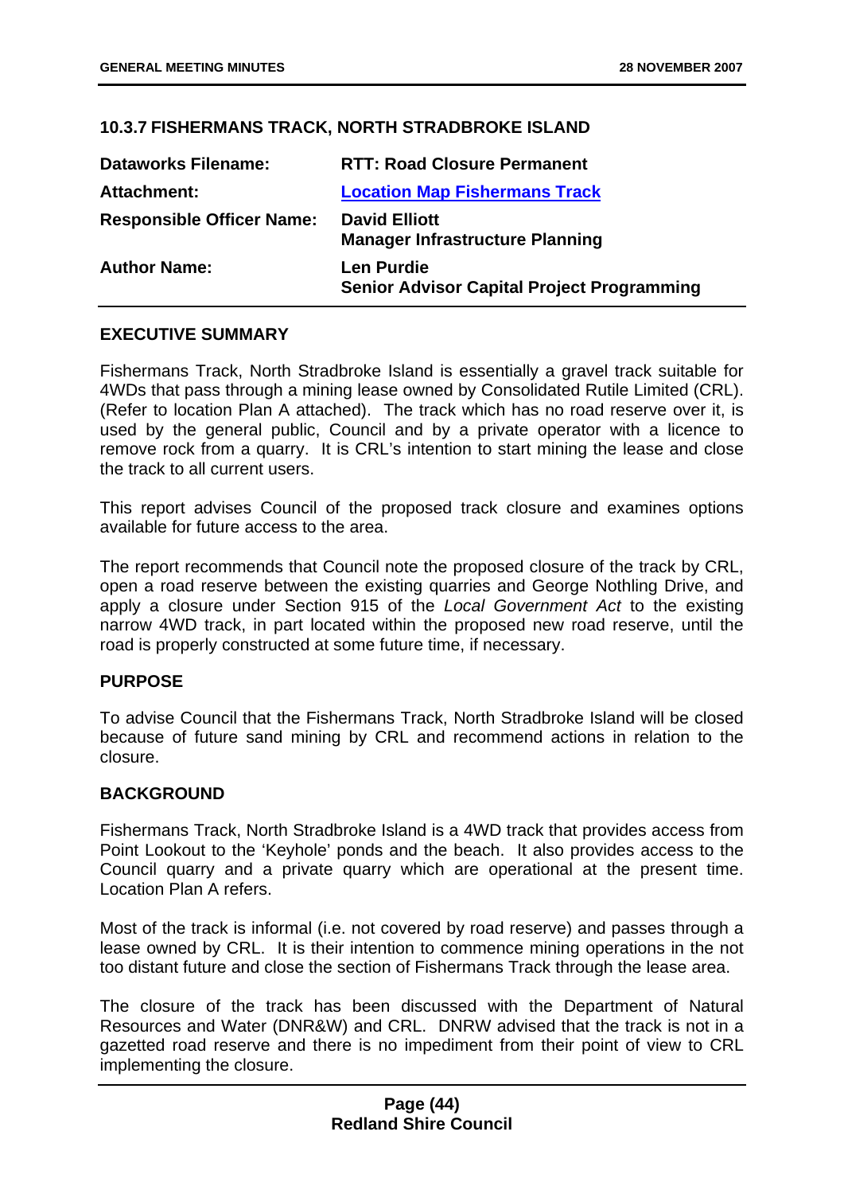## 10.3.7 FISHERMANS TRACK, NORTH STRADBROKE ISLAND

| | |
|---|---|
| **Dataworks Filename:** | **RTT: Road Closure Permanent** |
| **Attachment:** | **Location Map Fishermans Track** |
| **Responsible Officer Name:** | **David Elliott**<br>**Manager Infrastructure Planning** |
| **Author Name:** | **Len Purdie**<br>**Senior Advisor Capital Project Programming** |

### EXECUTIVE SUMMARY

Fishermans Track, North Stradbroke Island is essentially a gravel track suitable for 4WDs that pass through a mining lease owned by Consolidated Rutile Limited (CRL). (Refer to location Plan A attached). The track which has no road reserve over it, is used by the general public, Council and by a private operator with a licence to remove rock from a quarry. It is CRL's intention to start mining the lease and close the track to all current users.

This report advises Council of the proposed track closure and examines options available for future access to the area.

The report recommends that Council note the proposed closure of the track by CRL, open a road reserve between the existing quarries and George Nothling Drive, and apply a closure under Section 915 of the *Local Government Act* to the existing narrow 4WD track, in part located within the proposed new road reserve, until the road is properly constructed at some future time, if necessary.

### PURPOSE

To advise Council that the Fishermans Track, North Stradbroke Island will be closed because of future sand mining by CRL and recommend actions in relation to the closure.

### BACKGROUND

Fishermans Track, North Stradbroke Island is a 4WD track that provides access from Point Lookout to the 'Keyhole' ponds and the beach. It also provides access to the Council quarry and a private quarry which are operational at the present time. Location Plan A refers.

Most of the track is informal (i.e. not covered by road reserve) and passes through a lease owned by CRL. It is their intention to commence mining operations in the not too distant future and close the section of Fishermans Track through the lease area.

The closure of the track has been discussed with the Department of Natural Resources and Water (DNR&W) and CRL. DNRW advised that the track is not in a gazetted road reserve and there is no impediment from their point of view to CRL implementing the closure.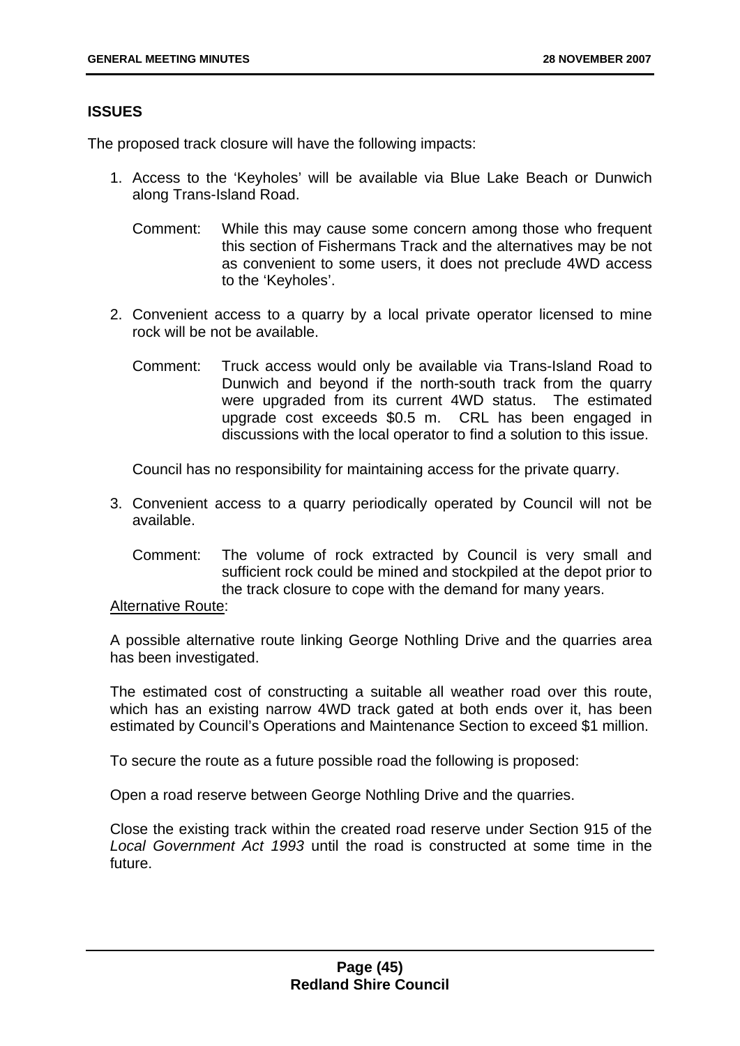## ISSUES

The proposed track closure will have the following impacts:

1. Access to the 'Keyholes' will be available via Blue Lake Beach or Dunwich along Trans-Island Road.

   Comment: While this may cause some concern among those who frequent this section of Fishermans Track and the alternatives may be not as convenient to some users, it does not preclude 4WD access to the 'Keyholes'.

2. Convenient access to a quarry by a local private operator licensed to mine rock will be not be available.

   Comment: Truck access would only be available via Trans-Island Road to Dunwich and beyond if the north-south track from the quarry were upgraded from its current 4WD status. The estimated upgrade cost exceeds $0.5 m. CRL has been engaged in discussions with the local operator to find a solution to this issue.

   Council has no responsibility for maintaining access for the private quarry.

3. Convenient access to a quarry periodically operated by Council will not be available.

   Comment: The volume of rock extracted by Council is very small and sufficient rock could be mined and stockpiled at the depot prior to the track closure to cope with the demand for many years.

Alternative Route:

A possible alternative route linking George Nothling Drive and the quarries area has been investigated.

The estimated cost of constructing a suitable all weather road over this route, which has an existing narrow 4WD track gated at both ends over it, has been estimated by Council's Operations and Maintenance Section to exceed $1 million.

To secure the route as a future possible road the following is proposed:

Open a road reserve between George Nothling Drive and the quarries.

Close the existing track within the created road reserve under Section 915 of the *Local Government Act 1993* until the road is constructed at some time in the future.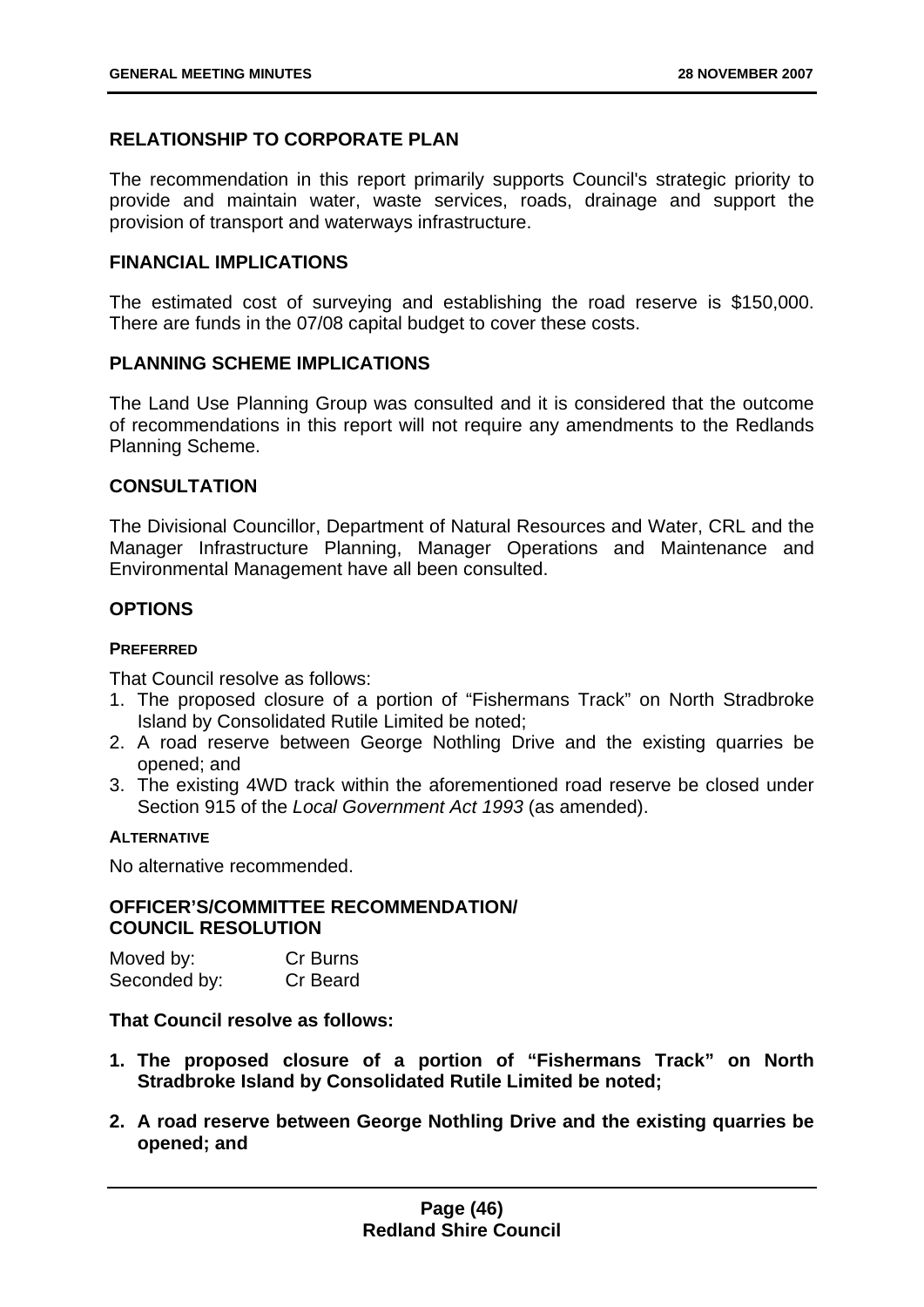## RELATIONSHIP TO CORPORATE PLAN

The recommendation in this report primarily supports Council's strategic priority to provide and maintain water, waste services, roads, drainage and support the provision of transport and waterways infrastructure.

## FINANCIAL IMPLICATIONS

The estimated cost of surveying and establishing the road reserve is $150,000. There are funds in the 07/08 capital budget to cover these costs.

## PLANNING SCHEME IMPLICATIONS

The Land Use Planning Group was consulted and it is considered that the outcome of recommendations in this report will not require any amendments to the Redlands Planning Scheme.

## CONSULTATION

The Divisional Councillor, Department of Natural Resources and Water, CRL and the Manager Infrastructure Planning, Manager Operations and Maintenance and Environmental Management have all been consulted.

## OPTIONS

### PREFERRED

That Council resolve as follows:

1. The proposed closure of a portion of "Fishermans Track" on North Stradbroke Island by Consolidated Rutile Limited be noted;
2. A road reserve between George Nothling Drive and the existing quarries be opened; and
3. The existing 4WD track within the aforementioned road reserve be closed under Section 915 of the *Local Government Act 1993* (as amended).

### ALTERNATIVE

No alternative recommended.

## OFFICER'S/COMMITTEE RECOMMENDATION/ COUNCIL RESOLUTION

Moved by: Cr Burns
Seconded by: Cr Beard

**That Council resolve as follows:**

1. **The proposed closure of a portion of "Fishermans Track" on North Stradbroke Island by Consolidated Rutile Limited be noted;**
2. **A road reserve between George Nothling Drive and the existing quarries be opened; and**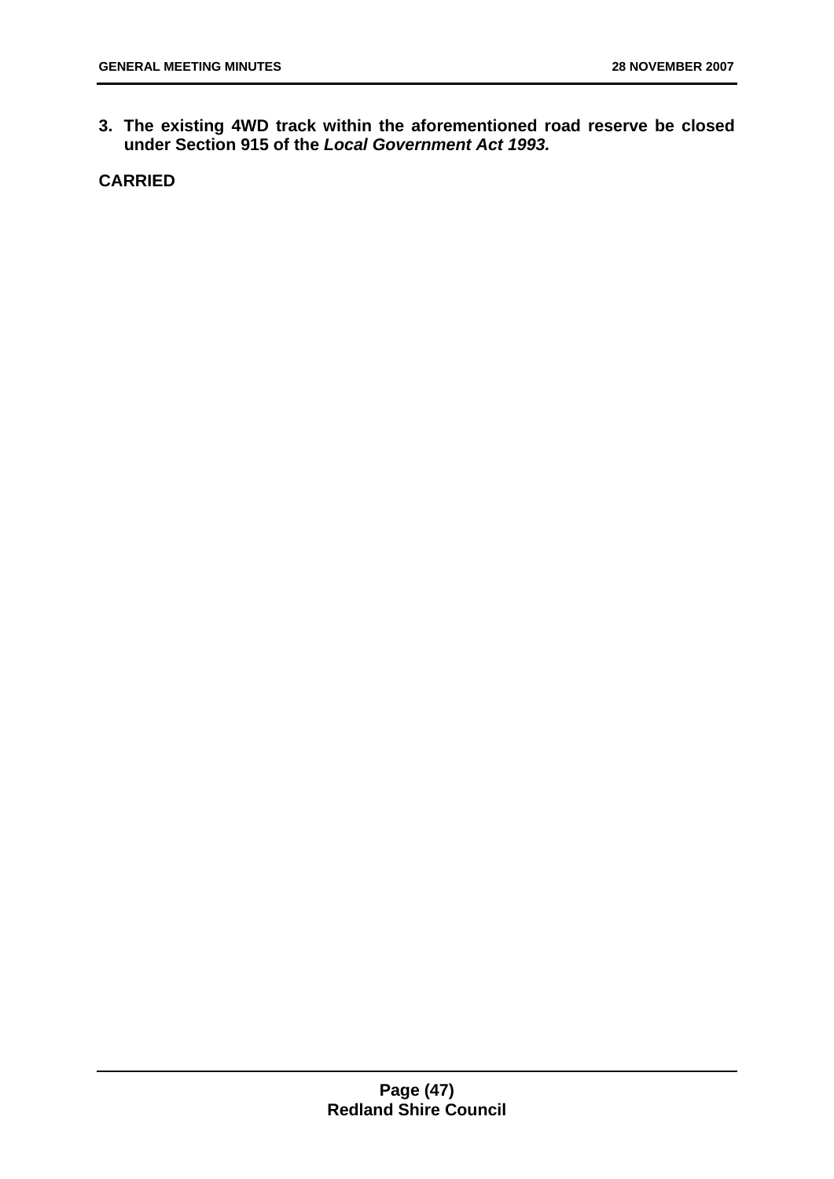**3. The existing 4WD track within the aforementioned road reserve be closed under Section 915 of the *Local Government Act 1993.***

**CARRIED**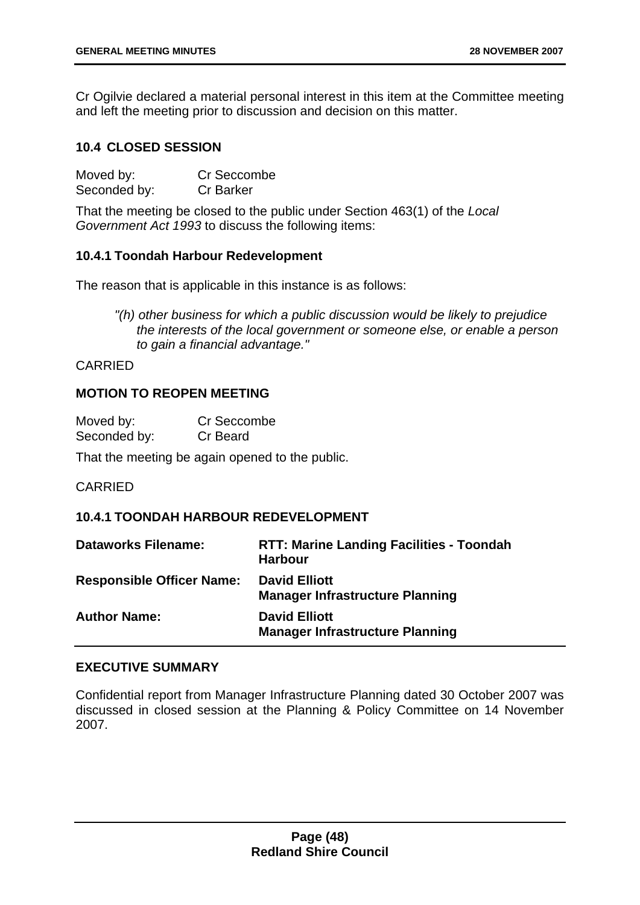Cr Ogilvie declared a material personal interest in this item at the Committee meeting and left the meeting prior to discussion and decision on this matter.

## 10.4 CLOSED SESSION

Moved by: Cr Seccombe
Seconded by: Cr Barker

That the meeting be closed to the public under Section 463(1) of the *Local Government Act 1993* to discuss the following items:

### 10.4.1 Toondah Harbour Redevelopment

The reason that is applicable in this instance is as follows:

> *"(h) other business for which a public discussion would be likely to prejudice the interests of the local government or someone else, or enable a person to gain a financial advantage."*

CARRIED

**MOTION TO REOPEN MEETING**

Moved by: Cr Seccombe
Seconded by: Cr Beard

That the meeting be again opened to the public.

CARRIED

### 10.4.1 TOONDAH HARBOUR REDEVELOPMENT

| | |
|---|---|
| **Dataworks Filename:** | **RTT: Marine Landing Facilities - Toondah Harbour** |
| **Responsible Officer Name:** | **David Elliott**<br>**Manager Infrastructure Planning** |
| **Author Name:** | **David Elliott**<br>**Manager Infrastructure Planning** |

**EXECUTIVE SUMMARY**

Confidential report from Manager Infrastructure Planning dated 30 October 2007 was discussed in closed session at the Planning & Policy Committee on 14 November 2007.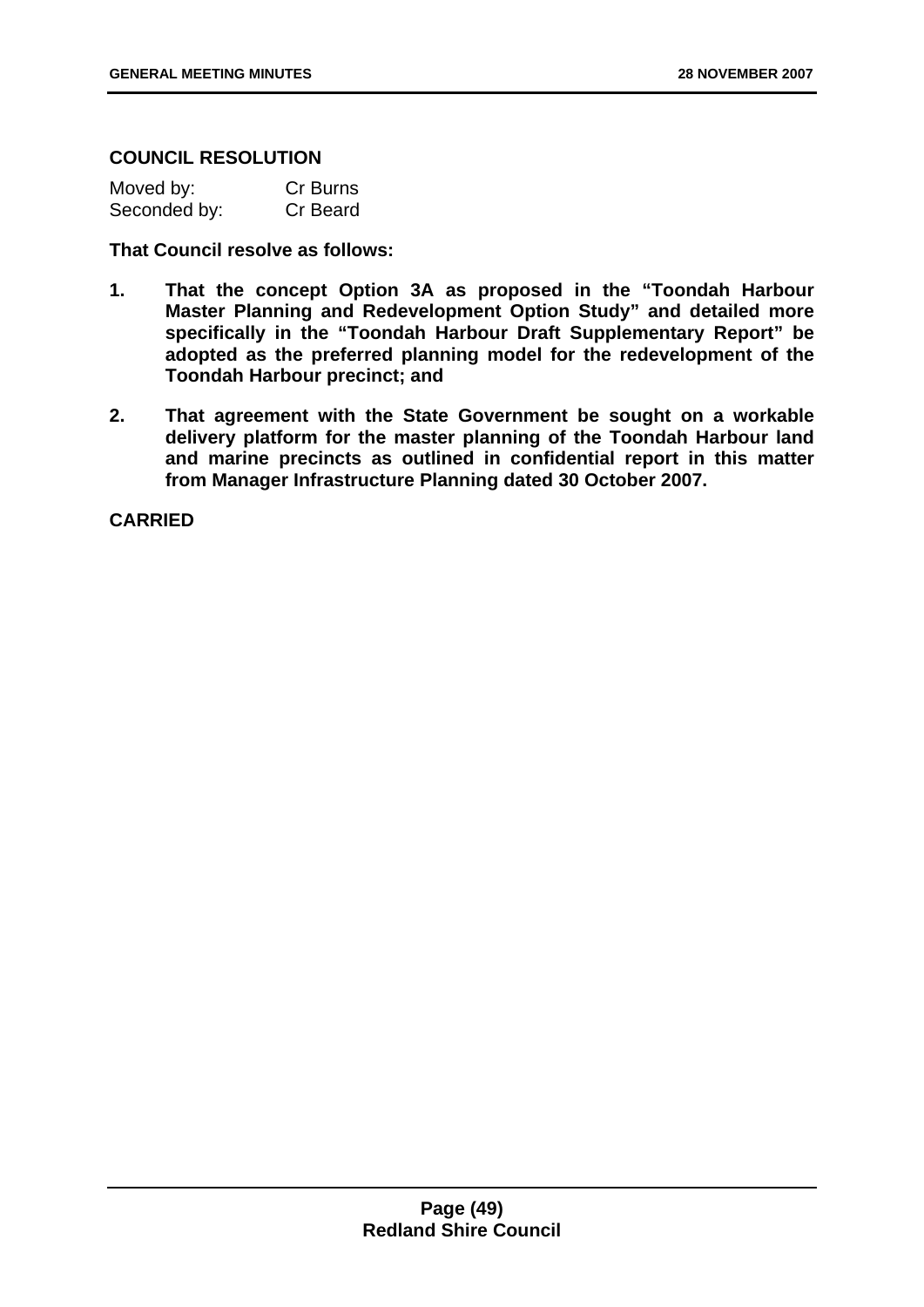**COUNCIL RESOLUTION**

| Moved by: | Cr Burns |
| --- | --- |
| Seconded by: | Cr Beard |

**That Council resolve as follows:**

1. **That the concept Option 3A as proposed in the "Toondah Harbour Master Planning and Redevelopment Option Study" and detailed more specifically in the "Toondah Harbour Draft Supplementary Report" be adopted as the preferred planning model for the redevelopment of the Toondah Harbour precinct; and**

2. **That agreement with the State Government be sought on a workable delivery platform for the master planning of the Toondah Harbour land and marine precincts as outlined in confidential report in this matter from Manager Infrastructure Planning dated 30 October 2007.**

**CARRIED**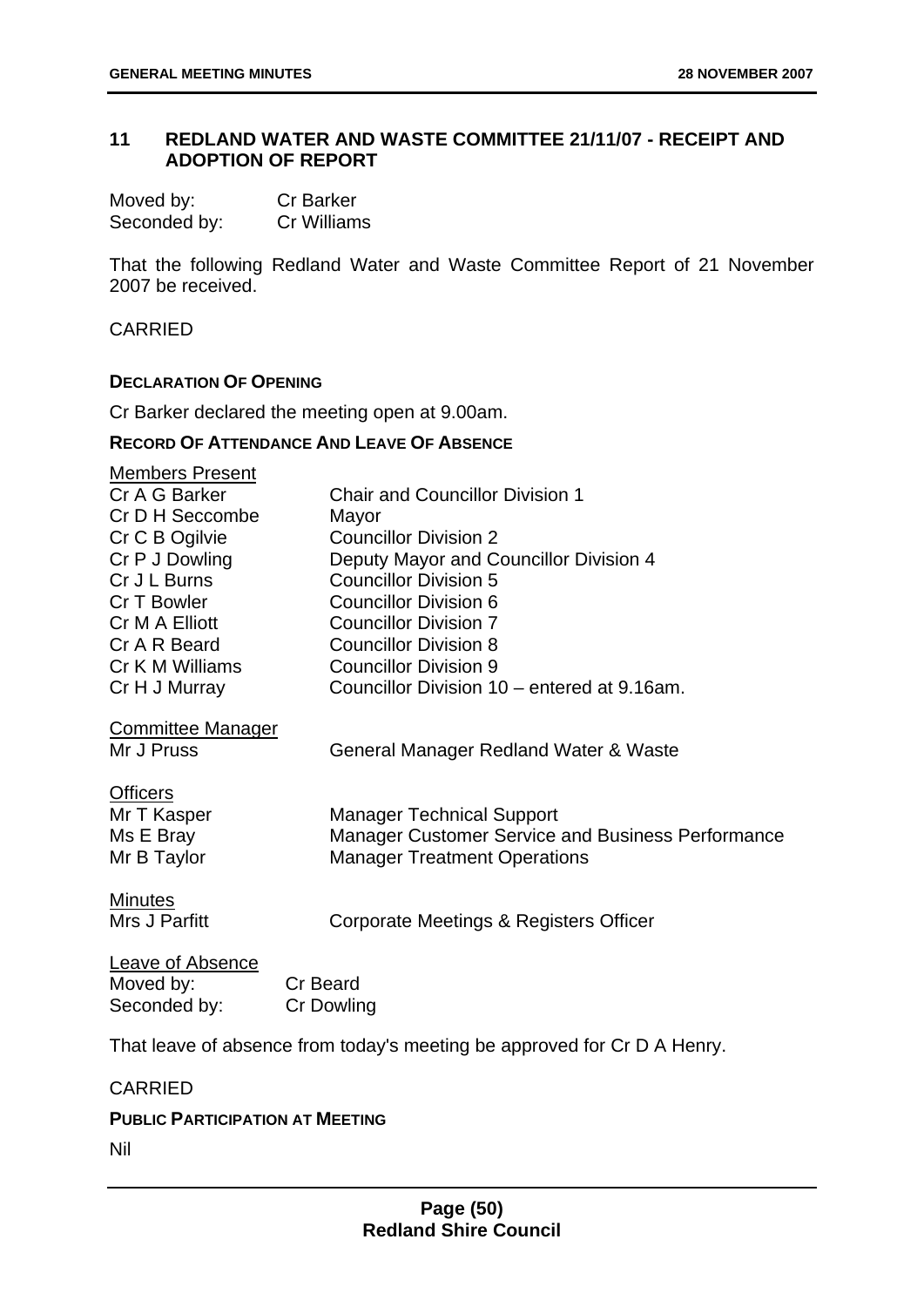## 11 REDLAND WATER AND WASTE COMMITTEE 21/11/07 - RECEIPT AND ADOPTION OF REPORT

| | |
|---|---|
| Moved by: | Cr Barker |
| Seconded by: | Cr Williams |

That the following Redland Water and Waste Committee Report of 21 November 2007 be received.

CARRIED

**DECLARATION OF OPENING**

Cr Barker declared the meeting open at 9.00am.

**RECORD OF ATTENDANCE AND LEAVE OF ABSENCE**

Members Present

| | |
|---|---|
| Cr A G Barker | Chair and Councillor Division 1 |
| Cr D H Seccombe | Mayor |
| Cr C B Ogilvie | Councillor Division 2 |
| Cr P J Dowling | Deputy Mayor and Councillor Division 4 |
| Cr J L Burns | Councillor Division 5 |
| Cr T Bowler | Councillor Division 6 |
| Cr M A Elliott | Councillor Division 7 |
| Cr A R Beard | Councillor Division 8 |
| Cr K M Williams | Councillor Division 9 |
| Cr H J Murray | Councillor Division 10 – entered at 9.16am. |

Committee Manager

| | |
|---|---|
| Mr J Pruss | General Manager Redland Water & Waste |

Officers

| | |
|---|---|
| Mr T Kasper | Manager Technical Support |
| Ms E Bray | Manager Customer Service and Business Performance |
| Mr B Taylor | Manager Treatment Operations |

Minutes

| | |
|---|---|
| Mrs J Parfitt | Corporate Meetings & Registers Officer |

Leave of Absence

| | |
|---|---|
| Moved by: | Cr Beard |
| Seconded by: | Cr Dowling |

That leave of absence from today's meeting be approved for Cr D A Henry.

CARRIED

**PUBLIC PARTICIPATION AT MEETING**

Nil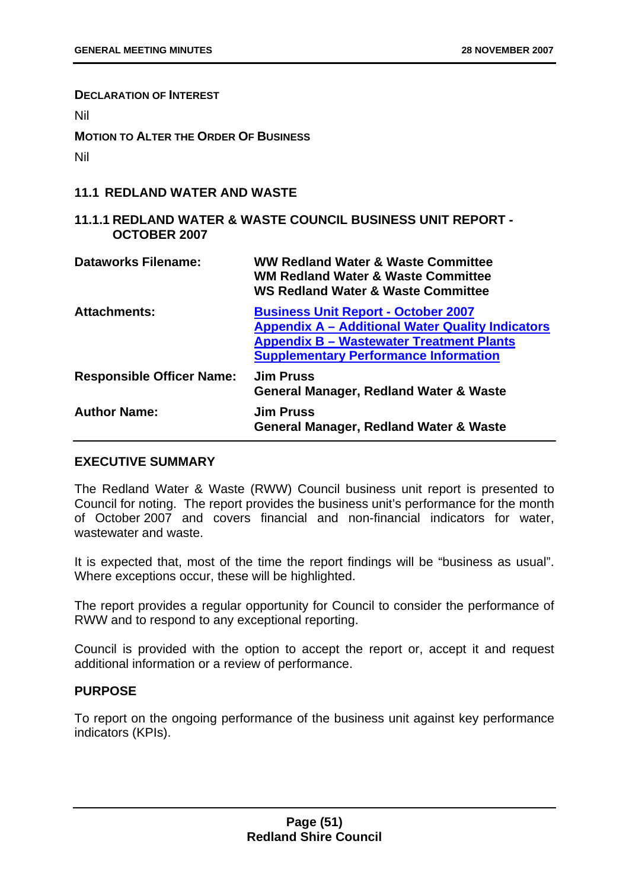**DECLARATION OF INTEREST**

Nil

**MOTION TO ALTER THE ORDER OF BUSINESS**

Nil

## 11.1 REDLAND WATER AND WASTE

### 11.1.1 REDLAND WATER & WASTE COUNCIL BUSINESS UNIT REPORT - OCTOBER 2007

| | |
|---|---|
| **Dataworks Filename:** | **WW Redland Water & Waste Committee**<br>**WM Redland Water & Waste Committee**<br>**WS Redland Water & Waste Committee** |
| **Attachments:** | **Business Unit Report - October 2007**<br>**Appendix A – Additional Water Quality Indicators**<br>**Appendix B – Wastewater Treatment Plants Supplementary Performance Information** |
| **Responsible Officer Name:** | **Jim Pruss**<br>**General Manager, Redland Water & Waste** |
| **Author Name:** | **Jim Pruss**<br>**General Manager, Redland Water & Waste** |

**EXECUTIVE SUMMARY**

The Redland Water & Waste (RWW) Council business unit report is presented to Council for noting. The report provides the business unit's performance for the month of October 2007 and covers financial and non-financial indicators for water, wastewater and waste.

It is expected that, most of the time the report findings will be "business as usual". Where exceptions occur, these will be highlighted.

The report provides a regular opportunity for Council to consider the performance of RWW and to respond to any exceptional reporting.

Council is provided with the option to accept the report or, accept it and request additional information or a review of performance.

**PURPOSE**

To report on the ongoing performance of the business unit against key performance indicators (KPIs).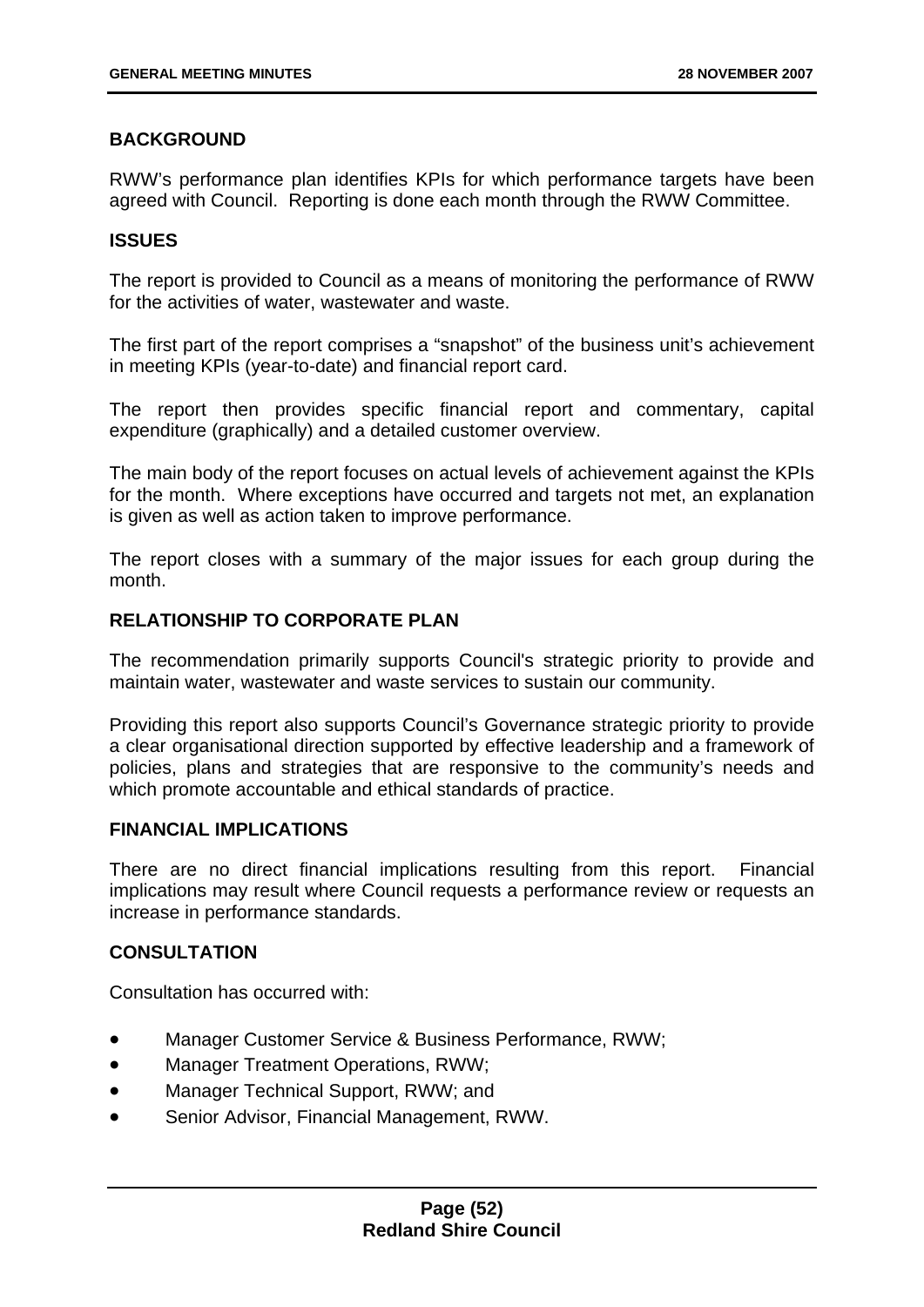## BACKGROUND

RWW's performance plan identifies KPIs for which performance targets have been agreed with Council. Reporting is done each month through the RWW Committee.

## ISSUES

The report is provided to Council as a means of monitoring the performance of RWW for the activities of water, wastewater and waste.

The first part of the report comprises a "snapshot" of the business unit's achievement in meeting KPIs (year-to-date) and financial report card.

The report then provides specific financial report and commentary, capital expenditure (graphically) and a detailed customer overview.

The main body of the report focuses on actual levels of achievement against the KPIs for the month. Where exceptions have occurred and targets not met, an explanation is given as well as action taken to improve performance.

The report closes with a summary of the major issues for each group during the month.

## RELATIONSHIP TO CORPORATE PLAN

The recommendation primarily supports Council's strategic priority to provide and maintain water, wastewater and waste services to sustain our community.

Providing this report also supports Council's Governance strategic priority to provide a clear organisational direction supported by effective leadership and a framework of policies, plans and strategies that are responsive to the community's needs and which promote accountable and ethical standards of practice.

## FINANCIAL IMPLICATIONS

There are no direct financial implications resulting from this report. Financial implications may result where Council requests a performance review or requests an increase in performance standards.

## CONSULTATION

Consultation has occurred with:

- Manager Customer Service & Business Performance, RWW;
- Manager Treatment Operations, RWW;
- Manager Technical Support, RWW; and
- Senior Advisor, Financial Management, RWW.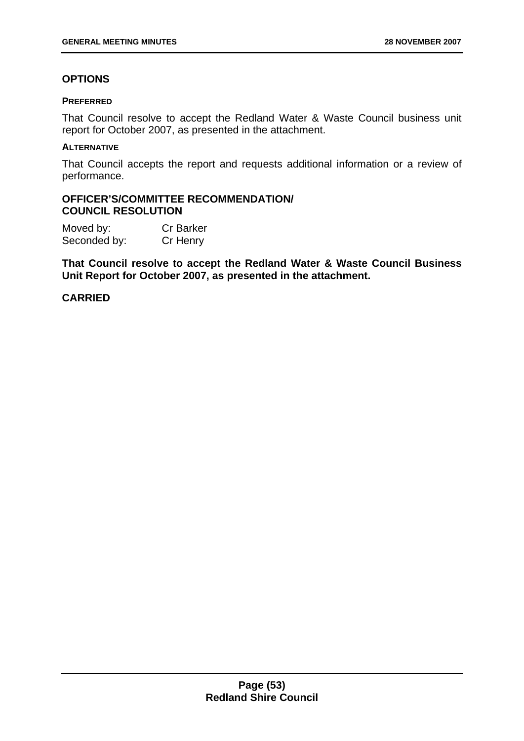## OPTIONS

#### PREFERRED

That Council resolve to accept the Redland Water & Waste Council business unit report for October 2007, as presented in the attachment.

#### ALTERNATIVE

That Council accepts the report and requests additional information or a review of performance.

## OFFICER'S/COMMITTEE RECOMMENDATION/ COUNCIL RESOLUTION

Moved by: Cr Barker
Seconded by: Cr Henry

**That Council resolve to accept the Redland Water & Waste Council Business Unit Report for October 2007, as presented in the attachment.**

**CARRIED**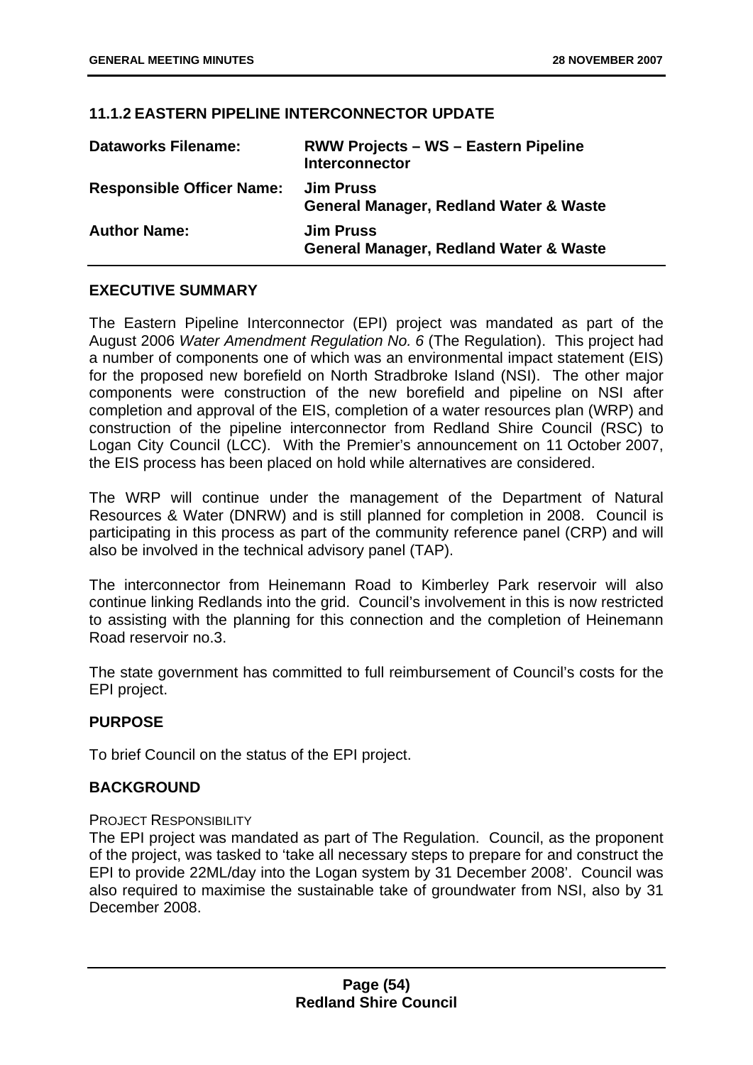### 11.1.2 EASTERN PIPELINE INTERCONNECTOR UPDATE

| | |
|---|---|
| **Dataworks Filename:** | **RWW Projects – WS – Eastern Pipeline Interconnector** |
| **Responsible Officer Name:** | **Jim Pruss**<br>**General Manager, Redland Water & Waste** |
| **Author Name:** | **Jim Pruss**<br>**General Manager, Redland Water & Waste** |

#### EXECUTIVE SUMMARY

The Eastern Pipeline Interconnector (EPI) project was mandated as part of the August 2006 *Water Amendment Regulation No. 6* (The Regulation). This project had a number of components one of which was an environmental impact statement (EIS) for the proposed new borefield on North Stradbroke Island (NSI). The other major components were construction of the new borefield and pipeline on NSI after completion and approval of the EIS, completion of a water resources plan (WRP) and construction of the pipeline interconnector from Redland Shire Council (RSC) to Logan City Council (LCC). With the Premier's announcement on 11 October 2007, the EIS process has been placed on hold while alternatives are considered.

The WRP will continue under the management of the Department of Natural Resources & Water (DNRW) and is still planned for completion in 2008. Council is participating in this process as part of the community reference panel (CRP) and will also be involved in the technical advisory panel (TAP).

The interconnector from Heinemann Road to Kimberley Park reservoir will also continue linking Redlands into the grid. Council's involvement in this is now restricted to assisting with the planning for this connection and the completion of Heinemann Road reservoir no.3.

The state government has committed to full reimbursement of Council's costs for the EPI project.

#### PURPOSE

To brief Council on the status of the EPI project.

#### BACKGROUND

PROJECT RESPONSIBILITY

The EPI project was mandated as part of The Regulation. Council, as the proponent of the project, was tasked to 'take all necessary steps to prepare for and construct the EPI to provide 22ML/day into the Logan system by 31 December 2008'. Council was also required to maximise the sustainable take of groundwater from NSI, also by 31 December 2008.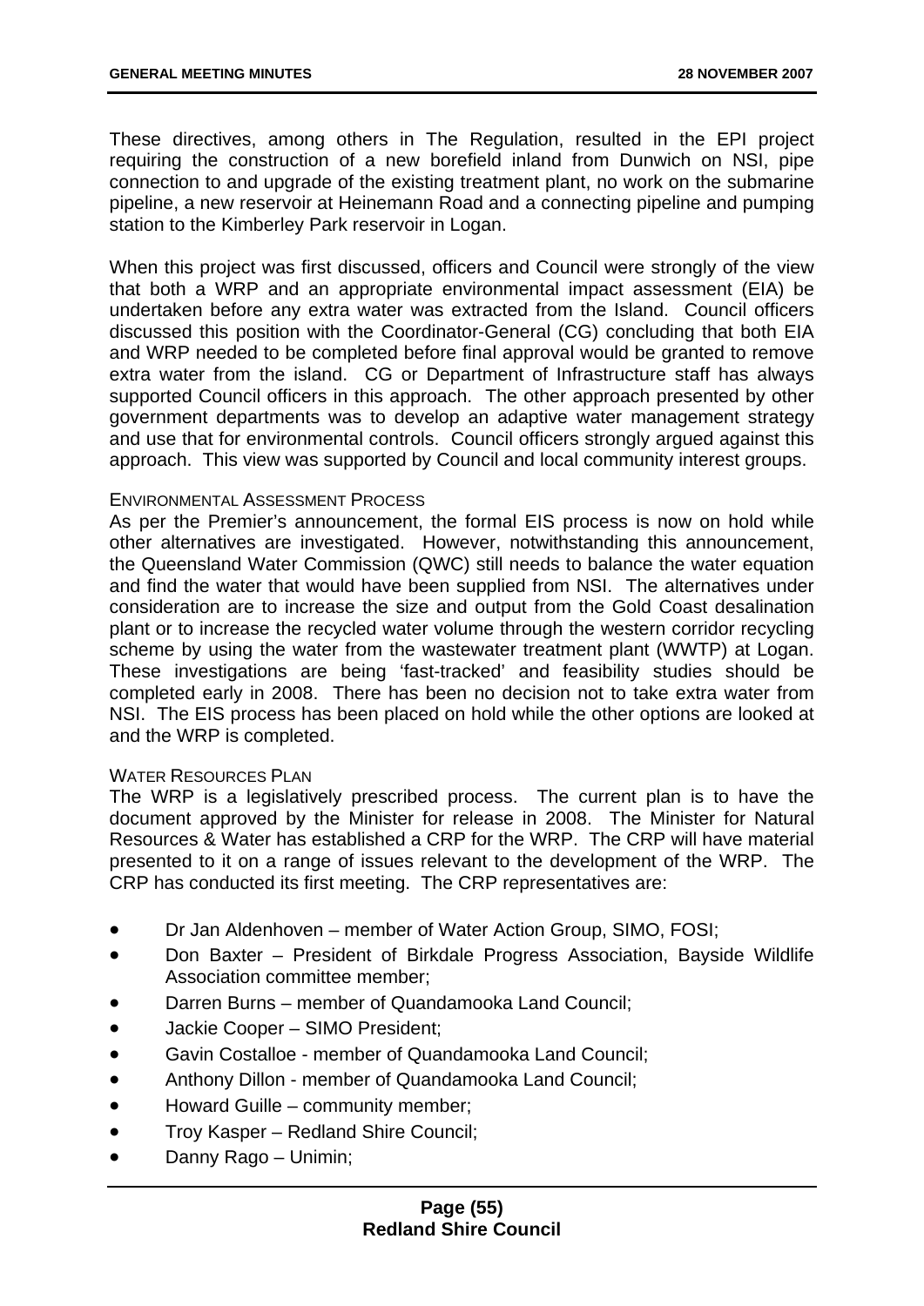These directives, among others in The Regulation, resulted in the EPI project requiring the construction of a new borefield inland from Dunwich on NSI, pipe connection to and upgrade of the existing treatment plant, no work on the submarine pipeline, a new reservoir at Heinemann Road and a connecting pipeline and pumping station to the Kimberley Park reservoir in Logan.

When this project was first discussed, officers and Council were strongly of the view that both a WRP and an appropriate environmental impact assessment (EIA) be undertaken before any extra water was extracted from the Island. Council officers discussed this position with the Coordinator-General (CG) concluding that both EIA and WRP needed to be completed before final approval would be granted to remove extra water from the island. CG or Department of Infrastructure staff has always supported Council officers in this approach. The other approach presented by other government departments was to develop an adaptive water management strategy and use that for environmental controls. Council officers strongly argued against this approach. This view was supported by Council and local community interest groups.

ENVIRONMENTAL ASSESSMENT PROCESS

As per the Premier's announcement, the formal EIS process is now on hold while other alternatives are investigated. However, notwithstanding this announcement, the Queensland Water Commission (QWC) still needs to balance the water equation and find the water that would have been supplied from NSI. The alternatives under consideration are to increase the size and output from the Gold Coast desalination plant or to increase the recycled water volume through the western corridor recycling scheme by using the water from the wastewater treatment plant (WWTP) at Logan. These investigations are being 'fast-tracked' and feasibility studies should be completed early in 2008. There has been no decision not to take extra water from NSI. The EIS process has been placed on hold while the other options are looked at and the WRP is completed.

WATER RESOURCES PLAN

The WRP is a legislatively prescribed process. The current plan is to have the document approved by the Minister for release in 2008. The Minister for Natural Resources & Water has established a CRP for the WRP. The CRP will have material presented to it on a range of issues relevant to the development of the WRP. The CRP has conducted its first meeting. The CRP representatives are:

- Dr Jan Aldenhoven – member of Water Action Group, SIMO, FOSI;
- Don Baxter – President of Birkdale Progress Association, Bayside Wildlife Association committee member;
- Darren Burns – member of Quandamooka Land Council;
- Jackie Cooper – SIMO President;
- Gavin Costalloe - member of Quandamooka Land Council;
- Anthony Dillon - member of Quandamooka Land Council;
- Howard Guille – community member;
- Troy Kasper – Redland Shire Council;
- Danny Rago – Unimin;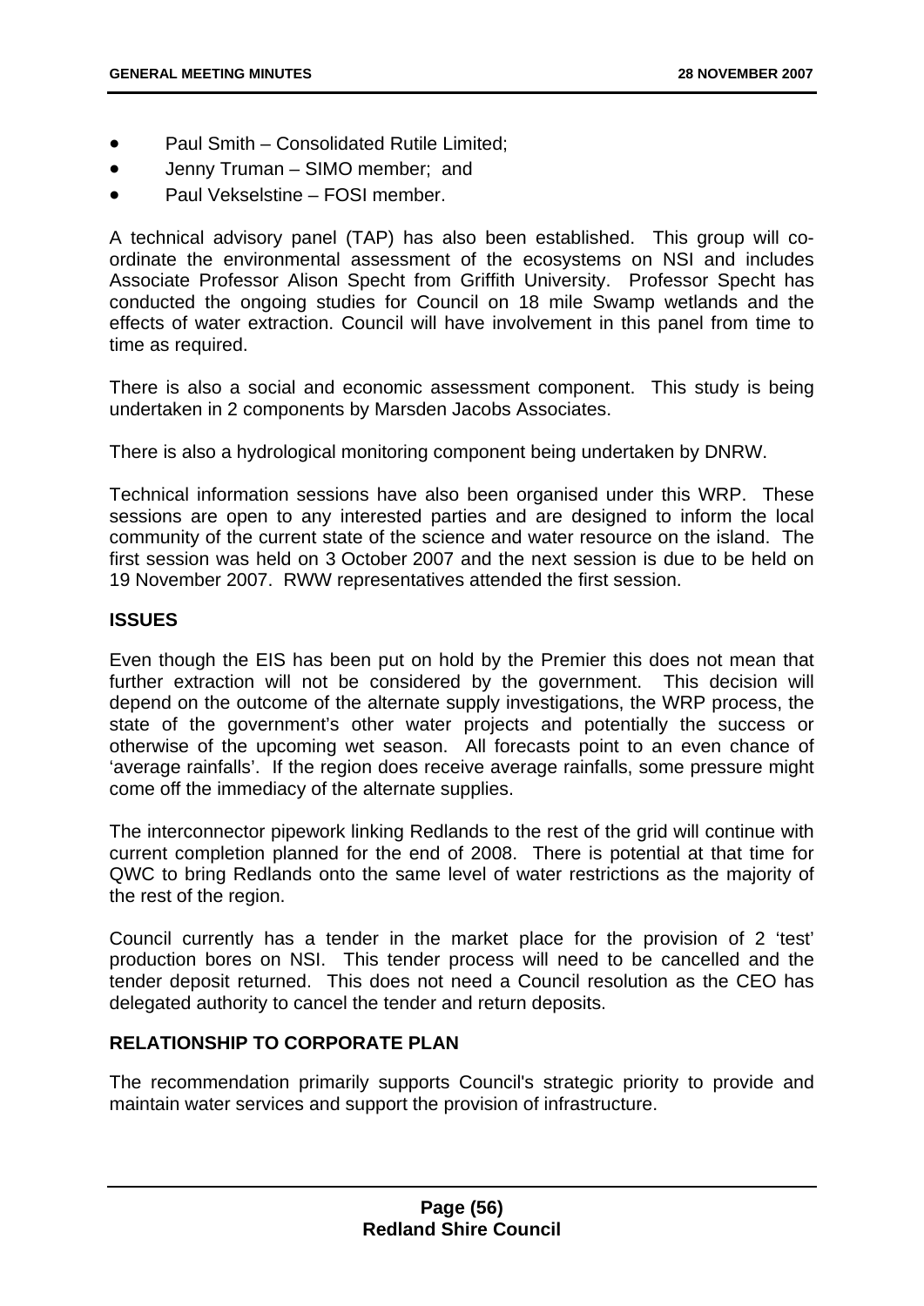- Paul Smith – Consolidated Rutile Limited;
- Jenny Truman – SIMO member; and
- Paul Vekselstine – FOSI member.

A technical advisory panel (TAP) has also been established. This group will co-ordinate the environmental assessment of the ecosystems on NSI and includes Associate Professor Alison Specht from Griffith University. Professor Specht has conducted the ongoing studies for Council on 18 mile Swamp wetlands and the effects of water extraction. Council will have involvement in this panel from time to time as required.

There is also a social and economic assessment component. This study is being undertaken in 2 components by Marsden Jacobs Associates.

There is also a hydrological monitoring component being undertaken by DNRW.

Technical information sessions have also been organised under this WRP. These sessions are open to any interested parties and are designed to inform the local community of the current state of the science and water resource on the island. The first session was held on 3 October 2007 and the next session is due to be held on 19 November 2007. RWW representatives attended the first session.

**ISSUES**

Even though the EIS has been put on hold by the Premier this does not mean that further extraction will not be considered by the government. This decision will depend on the outcome of the alternate supply investigations, the WRP process, the state of the government's other water projects and potentially the success or otherwise of the upcoming wet season. All forecasts point to an even chance of 'average rainfalls'. If the region does receive average rainfalls, some pressure might come off the immediacy of the alternate supplies.

The interconnector pipework linking Redlands to the rest of the grid will continue with current completion planned for the end of 2008. There is potential at that time for QWC to bring Redlands onto the same level of water restrictions as the majority of the rest of the region.

Council currently has a tender in the market place for the provision of 2 'test' production bores on NSI. This tender process will need to be cancelled and the tender deposit returned. This does not need a Council resolution as the CEO has delegated authority to cancel the tender and return deposits.

**RELATIONSHIP TO CORPORATE PLAN**

The recommendation primarily supports Council's strategic priority to provide and maintain water services and support the provision of infrastructure.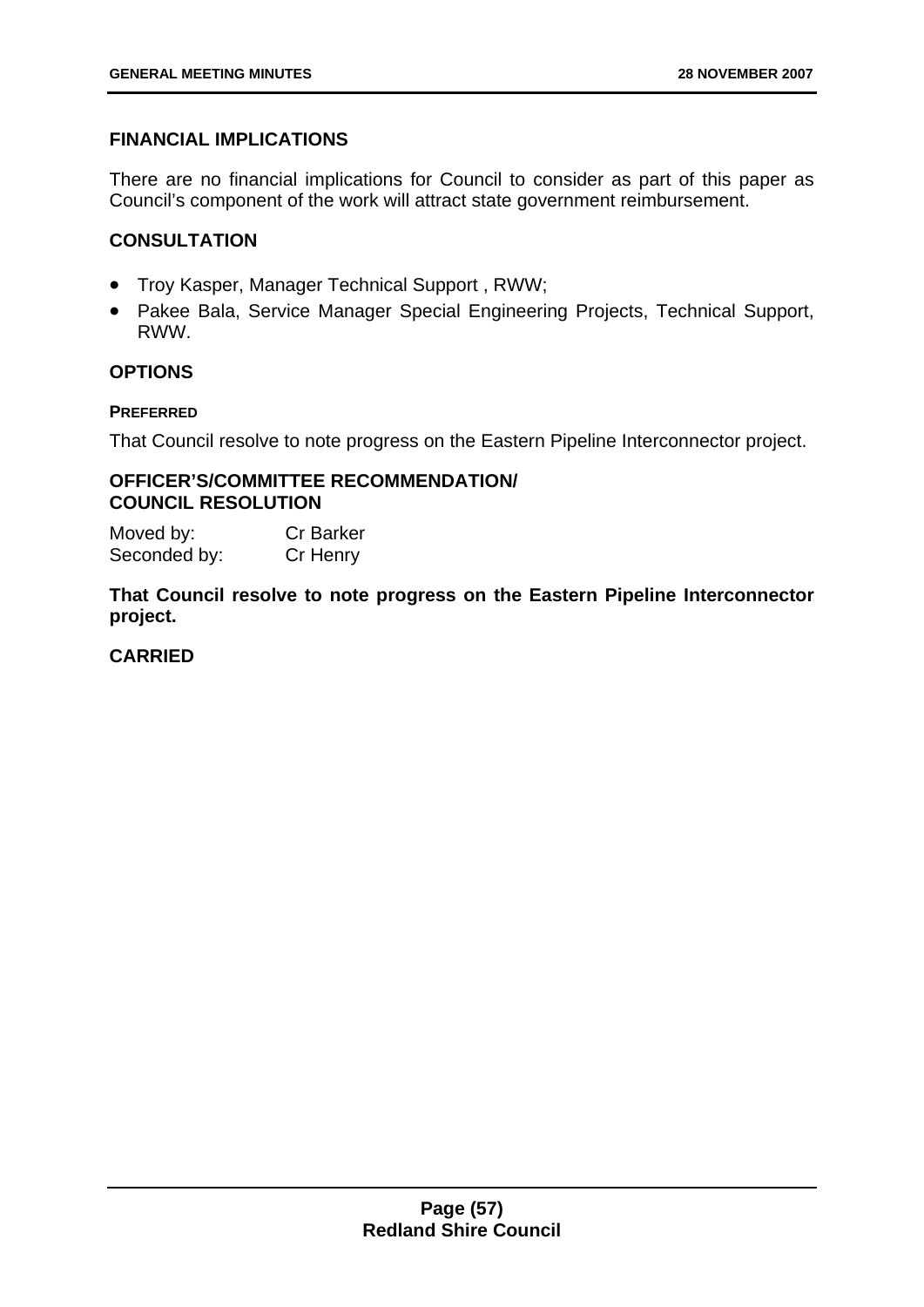## FINANCIAL IMPLICATIONS

There are no financial implications for Council to consider as part of this paper as Council's component of the work will attract state government reimbursement.

## CONSULTATION

- Troy Kasper, Manager Technical Support , RWW;
- Pakee Bala, Service Manager Special Engineering Projects, Technical Support, RWW.

## OPTIONS

**PREFERRED**

That Council resolve to note progress on the Eastern Pipeline Interconnector project.

## OFFICER'S/COMMITTEE RECOMMENDATION/ COUNCIL RESOLUTION

Moved by: Cr Barker
Seconded by: Cr Henry

**That Council resolve to note progress on the Eastern Pipeline Interconnector project.**

**CARRIED**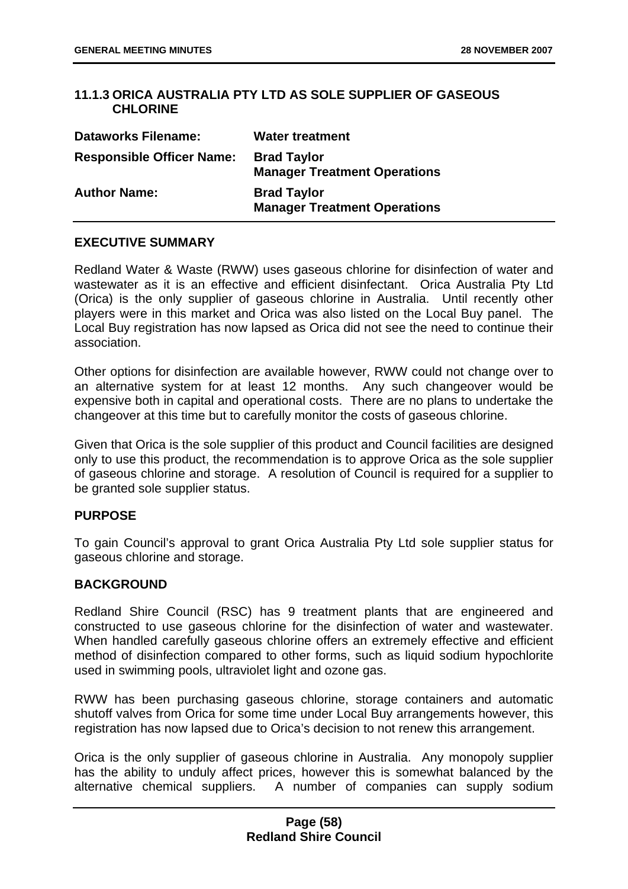### 11.1.3 ORICA AUSTRALIA PTY LTD AS SOLE SUPPLIER OF GASEOUS CHLORINE

| | |
|---|---|
| **Dataworks Filename:** | **Water treatment** |
| **Responsible Officer Name:** | **Brad Taylor**<br>**Manager Treatment Operations** |
| **Author Name:** | **Brad Taylor**<br>**Manager Treatment Operations** |

**EXECUTIVE SUMMARY**

Redland Water & Waste (RWW) uses gaseous chlorine for disinfection of water and wastewater as it is an effective and efficient disinfectant. Orica Australia Pty Ltd (Orica) is the only supplier of gaseous chlorine in Australia. Until recently other players were in this market and Orica was also listed on the Local Buy panel. The Local Buy registration has now lapsed as Orica did not see the need to continue their association.

Other options for disinfection are available however, RWW could not change over to an alternative system for at least 12 months. Any such changeover would be expensive both in capital and operational costs. There are no plans to undertake the changeover at this time but to carefully monitor the costs of gaseous chlorine.

Given that Orica is the sole supplier of this product and Council facilities are designed only to use this product, the recommendation is to approve Orica as the sole supplier of gaseous chlorine and storage. A resolution of Council is required for a supplier to be granted sole supplier status.

**PURPOSE**

To gain Council's approval to grant Orica Australia Pty Ltd sole supplier status for gaseous chlorine and storage.

**BACKGROUND**

Redland Shire Council (RSC) has 9 treatment plants that are engineered and constructed to use gaseous chlorine for the disinfection of water and wastewater. When handled carefully gaseous chlorine offers an extremely effective and efficient method of disinfection compared to other forms, such as liquid sodium hypochlorite used in swimming pools, ultraviolet light and ozone gas.

RWW has been purchasing gaseous chlorine, storage containers and automatic shutoff valves from Orica for some time under Local Buy arrangements however, this registration has now lapsed due to Orica's decision to not renew this arrangement.

Orica is the only supplier of gaseous chlorine in Australia. Any monopoly supplier has the ability to unduly affect prices, however this is somewhat balanced by the alternative chemical suppliers. A number of companies can supply sodium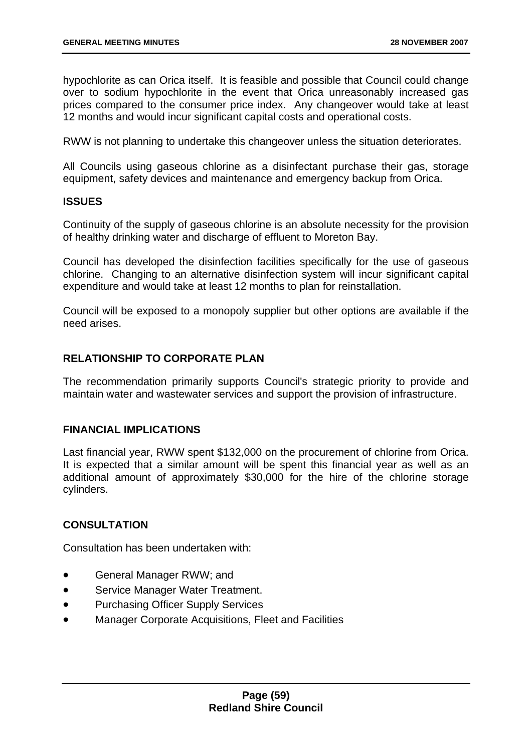hypochlorite as can Orica itself. It is feasible and possible that Council could change over to sodium hypochlorite in the event that Orica unreasonably increased gas prices compared to the consumer price index. Any changeover would take at least 12 months and would incur significant capital costs and operational costs.

RWW is not planning to undertake this changeover unless the situation deteriorates.

All Councils using gaseous chlorine as a disinfectant purchase their gas, storage equipment, safety devices and maintenance and emergency backup from Orica.

### ISSUES

Continuity of the supply of gaseous chlorine is an absolute necessity for the provision of healthy drinking water and discharge of effluent to Moreton Bay.

Council has developed the disinfection facilities specifically for the use of gaseous chlorine. Changing to an alternative disinfection system will incur significant capital expenditure and would take at least 12 months to plan for reinstallation.

Council will be exposed to a monopoly supplier but other options are available if the need arises.

### RELATIONSHIP TO CORPORATE PLAN

The recommendation primarily supports Council's strategic priority to provide and maintain water and wastewater services and support the provision of infrastructure.

### FINANCIAL IMPLICATIONS

Last financial year, RWW spent $132,000 on the procurement of chlorine from Orica. It is expected that a similar amount will be spent this financial year as well as an additional amount of approximately $30,000 for the hire of the chlorine storage cylinders.

### CONSULTATION

Consultation has been undertaken with:

- General Manager RWW; and
- Service Manager Water Treatment.
- Purchasing Officer Supply Services
- Manager Corporate Acquisitions, Fleet and Facilities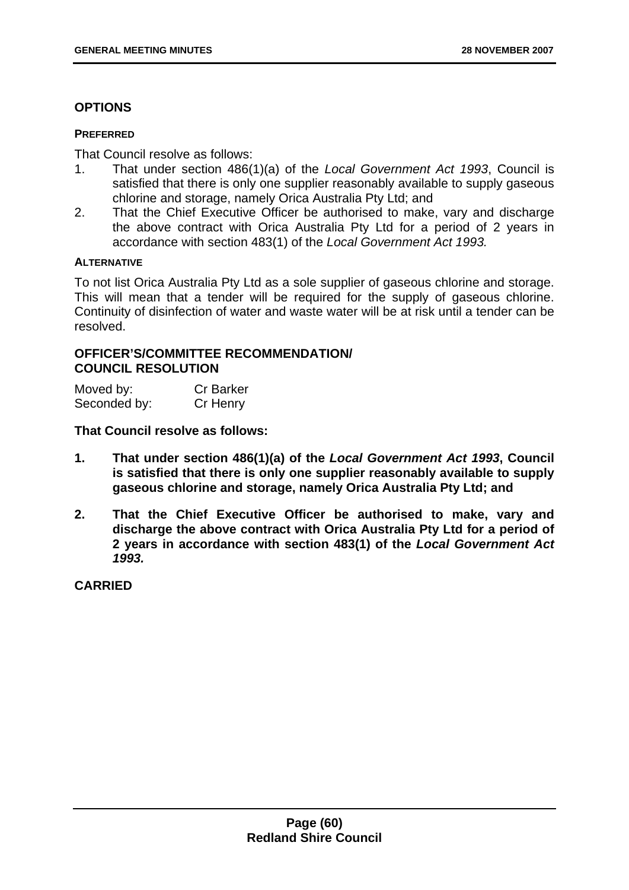## OPTIONS

### PREFERRED

That Council resolve as follows:

1. That under section 486(1)(a) of the *Local Government Act 1993*, Council is satisfied that there is only one supplier reasonably available to supply gaseous chlorine and storage, namely Orica Australia Pty Ltd; and
2. That the Chief Executive Officer be authorised to make, vary and discharge the above contract with Orica Australia Pty Ltd for a period of 2 years in accordance with section 483(1) of the *Local Government Act 1993*.

### ALTERNATIVE

To not list Orica Australia Pty Ltd as a sole supplier of gaseous chlorine and storage. This will mean that a tender will be required for the supply of gaseous chlorine. Continuity of disinfection of water and waste water will be at risk until a tender can be resolved.

## OFFICER'S/COMMITTEE RECOMMENDATION/ COUNCIL RESOLUTION

Moved by: Cr Barker
Seconded by: Cr Henry

**That Council resolve as follows:**

1. **That under section 486(1)(a) of the *Local Government Act 1993*, Council is satisfied that there is only one supplier reasonably available to supply gaseous chlorine and storage, namely Orica Australia Pty Ltd; and**
2. **That the Chief Executive Officer be authorised to make, vary and discharge the above contract with Orica Australia Pty Ltd for a period of 2 years in accordance with section 483(1) of the *Local Government Act 1993.***

**CARRIED**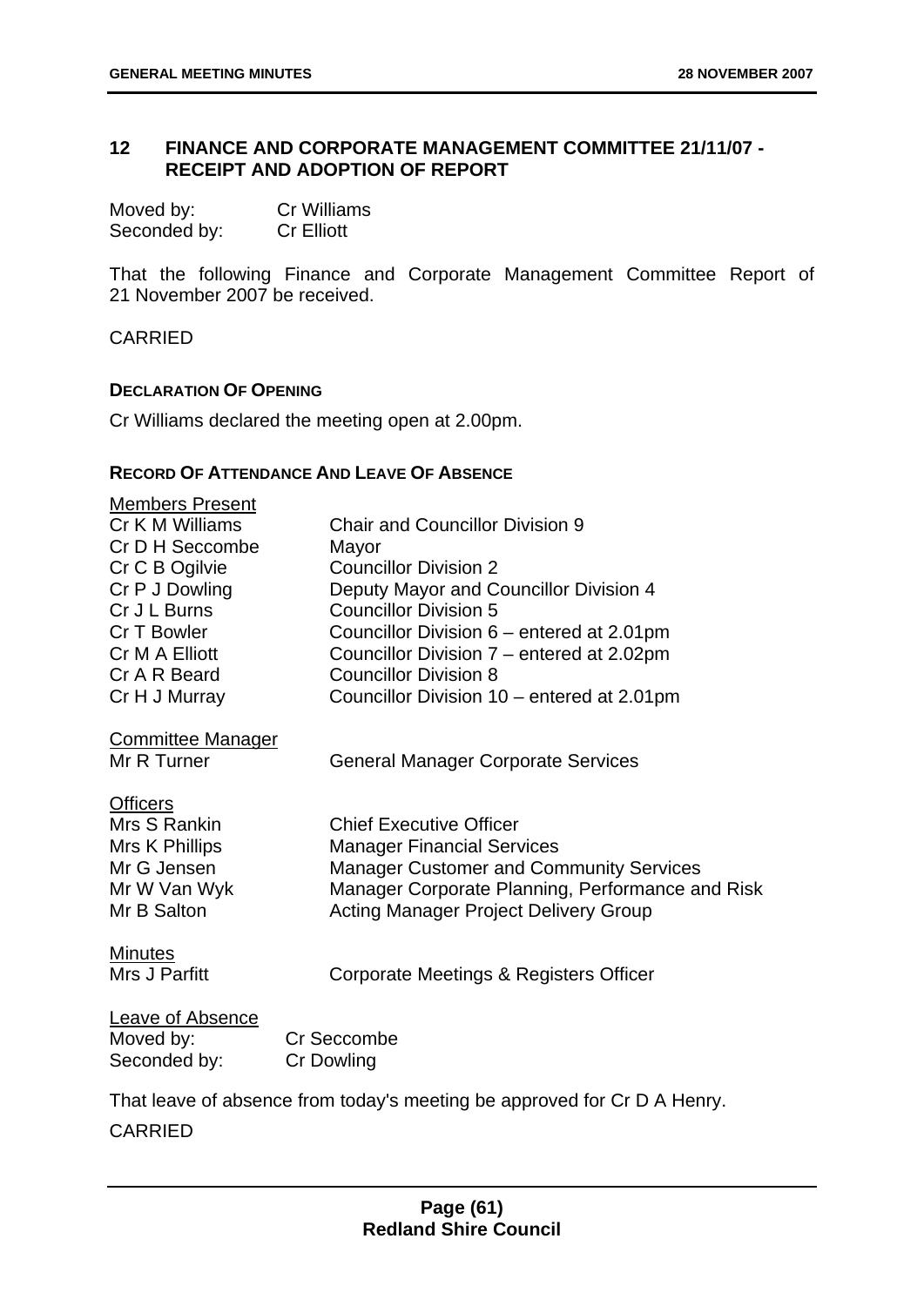## 12 FINANCE AND CORPORATE MANAGEMENT COMMITTEE 21/11/07 - RECEIPT AND ADOPTION OF REPORT

Moved by: Cr Williams
Seconded by: Cr Elliott

That the following Finance and Corporate Management Committee Report of 21 November 2007 be received.

CARRIED

**DECLARATION OF OPENING**

Cr Williams declared the meeting open at 2.00pm.

**RECORD OF ATTENDANCE AND LEAVE OF ABSENCE**

Members Present

| | |
|---|---|
| Cr K M Williams | Chair and Councillor Division 9 |
| Cr D H Seccombe | Mayor |
| Cr C B Ogilvie | Councillor Division 2 |
| Cr P J Dowling | Deputy Mayor and Councillor Division 4 |
| Cr J L Burns | Councillor Division 5 |
| Cr T Bowler | Councillor Division 6 – entered at 2.01pm |
| Cr M A Elliott | Councillor Division 7 – entered at 2.02pm |
| Cr A R Beard | Councillor Division 8 |
| Cr H J Murray | Councillor Division 10 – entered at 2.01pm |

Committee Manager

| | |
|---|---|
| Mr R Turner | General Manager Corporate Services |

Officers

| | |
|---|---|
| Mrs S Rankin | Chief Executive Officer |
| Mrs K Phillips | Manager Financial Services |
| Mr G Jensen | Manager Customer and Community Services |
| Mr W Van Wyk | Manager Corporate Planning, Performance and Risk |
| Mr B Salton | Acting Manager Project Delivery Group |

Minutes

| | |
|---|---|
| Mrs J Parfitt | Corporate Meetings & Registers Officer |

Leave of Absence

Moved by: Cr Seccombe
Seconded by: Cr Dowling

That leave of absence from today's meeting be approved for Cr D A Henry.

CARRIED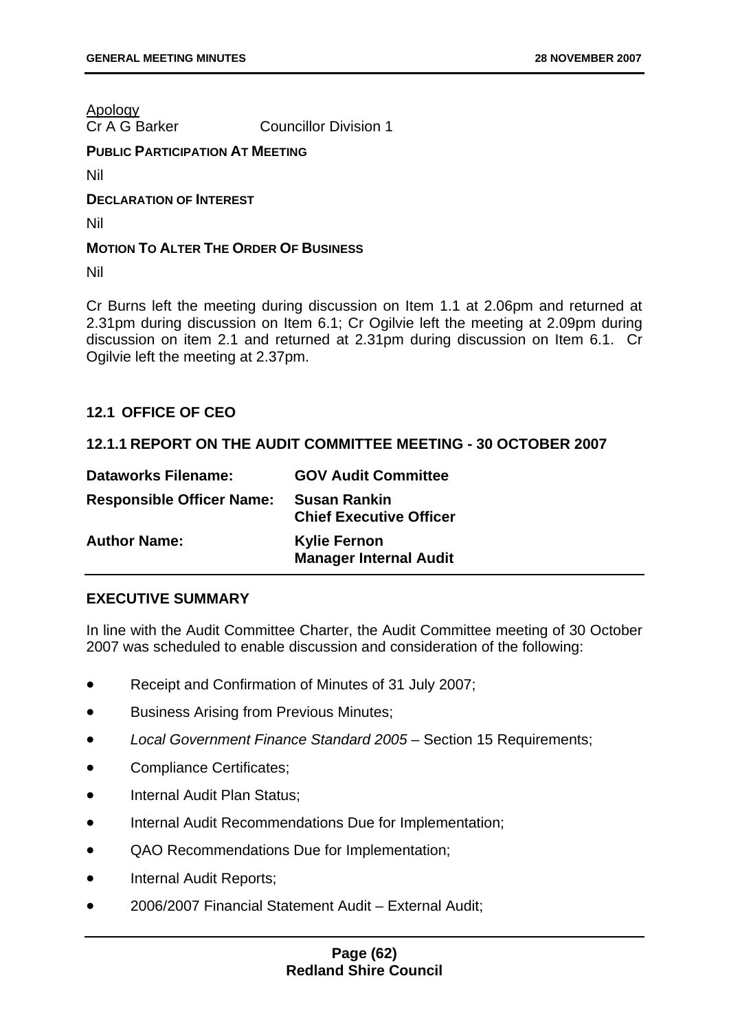<u>Apology</u>

Cr A G Barker Councillor Division 1

**PUBLIC PARTICIPATION AT MEETING**

Nil

**DECLARATION OF INTEREST**

Nil

**MOTION TO ALTER THE ORDER OF BUSINESS**

Nil

Cr Burns left the meeting during discussion on Item 1.1 at 2.06pm and returned at 2.31pm during discussion on Item 6.1; Cr Ogilvie left the meeting at 2.09pm during discussion on item 2.1 and returned at 2.31pm during discussion on Item 6.1. Cr Ogilvie left the meeting at 2.37pm.

## 12.1 OFFICE OF CEO

### 12.1.1 REPORT ON THE AUDIT COMMITTEE MEETING - 30 OCTOBER 2007

| | |
|---|---|
| **Dataworks Filename:** | **GOV Audit Committee** |
| **Responsible Officer Name:** | **Susan Rankin**<br>**Chief Executive Officer** |
| **Author Name:** | **Kylie Fernon**<br>**Manager Internal Audit** |

**EXECUTIVE SUMMARY**

In line with the Audit Committee Charter, the Audit Committee meeting of 30 October 2007 was scheduled to enable discussion and consideration of the following:

- Receipt and Confirmation of Minutes of 31 July 2007;
- Business Arising from Previous Minutes;
- *Local Government Finance Standard 2005* – Section 15 Requirements;
- Compliance Certificates;
- Internal Audit Plan Status;
- Internal Audit Recommendations Due for Implementation;
- QAO Recommendations Due for Implementation;
- Internal Audit Reports;
- 2006/2007 Financial Statement Audit – External Audit;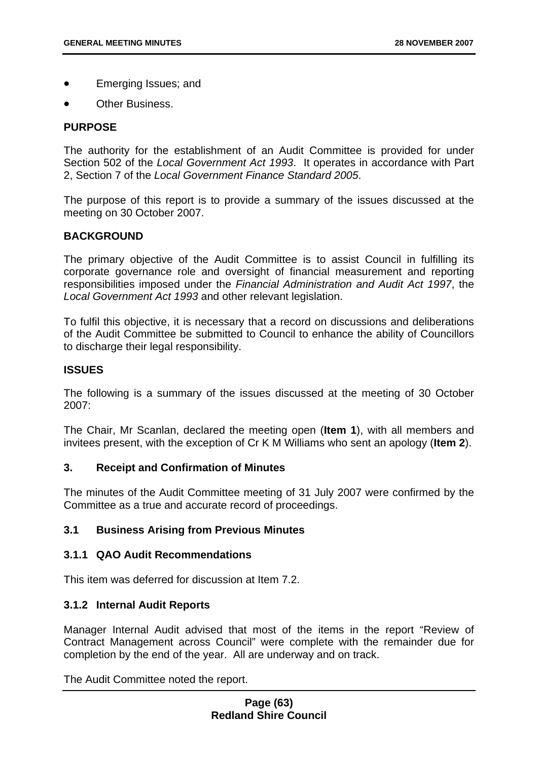- Emerging Issues; and
- Other Business.

**PURPOSE**

The authority for the establishment of an Audit Committee is provided for under Section 502 of the *Local Government Act 1993*. It operates in accordance with Part 2, Section 7 of the *Local Government Finance Standard 2005*.

The purpose of this report is to provide a summary of the issues discussed at the meeting on 30 October 2007.

**BACKGROUND**

The primary objective of the Audit Committee is to assist Council in fulfilling its corporate governance role and oversight of financial measurement and reporting responsibilities imposed under the *Financial Administration and Audit Act 1997*, the *Local Government Act 1993* and other relevant legislation.

To fulfil this objective, it is necessary that a record on discussions and deliberations of the Audit Committee be submitted to Council to enhance the ability of Councillors to discharge their legal responsibility.

**ISSUES**

The following is a summary of the issues discussed at the meeting of 30 October 2007:

The Chair, Mr Scanlan, declared the meeting open (**Item 1**), with all members and invitees present, with the exception of Cr K M Williams who sent an apology (**Item 2**).

**3. Receipt and Confirmation of Minutes**

The minutes of the Audit Committee meeting of 31 July 2007 were confirmed by the Committee as a true and accurate record of proceedings.

**3.1 Business Arising from Previous Minutes**

**3.1.1 QAO Audit Recommendations**

This item was deferred for discussion at Item 7.2.

**3.1.2 Internal Audit Reports**

Manager Internal Audit advised that most of the items in the report "Review of Contract Management across Council" were complete with the remainder due for completion by the end of the year. All are underway and on track.

The Audit Committee noted the report.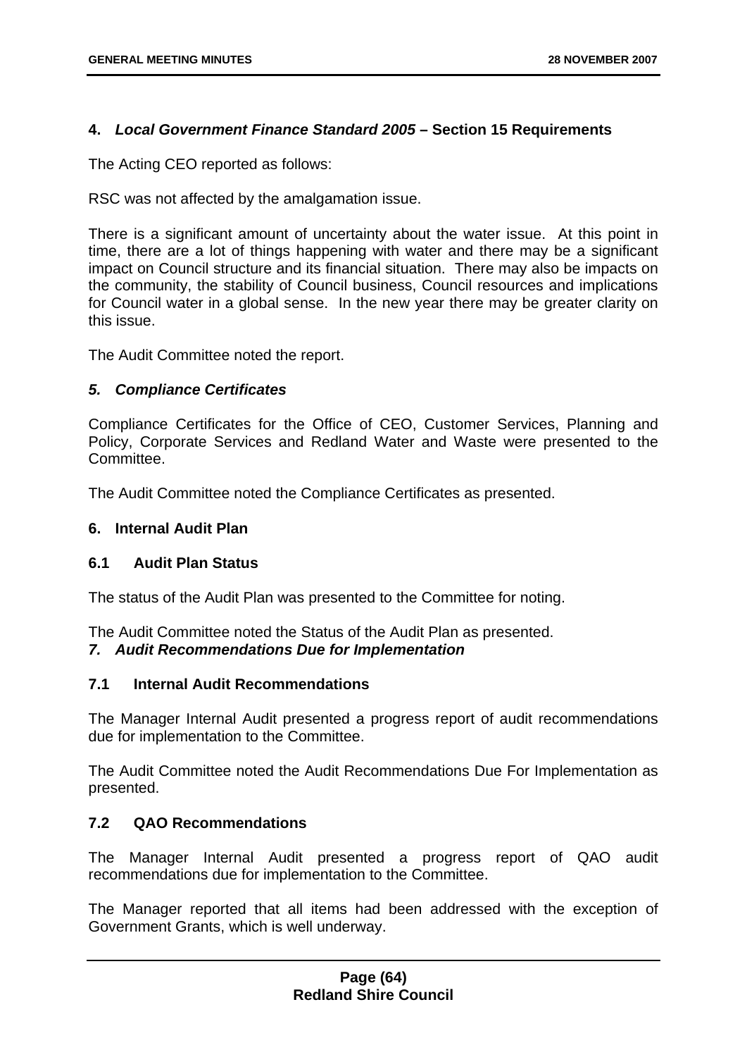## 4. *Local Government Finance Standard 2005* – Section 15 Requirements

The Acting CEO reported as follows:

RSC was not affected by the amalgamation issue.

There is a significant amount of uncertainty about the water issue. At this point in time, there are a lot of things happening with water and there may be a significant impact on Council structure and its financial situation. There may also be impacts on the community, the stability of Council business, Council resources and implications for Council water in a global sense. In the new year there may be greater clarity on this issue.

The Audit Committee noted the report.

## *5. Compliance Certificates*

Compliance Certificates for the Office of CEO, Customer Services, Planning and Policy, Corporate Services and Redland Water and Waste were presented to the Committee.

The Audit Committee noted the Compliance Certificates as presented.

## 6. Internal Audit Plan

### 6.1 Audit Plan Status

The status of the Audit Plan was presented to the Committee for noting.

The Audit Committee noted the Status of the Audit Plan as presented.

## *7. Audit Recommendations Due for Implementation*

### 7.1 Internal Audit Recommendations

The Manager Internal Audit presented a progress report of audit recommendations due for implementation to the Committee.

The Audit Committee noted the Audit Recommendations Due For Implementation as presented.

### 7.2 QAO Recommendations

The Manager Internal Audit presented a progress report of QAO audit recommendations due for implementation to the Committee.

The Manager reported that all items had been addressed with the exception of Government Grants, which is well underway.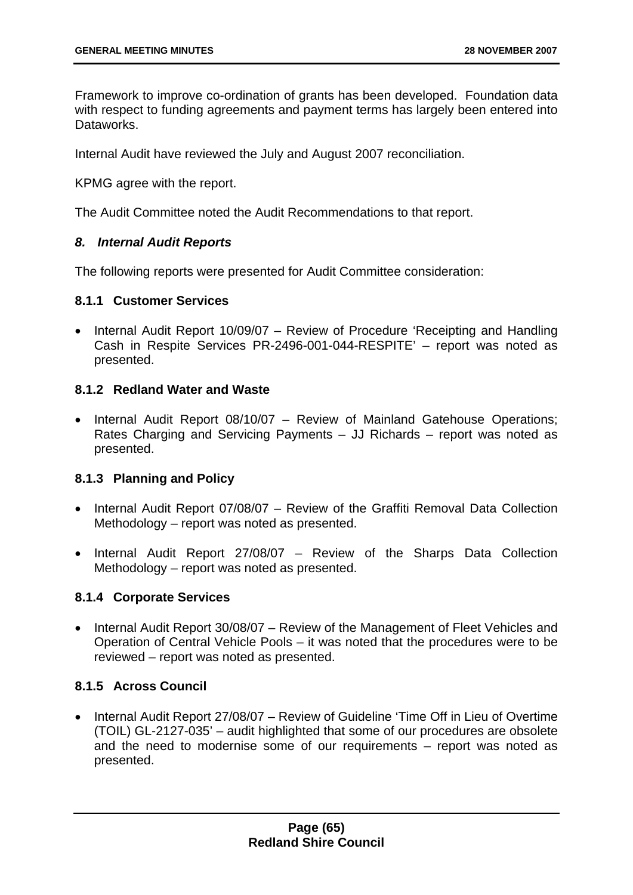Framework to improve co-ordination of grants has been developed. Foundation data with respect to funding agreements and payment terms has largely been entered into Dataworks.

Internal Audit have reviewed the July and August 2007 reconciliation.

KPMG agree with the report.

The Audit Committee noted the Audit Recommendations to that report.

### *8. Internal Audit Reports*

The following reports were presented for Audit Committee consideration:

#### 8.1.1 Customer Services

- Internal Audit Report 10/09/07 – Review of Procedure 'Receipting and Handling Cash in Respite Services PR-2496-001-044-RESPITE' – report was noted as presented.

#### 8.1.2 Redland Water and Waste

- Internal Audit Report 08/10/07 – Review of Mainland Gatehouse Operations; Rates Charging and Servicing Payments – JJ Richards – report was noted as presented.

#### 8.1.3 Planning and Policy

- Internal Audit Report 07/08/07 – Review of the Graffiti Removal Data Collection Methodology – report was noted as presented.
- Internal Audit Report 27/08/07 – Review of the Sharps Data Collection Methodology – report was noted as presented.

#### 8.1.4 Corporate Services

- Internal Audit Report 30/08/07 – Review of the Management of Fleet Vehicles and Operation of Central Vehicle Pools – it was noted that the procedures were to be reviewed – report was noted as presented.

#### 8.1.5 Across Council

- Internal Audit Report 27/08/07 – Review of Guideline 'Time Off in Lieu of Overtime (TOIL) GL-2127-035' – audit highlighted that some of our procedures are obsolete and the need to modernise some of our requirements – report was noted as presented.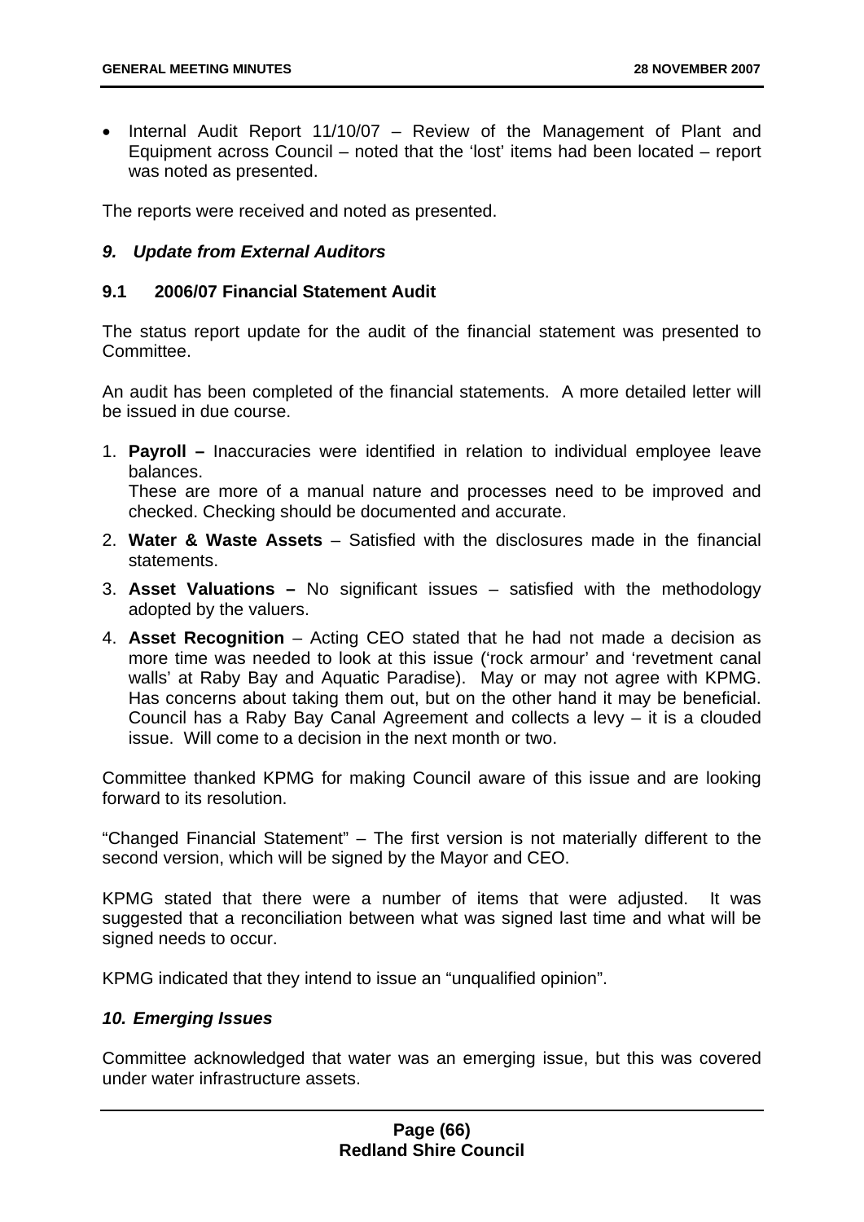- Internal Audit Report 11/10/07 – Review of the Management of Plant and Equipment across Council – noted that the 'lost' items had been located – report was noted as presented.

The reports were received and noted as presented.

### *9. Update from External Auditors*

### 9.1 2006/07 Financial Statement Audit

The status report update for the audit of the financial statement was presented to Committee.

An audit has been completed of the financial statements. A more detailed letter will be issued in due course.

1. **Payroll –** Inaccuracies were identified in relation to individual employee leave balances.
   These are more of a manual nature and processes need to be improved and checked. Checking should be documented and accurate.
2. **Water & Waste Assets** – Satisfied with the disclosures made in the financial statements.
3. **Asset Valuations –** No significant issues – satisfied with the methodology adopted by the valuers.
4. **Asset Recognition** – Acting CEO stated that he had not made a decision as more time was needed to look at this issue ('rock armour' and 'revetment canal walls' at Raby Bay and Aquatic Paradise). May or may not agree with KPMG. Has concerns about taking them out, but on the other hand it may be beneficial. Council has a Raby Bay Canal Agreement and collects a levy – it is a clouded issue. Will come to a decision in the next month or two.

Committee thanked KPMG for making Council aware of this issue and are looking forward to its resolution.

"Changed Financial Statement" – The first version is not materially different to the second version, which will be signed by the Mayor and CEO.

KPMG stated that there were a number of items that were adjusted. It was suggested that a reconciliation between what was signed last time and what will be signed needs to occur.

KPMG indicated that they intend to issue an "unqualified opinion".

### *10. Emerging Issues*

Committee acknowledged that water was an emerging issue, but this was covered under water infrastructure assets.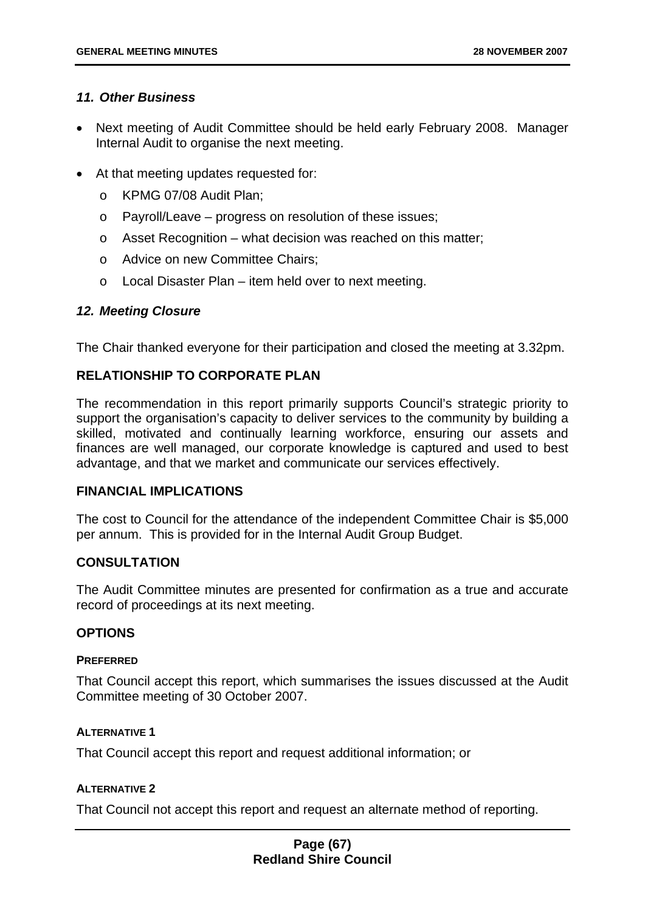### *11. Other Business*

- Next meeting of Audit Committee should be held early February 2008. Manager Internal Audit to organise the next meeting.
- At that meeting updates requested for:
  - o KPMG 07/08 Audit Plan;
  - o Payroll/Leave – progress on resolution of these issues;
  - o Asset Recognition – what decision was reached on this matter;
  - o Advice on new Committee Chairs;
  - o Local Disaster Plan – item held over to next meeting.

### *12. Meeting Closure*

The Chair thanked everyone for their participation and closed the meeting at 3.32pm.

## RELATIONSHIP TO CORPORATE PLAN

The recommendation in this report primarily supports Council's strategic priority to support the organisation's capacity to deliver services to the community by building a skilled, motivated and continually learning workforce, ensuring our assets and finances are well managed, our corporate knowledge is captured and used to best advantage, and that we market and communicate our services effectively.

## FINANCIAL IMPLICATIONS

The cost to Council for the attendance of the independent Committee Chair is $5,000 per annum. This is provided for in the Internal Audit Group Budget.

## CONSULTATION

The Audit Committee minutes are presented for confirmation as a true and accurate record of proceedings at its next meeting.

## OPTIONS

#### PREFERRED

That Council accept this report, which summarises the issues discussed at the Audit Committee meeting of 30 October 2007.

#### ALTERNATIVE 1

That Council accept this report and request additional information; or

#### ALTERNATIVE 2

That Council not accept this report and request an alternate method of reporting.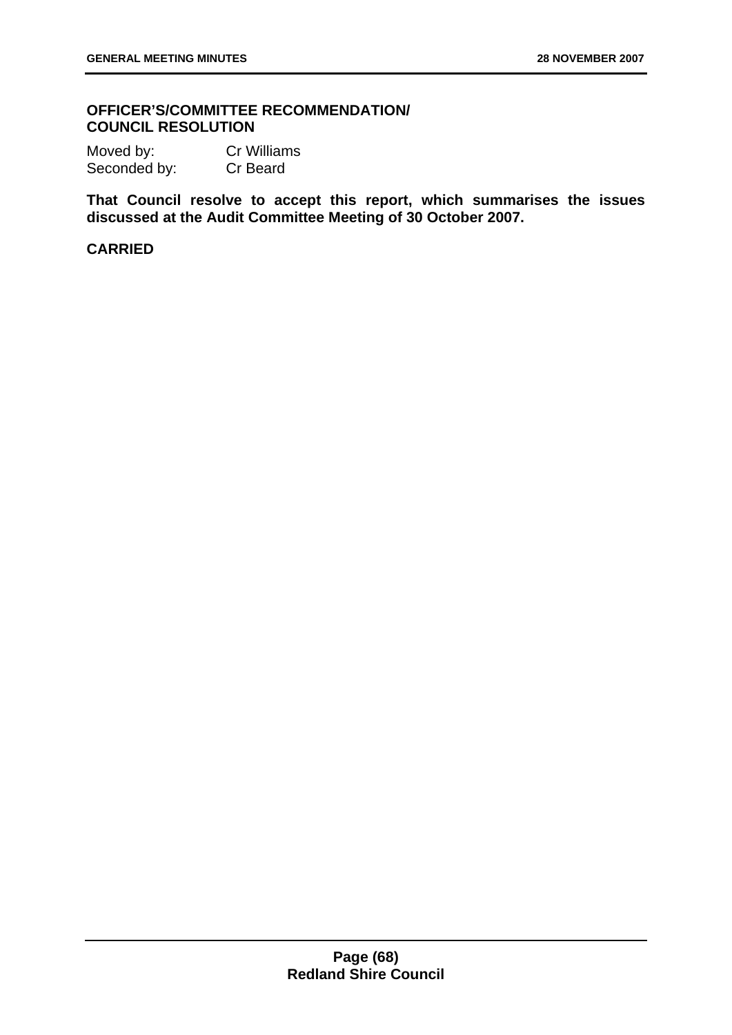## OFFICER'S/COMMITTEE RECOMMENDATION/ COUNCIL RESOLUTION

Moved by: Cr Williams
Seconded by: Cr Beard

**That Council resolve to accept this report, which summarises the issues discussed at the Audit Committee Meeting of 30 October 2007.**

**CARRIED**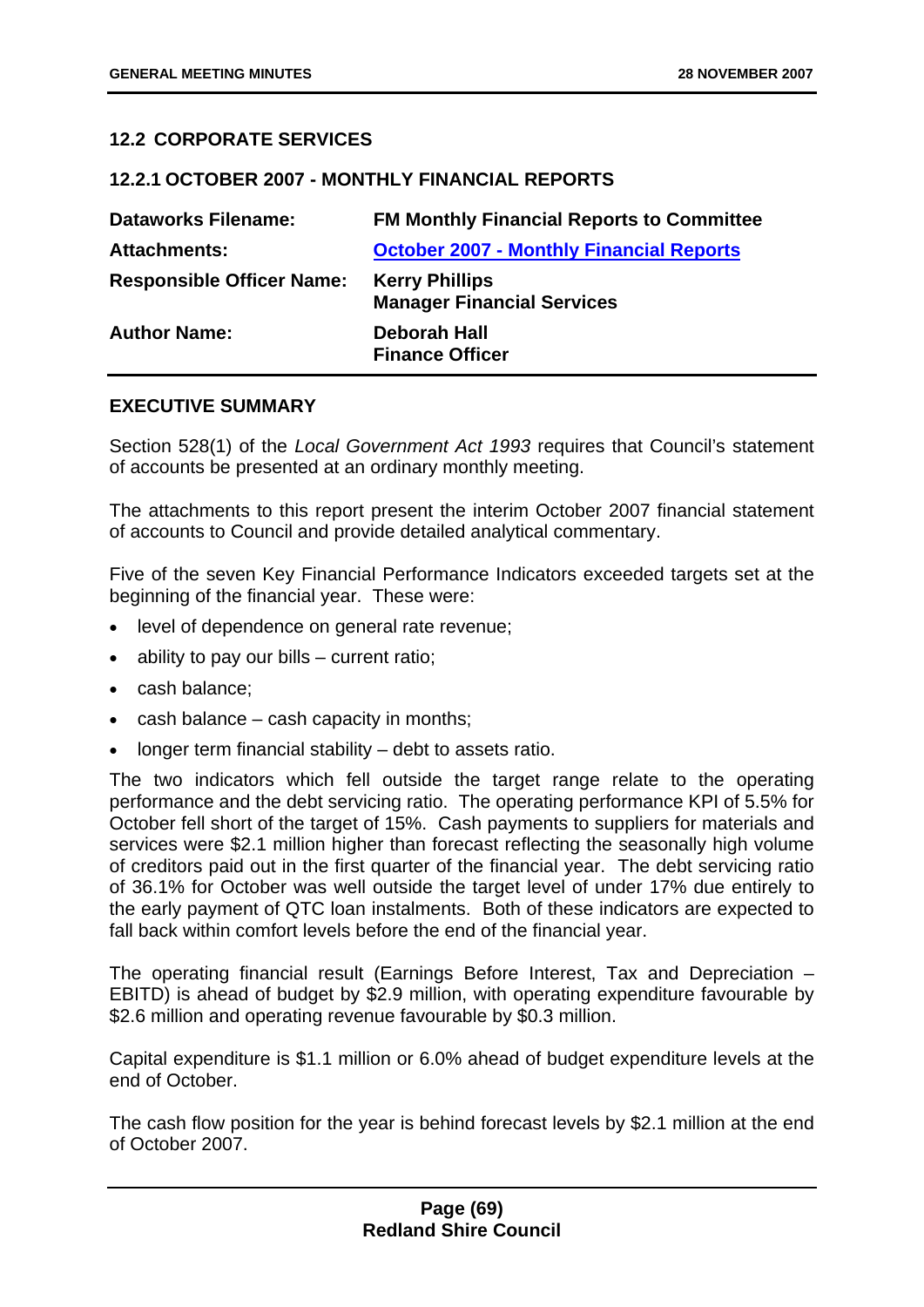## 12.2 CORPORATE SERVICES

### 12.2.1 OCTOBER 2007 - MONTHLY FINANCIAL REPORTS

| | |
|---|---|
| **Dataworks Filename:** | **FM Monthly Financial Reports to Committee** |
| **Attachments:** | **October 2007 - Monthly Financial Reports** |
| **Responsible Officer Name:** | **Kerry Phillips**<br>**Manager Financial Services** |
| **Author Name:** | **Deborah Hall**<br>**Finance Officer** |

### EXECUTIVE SUMMARY

Section 528(1) of the *Local Government Act 1993* requires that Council's statement of accounts be presented at an ordinary monthly meeting.

The attachments to this report present the interim October 2007 financial statement of accounts to Council and provide detailed analytical commentary.

Five of the seven Key Financial Performance Indicators exceeded targets set at the beginning of the financial year. These were:

- level of dependence on general rate revenue;
- ability to pay our bills – current ratio;
- cash balance;
- cash balance – cash capacity in months;
- longer term financial stability – debt to assets ratio.

The two indicators which fell outside the target range relate to the operating performance and the debt servicing ratio. The operating performance KPI of 5.5% for October fell short of the target of 15%. Cash payments to suppliers for materials and services were $2.1 million higher than forecast reflecting the seasonally high volume of creditors paid out in the first quarter of the financial year. The debt servicing ratio of 36.1% for October was well outside the target level of under 17% due entirely to the early payment of QTC loan instalments. Both of these indicators are expected to fall back within comfort levels before the end of the financial year.

The operating financial result (Earnings Before Interest, Tax and Depreciation – EBITD) is ahead of budget by $2.9 million, with operating expenditure favourable by $2.6 million and operating revenue favourable by $0.3 million.

Capital expenditure is $1.1 million or 6.0% ahead of budget expenditure levels at the end of October.

The cash flow position for the year is behind forecast levels by $2.1 million at the end of October 2007.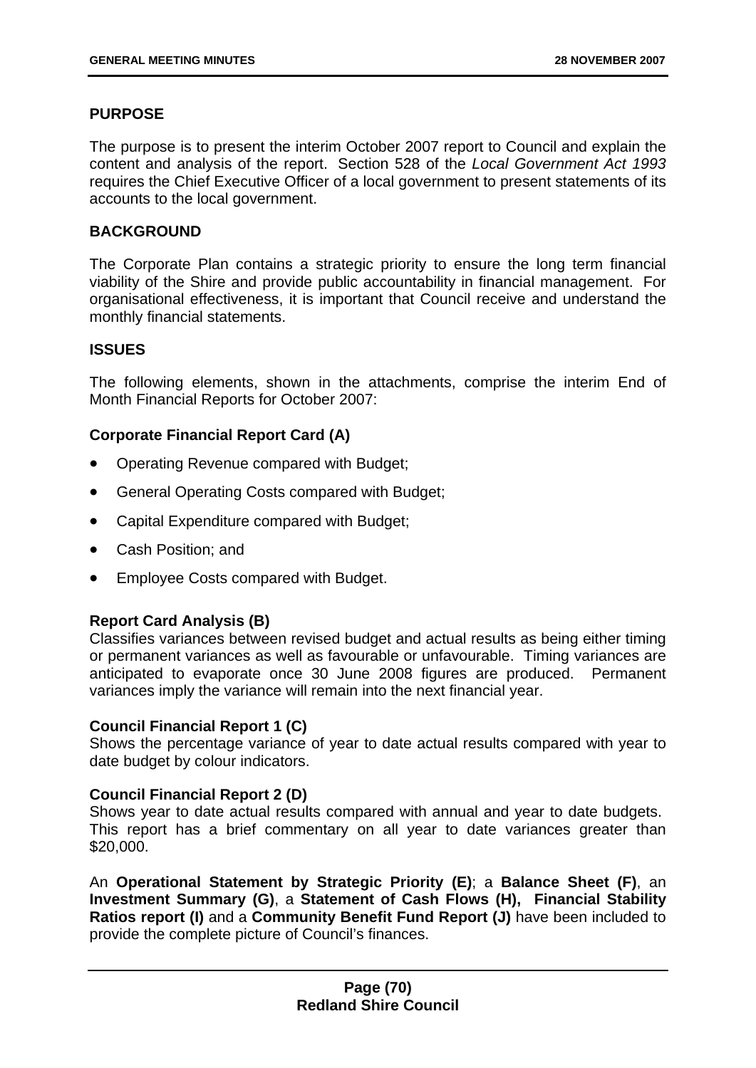**PURPOSE**

The purpose is to present the interim October 2007 report to Council and explain the content and analysis of the report. Section 528 of the *Local Government Act 1993* requires the Chief Executive Officer of a local government to present statements of its accounts to the local government.

**BACKGROUND**

The Corporate Plan contains a strategic priority to ensure the long term financial viability of the Shire and provide public accountability in financial management. For organisational effectiveness, it is important that Council receive and understand the monthly financial statements.

**ISSUES**

The following elements, shown in the attachments, comprise the interim End of Month Financial Reports for October 2007:

**Corporate Financial Report Card (A)**

- Operating Revenue compared with Budget;
- General Operating Costs compared with Budget;
- Capital Expenditure compared with Budget;
- Cash Position; and
- Employee Costs compared with Budget.

**Report Card Analysis (B)**
Classifies variances between revised budget and actual results as being either timing or permanent variances as well as favourable or unfavourable. Timing variances are anticipated to evaporate once 30 June 2008 figures are produced. Permanent variances imply the variance will remain into the next financial year.

**Council Financial Report 1 (C)**
Shows the percentage variance of year to date actual results compared with year to date budget by colour indicators.

**Council Financial Report 2 (D)**
Shows year to date actual results compared with annual and year to date budgets. This report has a brief commentary on all year to date variances greater than $20,000.

An **Operational Statement by Strategic Priority (E)**; a **Balance Sheet (F)**, an **Investment Summary (G)**, a **Statement of Cash Flows (H), Financial Stability Ratios report (I)** and a **Community Benefit Fund Report (J)** have been included to provide the complete picture of Council's finances.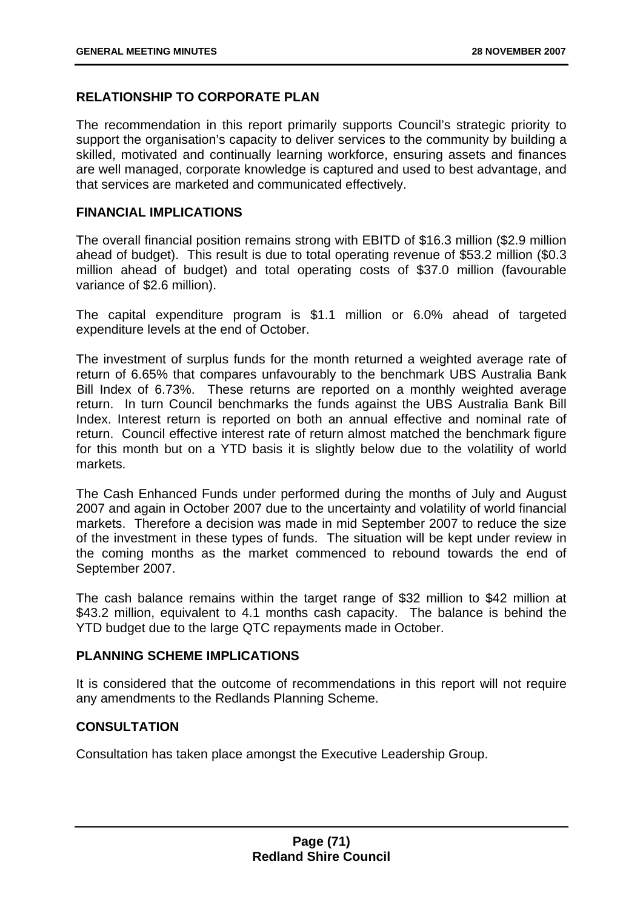## RELATIONSHIP TO CORPORATE PLAN

The recommendation in this report primarily supports Council's strategic priority to support the organisation's capacity to deliver services to the community by building a skilled, motivated and continually learning workforce, ensuring assets and finances are well managed, corporate knowledge is captured and used to best advantage, and that services are marketed and communicated effectively.

## FINANCIAL IMPLICATIONS

The overall financial position remains strong with EBITD of $16.3 million ($2.9 million ahead of budget). This result is due to total operating revenue of $53.2 million ($0.3 million ahead of budget) and total operating costs of $37.0 million (favourable variance of $2.6 million).

The capital expenditure program is $1.1 million or 6.0% ahead of targeted expenditure levels at the end of October.

The investment of surplus funds for the month returned a weighted average rate of return of 6.65% that compares unfavourably to the benchmark UBS Australia Bank Bill Index of 6.73%. These returns are reported on a monthly weighted average return. In turn Council benchmarks the funds against the UBS Australia Bank Bill Index. Interest return is reported on both an annual effective and nominal rate of return. Council effective interest rate of return almost matched the benchmark figure for this month but on a YTD basis it is slightly below due to the volatility of world markets.

The Cash Enhanced Funds under performed during the months of July and August 2007 and again in October 2007 due to the uncertainty and volatility of world financial markets. Therefore a decision was made in mid September 2007 to reduce the size of the investment in these types of funds. The situation will be kept under review in the coming months as the market commenced to rebound towards the end of September 2007.

The cash balance remains within the target range of $32 million to $42 million at $43.2 million, equivalent to 4.1 months cash capacity. The balance is behind the YTD budget due to the large QTC repayments made in October.

## PLANNING SCHEME IMPLICATIONS

It is considered that the outcome of recommendations in this report will not require any amendments to the Redlands Planning Scheme.

## CONSULTATION

Consultation has taken place amongst the Executive Leadership Group.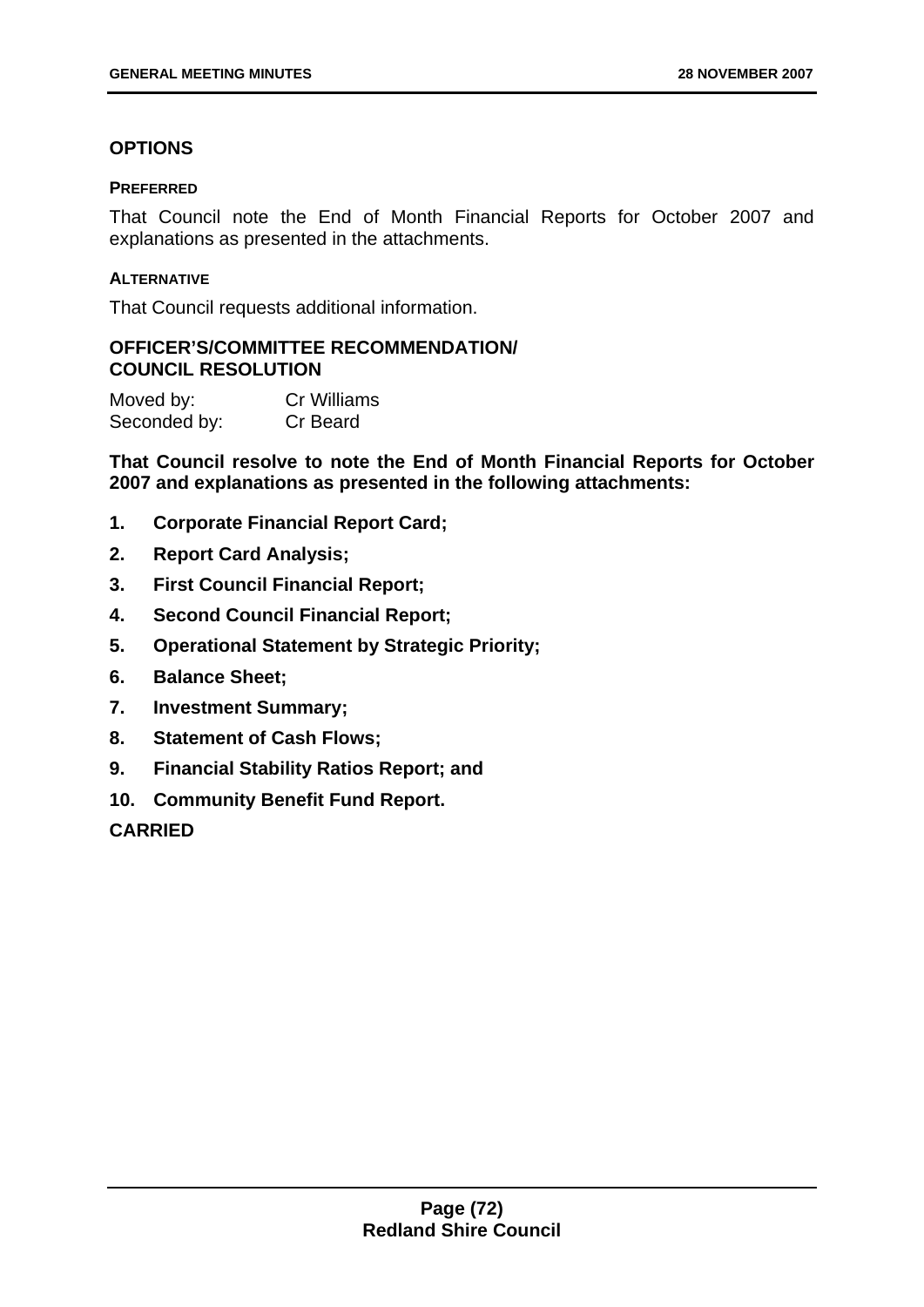## OPTIONS

### PREFERRED

That Council note the End of Month Financial Reports for October 2007 and explanations as presented in the attachments.

### ALTERNATIVE

That Council requests additional information.

## OFFICER'S/COMMITTEE RECOMMENDATION/ COUNCIL RESOLUTION

Moved by: Cr Williams
Seconded by: Cr Beard

**That Council resolve to note the End of Month Financial Reports for October 2007 and explanations as presented in the following attachments:**

1. **Corporate Financial Report Card;**
2. **Report Card Analysis;**
3. **First Council Financial Report;**
4. **Second Council Financial Report;**
5. **Operational Statement by Strategic Priority;**
6. **Balance Sheet;**
7. **Investment Summary;**
8. **Statement of Cash Flows;**
9. **Financial Stability Ratios Report; and**
10. **Community Benefit Fund Report.**

**CARRIED**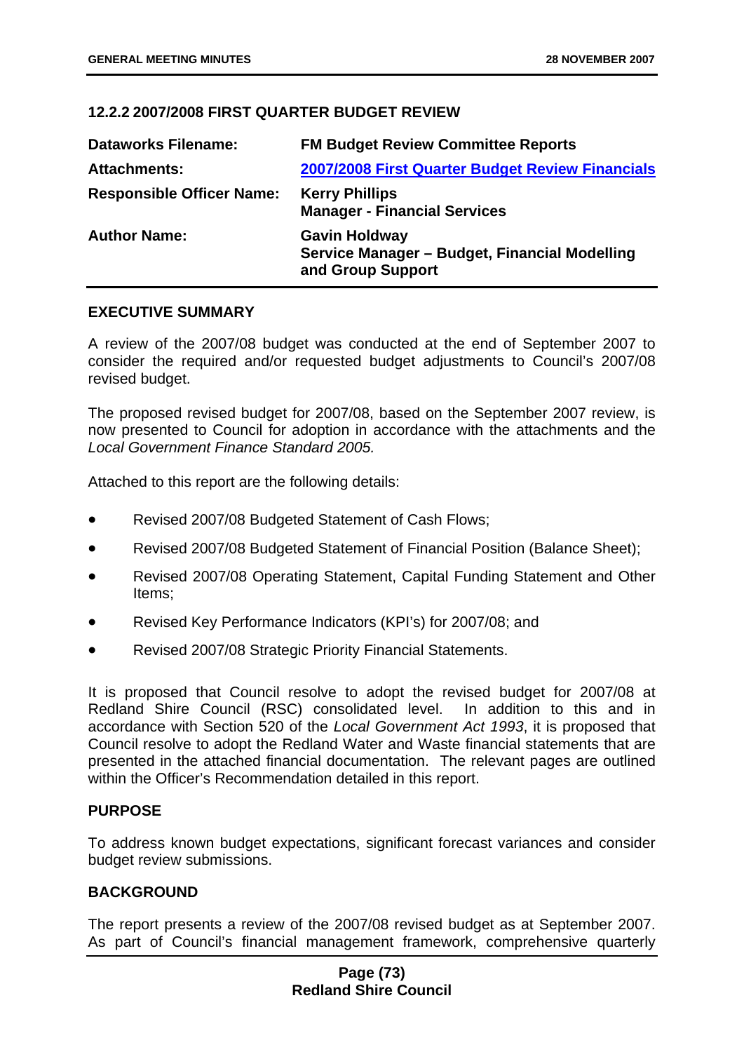### 12.2.2 2007/2008 FIRST QUARTER BUDGET REVIEW

| | |
|---|---|
| **Dataworks Filename:** | **FM Budget Review Committee Reports** |
| **Attachments:** | **2007/2008 First Quarter Budget Review Financials** |
| **Responsible Officer Name:** | **Kerry Phillips**<br>**Manager - Financial Services** |
| **Author Name:** | **Gavin Holdway**<br>**Service Manager – Budget, Financial Modelling and Group Support** |

#### EXECUTIVE SUMMARY

A review of the 2007/08 budget was conducted at the end of September 2007 to consider the required and/or requested budget adjustments to Council's 2007/08 revised budget.

The proposed revised budget for 2007/08, based on the September 2007 review, is now presented to Council for adoption in accordance with the attachments and the *Local Government Finance Standard 2005.*

Attached to this report are the following details:

- Revised 2007/08 Budgeted Statement of Cash Flows;
- Revised 2007/08 Budgeted Statement of Financial Position (Balance Sheet);
- Revised 2007/08 Operating Statement, Capital Funding Statement and Other Items;
- Revised Key Performance Indicators (KPI's) for 2007/08; and
- Revised 2007/08 Strategic Priority Financial Statements.

It is proposed that Council resolve to adopt the revised budget for 2007/08 at Redland Shire Council (RSC) consolidated level. In addition to this and in accordance with Section 520 of the *Local Government Act 1993*, it is proposed that Council resolve to adopt the Redland Water and Waste financial statements that are presented in the attached financial documentation. The relevant pages are outlined within the Officer's Recommendation detailed in this report.

#### PURPOSE

To address known budget expectations, significant forecast variances and consider budget review submissions.

#### BACKGROUND

The report presents a review of the 2007/08 revised budget as at September 2007. As part of Council's financial management framework, comprehensive quarterly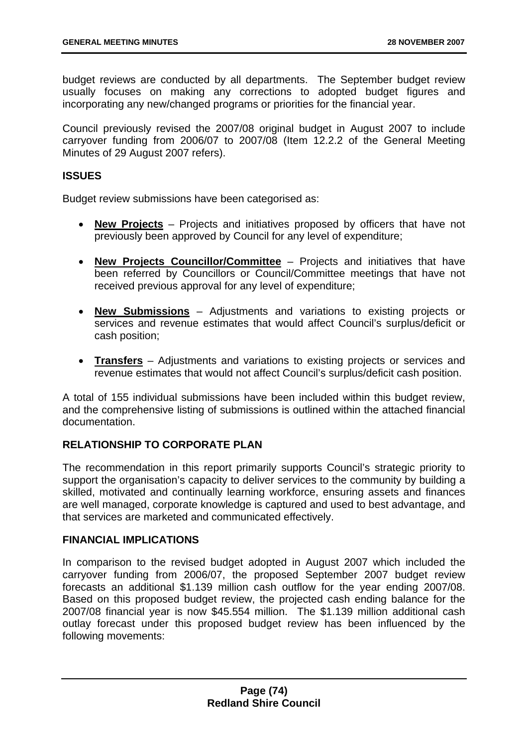budget reviews are conducted by all departments. The September budget review usually focuses on making any corrections to adopted budget figures and incorporating any new/changed programs or priorities for the financial year.

Council previously revised the 2007/08 original budget in August 2007 to include carryover funding from 2006/07 to 2007/08 (Item 12.2.2 of the General Meeting Minutes of 29 August 2007 refers).

## ISSUES

Budget review submissions have been categorised as:

- **New Projects** – Projects and initiatives proposed by officers that have not previously been approved by Council for any level of expenditure;
- **New Projects Councillor/Committee** – Projects and initiatives that have been referred by Councillors or Council/Committee meetings that have not received previous approval for any level of expenditure;
- **New Submissions** – Adjustments and variations to existing projects or services and revenue estimates that would affect Council's surplus/deficit or cash position;
- **Transfers** – Adjustments and variations to existing projects or services and revenue estimates that would not affect Council's surplus/deficit cash position.

A total of 155 individual submissions have been included within this budget review, and the comprehensive listing of submissions is outlined within the attached financial documentation.

## RELATIONSHIP TO CORPORATE PLAN

The recommendation in this report primarily supports Council's strategic priority to support the organisation's capacity to deliver services to the community by building a skilled, motivated and continually learning workforce, ensuring assets and finances are well managed, corporate knowledge is captured and used to best advantage, and that services are marketed and communicated effectively.

## FINANCIAL IMPLICATIONS

In comparison to the revised budget adopted in August 2007 which included the carryover funding from 2006/07, the proposed September 2007 budget review forecasts an additional $1.139 million cash outflow for the year ending 2007/08. Based on this proposed budget review, the projected cash ending balance for the 2007/08 financial year is now $45.554 million. The $1.139 million additional cash outlay forecast under this proposed budget review has been influenced by the following movements: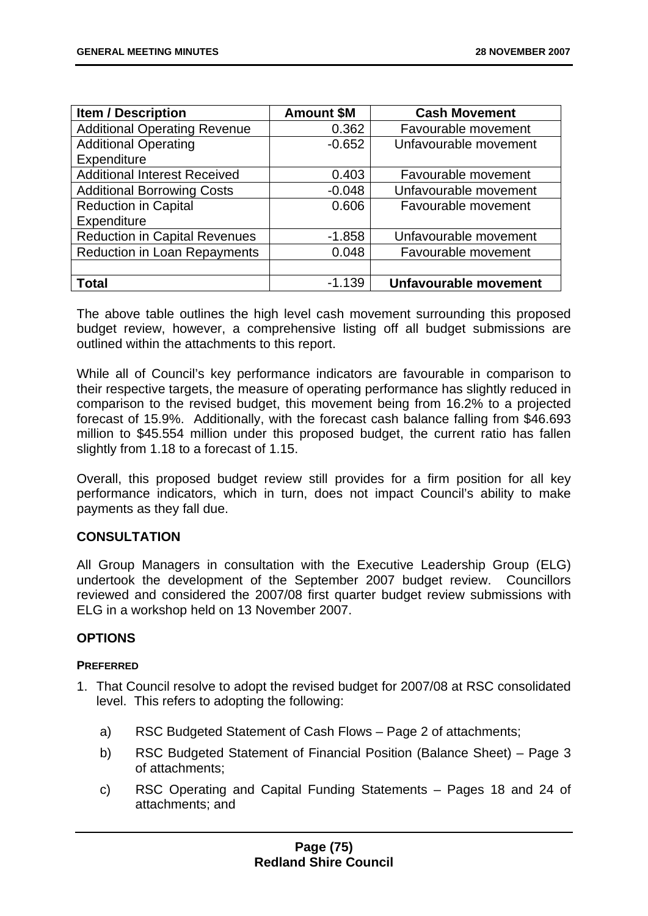| Item / Description | Amount $M | Cash Movement |
|---|---|---|
| Additional Operating Revenue | 0.362 | Favourable movement |
| Additional Operating Expenditure | -0.652 | Unfavourable movement |
| Additional Interest Received | 0.403 | Favourable movement |
| Additional Borrowing Costs | -0.048 | Unfavourable movement |
| Reduction in Capital Expenditure | 0.606 | Favourable movement |
| Reduction in Capital Revenues | -1.858 | Unfavourable movement |
| Reduction in Loan Repayments | 0.048 | Favourable movement |
| | | |
| **Total** | -1.139 | **Unfavourable movement** |

The above table outlines the high level cash movement surrounding this proposed budget review, however, a comprehensive listing off all budget submissions are outlined within the attachments to this report.

While all of Council's key performance indicators are favourable in comparison to their respective targets, the measure of operating performance has slightly reduced in comparison to the revised budget, this movement being from 16.2% to a projected forecast of 15.9%. Additionally, with the forecast cash balance falling from $46.693 million to $45.554 million under this proposed budget, the current ratio has fallen slightly from 1.18 to a forecast of 1.15.

Overall, this proposed budget review still provides for a firm position for all key performance indicators, which in turn, does not impact Council's ability to make payments as they fall due.

## CONSULTATION

All Group Managers in consultation with the Executive Leadership Group (ELG) undertook the development of the September 2007 budget review. Councillors reviewed and considered the 2007/08 first quarter budget review submissions with ELG in a workshop held on 13 November 2007.

## OPTIONS

### PREFERRED

1. That Council resolve to adopt the revised budget for 2007/08 at RSC consolidated level. This refers to adopting the following:

   a) RSC Budgeted Statement of Cash Flows – Page 2 of attachments;

   b) RSC Budgeted Statement of Financial Position (Balance Sheet) – Page 3 of attachments;

   c) RSC Operating and Capital Funding Statements – Pages 18 and 24 of attachments; and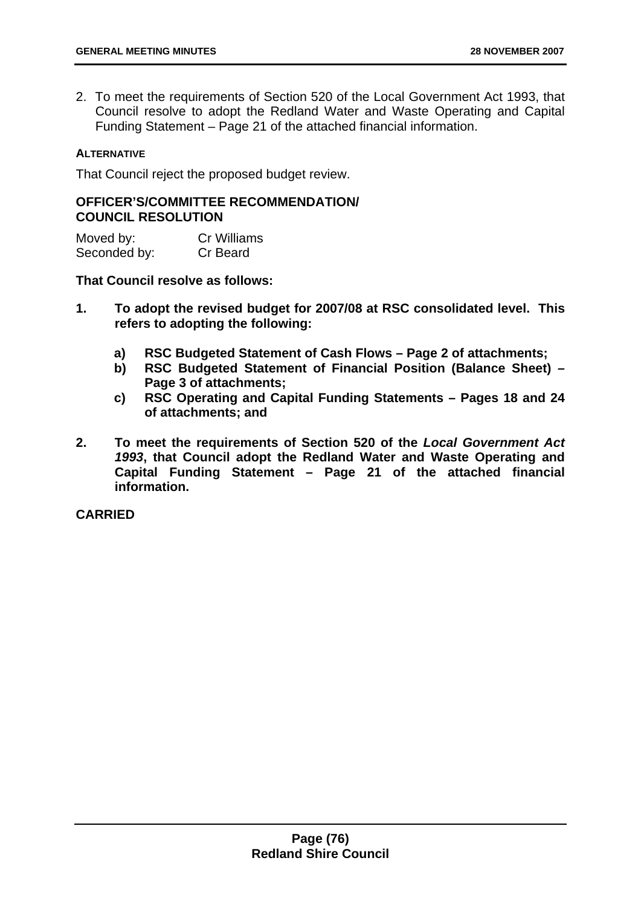2. To meet the requirements of Section 520 of the Local Government Act 1993, that Council resolve to adopt the Redland Water and Waste Operating and Capital Funding Statement – Page 21 of the attached financial information.

**ALTERNATIVE**

That Council reject the proposed budget review.

**OFFICER'S/COMMITTEE RECOMMENDATION/ COUNCIL RESOLUTION**

Moved by: Cr Williams
Seconded by: Cr Beard

**That Council resolve as follows:**

1. **To adopt the revised budget for 2007/08 at RSC consolidated level. This refers to adopting the following:**
   a) **RSC Budgeted Statement of Cash Flows – Page 2 of attachments;**
   b) **RSC Budgeted Statement of Financial Position (Balance Sheet) – Page 3 of attachments;**
   c) **RSC Operating and Capital Funding Statements – Pages 18 and 24 of attachments; and**

2. **To meet the requirements of Section 520 of the *Local Government Act 1993*, that Council adopt the Redland Water and Waste Operating and Capital Funding Statement – Page 21 of the attached financial information.**

**CARRIED**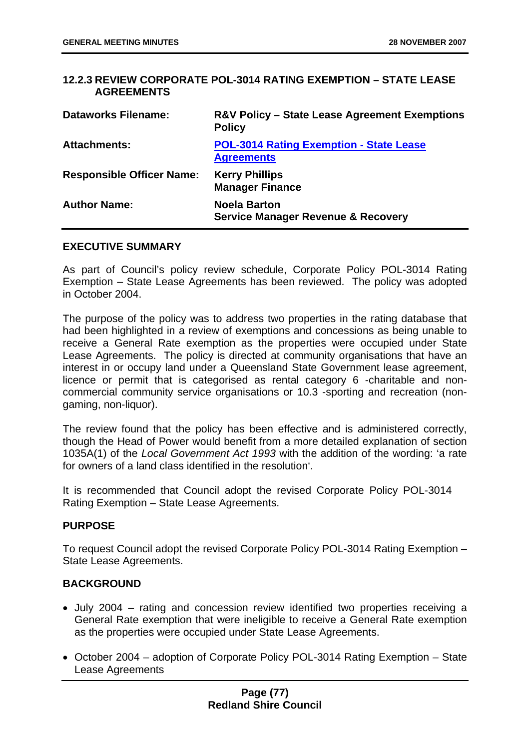### 12.2.3 REVIEW CORPORATE POL-3014 RATING EXEMPTION – STATE LEASE AGREEMENTS

| | |
|---|---|
| **Dataworks Filename:** | **R&V Policy – State Lease Agreement Exemptions Policy** |
| **Attachments:** | **POL-3014 Rating Exemption - State Lease Agreements** |
| **Responsible Officer Name:** | **Kerry Phillips**<br>**Manager Finance** |
| **Author Name:** | **Noela Barton**<br>**Service Manager Revenue & Recovery** |

#### EXECUTIVE SUMMARY

As part of Council's policy review schedule, Corporate Policy POL-3014 Rating Exemption – State Lease Agreements has been reviewed. The policy was adopted in October 2004.

The purpose of the policy was to address two properties in the rating database that had been highlighted in a review of exemptions and concessions as being unable to receive a General Rate exemption as the properties were occupied under State Lease Agreements. The policy is directed at community organisations that have an interest in or occupy land under a Queensland State Government lease agreement, licence or permit that is categorised as rental category 6 -charitable and non-commercial community service organisations or 10.3 -sporting and recreation (non-gaming, non-liquor).

The review found that the policy has been effective and is administered correctly, though the Head of Power would benefit from a more detailed explanation of section 1035A(1) of the *Local Government Act 1993* with the addition of the wording: 'a rate for owners of a land class identified in the resolution'.

It is recommended that Council adopt the revised Corporate Policy POL-3014 Rating Exemption – State Lease Agreements.

#### PURPOSE

To request Council adopt the revised Corporate Policy POL-3014 Rating Exemption – State Lease Agreements.

#### BACKGROUND

- July 2004 – rating and concession review identified two properties receiving a General Rate exemption that were ineligible to receive a General Rate exemption as the properties were occupied under State Lease Agreements.
- October 2004 – adoption of Corporate Policy POL-3014 Rating Exemption – State Lease Agreements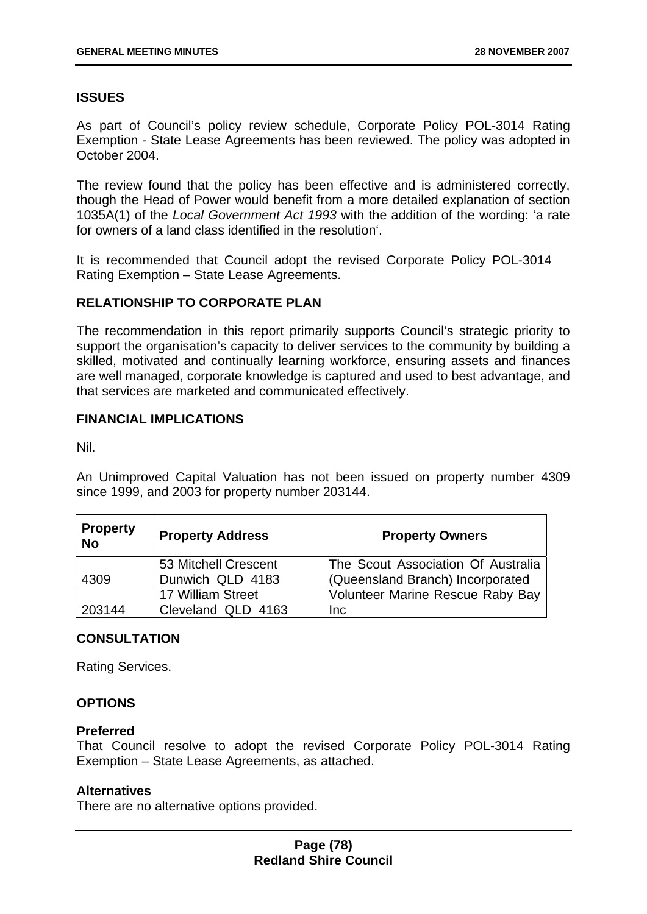**ISSUES**

As part of Council's policy review schedule, Corporate Policy POL-3014 Rating Exemption - State Lease Agreements has been reviewed. The policy was adopted in October 2004.

The review found that the policy has been effective and is administered correctly, though the Head of Power would benefit from a more detailed explanation of section 1035A(1) of the *Local Government Act 1993* with the addition of the wording: 'a rate for owners of a land class identified in the resolution'.

It is recommended that Council adopt the revised Corporate Policy POL-3014 Rating Exemption – State Lease Agreements.

**RELATIONSHIP TO CORPORATE PLAN**

The recommendation in this report primarily supports Council's strategic priority to support the organisation's capacity to deliver services to the community by building a skilled, motivated and continually learning workforce, ensuring assets and finances are well managed, corporate knowledge is captured and used to best advantage, and that services are marketed and communicated effectively.

**FINANCIAL IMPLICATIONS**

Nil.

An Unimproved Capital Valuation has not been issued on property number 4309 since 1999, and 2003 for property number 203144.

| Property No | Property Address | Property Owners |
|---|---|---|
| 4309 | 53 Mitchell Crescent Dunwich QLD 4183 | The Scout Association Of Australia (Queensland Branch) Incorporated |
| 203144 | 17 William Street Cleveland QLD 4163 | Volunteer Marine Rescue Raby Bay Inc |

**CONSULTATION**

Rating Services.

**OPTIONS**

**Preferred**

That Council resolve to adopt the revised Corporate Policy POL-3014 Rating Exemption – State Lease Agreements, as attached.

**Alternatives**

There are no alternative options provided.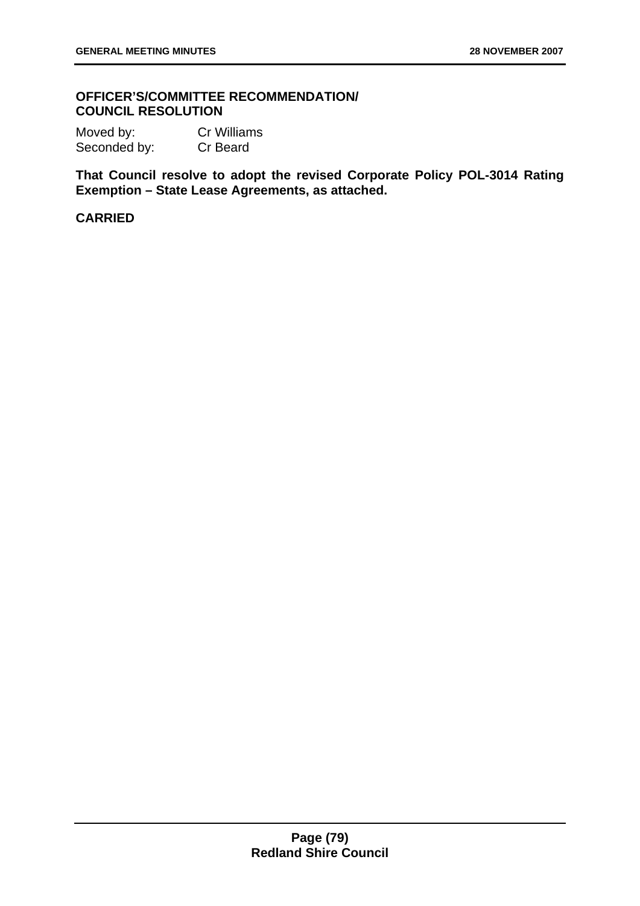**OFFICER'S/COMMITTEE RECOMMENDATION/ COUNCIL RESOLUTION**

Moved by: Cr Williams
Seconded by: Cr Beard

**That Council resolve to adopt the revised Corporate Policy POL-3014 Rating Exemption – State Lease Agreements, as attached.**

**CARRIED**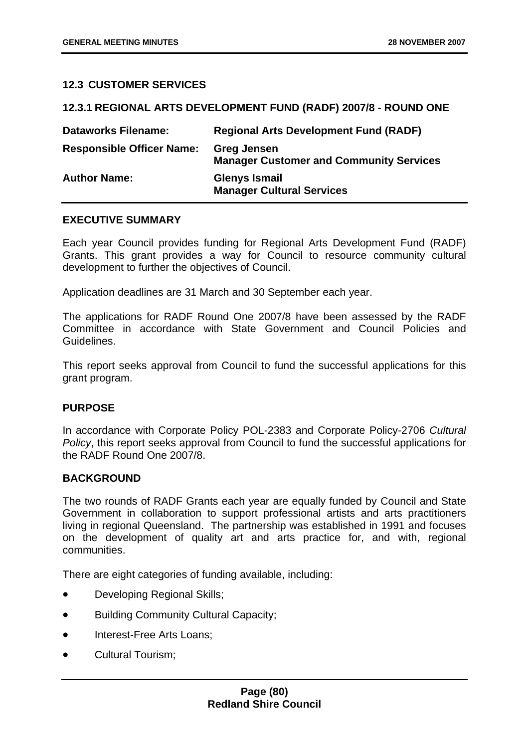## 12.3 CUSTOMER SERVICES

### 12.3.1 REGIONAL ARTS DEVELOPMENT FUND (RADF) 2007/8 - ROUND ONE

| | |
|---|---|
| **Dataworks Filename:** | **Regional Arts Development Fund (RADF)** |
| **Responsible Officer Name:** | **Greg Jensen**<br>**Manager Customer and Community Services** |
| **Author Name:** | **Glenys Ismail**<br>**Manager Cultural Services** |

#### EXECUTIVE SUMMARY

Each year Council provides funding for Regional Arts Development Fund (RADF) Grants. This grant provides a way for Council to resource community cultural development to further the objectives of Council.

Application deadlines are 31 March and 30 September each year.

The applications for RADF Round One 2007/8 have been assessed by the RADF Committee in accordance with State Government and Council Policies and Guidelines.

This report seeks approval from Council to fund the successful applications for this grant program.

#### PURPOSE

In accordance with Corporate Policy POL-2383 and Corporate Policy-2706 *Cultural Policy*, this report seeks approval from Council to fund the successful applications for the RADF Round One 2007/8.

#### BACKGROUND

The two rounds of RADF Grants each year are equally funded by Council and State Government in collaboration to support professional artists and arts practitioners living in regional Queensland. The partnership was established in 1991 and focuses on the development of quality art and arts practice for, and with, regional communities.

There are eight categories of funding available, including:

- Developing Regional Skills;
- Building Community Cultural Capacity;
- Interest-Free Arts Loans;
- Cultural Tourism;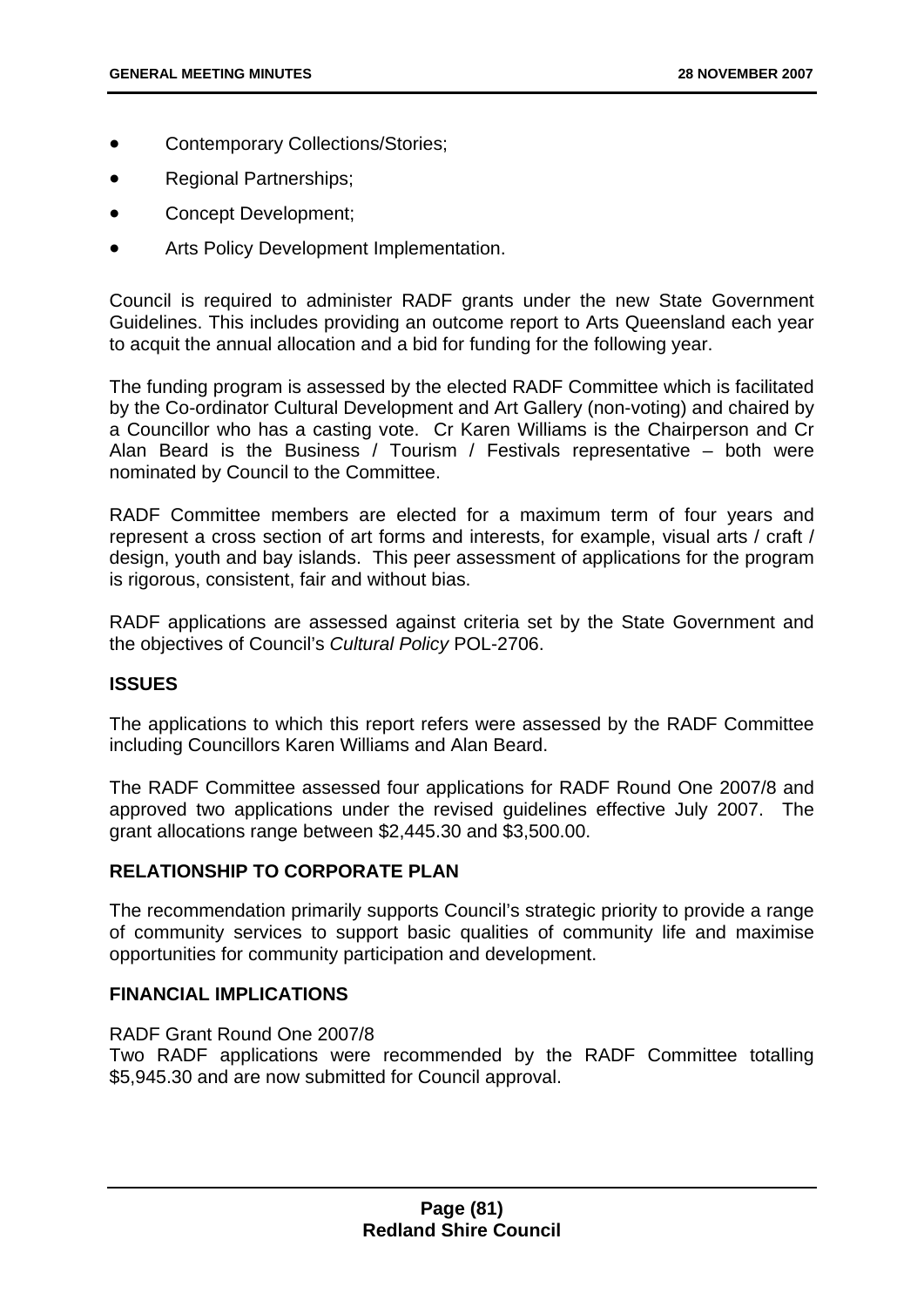- Contemporary Collections/Stories;
- Regional Partnerships;
- Concept Development;
- Arts Policy Development Implementation.

Council is required to administer RADF grants under the new State Government Guidelines. This includes providing an outcome report to Arts Queensland each year to acquit the annual allocation and a bid for funding for the following year.

The funding program is assessed by the elected RADF Committee which is facilitated by the Co-ordinator Cultural Development and Art Gallery (non-voting) and chaired by a Councillor who has a casting vote. Cr Karen Williams is the Chairperson and Cr Alan Beard is the Business / Tourism / Festivals representative – both were nominated by Council to the Committee.

RADF Committee members are elected for a maximum term of four years and represent a cross section of art forms and interests, for example, visual arts / craft / design, youth and bay islands. This peer assessment of applications for the program is rigorous, consistent, fair and without bias.

RADF applications are assessed against criteria set by the State Government and the objectives of Council's *Cultural Policy* POL-2706.

**ISSUES**

The applications to which this report refers were assessed by the RADF Committee including Councillors Karen Williams and Alan Beard.

The RADF Committee assessed four applications for RADF Round One 2007/8 and approved two applications under the revised guidelines effective July 2007. The grant allocations range between $2,445.30 and $3,500.00.

**RELATIONSHIP TO CORPORATE PLAN**

The recommendation primarily supports Council's strategic priority to provide a range of community services to support basic qualities of community life and maximise opportunities for community participation and development.

**FINANCIAL IMPLICATIONS**

RADF Grant Round One 2007/8
Two RADF applications were recommended by the RADF Committee totalling $5,945.30 and are now submitted for Council approval.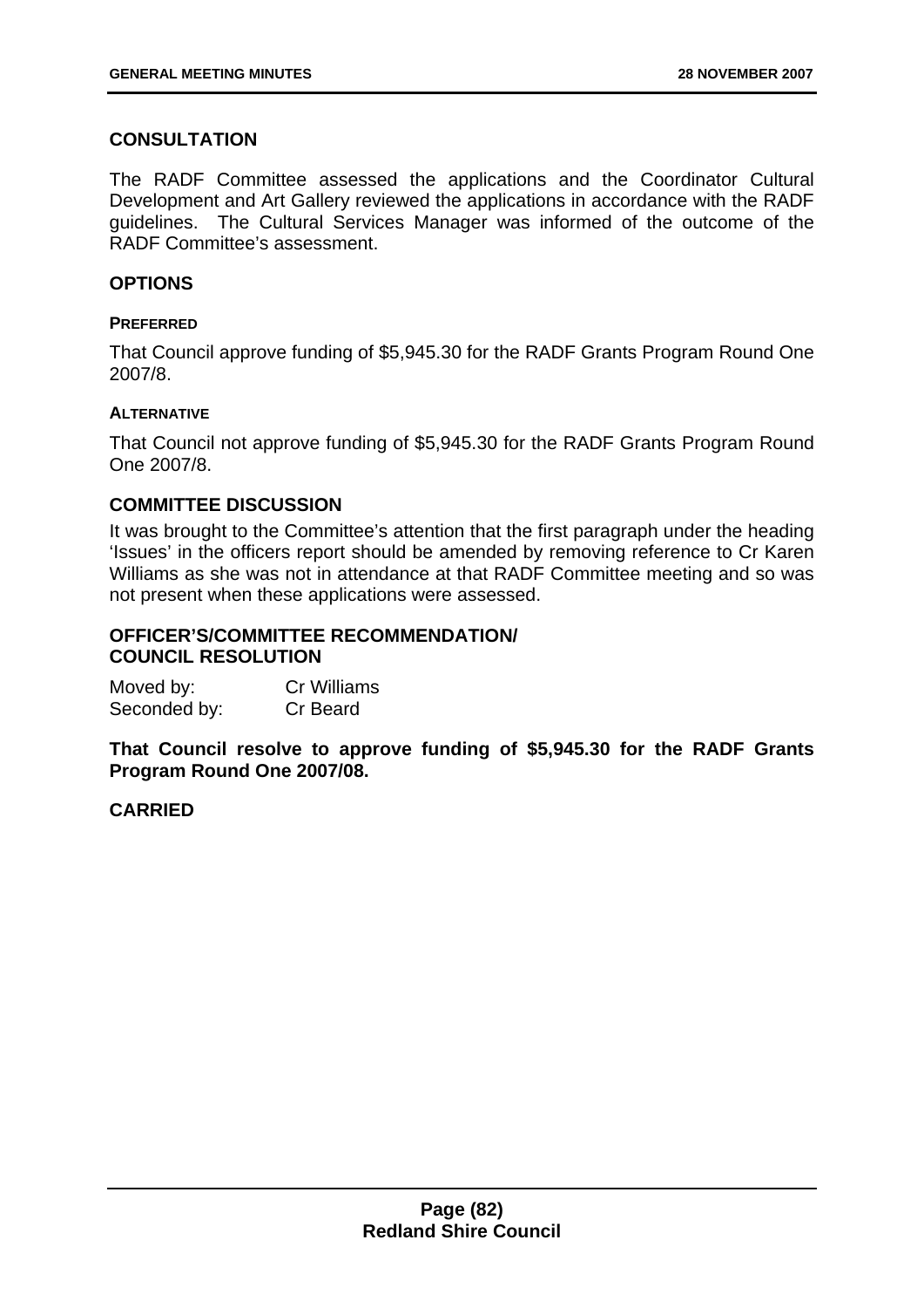## CONSULTATION

The RADF Committee assessed the applications and the Coordinator Cultural Development and Art Gallery reviewed the applications in accordance with the RADF guidelines. The Cultural Services Manager was informed of the outcome of the RADF Committee's assessment.

## OPTIONS

### PREFERRED

That Council approve funding of $5,945.30 for the RADF Grants Program Round One 2007/8.

### ALTERNATIVE

That Council not approve funding of $5,945.30 for the RADF Grants Program Round One 2007/8.

## COMMITTEE DISCUSSION

It was brought to the Committee's attention that the first paragraph under the heading 'Issues' in the officers report should be amended by removing reference to Cr Karen Williams as she was not in attendance at that RADF Committee meeting and so was not present when these applications were assessed.

## OFFICER'S/COMMITTEE RECOMMENDATION/ COUNCIL RESOLUTION

Moved by: Cr Williams
Seconded by: Cr Beard

**That Council resolve to approve funding of $5,945.30 for the RADF Grants Program Round One 2007/08.**

**CARRIED**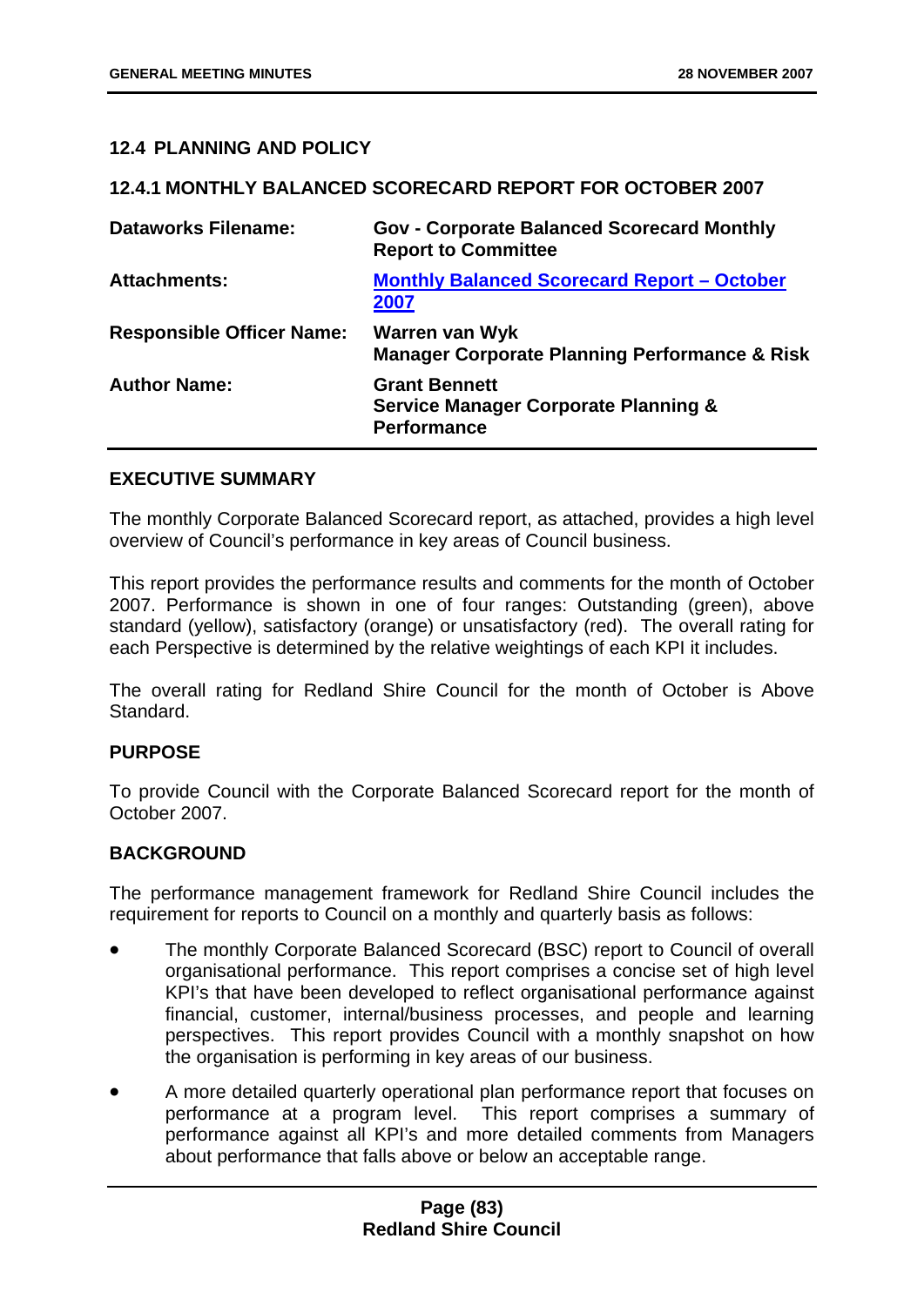## 12.4 PLANNING AND POLICY

### 12.4.1 MONTHLY BALANCED SCORECARD REPORT FOR OCTOBER 2007

| | |
|---|---|
| **Dataworks Filename:** | **Gov - Corporate Balanced Scorecard Monthly Report to Committee** |
| **Attachments:** | **Monthly Balanced Scorecard Report – October 2007** |
| **Responsible Officer Name:** | **Warren van Wyk**<br>**Manager Corporate Planning Performance & Risk** |
| **Author Name:** | **Grant Bennett**<br>**Service Manager Corporate Planning & Performance** |

**EXECUTIVE SUMMARY**

The monthly Corporate Balanced Scorecard report, as attached, provides a high level overview of Council's performance in key areas of Council business.

This report provides the performance results and comments for the month of October 2007. Performance is shown in one of four ranges: Outstanding (green), above standard (yellow), satisfactory (orange) or unsatisfactory (red). The overall rating for each Perspective is determined by the relative weightings of each KPI it includes.

The overall rating for Redland Shire Council for the month of October is Above Standard.

**PURPOSE**

To provide Council with the Corporate Balanced Scorecard report for the month of October 2007.

**BACKGROUND**

The performance management framework for Redland Shire Council includes the requirement for reports to Council on a monthly and quarterly basis as follows:

- The monthly Corporate Balanced Scorecard (BSC) report to Council of overall organisational performance. This report comprises a concise set of high level KPI's that have been developed to reflect organisational performance against financial, customer, internal/business processes, and people and learning perspectives. This report provides Council with a monthly snapshot on how the organisation is performing in key areas of our business.
- A more detailed quarterly operational plan performance report that focuses on performance at a program level. This report comprises a summary of performance against all KPI's and more detailed comments from Managers about performance that falls above or below an acceptable range.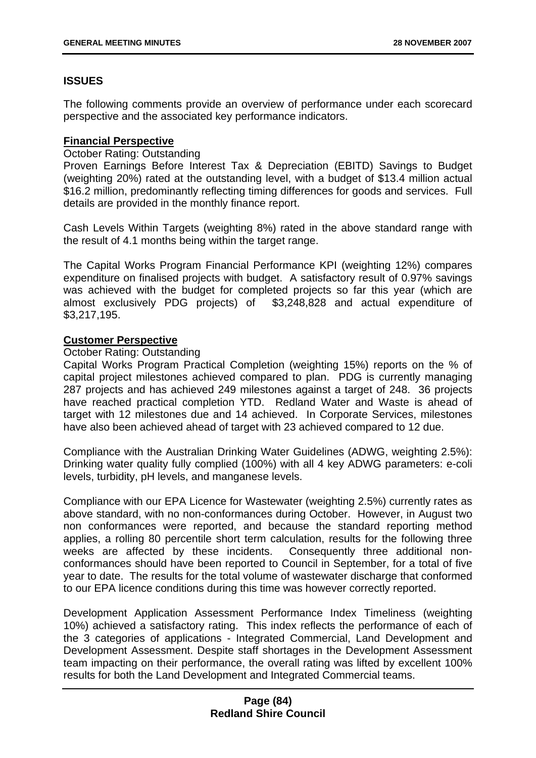## ISSUES

The following comments provide an overview of performance under each scorecard perspective and the associated key performance indicators.

**Financial Perspective**

October Rating: Outstanding

Proven Earnings Before Interest Tax & Depreciation (EBITD) Savings to Budget (weighting 20%) rated at the outstanding level, with a budget of $13.4 million actual $16.2 million, predominantly reflecting timing differences for goods and services. Full details are provided in the monthly finance report.

Cash Levels Within Targets (weighting 8%) rated in the above standard range with the result of 4.1 months being within the target range.

The Capital Works Program Financial Performance KPI (weighting 12%) compares expenditure on finalised projects with budget. A satisfactory result of 0.97% savings was achieved with the budget for completed projects so far this year (which are almost exclusively PDG projects) of $3,248,828 and actual expenditure of $3,217,195.

**Customer Perspective**

October Rating: Outstanding

Capital Works Program Practical Completion (weighting 15%) reports on the % of capital project milestones achieved compared to plan. PDG is currently managing 287 projects and has achieved 249 milestones against a target of 248. 36 projects have reached practical completion YTD. Redland Water and Waste is ahead of target with 12 milestones due and 14 achieved. In Corporate Services, milestones have also been achieved ahead of target with 23 achieved compared to 12 due.

Compliance with the Australian Drinking Water Guidelines (ADWG, weighting 2.5%): Drinking water quality fully complied (100%) with all 4 key ADWG parameters: e-coli levels, turbidity, pH levels, and manganese levels.

Compliance with our EPA Licence for Wastewater (weighting 2.5%) currently rates as above standard, with no non-conformances during October. However, in August two non conformances were reported, and because the standard reporting method applies, a rolling 80 percentile short term calculation, results for the following three weeks are affected by these incidents. Consequently three additional non-conformances should have been reported to Council in September, for a total of five year to date. The results for the total volume of wastewater discharge that conformed to our EPA licence conditions during this time was however correctly reported.

Development Application Assessment Performance Index Timeliness (weighting 10%) achieved a satisfactory rating. This index reflects the performance of each of the 3 categories of applications - Integrated Commercial, Land Development and Development Assessment. Despite staff shortages in the Development Assessment team impacting on their performance, the overall rating was lifted by excellent 100% results for both the Land Development and Integrated Commercial teams.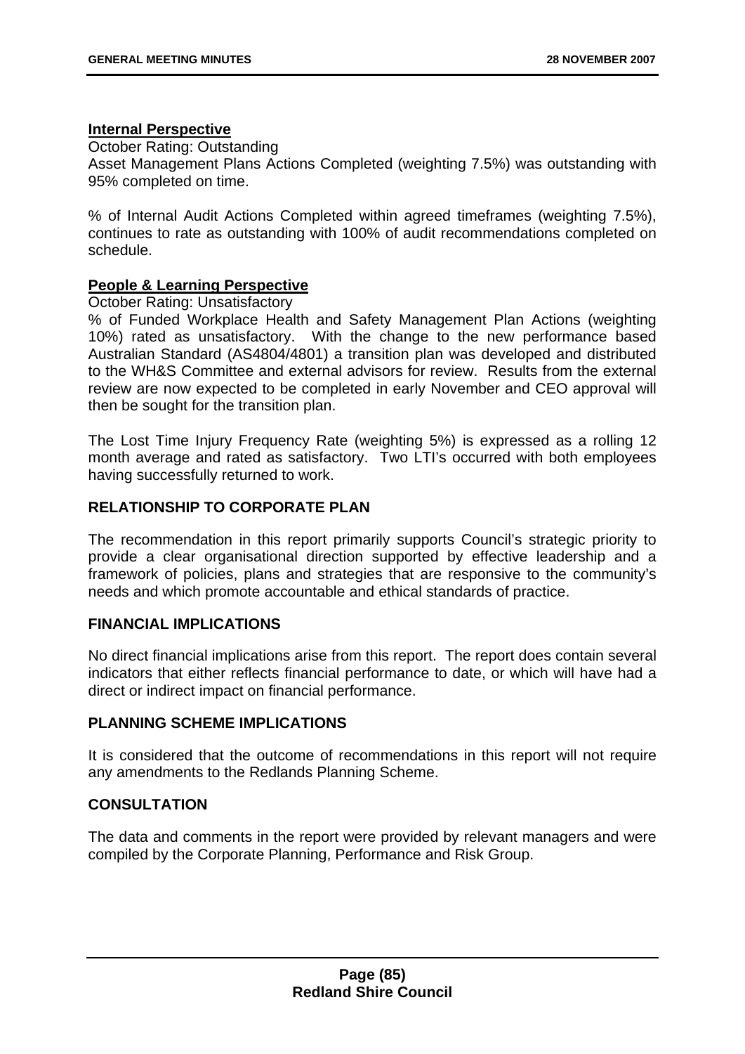**<u>Internal Perspective</u>**

October Rating: Outstanding

Asset Management Plans Actions Completed (weighting 7.5%) was outstanding with 95% completed on time.

% of Internal Audit Actions Completed within agreed timeframes (weighting 7.5%), continues to rate as outstanding with 100% of audit recommendations completed on schedule.

**<u>People & Learning Perspective</u>**

October Rating: Unsatisfactory

% of Funded Workplace Health and Safety Management Plan Actions (weighting 10%) rated as unsatisfactory. With the change to the new performance based Australian Standard (AS4804/4801) a transition plan was developed and distributed to the WH&S Committee and external advisors for review. Results from the external review are now expected to be completed in early November and CEO approval will then be sought for the transition plan.

The Lost Time Injury Frequency Rate (weighting 5%) is expressed as a rolling 12 month average and rated as satisfactory. Two LTI's occurred with both employees having successfully returned to work.

**RELATIONSHIP TO CORPORATE PLAN**

The recommendation in this report primarily supports Council's strategic priority to provide a clear organisational direction supported by effective leadership and a framework of policies, plans and strategies that are responsive to the community's needs and which promote accountable and ethical standards of practice.

**FINANCIAL IMPLICATIONS**

No direct financial implications arise from this report. The report does contain several indicators that either reflects financial performance to date, or which will have had a direct or indirect impact on financial performance.

**PLANNING SCHEME IMPLICATIONS**

It is considered that the outcome of recommendations in this report will not require any amendments to the Redlands Planning Scheme.

**CONSULTATION**

The data and comments in the report were provided by relevant managers and were compiled by the Corporate Planning, Performance and Risk Group.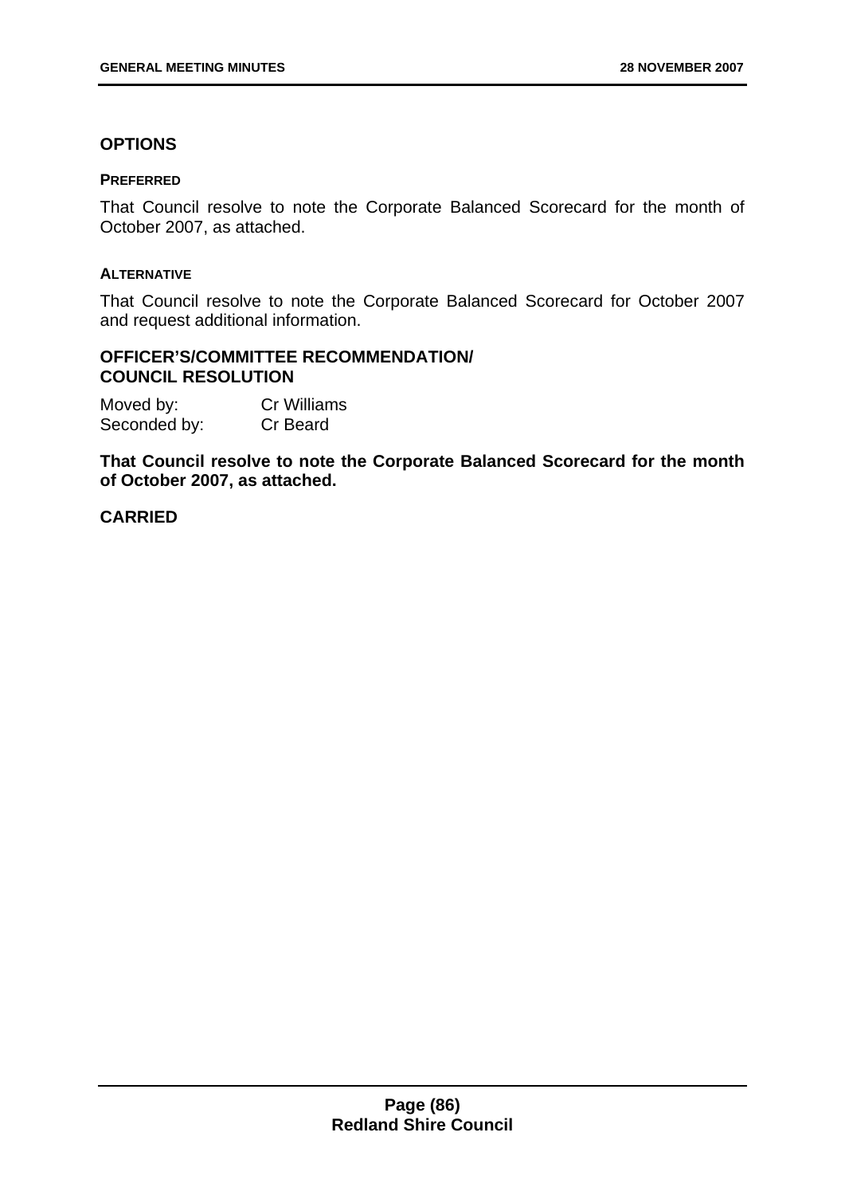## OPTIONS

### PREFERRED

That Council resolve to note the Corporate Balanced Scorecard for the month of October 2007, as attached.

### ALTERNATIVE

That Council resolve to note the Corporate Balanced Scorecard for October 2007 and request additional information.

## OFFICER'S/COMMITTEE RECOMMENDATION/ COUNCIL RESOLUTION

Moved by: Cr Williams
Seconded by: Cr Beard

**That Council resolve to note the Corporate Balanced Scorecard for the month of October 2007, as attached.**

**CARRIED**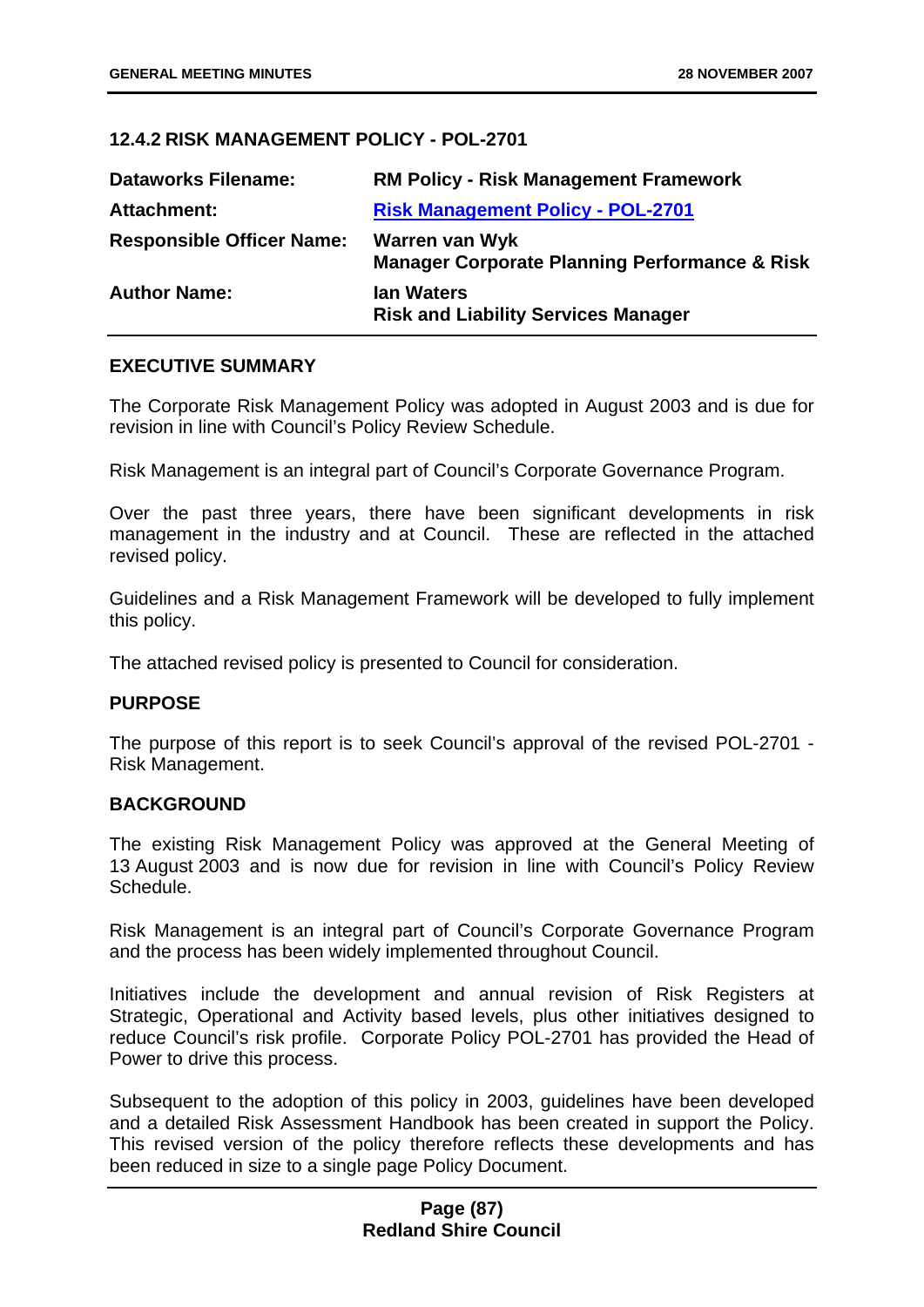## 12.4.2 RISK MANAGEMENT POLICY - POL-2701

| | |
|---|---|
| **Dataworks Filename:** | **RM Policy - Risk Management Framework** |
| **Attachment:** | **Risk Management Policy - POL-2701** |
| **Responsible Officer Name:** | **Warren van Wyk**<br>**Manager Corporate Planning Performance & Risk** |
| **Author Name:** | **Ian Waters**<br>**Risk and Liability Services Manager** |

### EXECUTIVE SUMMARY

The Corporate Risk Management Policy was adopted in August 2003 and is due for revision in line with Council's Policy Review Schedule.

Risk Management is an integral part of Council's Corporate Governance Program.

Over the past three years, there have been significant developments in risk management in the industry and at Council. These are reflected in the attached revised policy.

Guidelines and a Risk Management Framework will be developed to fully implement this policy.

The attached revised policy is presented to Council for consideration.

### PURPOSE

The purpose of this report is to seek Council's approval of the revised POL-2701 - Risk Management.

### BACKGROUND

The existing Risk Management Policy was approved at the General Meeting of 13 August 2003 and is now due for revision in line with Council's Policy Review Schedule.

Risk Management is an integral part of Council's Corporate Governance Program and the process has been widely implemented throughout Council.

Initiatives include the development and annual revision of Risk Registers at Strategic, Operational and Activity based levels, plus other initiatives designed to reduce Council's risk profile. Corporate Policy POL-2701 has provided the Head of Power to drive this process.

Subsequent to the adoption of this policy in 2003, guidelines have been developed and a detailed Risk Assessment Handbook has been created in support the Policy. This revised version of the policy therefore reflects these developments and has been reduced in size to a single page Policy Document.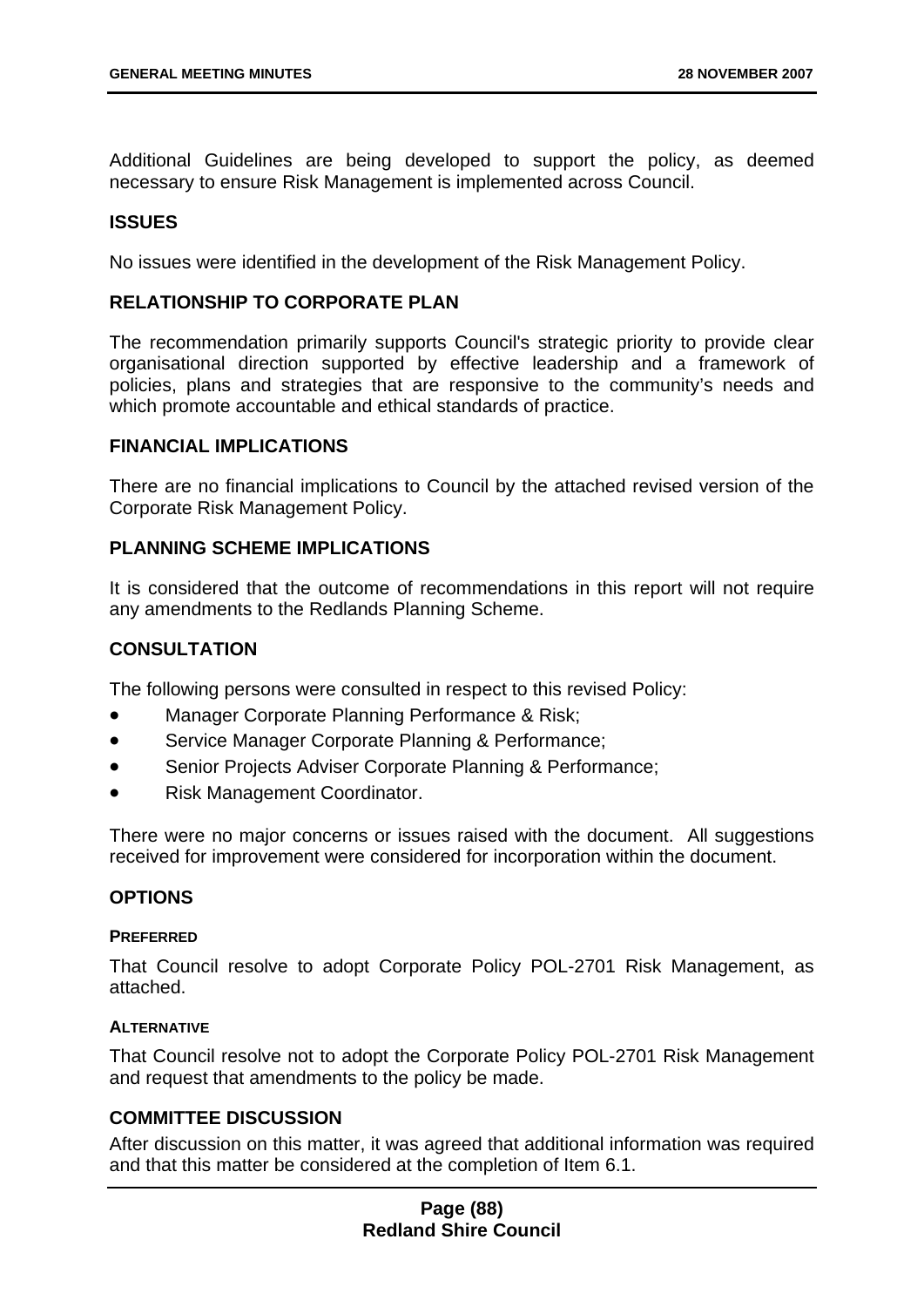Additional Guidelines are being developed to support the policy, as deemed necessary to ensure Risk Management is implemented across Council.

## ISSUES

No issues were identified in the development of the Risk Management Policy.

## RELATIONSHIP TO CORPORATE PLAN

The recommendation primarily supports Council's strategic priority to provide clear organisational direction supported by effective leadership and a framework of policies, plans and strategies that are responsive to the community's needs and which promote accountable and ethical standards of practice.

## FINANCIAL IMPLICATIONS

There are no financial implications to Council by the attached revised version of the Corporate Risk Management Policy.

## PLANNING SCHEME IMPLICATIONS

It is considered that the outcome of recommendations in this report will not require any amendments to the Redlands Planning Scheme.

## CONSULTATION

The following persons were consulted in respect to this revised Policy:

- Manager Corporate Planning Performance & Risk;
- Service Manager Corporate Planning & Performance;
- Senior Projects Adviser Corporate Planning & Performance;
- Risk Management Coordinator.

There were no major concerns or issues raised with the document. All suggestions received for improvement were considered for incorporation within the document.

## OPTIONS

### PREFERRED

That Council resolve to adopt Corporate Policy POL-2701 Risk Management, as attached.

### ALTERNATIVE

That Council resolve not to adopt the Corporate Policy POL-2701 Risk Management and request that amendments to the policy be made.

## COMMITTEE DISCUSSION

After discussion on this matter, it was agreed that additional information was required and that this matter be considered at the completion of Item 6.1.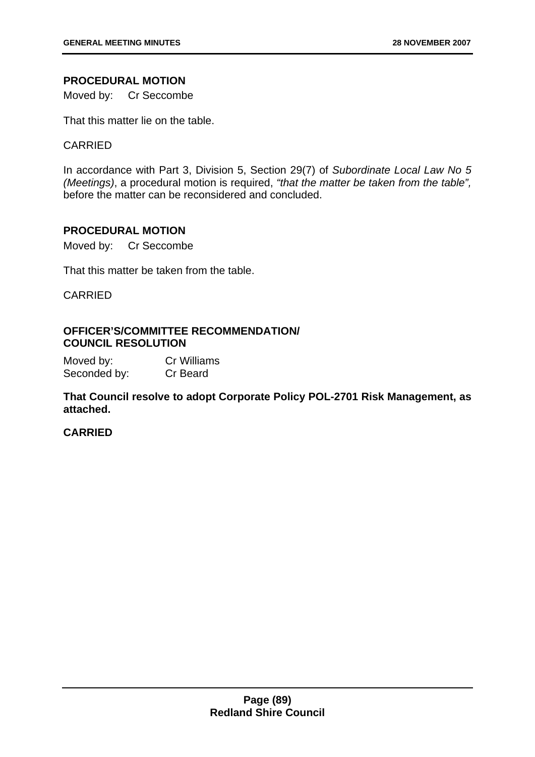**PROCEDURAL MOTION**

Moved by: Cr Seccombe

That this matter lie on the table.

CARRIED

In accordance with Part 3, Division 5, Section 29(7) of *Subordinate Local Law No 5 (Meetings)*, a procedural motion is required, *"that the matter be taken from the table",* before the matter can be reconsidered and concluded.

**PROCEDURAL MOTION**

Moved by: Cr Seccombe

That this matter be taken from the table.

CARRIED

**OFFICER'S/COMMITTEE RECOMMENDATION/
COUNCIL RESOLUTION**

Moved by: Cr Williams
Seconded by: Cr Beard

**That Council resolve to adopt Corporate Policy POL-2701 Risk Management, as attached.**

**CARRIED**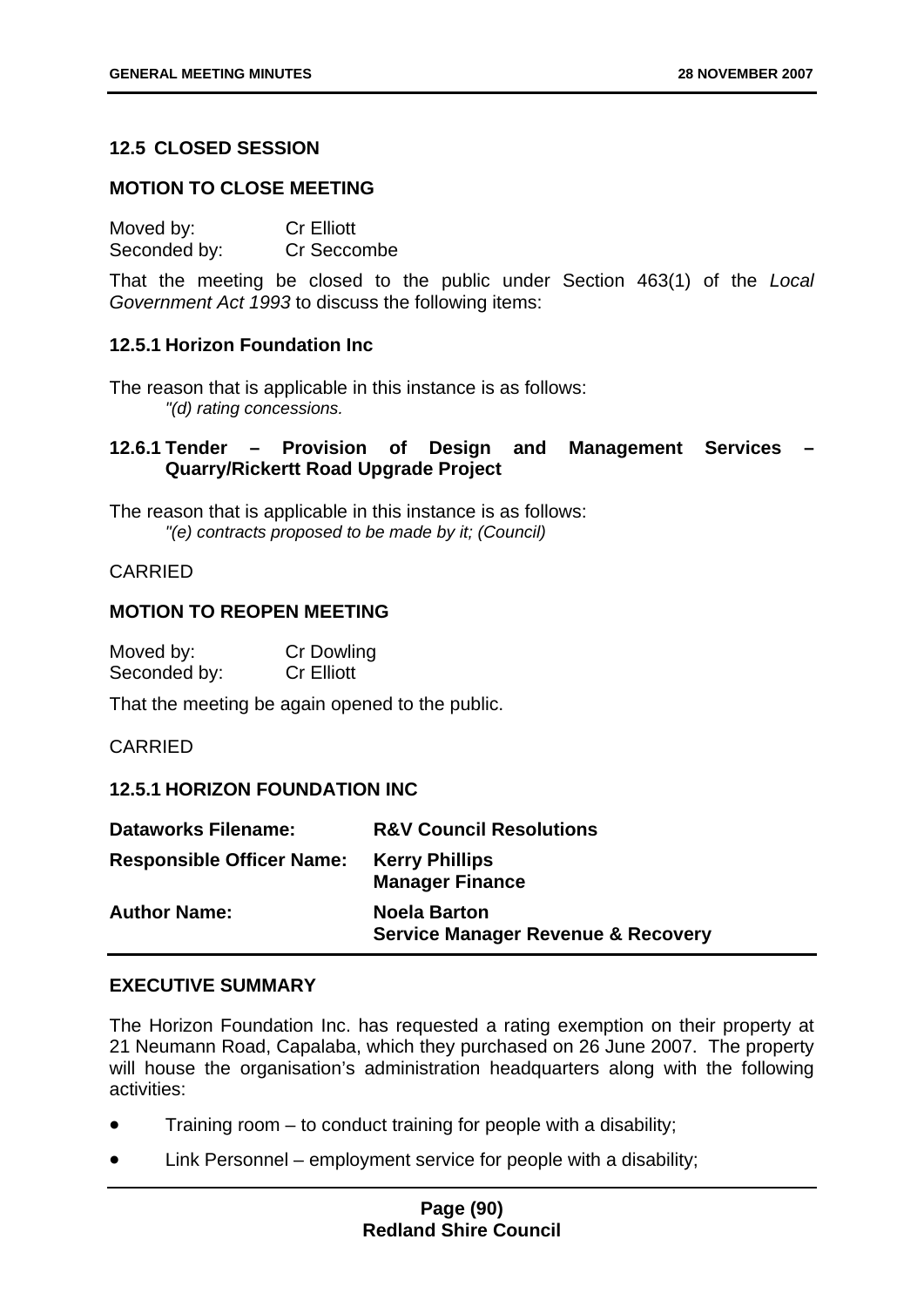### 12.5 CLOSED SESSION

#### MOTION TO CLOSE MEETING

| | |
|---|---|
| Moved by: | Cr Elliott |
| Seconded by: | Cr Seccombe |

That the meeting be closed to the public under Section 463(1) of the *Local Government Act 1993* to discuss the following items:

#### 12.5.1 Horizon Foundation Inc

The reason that is applicable in this instance is as follows:

*"(d) rating concessions.*

#### 12.6.1 Tender – Provision of Design and Management Services – Quarry/Rickertt Road Upgrade Project

The reason that is applicable in this instance is as follows:

*"(e) contracts proposed to be made by it; (Council)*

CARRIED

#### MOTION TO REOPEN MEETING

| | |
|---|---|
| Moved by: | Cr Dowling |
| Seconded by: | Cr Elliott |

That the meeting be again opened to the public.

CARRIED

### 12.5.1 HORIZON FOUNDATION INC

| | |
|---|---|
| **Dataworks Filename:** | **R&V Council Resolutions** |
| **Responsible Officer Name:** | **Kerry Phillips**<br>**Manager Finance** |
| **Author Name:** | **Noela Barton**<br>**Service Manager Revenue & Recovery** |

#### EXECUTIVE SUMMARY

The Horizon Foundation Inc. has requested a rating exemption on their property at 21 Neumann Road, Capalaba, which they purchased on 26 June 2007. The property will house the organisation's administration headquarters along with the following activities:

- Training room – to conduct training for people with a disability;
- Link Personnel – employment service for people with a disability;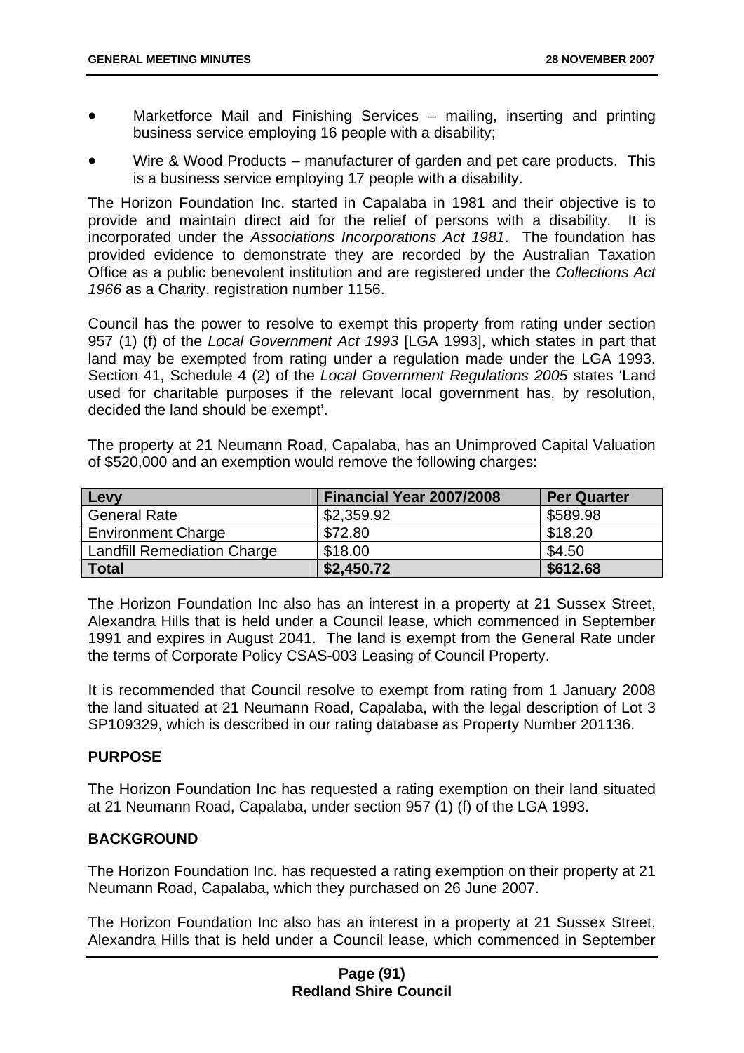- Marketforce Mail and Finishing Services – mailing, inserting and printing business service employing 16 people with a disability;
- Wire & Wood Products – manufacturer of garden and pet care products. This is a business service employing 17 people with a disability.

The Horizon Foundation Inc. started in Capalaba in 1981 and their objective is to provide and maintain direct aid for the relief of persons with a disability. It is incorporated under the *Associations Incorporations Act 1981*. The foundation has provided evidence to demonstrate they are recorded by the Australian Taxation Office as a public benevolent institution and are registered under the *Collections Act 1966* as a Charity, registration number 1156.

Council has the power to resolve to exempt this property from rating under section 957 (1) (f) of the *Local Government Act 1993* [LGA 1993], which states in part that land may be exempted from rating under a regulation made under the LGA 1993. Section 41, Schedule 4 (2) of the *Local Government Regulations 2005* states 'Land used for charitable purposes if the relevant local government has, by resolution, decided the land should be exempt'.

The property at 21 Neumann Road, Capalaba, has an Unimproved Capital Valuation of $520,000 and an exemption would remove the following charges:

| Levy | Financial Year 2007/2008 | Per Quarter |
|---|---|---|
| General Rate | $2,359.92 | $589.98 |
| Environment Charge | $72.80 | $18.20 |
| Landfill Remediation Charge | $18.00 | $4.50 |
| **Total** | **$2,450.72** | **$612.68** |

The Horizon Foundation Inc also has an interest in a property at 21 Sussex Street, Alexandra Hills that is held under a Council lease, which commenced in September 1991 and expires in August 2041. The land is exempt from the General Rate under the terms of Corporate Policy CSAS-003 Leasing of Council Property.

It is recommended that Council resolve to exempt from rating from 1 January 2008 the land situated at 21 Neumann Road, Capalaba, with the legal description of Lot 3 SP109329, which is described in our rating database as Property Number 201136.

**PURPOSE**

The Horizon Foundation Inc has requested a rating exemption on their land situated at 21 Neumann Road, Capalaba, under section 957 (1) (f) of the LGA 1993.

**BACKGROUND**

The Horizon Foundation Inc. has requested a rating exemption on their property at 21 Neumann Road, Capalaba, which they purchased on 26 June 2007.

The Horizon Foundation Inc also has an interest in a property at 21 Sussex Street, Alexandra Hills that is held under a Council lease, which commenced in September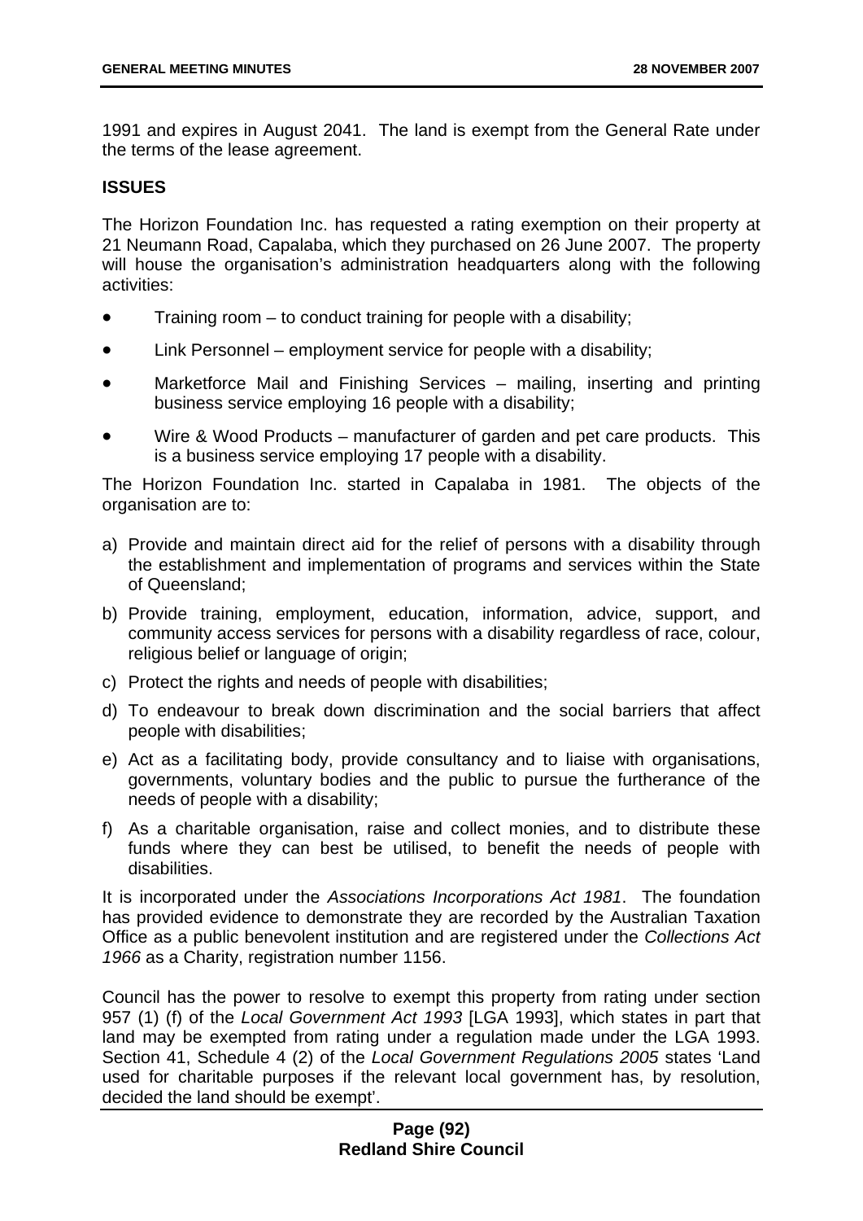1991 and expires in August 2041. The land is exempt from the General Rate under the terms of the lease agreement.

**ISSUES**

The Horizon Foundation Inc. has requested a rating exemption on their property at 21 Neumann Road, Capalaba, which they purchased on 26 June 2007. The property will house the organisation's administration headquarters along with the following activities:

- Training room – to conduct training for people with a disability;
- Link Personnel – employment service for people with a disability;
- Marketforce Mail and Finishing Services – mailing, inserting and printing business service employing 16 people with a disability;
- Wire & Wood Products – manufacturer of garden and pet care products. This is a business service employing 17 people with a disability.

The Horizon Foundation Inc. started in Capalaba in 1981. The objects of the organisation are to:

a) Provide and maintain direct aid for the relief of persons with a disability through the establishment and implementation of programs and services within the State of Queensland;

b) Provide training, employment, education, information, advice, support, and community access services for persons with a disability regardless of race, colour, religious belief or language of origin;

c) Protect the rights and needs of people with disabilities;

d) To endeavour to break down discrimination and the social barriers that affect people with disabilities;

e) Act as a facilitating body, provide consultancy and to liaise with organisations, governments, voluntary bodies and the public to pursue the furtherance of the needs of people with a disability;

f) As a charitable organisation, raise and collect monies, and to distribute these funds where they can best be utilised, to benefit the needs of people with disabilities.

It is incorporated under the *Associations Incorporations Act 1981*. The foundation has provided evidence to demonstrate they are recorded by the Australian Taxation Office as a public benevolent institution and are registered under the *Collections Act 1966* as a Charity, registration number 1156.

Council has the power to resolve to exempt this property from rating under section 957 (1) (f) of the *Local Government Act 1993* [LGA 1993], which states in part that land may be exempted from rating under a regulation made under the LGA 1993. Section 41, Schedule 4 (2) of the *Local Government Regulations 2005* states 'Land used for charitable purposes if the relevant local government has, by resolution, decided the land should be exempt'.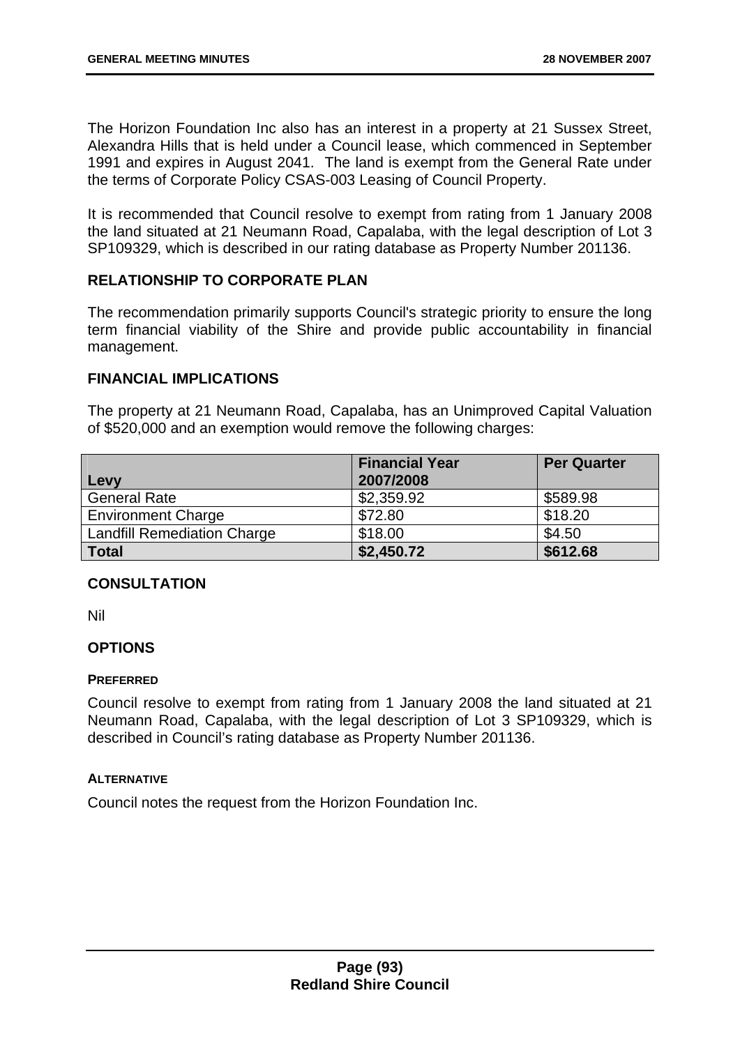The Horizon Foundation Inc also has an interest in a property at 21 Sussex Street, Alexandra Hills that is held under a Council lease, which commenced in September 1991 and expires in August 2041. The land is exempt from the General Rate under the terms of Corporate Policy CSAS-003 Leasing of Council Property.

It is recommended that Council resolve to exempt from rating from 1 January 2008 the land situated at 21 Neumann Road, Capalaba, with the legal description of Lot 3 SP109329, which is described in our rating database as Property Number 201136.

## RELATIONSHIP TO CORPORATE PLAN

The recommendation primarily supports Council's strategic priority to ensure the long term financial viability of the Shire and provide public accountability in financial management.

## FINANCIAL IMPLICATIONS

The property at 21 Neumann Road, Capalaba, has an Unimproved Capital Valuation of $520,000 and an exemption would remove the following charges:

| Levy | Financial Year 2007/2008 | Per Quarter |
|---|---|---|
| General Rate | $2,359.92 | $589.98 |
| Environment Charge | $72.80 | $18.20 |
| Landfill Remediation Charge | $18.00 | $4.50 |
| **Total** | **$2,450.72** | **$612.68** |

## CONSULTATION

Nil

## OPTIONS

### PREFERRED

Council resolve to exempt from rating from 1 January 2008 the land situated at 21 Neumann Road, Capalaba, with the legal description of Lot 3 SP109329, which is described in Council's rating database as Property Number 201136.

### ALTERNATIVE

Council notes the request from the Horizon Foundation Inc.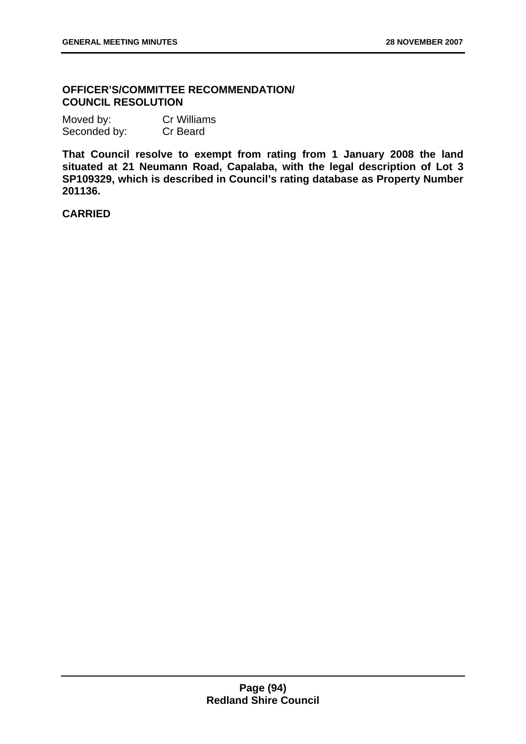**OFFICER'S/COMMITTEE RECOMMENDATION/ COUNCIL RESOLUTION**

Moved by: Cr Williams
Seconded by: Cr Beard

**That Council resolve to exempt from rating from 1 January 2008 the land situated at 21 Neumann Road, Capalaba, with the legal description of Lot 3 SP109329, which is described in Council's rating database as Property Number 201136.**

**CARRIED**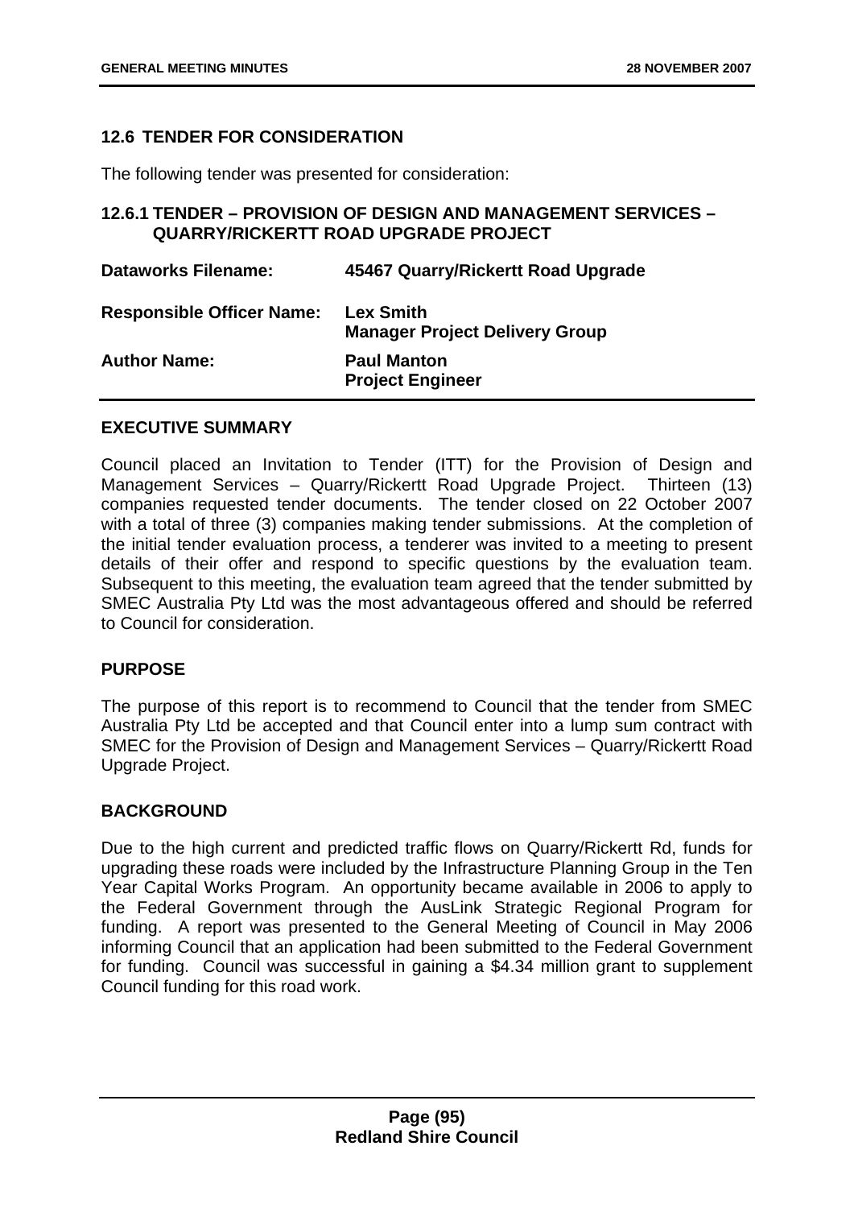## 12.6 TENDER FOR CONSIDERATION

The following tender was presented for consideration:

### 12.6.1 TENDER – PROVISION OF DESIGN AND MANAGEMENT SERVICES – QUARRY/RICKERTT ROAD UPGRADE PROJECT

| | |
|---|---|
| **Dataworks Filename:** | **45467 Quarry/Rickertt Road Upgrade** |
| **Responsible Officer Name:** | **Lex Smith**<br>**Manager Project Delivery Group** |
| **Author Name:** | **Paul Manton**<br>**Project Engineer** |

### EXECUTIVE SUMMARY

Council placed an Invitation to Tender (ITT) for the Provision of Design and Management Services – Quarry/Rickertt Road Upgrade Project. Thirteen (13) companies requested tender documents. The tender closed on 22 October 2007 with a total of three (3) companies making tender submissions. At the completion of the initial tender evaluation process, a tenderer was invited to a meeting to present details of their offer and respond to specific questions by the evaluation team. Subsequent to this meeting, the evaluation team agreed that the tender submitted by SMEC Australia Pty Ltd was the most advantageous offered and should be referred to Council for consideration.

### PURPOSE

The purpose of this report is to recommend to Council that the tender from SMEC Australia Pty Ltd be accepted and that Council enter into a lump sum contract with SMEC for the Provision of Design and Management Services – Quarry/Rickertt Road Upgrade Project.

### BACKGROUND

Due to the high current and predicted traffic flows on Quarry/Rickertt Rd, funds for upgrading these roads were included by the Infrastructure Planning Group in the Ten Year Capital Works Program. An opportunity became available in 2006 to apply to the Federal Government through the AusLink Strategic Regional Program for funding. A report was presented to the General Meeting of Council in May 2006 informing Council that an application had been submitted to the Federal Government for funding. Council was successful in gaining a $4.34 million grant to supplement Council funding for this road work.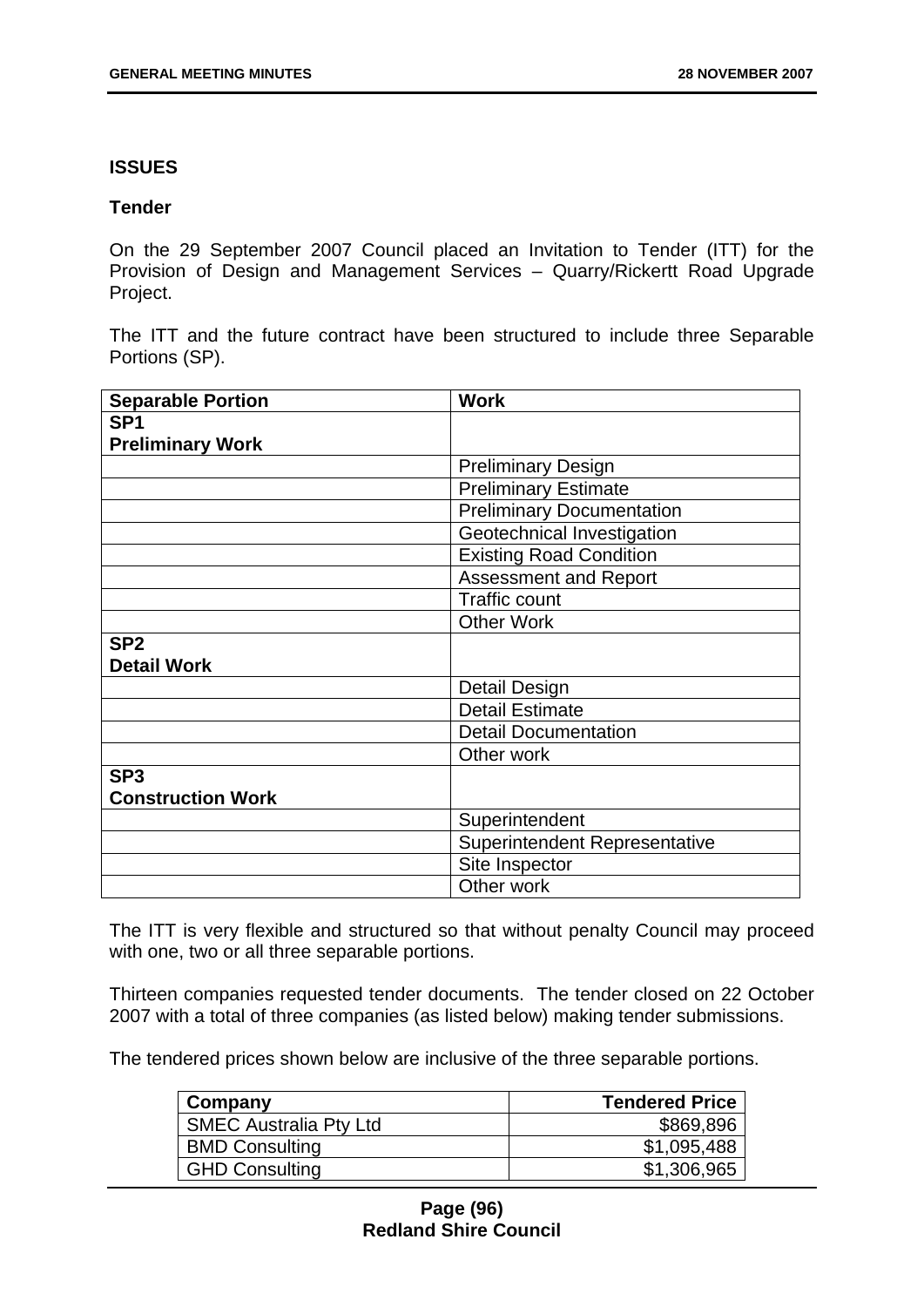**ISSUES**

**Tender**

On the 29 September 2007 Council placed an Invitation to Tender (ITT) for the Provision of Design and Management Services – Quarry/Rickertt Road Upgrade Project.

The ITT and the future contract have been structured to include three Separable Portions (SP).

| **Separable Portion** | **Work** |
|---|---|
| **SP1**<br>**Preliminary Work** | |
| | Preliminary Design |
| | Preliminary Estimate |
| | Preliminary Documentation |
| | Geotechnical Investigation |
| | Existing Road Condition |
| | Assessment and Report |
| | Traffic count |
| | Other Work |
| **SP2**<br>**Detail Work** | |
| | Detail Design |
| | Detail Estimate |
| | Detail Documentation |
| | Other work |
| **SP3**<br>**Construction Work** | |
| | Superintendent |
| | Superintendent Representative |
| | Site Inspector |
| | Other work |

The ITT is very flexible and structured so that without penalty Council may proceed with one, two or all three separable portions.

Thirteen companies requested tender documents. The tender closed on 22 October 2007 with a total of three companies (as listed below) making tender submissions.

The tendered prices shown below are inclusive of the three separable portions.

| **Company** | **Tendered Price** |
|---|---:|
| SMEC Australia Pty Ltd | $869,896 |
| BMD Consulting | $1,095,488 |
| GHD Consulting | $1,306,965 |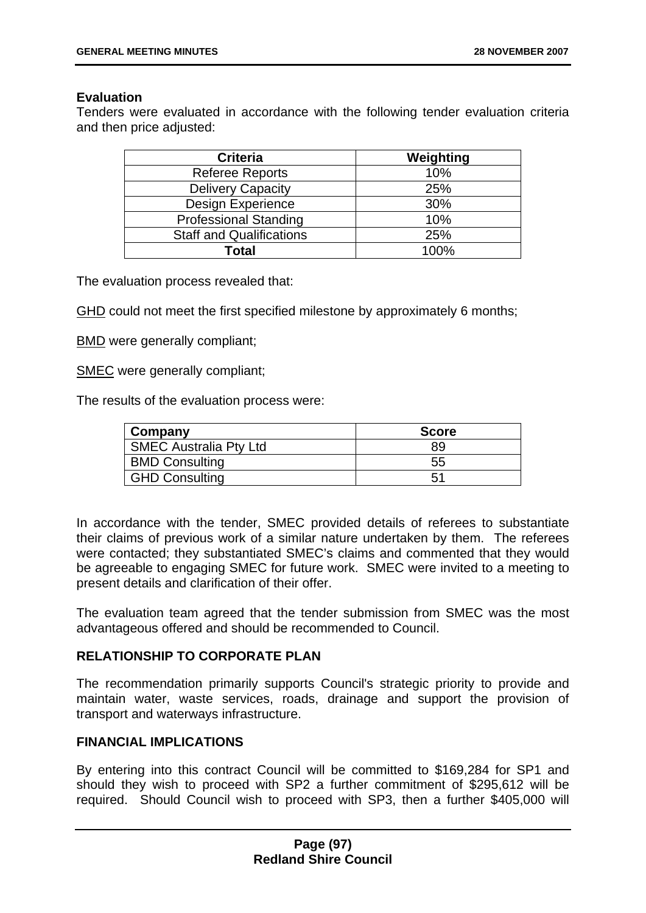**Evaluation**

Tenders were evaluated in accordance with the following tender evaluation criteria and then price adjusted:

| Criteria | Weighting |
|---|---|
| Referee Reports | 10% |
| Delivery Capacity | 25% |
| Design Experience | 30% |
| Professional Standing | 10% |
| Staff and Qualifications | 25% |
| **Total** | 100% |

The evaluation process revealed that:

GHD could not meet the first specified milestone by approximately 6 months;

BMD were generally compliant;

SMEC were generally compliant;

The results of the evaluation process were:

| Company | Score |
|---|---|
| SMEC Australia Pty Ltd | 89 |
| BMD Consulting | 55 |
| GHD Consulting | 51 |

In accordance with the tender, SMEC provided details of referees to substantiate their claims of previous work of a similar nature undertaken by them. The referees were contacted; they substantiated SMEC's claims and commented that they would be agreeable to engaging SMEC for future work. SMEC were invited to a meeting to present details and clarification of their offer.

The evaluation team agreed that the tender submission from SMEC was the most advantageous offered and should be recommended to Council.

### RELATIONSHIP TO CORPORATE PLAN

The recommendation primarily supports Council's strategic priority to provide and maintain water, waste services, roads, drainage and support the provision of transport and waterways infrastructure.

### FINANCIAL IMPLICATIONS

By entering into this contract Council will be committed to $169,284 for SP1 and should they wish to proceed with SP2 a further commitment of $295,612 will be required. Should Council wish to proceed with SP3, then a further $405,000 will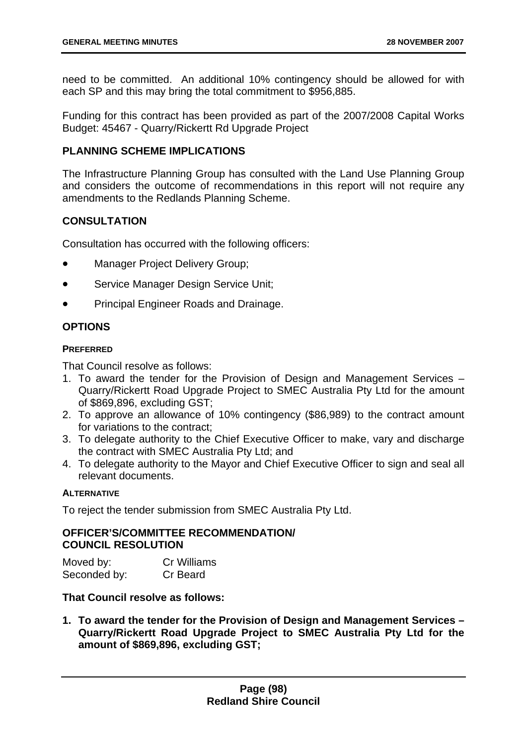need to be committed. An additional 10% contingency should be allowed for with each SP and this may bring the total commitment to $956,885.

Funding for this contract has been provided as part of the 2007/2008 Capital Works Budget: 45467 - Quarry/Rickertt Rd Upgrade Project

## PLANNING SCHEME IMPLICATIONS

The Infrastructure Planning Group has consulted with the Land Use Planning Group and considers the outcome of recommendations in this report will not require any amendments to the Redlands Planning Scheme.

## CONSULTATION

Consultation has occurred with the following officers:

- Manager Project Delivery Group;
- Service Manager Design Service Unit;
- Principal Engineer Roads and Drainage.

## OPTIONS

### PREFERRED

That Council resolve as follows:

1. To award the tender for the Provision of Design and Management Services – Quarry/Rickertt Road Upgrade Project to SMEC Australia Pty Ltd for the amount of $869,896, excluding GST;
2. To approve an allowance of 10% contingency ($86,989) to the contract amount for variations to the contract;
3. To delegate authority to the Chief Executive Officer to make, vary and discharge the contract with SMEC Australia Pty Ltd; and
4. To delegate authority to the Mayor and Chief Executive Officer to sign and seal all relevant documents.

### ALTERNATIVE

To reject the tender submission from SMEC Australia Pty Ltd.

## OFFICER'S/COMMITTEE RECOMMENDATION/ COUNCIL RESOLUTION

| | |
|---|---|
| Moved by: | Cr Williams |
| Seconded by: | Cr Beard |

**That Council resolve as follows:**

1. **To award the tender for the Provision of Design and Management Services – Quarry/Rickertt Road Upgrade Project to SMEC Australia Pty Ltd for the amount of $869,896, excluding GST;**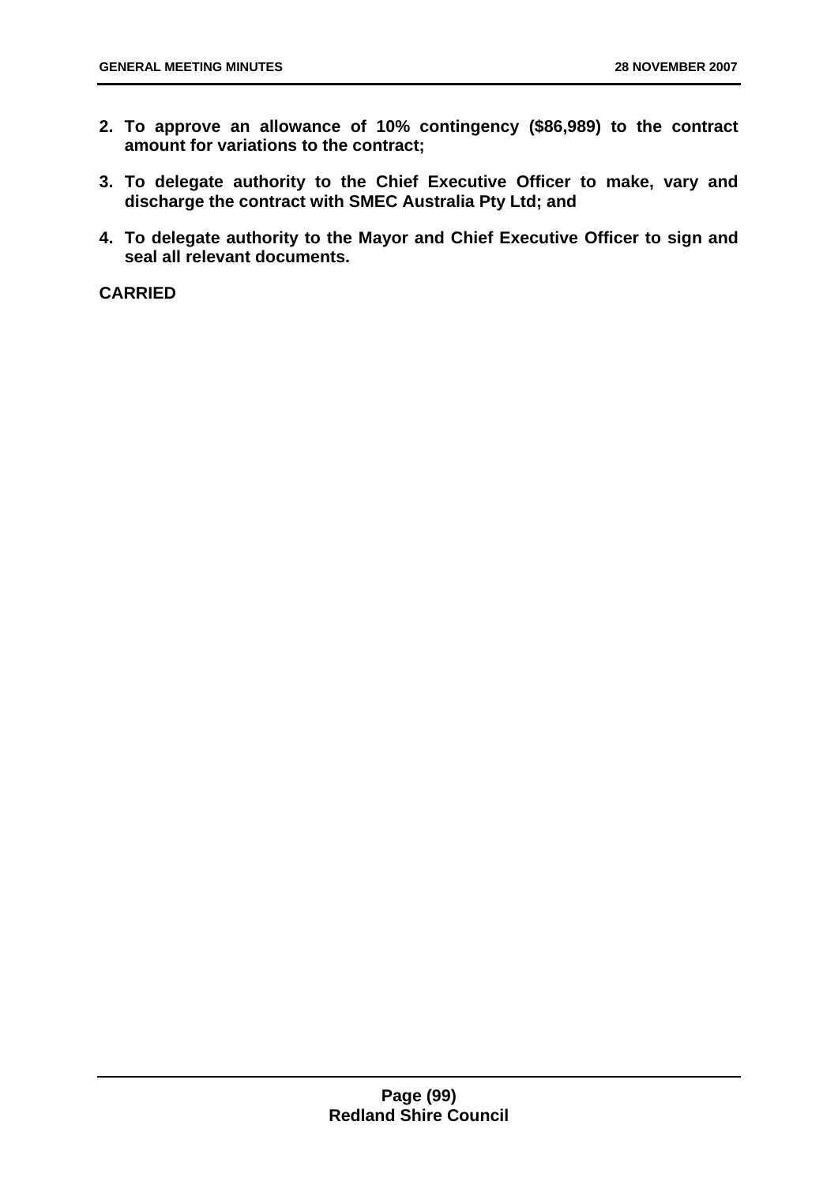2. **To approve an allowance of 10% contingency ($86,989) to the contract amount for variations to the contract;**
3. **To delegate authority to the Chief Executive Officer to make, vary and discharge the contract with SMEC Australia Pty Ltd; and**
4. **To delegate authority to the Mayor and Chief Executive Officer to sign and seal all relevant documents.**

**CARRIED**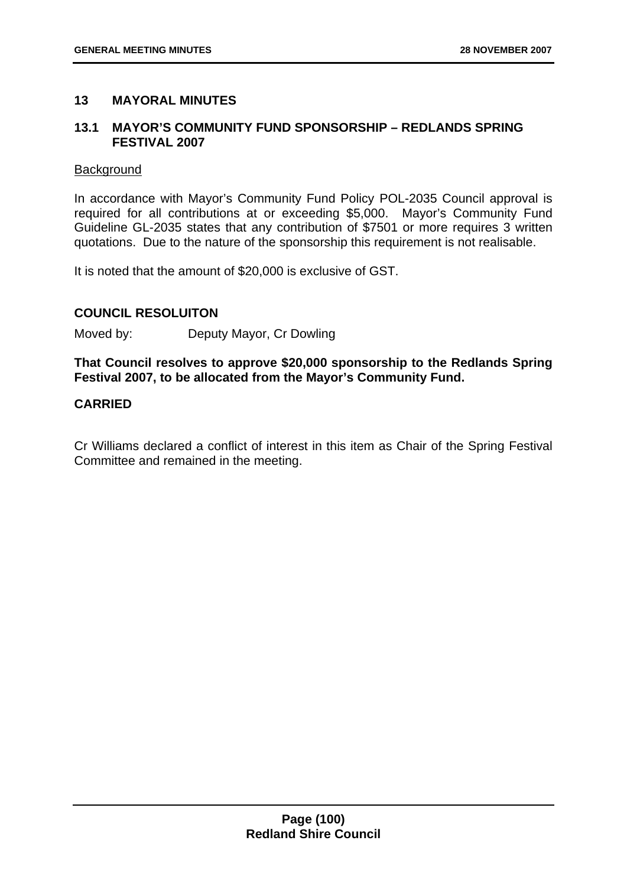## 13 MAYORAL MINUTES

### 13.1 MAYOR'S COMMUNITY FUND SPONSORSHIP – REDLANDS SPRING FESTIVAL 2007

Background

In accordance with Mayor's Community Fund Policy POL-2035 Council approval is required for all contributions at or exceeding $5,000. Mayor's Community Fund Guideline GL-2035 states that any contribution of $7501 or more requires 3 written quotations. Due to the nature of the sponsorship this requirement is not realisable.

It is noted that the amount of $20,000 is exclusive of GST.

**COUNCIL RESOLUITON**

Moved by: Deputy Mayor, Cr Dowling

**That Council resolves to approve $20,000 sponsorship to the Redlands Spring Festival 2007, to be allocated from the Mayor's Community Fund.**

**CARRIED**

Cr Williams declared a conflict of interest in this item as Chair of the Spring Festival Committee and remained in the meeting.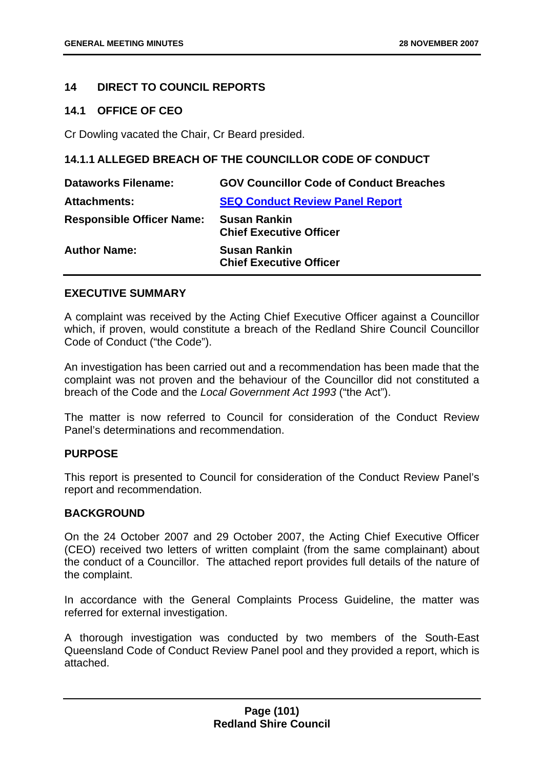## 14 DIRECT TO COUNCIL REPORTS

### 14.1 OFFICE OF CEO

Cr Dowling vacated the Chair, Cr Beard presided.

### 14.1.1 ALLEGED BREACH OF THE COUNCILLOR CODE OF CONDUCT

| | |
|---|---|
| **Dataworks Filename:** | **GOV Councillor Code of Conduct Breaches** |
| **Attachments:** | **SEQ Conduct Review Panel Report** |
| **Responsible Officer Name:** | **Susan Rankin**<br>**Chief Executive Officer** |
| **Author Name:** | **Susan Rankin**<br>**Chief Executive Officer** |

**EXECUTIVE SUMMARY**

A complaint was received by the Acting Chief Executive Officer against a Councillor which, if proven, would constitute a breach of the Redland Shire Council Councillor Code of Conduct ("the Code").

An investigation has been carried out and a recommendation has been made that the complaint was not proven and the behaviour of the Councillor did not constituted a breach of the Code and the *Local Government Act 1993* ("the Act").

The matter is now referred to Council for consideration of the Conduct Review Panel's determinations and recommendation.

**PURPOSE**

This report is presented to Council for consideration of the Conduct Review Panel's report and recommendation.

**BACKGROUND**

On the 24 October 2007 and 29 October 2007, the Acting Chief Executive Officer (CEO) received two letters of written complaint (from the same complainant) about the conduct of a Councillor. The attached report provides full details of the nature of the complaint.

In accordance with the General Complaints Process Guideline, the matter was referred for external investigation.

A thorough investigation was conducted by two members of the South-East Queensland Code of Conduct Review Panel pool and they provided a report, which is attached.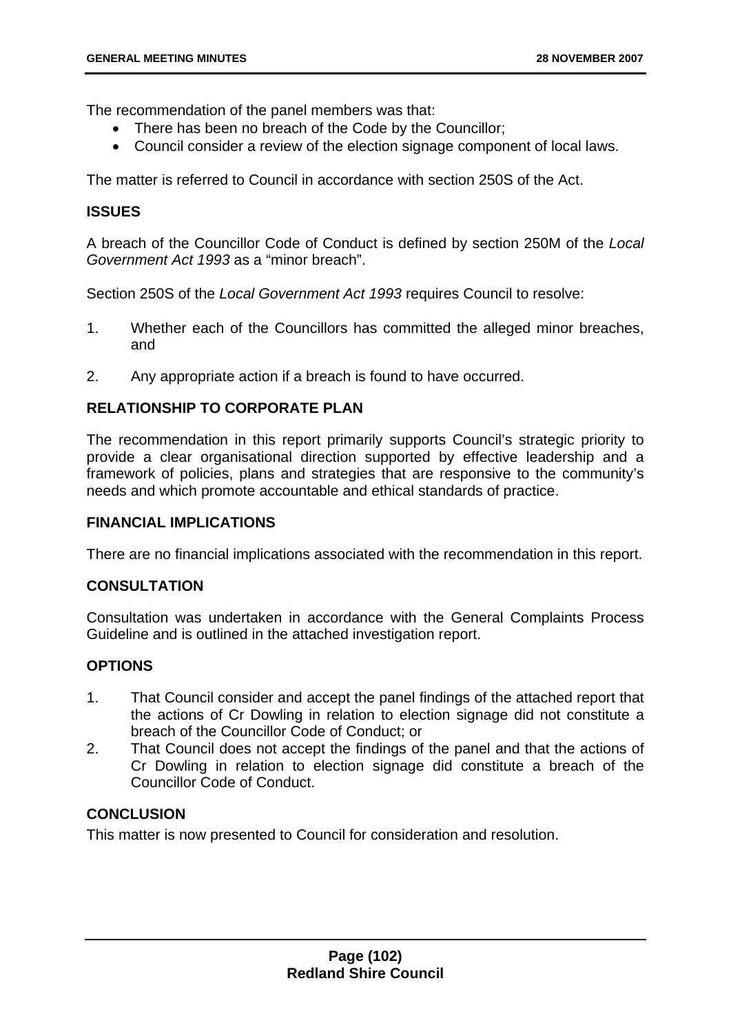The recommendation of the panel members was that:

- There has been no breach of the Code by the Councillor;
- Council consider a review of the election signage component of local laws.

The matter is referred to Council in accordance with section 250S of the Act.

## ISSUES

A breach of the Councillor Code of Conduct is defined by section 250M of the *Local Government Act 1993* as a "minor breach".

Section 250S of the *Local Government Act 1993* requires Council to resolve:

1. Whether each of the Councillors has committed the alleged minor breaches, and
2. Any appropriate action if a breach is found to have occurred.

## RELATIONSHIP TO CORPORATE PLAN

The recommendation in this report primarily supports Council's strategic priority to provide a clear organisational direction supported by effective leadership and a framework of policies, plans and strategies that are responsive to the community's needs and which promote accountable and ethical standards of practice.

## FINANCIAL IMPLICATIONS

There are no financial implications associated with the recommendation in this report.

## CONSULTATION

Consultation was undertaken in accordance with the General Complaints Process Guideline and is outlined in the attached investigation report.

## OPTIONS

1. That Council consider and accept the panel findings of the attached report that the actions of Cr Dowling in relation to election signage did not constitute a breach of the Councillor Code of Conduct; or
2. That Council does not accept the findings of the panel and that the actions of Cr Dowling in relation to election signage did constitute a breach of the Councillor Code of Conduct.

## CONCLUSION

This matter is now presented to Council for consideration and resolution.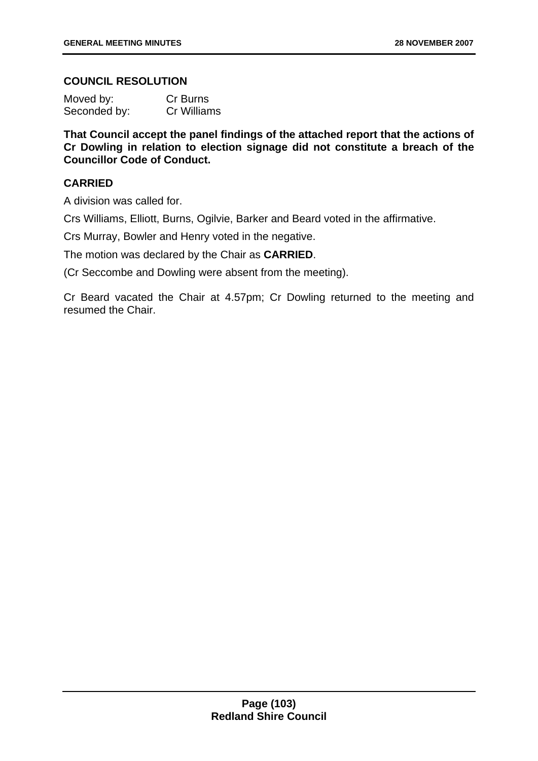**COUNCIL RESOLUTION**

| | |
|---|---|
| Moved by: | Cr Burns |
| Seconded by: | Cr Williams |

**That Council accept the panel findings of the attached report that the actions of Cr Dowling in relation to election signage did not constitute a breach of the Councillor Code of Conduct.**

**CARRIED**

A division was called for.

Crs Williams, Elliott, Burns, Ogilvie, Barker and Beard voted in the affirmative.

Crs Murray, Bowler and Henry voted in the negative.

The motion was declared by the Chair as **CARRIED**.

(Cr Seccombe and Dowling were absent from the meeting).

Cr Beard vacated the Chair at 4.57pm; Cr Dowling returned to the meeting and resumed the Chair.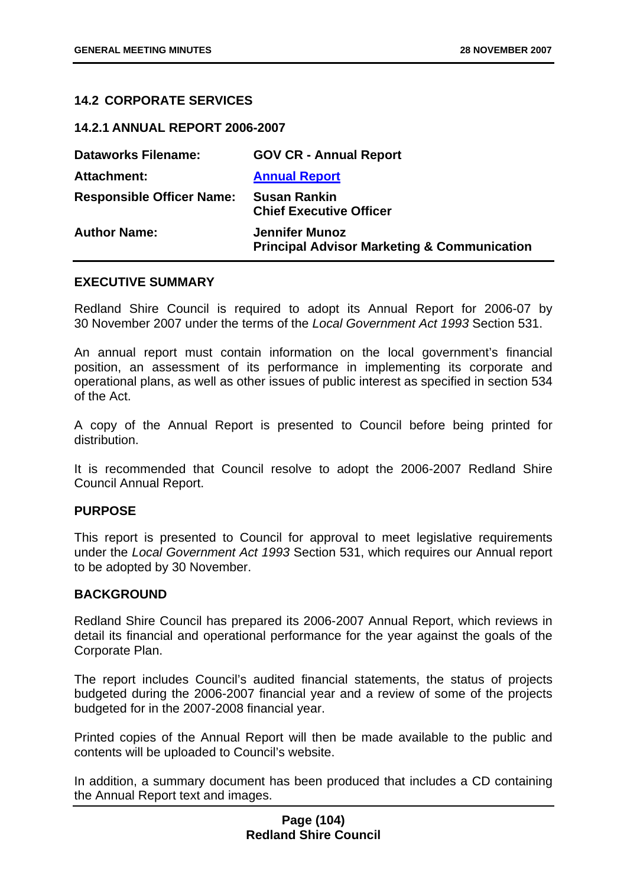## 14.2 CORPORATE SERVICES

### 14.2.1 ANNUAL REPORT 2006-2007

| | |
|---|---|
| **Dataworks Filename:** | **GOV CR - Annual Report** |
| **Attachment:** | **Annual Report** |
| **Responsible Officer Name:** | **Susan Rankin**<br>**Chief Executive Officer** |
| **Author Name:** | **Jennifer Munoz**<br>**Principal Advisor Marketing & Communication** |

**EXECUTIVE SUMMARY**

Redland Shire Council is required to adopt its Annual Report for 2006-07 by 30 November 2007 under the terms of the *Local Government Act 1993* Section 531.

An annual report must contain information on the local government's financial position, an assessment of its performance in implementing its corporate and operational plans, as well as other issues of public interest as specified in section 534 of the Act.

A copy of the Annual Report is presented to Council before being printed for distribution.

It is recommended that Council resolve to adopt the 2006-2007 Redland Shire Council Annual Report.

**PURPOSE**

This report is presented to Council for approval to meet legislative requirements under the *Local Government Act 1993* Section 531, which requires our Annual report to be adopted by 30 November.

**BACKGROUND**

Redland Shire Council has prepared its 2006-2007 Annual Report, which reviews in detail its financial and operational performance for the year against the goals of the Corporate Plan.

The report includes Council's audited financial statements, the status of projects budgeted during the 2006-2007 financial year and a review of some of the projects budgeted for in the 2007-2008 financial year.

Printed copies of the Annual Report will then be made available to the public and contents will be uploaded to Council's website.

In addition, a summary document has been produced that includes a CD containing the Annual Report text and images.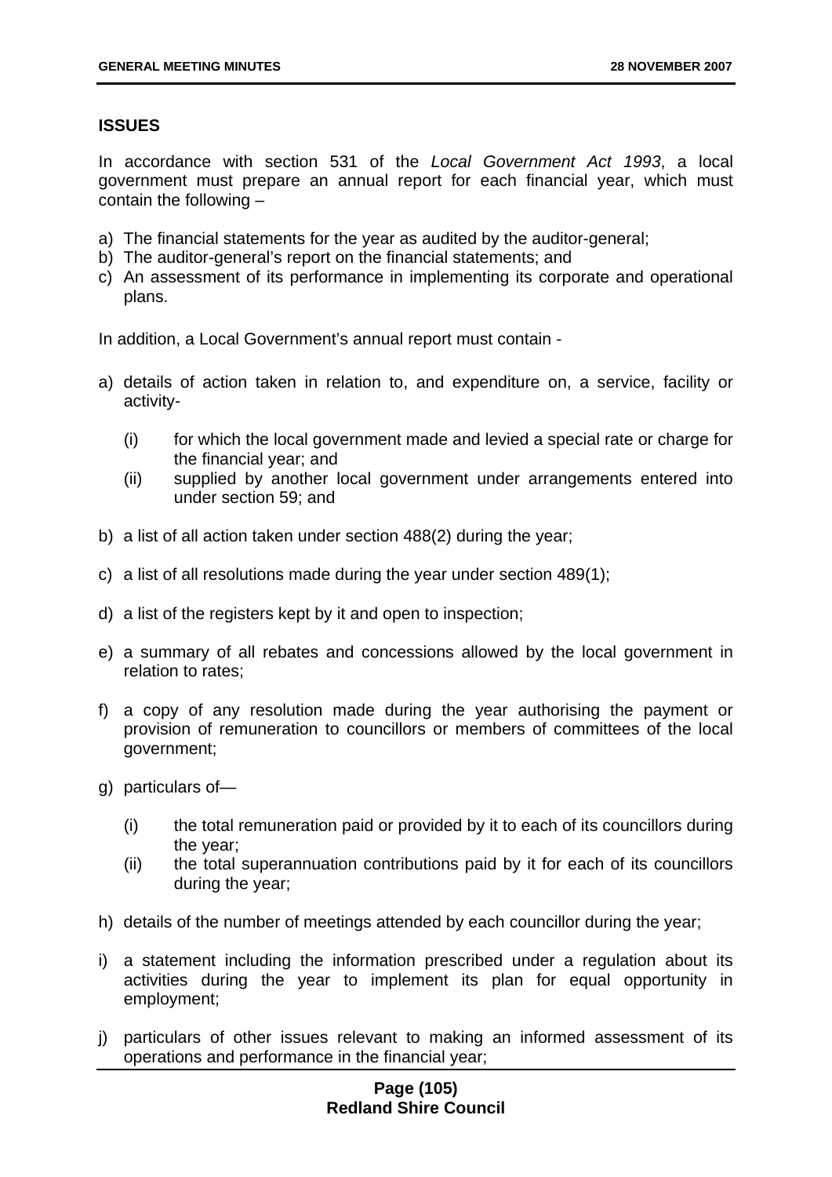## ISSUES

In accordance with section 531 of the *Local Government Act 1993*, a local government must prepare an annual report for each financial year, which must contain the following –

a) The financial statements for the year as audited by the auditor-general;
b) The auditor-general's report on the financial statements; and
c) An assessment of its performance in implementing its corporate and operational plans.

In addition, a Local Government's annual report must contain -

a) details of action taken in relation to, and expenditure on, a service, facility or activity-

   (i) for which the local government made and levied a special rate or charge for the financial year; and
   (ii) supplied by another local government under arrangements entered into under section 59; and

b) a list of all action taken under section 488(2) during the year;

c) a list of all resolutions made during the year under section 489(1);

d) a list of the registers kept by it and open to inspection;

e) a summary of all rebates and concessions allowed by the local government in relation to rates;

f) a copy of any resolution made during the year authorising the payment or provision of remuneration to councillors or members of committees of the local government;

g) particulars of—

   (i) the total remuneration paid or provided by it to each of its councillors during the year;
   (ii) the total superannuation contributions paid by it for each of its councillors during the year;

h) details of the number of meetings attended by each councillor during the year;

i) a statement including the information prescribed under a regulation about its activities during the year to implement its plan for equal opportunity in employment;

j) particulars of other issues relevant to making an informed assessment of its operations and performance in the financial year;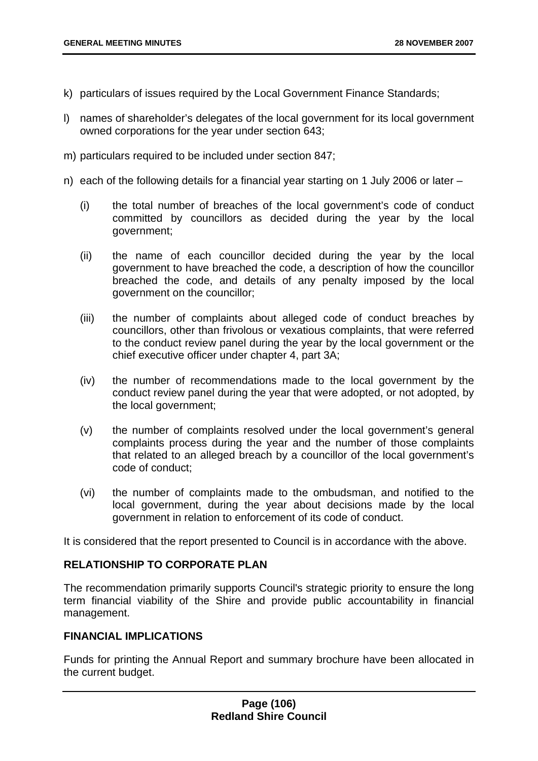k) particulars of issues required by the Local Government Finance Standards;

l) names of shareholder's delegates of the local government for its local government owned corporations for the year under section 643;

m) particulars required to be included under section 847;

n) each of the following details for a financial year starting on 1 July 2006 or later –

   (i) the total number of breaches of the local government's code of conduct committed by councillors as decided during the year by the local government;

   (ii) the name of each councillor decided during the year by the local government to have breached the code, a description of how the councillor breached the code, and details of any penalty imposed by the local government on the councillor;

   (iii) the number of complaints about alleged code of conduct breaches by councillors, other than frivolous or vexatious complaints, that were referred to the conduct review panel during the year by the local government or the chief executive officer under chapter 4, part 3A;

   (iv) the number of recommendations made to the local government by the conduct review panel during the year that were adopted, or not adopted, by the local government;

   (v) the number of complaints resolved under the local government's general complaints process during the year and the number of those complaints that related to an alleged breach by a councillor of the local government's code of conduct;

   (vi) the number of complaints made to the ombudsman, and notified to the local government, during the year about decisions made by the local government in relation to enforcement of its code of conduct.

It is considered that the report presented to Council is in accordance with the above.

**RELATIONSHIP TO CORPORATE PLAN**

The recommendation primarily supports Council's strategic priority to ensure the long term financial viability of the Shire and provide public accountability in financial management.

**FINANCIAL IMPLICATIONS**

Funds for printing the Annual Report and summary brochure have been allocated in the current budget.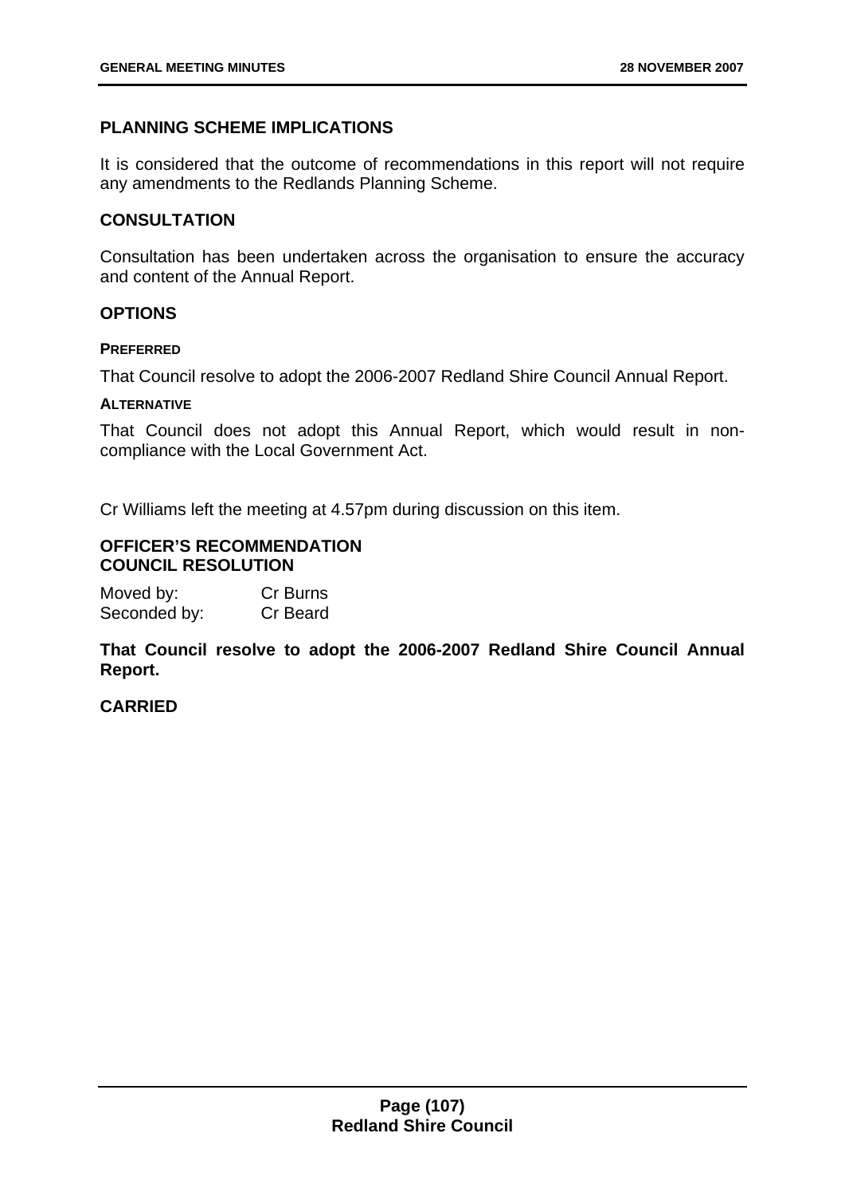## PLANNING SCHEME IMPLICATIONS

It is considered that the outcome of recommendations in this report will not require any amendments to the Redlands Planning Scheme.

## CONSULTATION

Consultation has been undertaken across the organisation to ensure the accuracy and content of the Annual Report.

## OPTIONS

#### PREFERRED

That Council resolve to adopt the 2006-2007 Redland Shire Council Annual Report.

#### ALTERNATIVE

That Council does not adopt this Annual Report, which would result in non-compliance with the Local Government Act.

Cr Williams left the meeting at 4.57pm during discussion on this item.

## OFFICER'S RECOMMENDATION
## COUNCIL RESOLUTION

Moved by: Cr Burns
Seconded by: Cr Beard

**That Council resolve to adopt the 2006-2007 Redland Shire Council Annual Report.**

**CARRIED**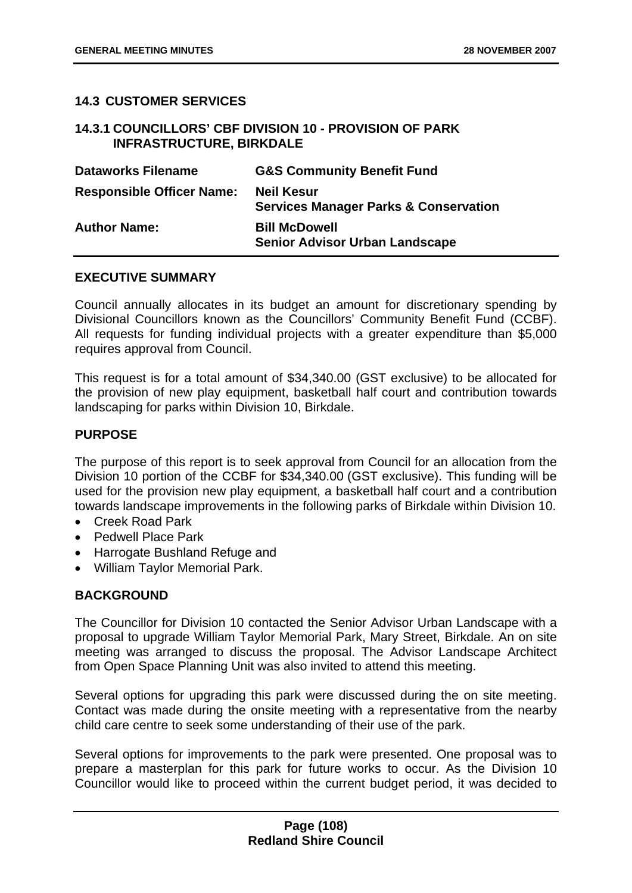### 14.3 CUSTOMER SERVICES

### 14.3.1 COUNCILLORS' CBF DIVISION 10 - PROVISION OF PARK INFRASTRUCTURE, BIRKDALE

| | |
|---|---|
| **Dataworks Filename** | **G&S Community Benefit Fund** |
| **Responsible Officer Name:** | **Neil Kesur**<br>**Services Manager Parks & Conservation** |
| **Author Name:** | **Bill McDowell**<br>**Senior Advisor Urban Landscape** |

**EXECUTIVE SUMMARY**

Council annually allocates in its budget an amount for discretionary spending by Divisional Councillors known as the Councillors' Community Benefit Fund (CCBF). All requests for funding individual projects with a greater expenditure than $5,000 requires approval from Council.

This request is for a total amount of $34,340.00 (GST exclusive) to be allocated for the provision of new play equipment, basketball half court and contribution towards landscaping for parks within Division 10, Birkdale.

**PURPOSE**

The purpose of this report is to seek approval from Council for an allocation from the Division 10 portion of the CCBF for $34,340.00 (GST exclusive). This funding will be used for the provision new play equipment, a basketball half court and a contribution towards landscape improvements in the following parks of Birkdale within Division 10.

- Creek Road Park
- Pedwell Place Park
- Harrogate Bushland Refuge and
- William Taylor Memorial Park.

**BACKGROUND**

The Councillor for Division 10 contacted the Senior Advisor Urban Landscape with a proposal to upgrade William Taylor Memorial Park, Mary Street, Birkdale. An on site meeting was arranged to discuss the proposal. The Advisor Landscape Architect from Open Space Planning Unit was also invited to attend this meeting.

Several options for upgrading this park were discussed during the on site meeting. Contact was made during the onsite meeting with a representative from the nearby child care centre to seek some understanding of their use of the park.

Several options for improvements to the park were presented. One proposal was to prepare a masterplan for this park for future works to occur. As the Division 10 Councillor would like to proceed within the current budget period, it was decided to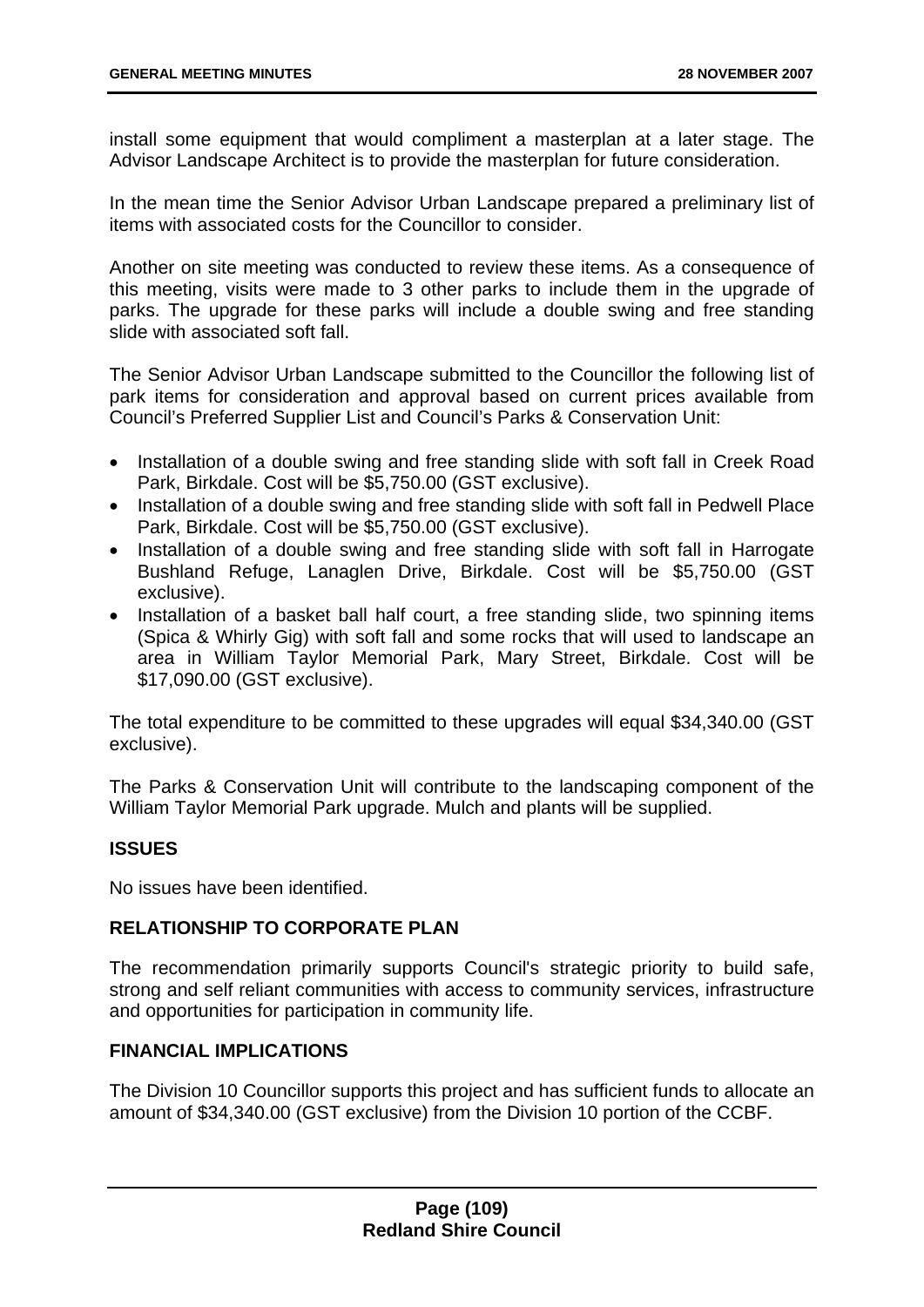install some equipment that would compliment a masterplan at a later stage. The Advisor Landscape Architect is to provide the masterplan for future consideration.

In the mean time the Senior Advisor Urban Landscape prepared a preliminary list of items with associated costs for the Councillor to consider.

Another on site meeting was conducted to review these items. As a consequence of this meeting, visits were made to 3 other parks to include them in the upgrade of parks. The upgrade for these parks will include a double swing and free standing slide with associated soft fall.

The Senior Advisor Urban Landscape submitted to the Councillor the following list of park items for consideration and approval based on current prices available from Council's Preferred Supplier List and Council's Parks & Conservation Unit:

- Installation of a double swing and free standing slide with soft fall in Creek Road Park, Birkdale. Cost will be $5,750.00 (GST exclusive).
- Installation of a double swing and free standing slide with soft fall in Pedwell Place Park, Birkdale. Cost will be $5,750.00 (GST exclusive).
- Installation of a double swing and free standing slide with soft fall in Harrogate Bushland Refuge, Lanaglen Drive, Birkdale. Cost will be $5,750.00 (GST exclusive).
- Installation of a basket ball half court, a free standing slide, two spinning items (Spica & Whirly Gig) with soft fall and some rocks that will used to landscape an area in William Taylor Memorial Park, Mary Street, Birkdale. Cost will be $17,090.00 (GST exclusive).

The total expenditure to be committed to these upgrades will equal $34,340.00 (GST exclusive).

The Parks & Conservation Unit will contribute to the landscaping component of the William Taylor Memorial Park upgrade. Mulch and plants will be supplied.

## ISSUES

No issues have been identified.

## RELATIONSHIP TO CORPORATE PLAN

The recommendation primarily supports Council's strategic priority to build safe, strong and self reliant communities with access to community services, infrastructure and opportunities for participation in community life.

## FINANCIAL IMPLICATIONS

The Division 10 Councillor supports this project and has sufficient funds to allocate an amount of $34,340.00 (GST exclusive) from the Division 10 portion of the CCBF.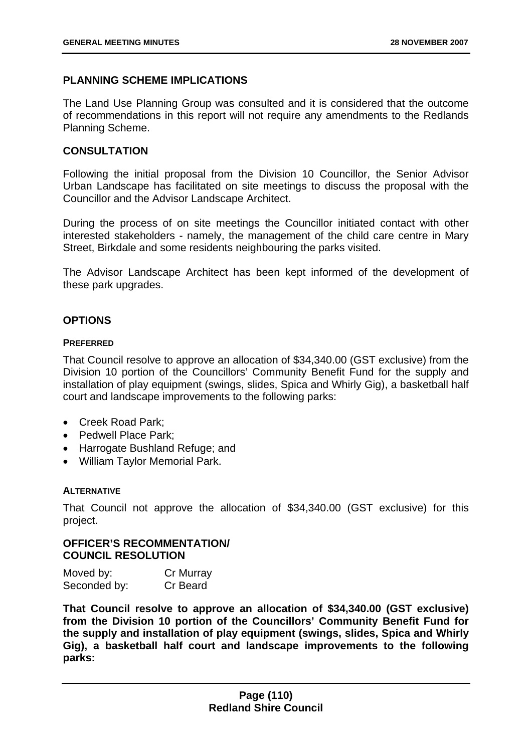## PLANNING SCHEME IMPLICATIONS

The Land Use Planning Group was consulted and it is considered that the outcome of recommendations in this report will not require any amendments to the Redlands Planning Scheme.

## CONSULTATION

Following the initial proposal from the Division 10 Councillor, the Senior Advisor Urban Landscape has facilitated on site meetings to discuss the proposal with the Councillor and the Advisor Landscape Architect.

During the process of on site meetings the Councillor initiated contact with other interested stakeholders - namely, the management of the child care centre in Mary Street, Birkdale and some residents neighbouring the parks visited.

The Advisor Landscape Architect has been kept informed of the development of these park upgrades.

## OPTIONS

### PREFERRED

That Council resolve to approve an allocation of $34,340.00 (GST exclusive) from the Division 10 portion of the Councillors' Community Benefit Fund for the supply and installation of play equipment (swings, slides, Spica and Whirly Gig), a basketball half court and landscape improvements to the following parks:

- Creek Road Park;
- Pedwell Place Park;
- Harrogate Bushland Refuge; and
- William Taylor Memorial Park.

### ALTERNATIVE

That Council not approve the allocation of $34,340.00 (GST exclusive) for this project.

## OFFICER'S RECOMMENTATION/ COUNCIL RESOLUTION

Moved by: Cr Murray
Seconded by: Cr Beard

**That Council resolve to approve an allocation of $34,340.00 (GST exclusive) from the Division 10 portion of the Councillors' Community Benefit Fund for the supply and installation of play equipment (swings, slides, Spica and Whirly Gig), a basketball half court and landscape improvements to the following parks:**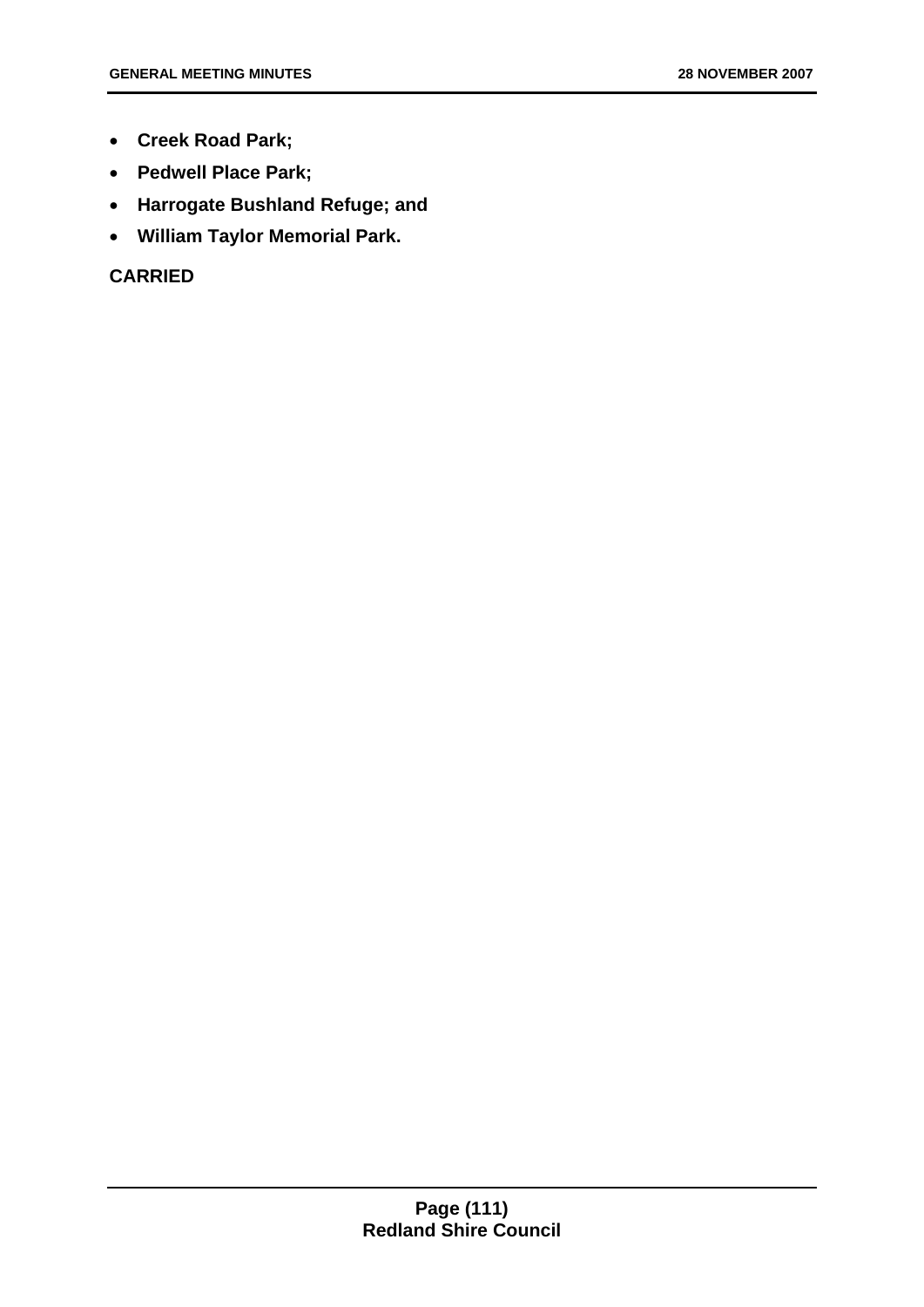- **Creek Road Park;**
- **Pedwell Place Park;**
- **Harrogate Bushland Refuge; and**
- **William Taylor Memorial Park.**

**CARRIED**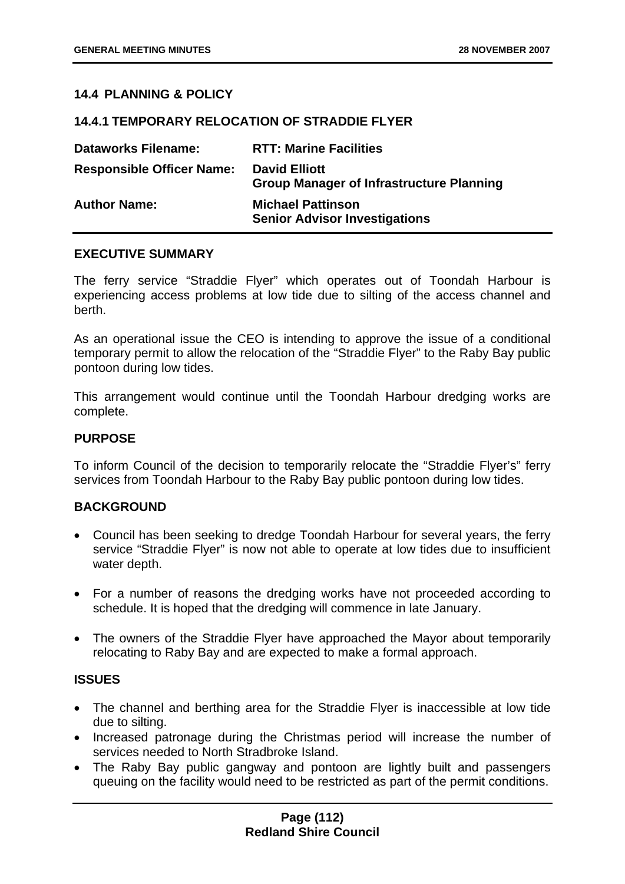## 14.4 PLANNING & POLICY

### 14.4.1 TEMPORARY RELOCATION OF STRADDIE FLYER

| | |
|---|---|
| **Dataworks Filename:** | **RTT: Marine Facilities** |
| **Responsible Officer Name:** | **David Elliott**<br>**Group Manager of Infrastructure Planning** |
| **Author Name:** | **Michael Pattinson**<br>**Senior Advisor Investigations** |

**EXECUTIVE SUMMARY**

The ferry service "Straddie Flyer" which operates out of Toondah Harbour is experiencing access problems at low tide due to silting of the access channel and berth.

As an operational issue the CEO is intending to approve the issue of a conditional temporary permit to allow the relocation of the "Straddie Flyer" to the Raby Bay public pontoon during low tides.

This arrangement would continue until the Toondah Harbour dredging works are complete.

**PURPOSE**

To inform Council of the decision to temporarily relocate the "Straddie Flyer's" ferry services from Toondah Harbour to the Raby Bay public pontoon during low tides.

**BACKGROUND**

- Council has been seeking to dredge Toondah Harbour for several years, the ferry service "Straddie Flyer" is now not able to operate at low tides due to insufficient water depth.
- For a number of reasons the dredging works have not proceeded according to schedule. It is hoped that the dredging will commence in late January.
- The owners of the Straddie Flyer have approached the Mayor about temporarily relocating to Raby Bay and are expected to make a formal approach.

**ISSUES**

- The channel and berthing area for the Straddie Flyer is inaccessible at low tide due to silting.
- Increased patronage during the Christmas period will increase the number of services needed to North Stradbroke Island.
- The Raby Bay public gangway and pontoon are lightly built and passengers queuing on the facility would need to be restricted as part of the permit conditions.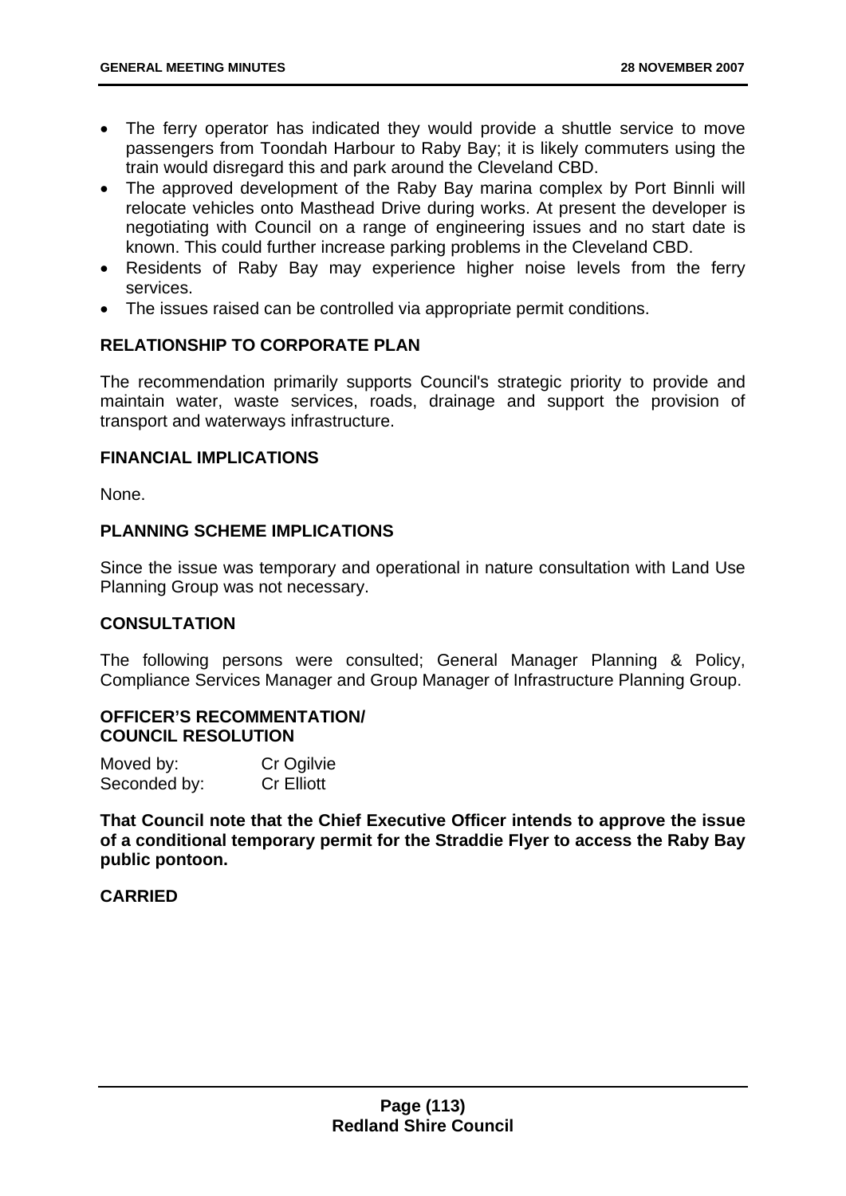- The ferry operator has indicated they would provide a shuttle service to move passengers from Toondah Harbour to Raby Bay; it is likely commuters using the train would disregard this and park around the Cleveland CBD.
- The approved development of the Raby Bay marina complex by Port Binnli will relocate vehicles onto Masthead Drive during works. At present the developer is negotiating with Council on a range of engineering issues and no start date is known. This could further increase parking problems in the Cleveland CBD.
- Residents of Raby Bay may experience higher noise levels from the ferry services.
- The issues raised can be controlled via appropriate permit conditions.

## RELATIONSHIP TO CORPORATE PLAN

The recommendation primarily supports Council's strategic priority to provide and maintain water, waste services, roads, drainage and support the provision of transport and waterways infrastructure.

## FINANCIAL IMPLICATIONS

None.

## PLANNING SCHEME IMPLICATIONS

Since the issue was temporary and operational in nature consultation with Land Use Planning Group was not necessary.

## CONSULTATION

The following persons were consulted; General Manager Planning & Policy, Compliance Services Manager and Group Manager of Infrastructure Planning Group.

## OFFICER'S RECOMMENTATION/ COUNCIL RESOLUTION

Moved by: Cr Ogilvie
Seconded by: Cr Elliott

**That Council note that the Chief Executive Officer intends to approve the issue of a conditional temporary permit for the Straddie Flyer to access the Raby Bay public pontoon.**

**CARRIED**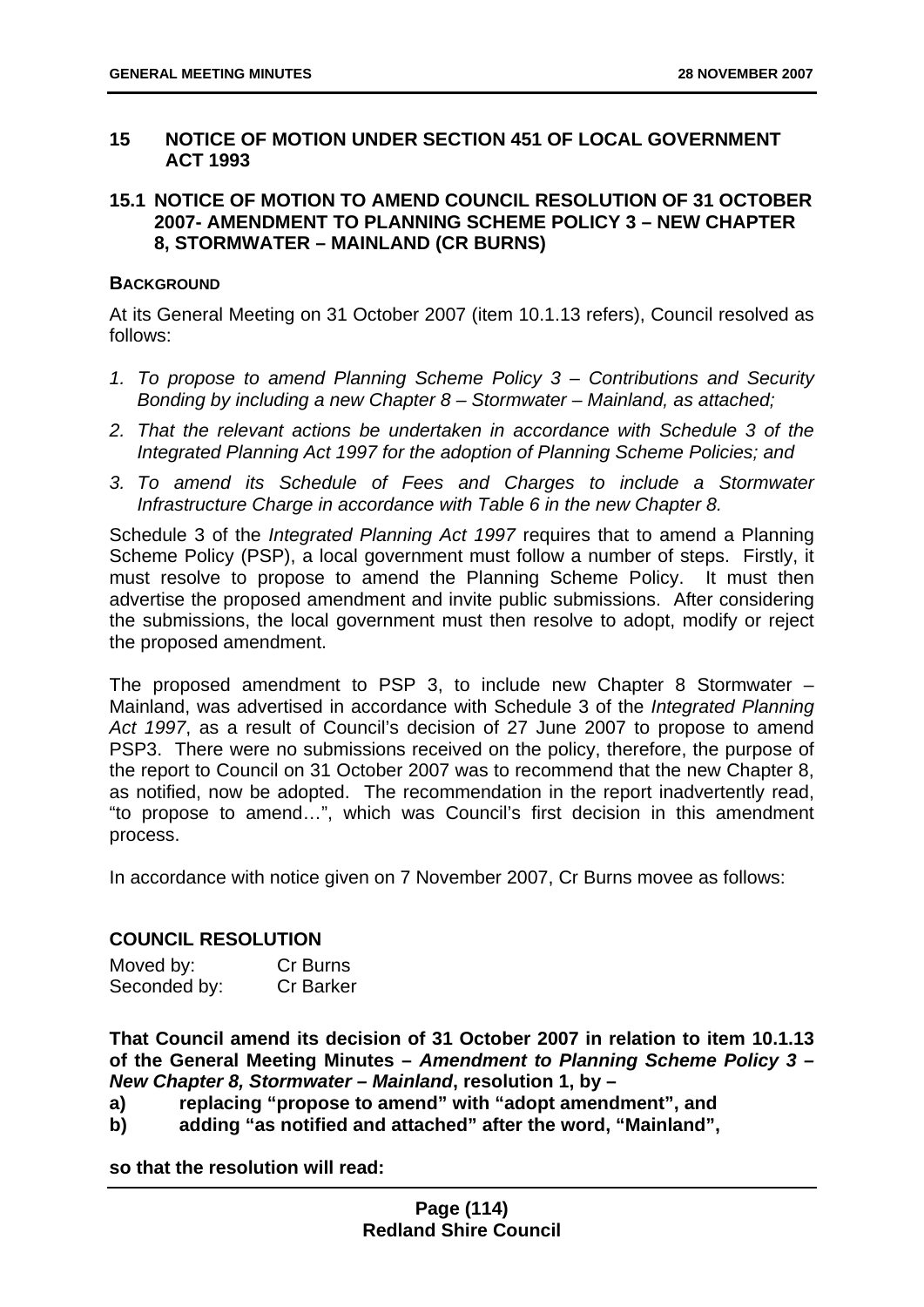## 15 NOTICE OF MOTION UNDER SECTION 451 OF LOCAL GOVERNMENT ACT 1993

### 15.1 NOTICE OF MOTION TO AMEND COUNCIL RESOLUTION OF 31 OCTOBER 2007- AMENDMENT TO PLANNING SCHEME POLICY 3 – NEW CHAPTER 8, STORMWATER – MAINLAND (CR BURNS)

**BACKGROUND**

At its General Meeting on 31 October 2007 (item 10.1.13 refers), Council resolved as follows:

1. *To propose to amend Planning Scheme Policy 3 – Contributions and Security Bonding by including a new Chapter 8 – Stormwater – Mainland, as attached;*
2. *That the relevant actions be undertaken in accordance with Schedule 3 of the Integrated Planning Act 1997 for the adoption of Planning Scheme Policies; and*
3. *To amend its Schedule of Fees and Charges to include a Stormwater Infrastructure Charge in accordance with Table 6 in the new Chapter 8.*

Schedule 3 of the *Integrated Planning Act 1997* requires that to amend a Planning Scheme Policy (PSP), a local government must follow a number of steps. Firstly, it must resolve to propose to amend the Planning Scheme Policy. It must then advertise the proposed amendment and invite public submissions. After considering the submissions, the local government must then resolve to adopt, modify or reject the proposed amendment.

The proposed amendment to PSP 3, to include new Chapter 8 Stormwater – Mainland, was advertised in accordance with Schedule 3 of the *Integrated Planning Act 1997*, as a result of Council's decision of 27 June 2007 to propose to amend PSP3. There were no submissions received on the policy, therefore, the purpose of the report to Council on 31 October 2007 was to recommend that the new Chapter 8, as notified, now be adopted. The recommendation in the report inadvertently read, "to propose to amend…", which was Council's first decision in this amendment process.

In accordance with notice given on 7 November 2007, Cr Burns movee as follows:

**COUNCIL RESOLUTION**

| | |
|---|---|
| Moved by: | Cr Burns |
| Seconded by: | Cr Barker |

**That Council amend its decision of 31 October 2007 in relation to item 10.1.13 of the General Meeting Minutes – *Amendment to Planning Scheme Policy 3 – New Chapter 8, Stormwater – Mainland*, resolution 1, by –**

**a) replacing "propose to amend" with "adopt amendment", and**

**b) adding "as notified and attached" after the word, "Mainland",**

**so that the resolution will read:**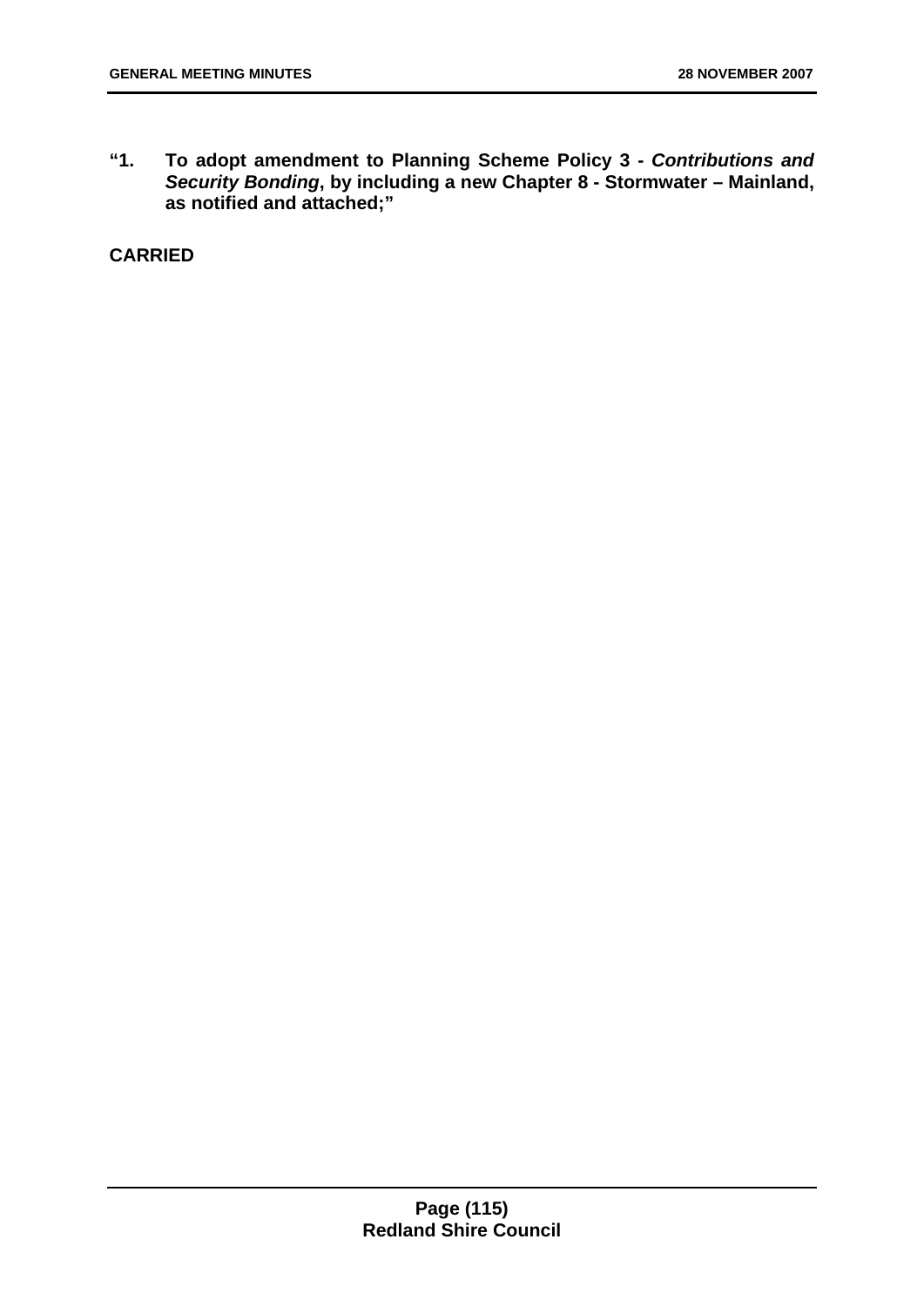**"1. To adopt amendment to Planning Scheme Policy 3 - *Contributions and Security Bonding*, by including a new Chapter 8 - Stormwater – Mainland, as notified and attached;"**

**CARRIED**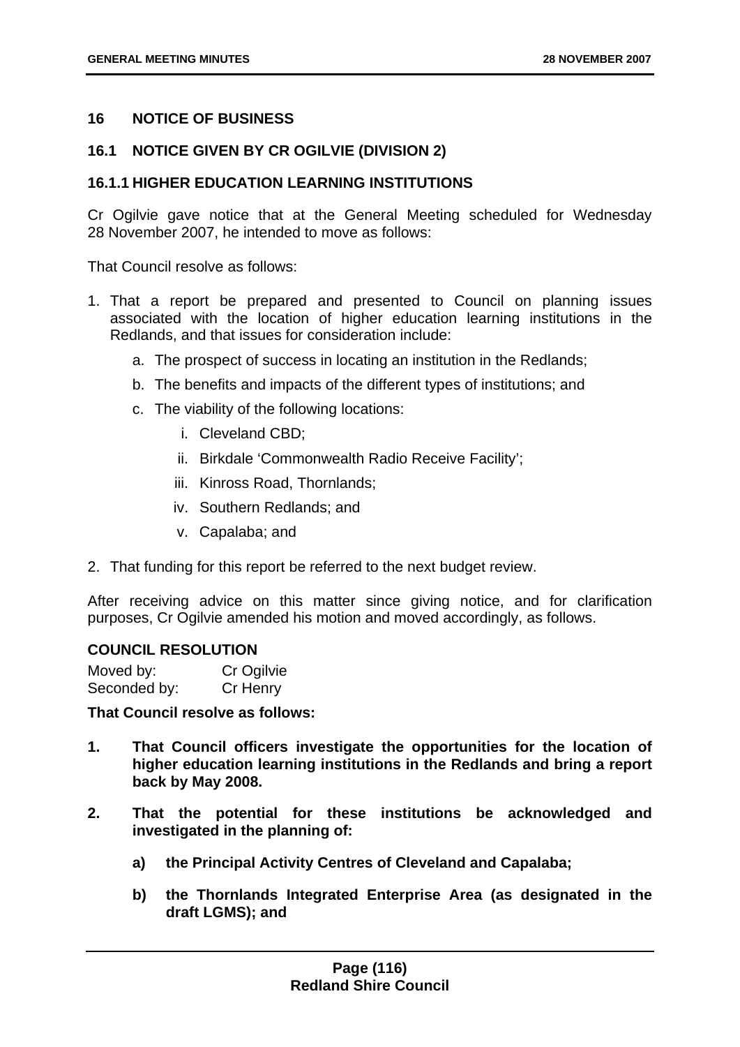## 16 NOTICE OF BUSINESS

### 16.1 NOTICE GIVEN BY CR OGILVIE (DIVISION 2)

### 16.1.1 HIGHER EDUCATION LEARNING INSTITUTIONS

Cr Ogilvie gave notice that at the General Meeting scheduled for Wednesday 28 November 2007, he intended to move as follows:

That Council resolve as follows:

1. That a report be prepared and presented to Council on planning issues associated with the location of higher education learning institutions in the Redlands, and that issues for consideration include:
    a. The prospect of success in locating an institution in the Redlands;
    b. The benefits and impacts of the different types of institutions; and
    c. The viability of the following locations:
        i. Cleveland CBD;
        ii. Birkdale 'Commonwealth Radio Receive Facility';
        iii. Kinross Road, Thornlands;
        iv. Southern Redlands; and
        v. Capalaba; and
2. That funding for this report be referred to the next budget review.

After receiving advice on this matter since giving notice, and for clarification purposes, Cr Ogilvie amended his motion and moved accordingly, as follows.

**COUNCIL RESOLUTION**

Moved by: Cr Ogilvie
Seconded by: Cr Henry

**That Council resolve as follows:**

1. **That Council officers investigate the opportunities for the location of higher education learning institutions in the Redlands and bring a report back by May 2008.**

2. **That the potential for these institutions be acknowledged and investigated in the planning of:**
    a) **the Principal Activity Centres of Cleveland and Capalaba;**
    b) **the Thornlands Integrated Enterprise Area (as designated in the draft LGMS); and**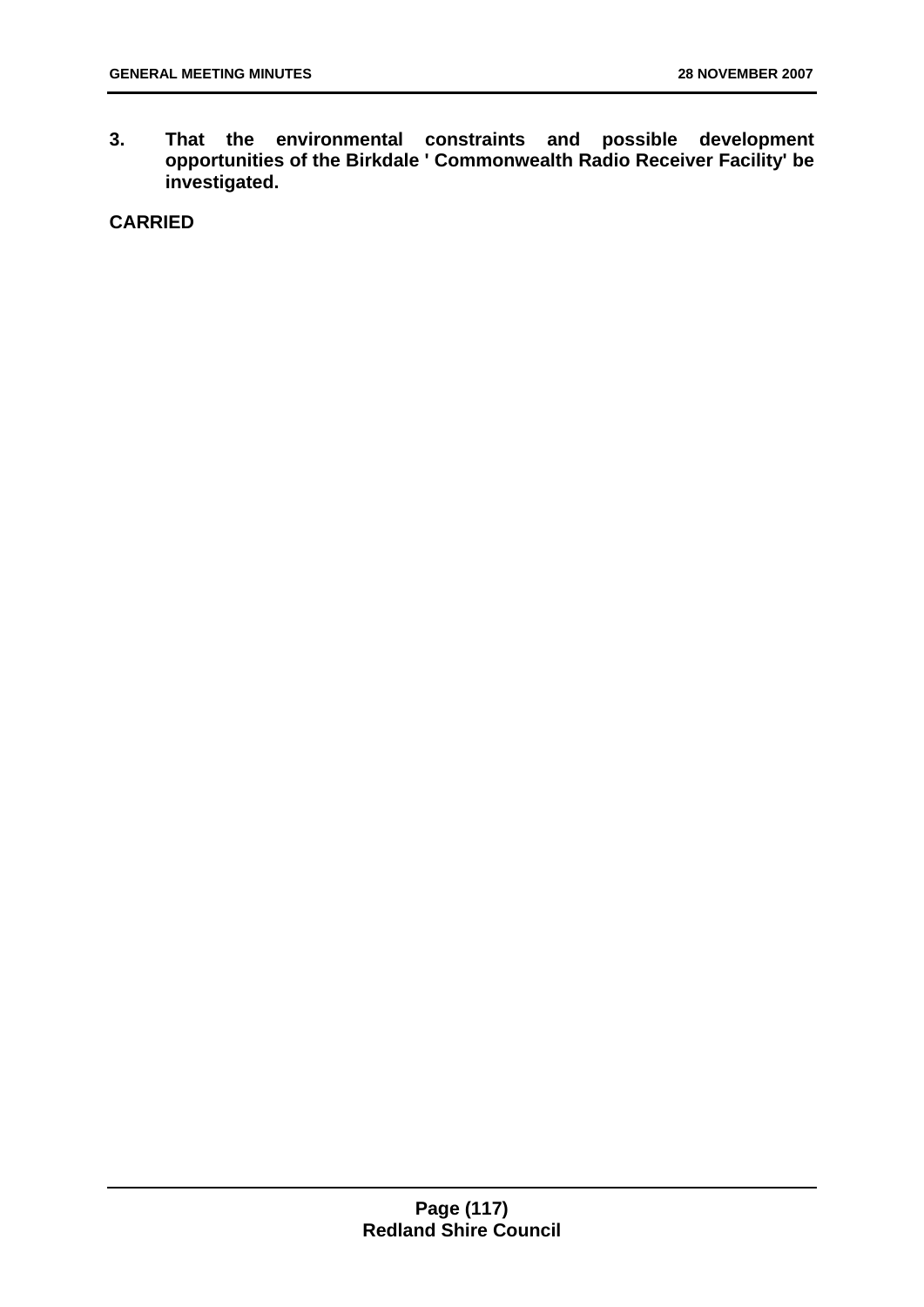**3. That the environmental constraints and possible development opportunities of the Birkdale ' Commonwealth Radio Receiver Facility' be investigated.**

**CARRIED**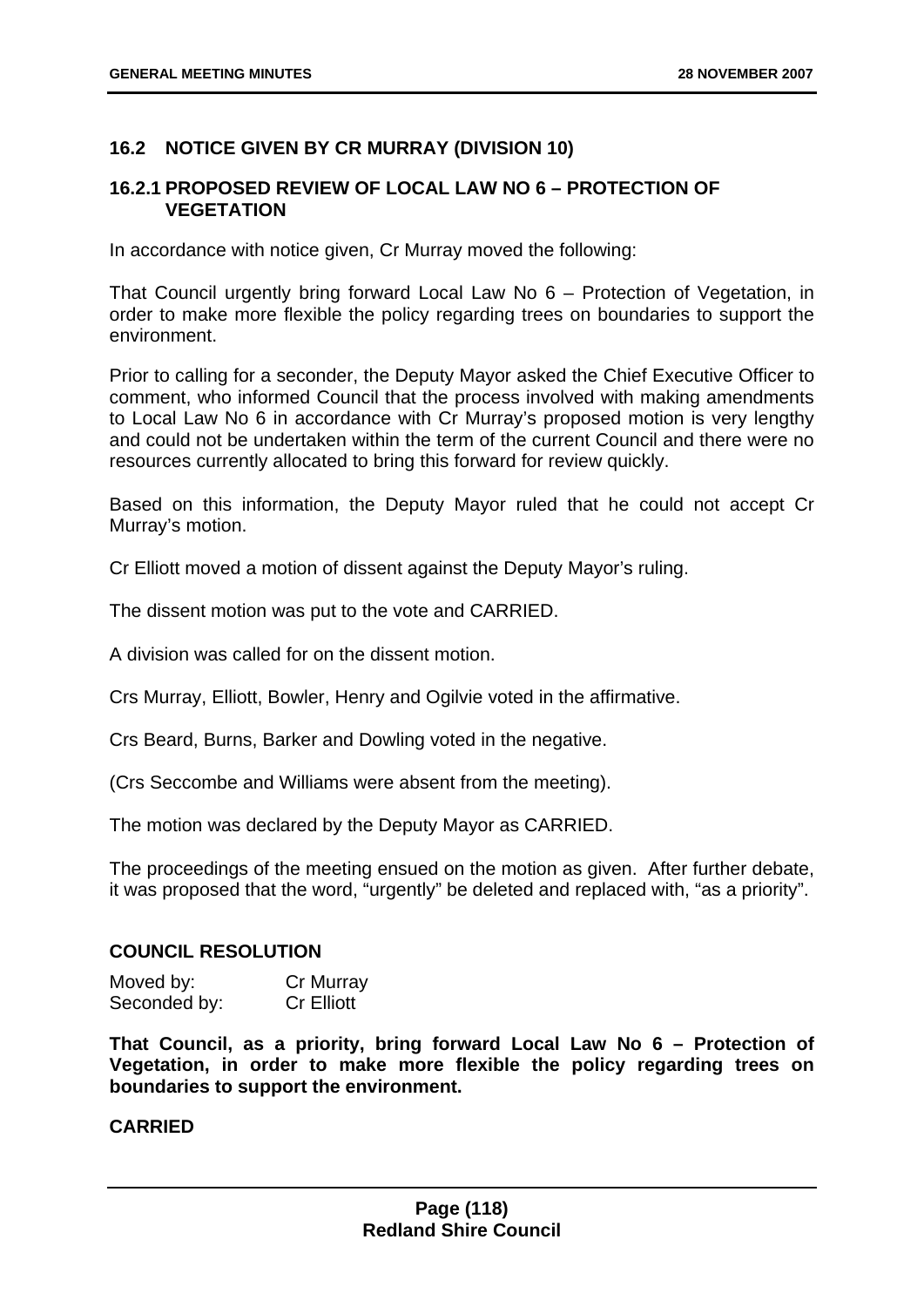## 16.2 NOTICE GIVEN BY CR MURRAY (DIVISION 10)

### 16.2.1 PROPOSED REVIEW OF LOCAL LAW NO 6 – PROTECTION OF VEGETATION

In accordance with notice given, Cr Murray moved the following:

That Council urgently bring forward Local Law No 6 – Protection of Vegetation, in order to make more flexible the policy regarding trees on boundaries to support the environment.

Prior to calling for a seconder, the Deputy Mayor asked the Chief Executive Officer to comment, who informed Council that the process involved with making amendments to Local Law No 6 in accordance with Cr Murray's proposed motion is very lengthy and could not be undertaken within the term of the current Council and there were no resources currently allocated to bring this forward for review quickly.

Based on this information, the Deputy Mayor ruled that he could not accept Cr Murray's motion.

Cr Elliott moved a motion of dissent against the Deputy Mayor's ruling.

The dissent motion was put to the vote and CARRIED.

A division was called for on the dissent motion.

Crs Murray, Elliott, Bowler, Henry and Ogilvie voted in the affirmative.

Crs Beard, Burns, Barker and Dowling voted in the negative.

(Crs Seccombe and Williams were absent from the meeting).

The motion was declared by the Deputy Mayor as CARRIED.

The proceedings of the meeting ensued on the motion as given. After further debate, it was proposed that the word, "urgently" be deleted and replaced with, "as a priority".

**COUNCIL RESOLUTION**

Moved by: Cr Murray
Seconded by: Cr Elliott

**That Council, as a priority, bring forward Local Law No 6 – Protection of Vegetation, in order to make more flexible the policy regarding trees on boundaries to support the environment.**

**CARRIED**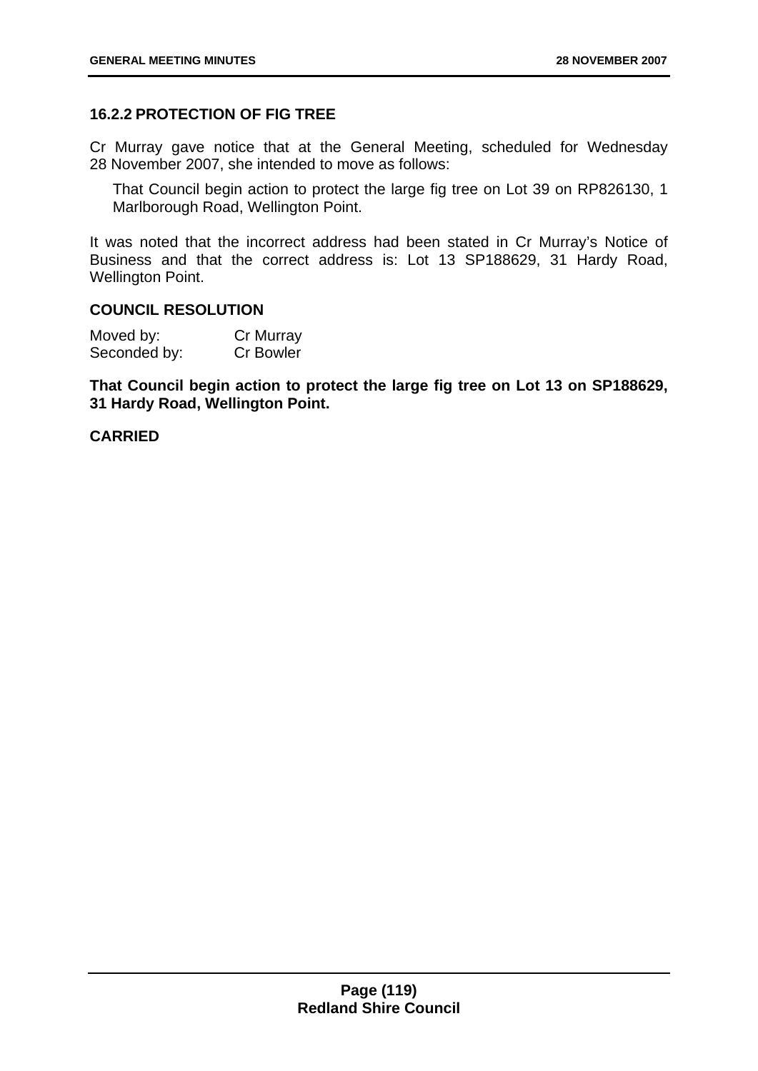### 16.2.2 PROTECTION OF FIG TREE

Cr Murray gave notice that at the General Meeting, scheduled for Wednesday 28 November 2007, she intended to move as follows:

> That Council begin action to protect the large fig tree on Lot 39 on RP826130, 1 Marlborough Road, Wellington Point.

It was noted that the incorrect address had been stated in Cr Murray's Notice of Business and that the correct address is: Lot 13 SP188629, 31 Hardy Road, Wellington Point.

**COUNCIL RESOLUTION**

Moved by: Cr Murray
Seconded by: Cr Bowler

**That Council begin action to protect the large fig tree on Lot 13 on SP188629, 31 Hardy Road, Wellington Point.**

**CARRIED**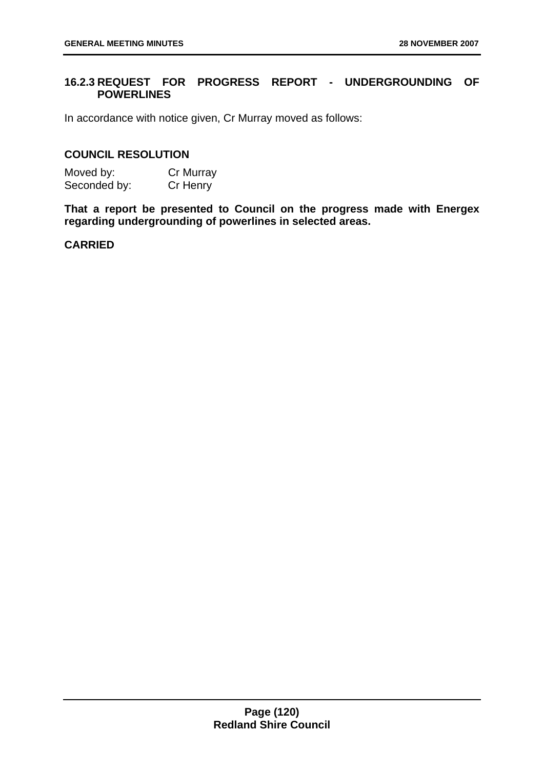### 16.2.3 REQUEST FOR PROGRESS REPORT - UNDERGROUNDING OF POWERLINES

In accordance with notice given, Cr Murray moved as follows:

**COUNCIL RESOLUTION**

Moved by: Cr Murray
Seconded by: Cr Henry

**That a report be presented to Council on the progress made with Energex regarding undergrounding of powerlines in selected areas.**

**CARRIED**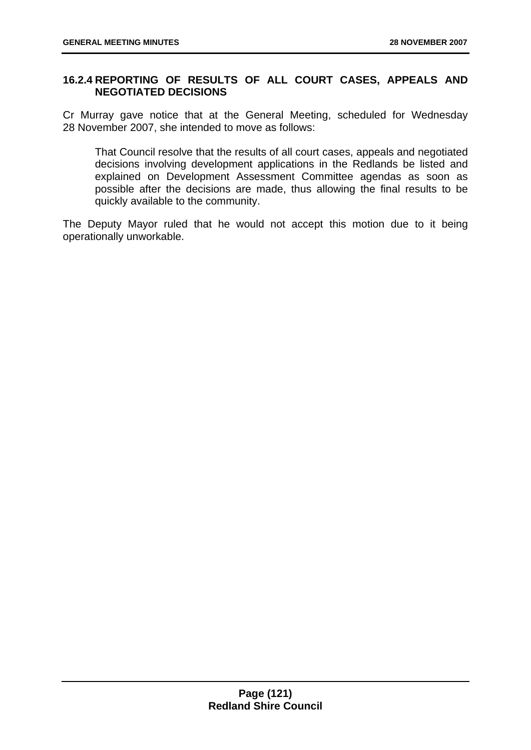### 16.2.4 REPORTING OF RESULTS OF ALL COURT CASES, APPEALS AND NEGOTIATED DECISIONS

Cr Murray gave notice that at the General Meeting, scheduled for Wednesday 28 November 2007, she intended to move as follows:

> That Council resolve that the results of all court cases, appeals and negotiated decisions involving development applications in the Redlands be listed and explained on Development Assessment Committee agendas as soon as possible after the decisions are made, thus allowing the final results to be quickly available to the community.

The Deputy Mayor ruled that he would not accept this motion due to it being operationally unworkable.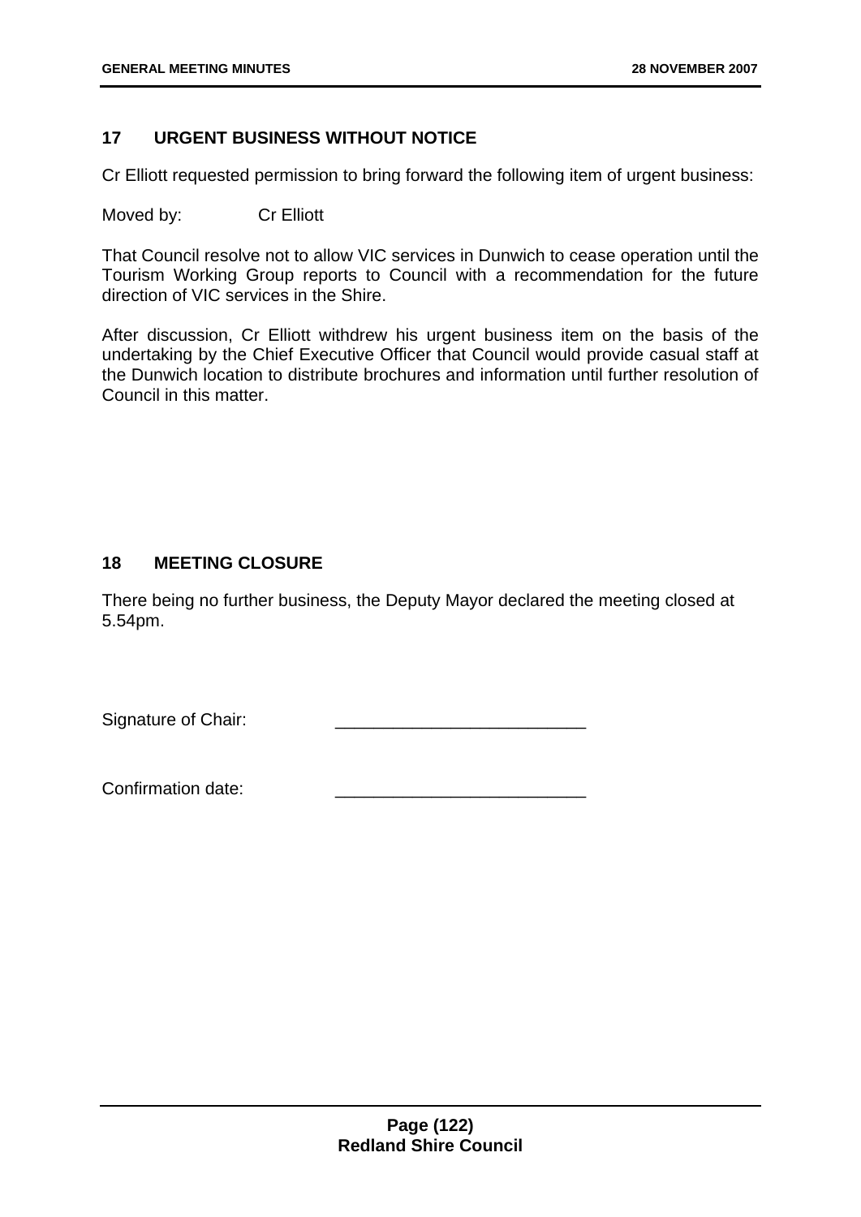## 17 URGENT BUSINESS WITHOUT NOTICE

Cr Elliott requested permission to bring forward the following item of urgent business:

Moved by: Cr Elliott

That Council resolve not to allow VIC services in Dunwich to cease operation until the Tourism Working Group reports to Council with a recommendation for the future direction of VIC services in the Shire.

After discussion, Cr Elliott withdrew his urgent business item on the basis of the undertaking by the Chief Executive Officer that Council would provide casual staff at the Dunwich location to distribute brochures and information until further resolution of Council in this matter.

## 18 MEETING CLOSURE

There being no further business, the Deputy Mayor declared the meeting closed at 5.54pm.

Signature of Chair: __________________________

Confirmation date: __________________________